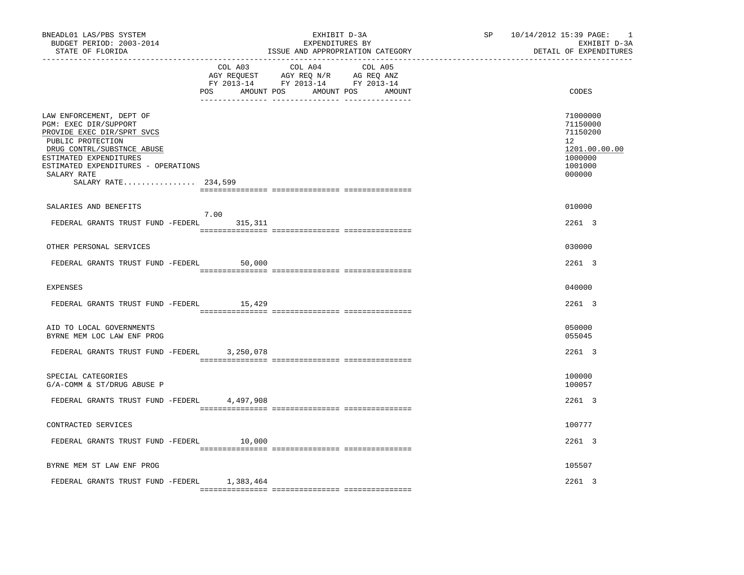BNEADL01 LAS/PBS SYSTEM
BUDGET PERIOD: 2003-2014
STATE OF FLORIDA

EXHIBIT D-3A
EXPENDITURES BY
ISSUE AND APPROPRIATION CATEGORY

SP 10/14/2012 15:39 PAGE: 1
EXHIBIT D-3A
DETAIL OF EXPENDITURES

| | COL A03 AGY REQUEST FY 2013-14 POS | AMOUNT | COL A04 AGY REQ N/R FY 2013-14 POS | AMOUNT | COL A05 AG REQ ANZ FY 2013-14 POS | AMOUNT | CODES |
|---|---|---|---|---|---|---|---|
| LAW ENFORCEMENT, DEPT OF | | | | | | | 71000000 |
| PGM: EXEC DIR/SUPPORT | | | | | | | 71150000 |
| PROVIDE EXEC DIR/SPRT SVCS | | | | | | | 71150200 |
| PUBLIC PROTECTION | | | | | | | 12 |
| DRUG CONTRL/SUBSTNCE ABUSE | | | | | | | 1201.00.00.00 |
| ESTIMATED EXPENDITURES | | | | | | | 1000000 |
| ESTIMATED EXPENDITURES - OPERATIONS | | | | | | | 1001000 |
| SALARY RATE | | | | | | | 000000 |
| SALARY RATE................ 234,599 | | | | | | | |
| SALARIES AND BENEFITS | | | | | | | 010000 |
| FEDERAL GRANTS TRUST FUND -FEDERL | 7.00 | 315,311 | | | | | 2261 3 |
| OTHER PERSONAL SERVICES | | | | | | | 030000 |
| FEDERAL GRANTS TRUST FUND -FEDERL | | 50,000 | | | | | 2261 3 |
| EXPENSES | | | | | | | 040000 |
| FEDERAL GRANTS TRUST FUND -FEDERL | | 15,429 | | | | | 2261 3 |
| AID TO LOCAL GOVERNMENTS | | | | | | | 050000 |
| BYRNE MEM LOC LAW ENF PROG | | | | | | | 055045 |
| FEDERAL GRANTS TRUST FUND -FEDERL | | 3,250,078 | | | | | 2261 3 |
| SPECIAL CATEGORIES | | | | | | | 100000 |
| G/A-COMM & ST/DRUG ABUSE P | | | | | | | 100057 |
| FEDERAL GRANTS TRUST FUND -FEDERL | | 4,497,908 | | | | | 2261 3 |
| CONTRACTED SERVICES | | | | | | | 100777 |
| FEDERAL GRANTS TRUST FUND -FEDERL | | 10,000 | | | | | 2261 3 |
| BYRNE MEM ST LAW ENF PROG | | | | | | | 105507 |
| FEDERAL GRANTS TRUST FUND -FEDERL | | 1,383,464 | | | | | 2261 3 |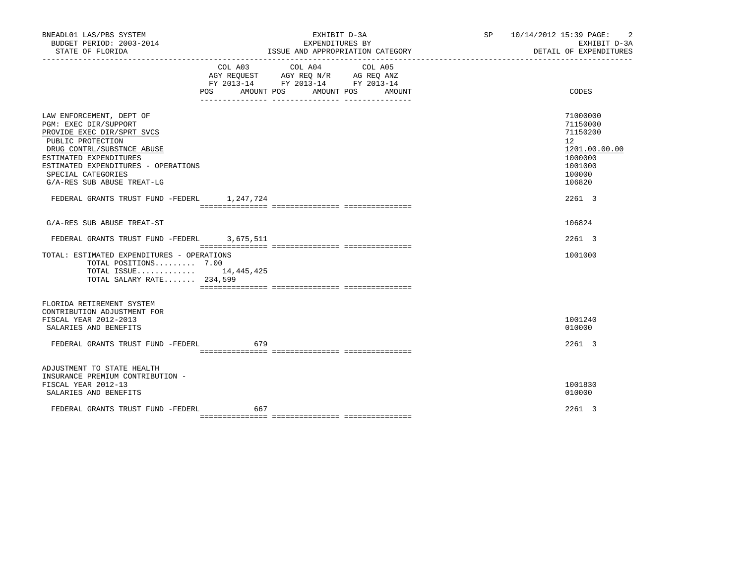BNEADL01 LAS/PBS SYSTEM | EXHIBIT D-3A | SP 10/14/2012 15:39
BUDGET PERIOD: 2003-2014 | EXPENDITURES BY | EXHIBIT D-3A
STATE OF FLORIDA | ISSUE AND APPROPRIATION CATEGORY | DETAIL OF EXPENDITURES

| | COL A03 AGY REQUEST FY 2013-14 POS | AMOUNT | COL A04 AGY REQ N/R FY 2013-14 POS | AMOUNT | COL A05 AG REQ ANZ FY 2013-14 POS | AMOUNT | CODES |
|---|---|---|---|---|---|---|---|
| LAW ENFORCEMENT, DEPT OF | | | | | | | 71000000 |
| PGM: EXEC DIR/SUPPORT | | | | | | | 71150000 |
| PROVIDE EXEC DIR/SPRT SVCS | | | | | | | 71150200 |
| PUBLIC PROTECTION | | | | | | | 12 |
| DRUG CONTRL/SUBSTNCE ABUSE | | | | | | | 1201.00.00.00 |
| ESTIMATED EXPENDITURES | | | | | | | 1000000 |
| ESTIMATED EXPENDITURES - OPERATIONS | | | | | | | 1001000 |
| SPECIAL CATEGORIES | | | | | | | 100000 |
| G/A-RES SUB ABUSE TREAT-LG | | | | | | | 106820 |
| FEDERAL GRANTS TRUST FUND -FEDERL | | 1,247,724 | | | | | 2261 3 |
| G/A-RES SUB ABUSE TREAT-ST | | | | | | | 106824 |
| FEDERAL GRANTS TRUST FUND -FEDERL | | 3,675,511 | | | | | 2261 3 |
| TOTAL: ESTIMATED EXPENDITURES - OPERATIONS | | | | | | | 1001000 |
| TOTAL POSITIONS......... 7.00 | | | | | | | |
| TOTAL ISSUE............. | | 14,445,425 | | | | | |
| TOTAL SALARY RATE....... 234,599 | | | | | | | |
| FLORIDA RETIREMENT SYSTEM CONTRIBUTION ADJUSTMENT FOR FISCAL YEAR 2012-2013 | | | | | | | 1001240 |
| SALARIES AND BENEFITS | | | | | | | 010000 |
| FEDERAL GRANTS TRUST FUND -FEDERL | | 679 | | | | | 2261 3 |
| ADJUSTMENT TO STATE HEALTH INSURANCE PREMIUM CONTRIBUTION - FISCAL YEAR 2012-13 | | | | | | | 1001830 |
| SALARIES AND BENEFITS | | | | | | | 010000 |
| FEDERAL GRANTS TRUST FUND -FEDERL | | 667 | | | | | 2261 3 |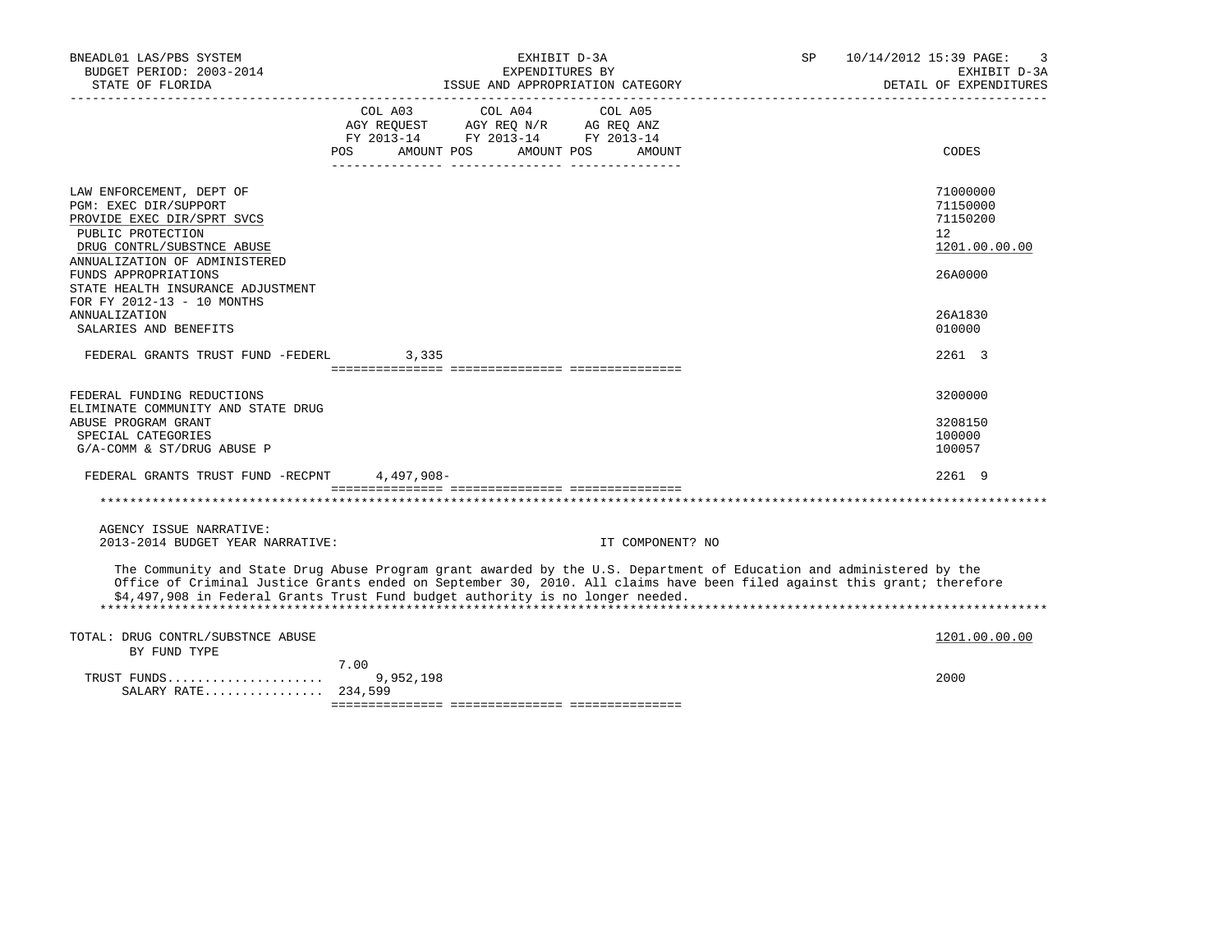BNEADL01 LAS/PBS SYSTEM — BUDGET PERIOD: 2003-2014 — STATE OF FLORIDA

EXHIBIT D-3A — EXPENDITURES BY ISSUE AND APPROPRIATION CATEGORY

SP 10/14/2012 15:39 — EXHIBIT D-3A — DETAIL OF EXPENDITURES

| | COL A03 AGY REQUEST FY 2013-14 POS | AMOUNT | COL A04 AGY REQ N/R FY 2013-14 POS | AMOUNT | COL A05 AG REQ ANZ FY 2013-14 POS | AMOUNT | CODES |
|---|---|---|---|---|---|---|---|
| LAW ENFORCEMENT, DEPT OF | | | | | | | 71000000 |
| PGM: EXEC DIR/SUPPORT | | | | | | | 71150000 |
| PROVIDE EXEC DIR/SPRT SVCS | | | | | | | 71150200 |
| PUBLIC PROTECTION | | | | | | | 12 |
| DRUG CONTRL/SUBSTNCE ABUSE | | | | | | | 1201.00.00.00 |
| ANNUALIZATION OF ADMINISTERED FUNDS APPROPRIATIONS | | | | | | | 26A0000 |
| STATE HEALTH INSURANCE ADJUSTMENT FOR FY 2012-13 - 10 MONTHS ANNUALIZATION | | | | | | | 26A1830 |
| SALARIES AND BENEFITS | | | | | | | 010000 |
| FEDERAL GRANTS TRUST FUND -FEDERL | | 3,335 | | | | | 2261 3 |
| FEDERAL FUNDING REDUCTIONS | | | | | | | 3200000 |
| ELIMINATE COMMUNITY AND STATE DRUG ABUSE PROGRAM GRANT | | | | | | | 3208150 |
| SPECIAL CATEGORIES | | | | | | | 100000 |
| G/A-COMM & ST/DRUG ABUSE P | | | | | | | 100057 |
| FEDERAL GRANTS TRUST FUND -RECPNT | | 4,497,908- | | | | | 2261 9 |

AGENCY ISSUE NARRATIVE:

2013-2014 BUDGET YEAR NARRATIVE: IT COMPONENT? NO

The Community and State Drug Abuse Program grant awarded by the U.S. Department of Education and administered by the Office of Criminal Justice Grants ended on September 30, 2010. All claims have been filed against this grant; therefore $4,497,908 in Federal Grants Trust Fund budget authority is no longer needed.

| | COL A03 POS | AMOUNT | COL A04 POS | AMOUNT | COL A05 POS | AMOUNT | CODES |
|---|---|---|---|---|---|---|---|
| TOTAL: DRUG CONTRL/SUBSTNCE ABUSE | | | | | | | 1201.00.00.00 |
| BY FUND TYPE | | | | | | | |
| TRUST FUNDS | 7.00 | 9,952,198 | | | | | 2000 |
| SALARY RATE | 234,599 | | | | | | |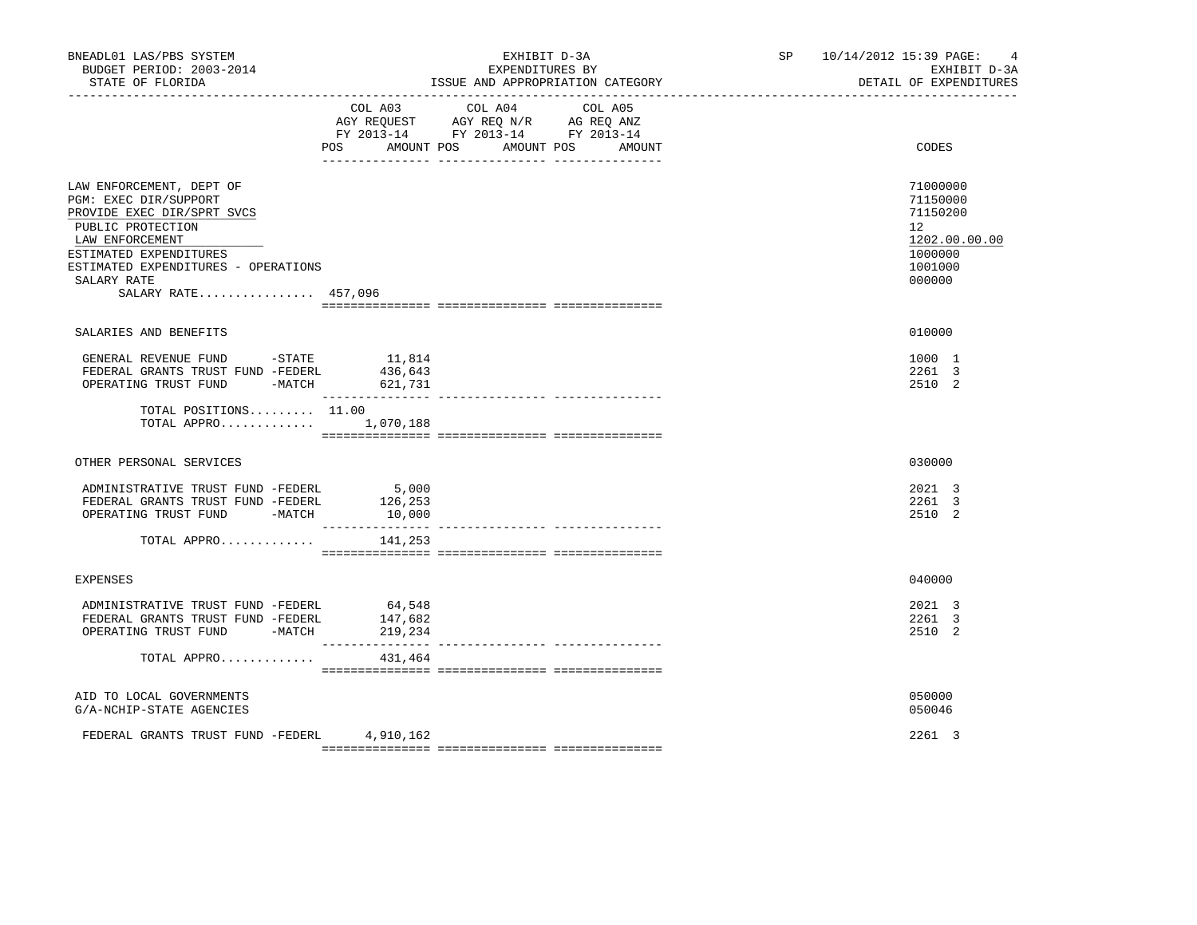BNEADL01 LAS/PBS SYSTEM — BUDGET PERIOD: 2003-2014 — STATE OF FLORIDA

EXHIBIT D-3A — EXPENDITURES BY ISSUE AND APPROPRIATION CATEGORY

SP 10/14/2012 15:39 — EXHIBIT D-3A — DETAIL OF EXPENDITURES

| | COL A03 AGY REQUEST FY 2013-14 POS | AMOUNT | COL A04 AGY REQ N/R FY 2013-14 POS | AMOUNT | COL A05 AG REQ ANZ FY 2013-14 POS | AMOUNT | CODES |
|---|---|---|---|---|---|---|---|
| LAW ENFORCEMENT, DEPT OF | | | | | | | 71000000 |
| PGM: EXEC DIR/SUPPORT | | | | | | | 71150000 |
| PROVIDE EXEC DIR/SPRT SVCS | | | | | | | 71150200 |
| PUBLIC PROTECTION | | | | | | | 12 |
| LAW ENFORCEMENT | | | | | | | 1202.00.00.00 |
| ESTIMATED EXPENDITURES | | | | | | | 1000000 |
| ESTIMATED EXPENDITURES - OPERATIONS | | | | | | | 1001000 |
| SALARY RATE | | | | | | | 000000 |
| SALARY RATE................ | 457,096 | | | | | | |
| SALARIES AND BENEFITS | | | | | | | 010000 |
| GENERAL REVENUE FUND -STATE | | 11,814 | | | | | 1000 1 |
| FEDERAL GRANTS TRUST FUND -FEDERL | | 436,643 | | | | | 2261 3 |
| OPERATING TRUST FUND -MATCH | | 621,731 | | | | | 2510 2 |
| TOTAL POSITIONS......... | 11.00 | | | | | | |
| TOTAL APPRO............. | | 1,070,188 | | | | | |
| OTHER PERSONAL SERVICES | | | | | | | 030000 |
| ADMINISTRATIVE TRUST FUND -FEDERL | | 5,000 | | | | | 2021 3 |
| FEDERAL GRANTS TRUST FUND -FEDERL | | 126,253 | | | | | 2261 3 |
| OPERATING TRUST FUND -MATCH | | 10,000 | | | | | 2510 2 |
| TOTAL APPRO............. | | 141,253 | | | | | |
| EXPENSES | | | | | | | 040000 |
| ADMINISTRATIVE TRUST FUND -FEDERL | | 64,548 | | | | | 2021 3 |
| FEDERAL GRANTS TRUST FUND -FEDERL | | 147,682 | | | | | 2261 3 |
| OPERATING TRUST FUND -MATCH | | 219,234 | | | | | 2510 2 |
| TOTAL APPRO............. | | 431,464 | | | | | |
| AID TO LOCAL GOVERNMENTS | | | | | | | 050000 |
| G/A-NCHIP-STATE AGENCIES | | | | | | | 050046 |
| FEDERAL GRANTS TRUST FUND -FEDERL | | 4,910,162 | | | | | 2261 3 |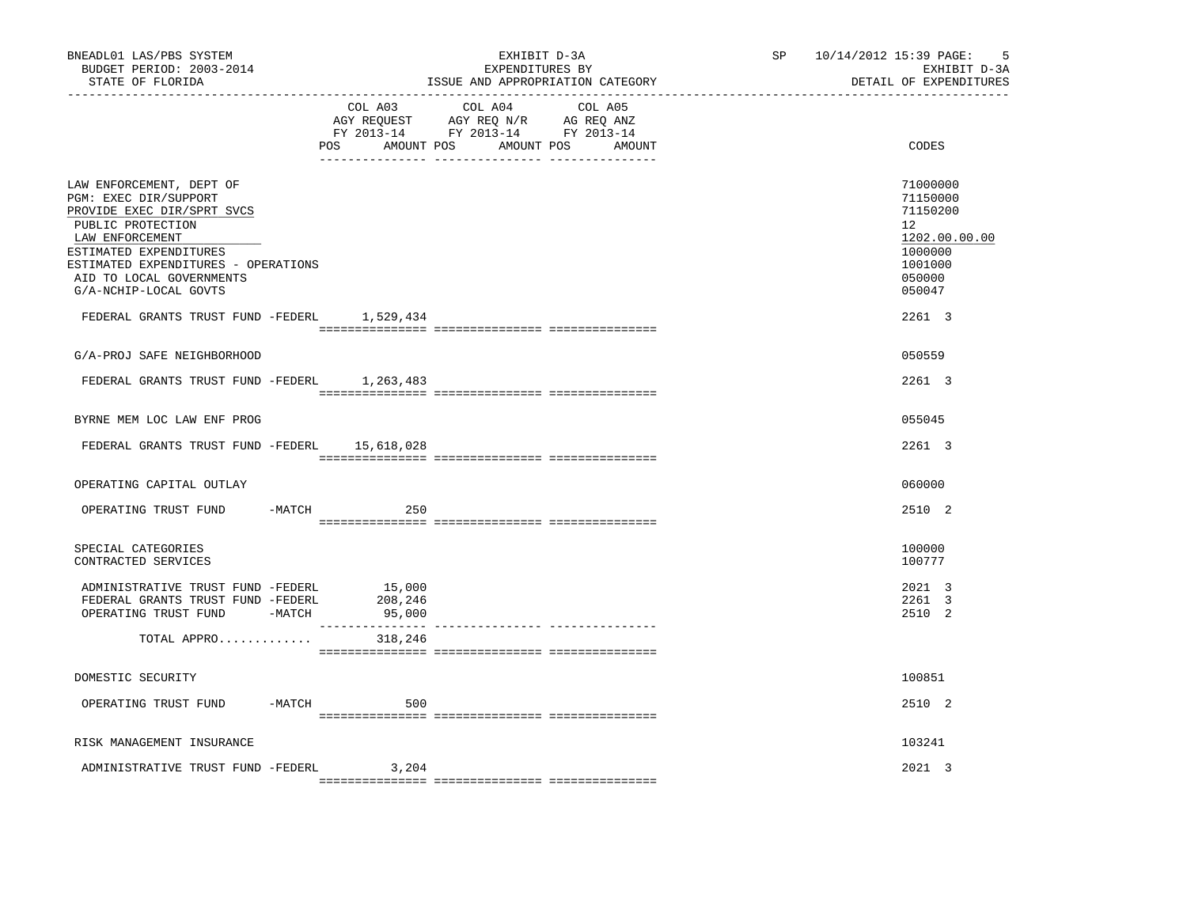BNEADL01 LAS/PBS SYSTEM — EXHIBIT D-3A — EXPENDITURES BY ISSUE AND APPROPRIATION CATEGORY
BUDGET PERIOD: 2003-2014 — STATE OF FLORIDA — SP 10/14/2012 15:39 — EXHIBIT D-3A DETAIL OF EXPENDITURES

| | COL A03 AGY REQUEST FY 2013-14 POS AMOUNT | COL A04 AGY REQ N/R FY 2013-14 POS AMOUNT | COL A05 AG REQ ANZ FY 2013-14 POS AMOUNT | CODES |
|---|---|---|---|---|
| LAW ENFORCEMENT, DEPT OF | | | | 71000000 |
| PGM: EXEC DIR/SUPPORT | | | | 71150000 |
| PROVIDE EXEC DIR/SPRT SVCS | | | | 71150200 |
| PUBLIC PROTECTION | | | | 12 |
| LAW ENFORCEMENT | | | | 1202.00.00.00 |
| ESTIMATED EXPENDITURES | | | | 1000000 |
| ESTIMATED EXPENDITURES - OPERATIONS | | | | 1001000 |
| AID TO LOCAL GOVERNMENTS | | | | 050000 |
| G/A-NCHIP-LOCAL GOVTS | | | | 050047 |
| FEDERAL GRANTS TRUST FUND -FEDERL | 1,529,434 | | | 2261 3 |
| G/A-PROJ SAFE NEIGHBORHOOD | | | | 050559 |
| FEDERAL GRANTS TRUST FUND -FEDERL | 1,263,483 | | | 2261 3 |
| BYRNE MEM LOC LAW ENF PROG | | | | 055045 |
| FEDERAL GRANTS TRUST FUND -FEDERL | 15,618,028 | | | 2261 3 |
| OPERATING CAPITAL OUTLAY | | | | 060000 |
| OPERATING TRUST FUND -MATCH | 250 | | | 2510 2 |
| SPECIAL CATEGORIES | | | | 100000 |
| CONTRACTED SERVICES | | | | 100777 |
| ADMINISTRATIVE TRUST FUND -FEDERL | 15,000 | | | 2021 3 |
| FEDERAL GRANTS TRUST FUND -FEDERL | 208,246 | | | 2261 3 |
| OPERATING TRUST FUND -MATCH | 95,000 | | | 2510 2 |
| TOTAL APPRO............ | 318,246 | | | |
| DOMESTIC SECURITY | | | | 100851 |
| OPERATING TRUST FUND -MATCH | 500 | | | 2510 2 |
| RISK MANAGEMENT INSURANCE | | | | 103241 |
| ADMINISTRATIVE TRUST FUND -FEDERL | 3,204 | | | 2021 3 |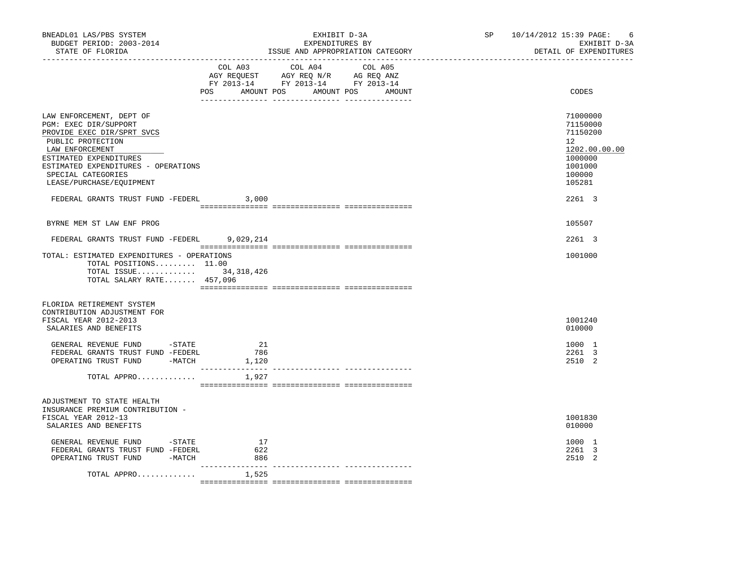BNEADL01 LAS/PBS SYSTEM
BUDGET PERIOD: 2003-2014
STATE OF FLORIDA

EXHIBIT D-3A
EXPENDITURES BY
ISSUE AND APPROPRIATION CATEGORY

SP 10/14/2012 15:39 PAGE: 6
EXHIBIT D-3A
DETAIL OF EXPENDITURES

| | COL A03 AGY REQUEST FY 2013-14 POS AMOUNT | COL A04 AGY REQ N/R FY 2013-14 POS AMOUNT | COL A05 AG REQ ANZ FY 2013-14 POS AMOUNT | CODES |
|---|---|---|---|---|
| LAW ENFORCEMENT, DEPT OF | | | | 71000000 |
| PGM: EXEC DIR/SUPPORT | | | | 71150000 |
| PROVIDE EXEC DIR/SPRT SVCS | | | | 71150200 |
| PUBLIC PROTECTION | | | | 12 |
| LAW ENFORCEMENT | | | | 1202.00.00.00 |
| ESTIMATED EXPENDITURES | | | | 1000000 |
| ESTIMATED EXPENDITURES - OPERATIONS | | | | 1001000 |
| SPECIAL CATEGORIES | | | | 100000 |
| LEASE/PURCHASE/EQUIPMENT | | | | 105281 |
| FEDERAL GRANTS TRUST FUND -FEDERL | 3,000 | | | 2261 3 |
| BYRNE MEM ST LAW ENF PROG | | | | 105507 |
| FEDERAL GRANTS TRUST FUND -FEDERL | 9,029,214 | | | 2261 3 |
| TOTAL: ESTIMATED EXPENDITURES - OPERATIONS | | | | 1001000 |
| TOTAL POSITIONS......... 11.00 | | | | |
| TOTAL ISSUE............. | 34,318,426 | | | |
| TOTAL SALARY RATE....... 457,096 | | | | |
| FLORIDA RETIREMENT SYSTEM CONTRIBUTION ADJUSTMENT FOR FISCAL YEAR 2012-2013 | | | | 1001240 |
| SALARIES AND BENEFITS | | | | 010000 |
| GENERAL REVENUE FUND -STATE | 21 | | | 1000 1 |
| FEDERAL GRANTS TRUST FUND -FEDERL | 786 | | | 2261 3 |
| OPERATING TRUST FUND -MATCH | 1,120 | | | 2510 2 |
| TOTAL APPRO............. | 1,927 | | | |
| ADJUSTMENT TO STATE HEALTH INSURANCE PREMIUM CONTRIBUTION - FISCAL YEAR 2012-13 | | | | 1001830 |
| SALARIES AND BENEFITS | | | | 010000 |
| GENERAL REVENUE FUND -STATE | 17 | | | 1000 1 |
| FEDERAL GRANTS TRUST FUND -FEDERL | 622 | | | 2261 3 |
| OPERATING TRUST FUND -MATCH | 886 | | | 2510 2 |
| TOTAL APPRO............. | 1,525 | | | |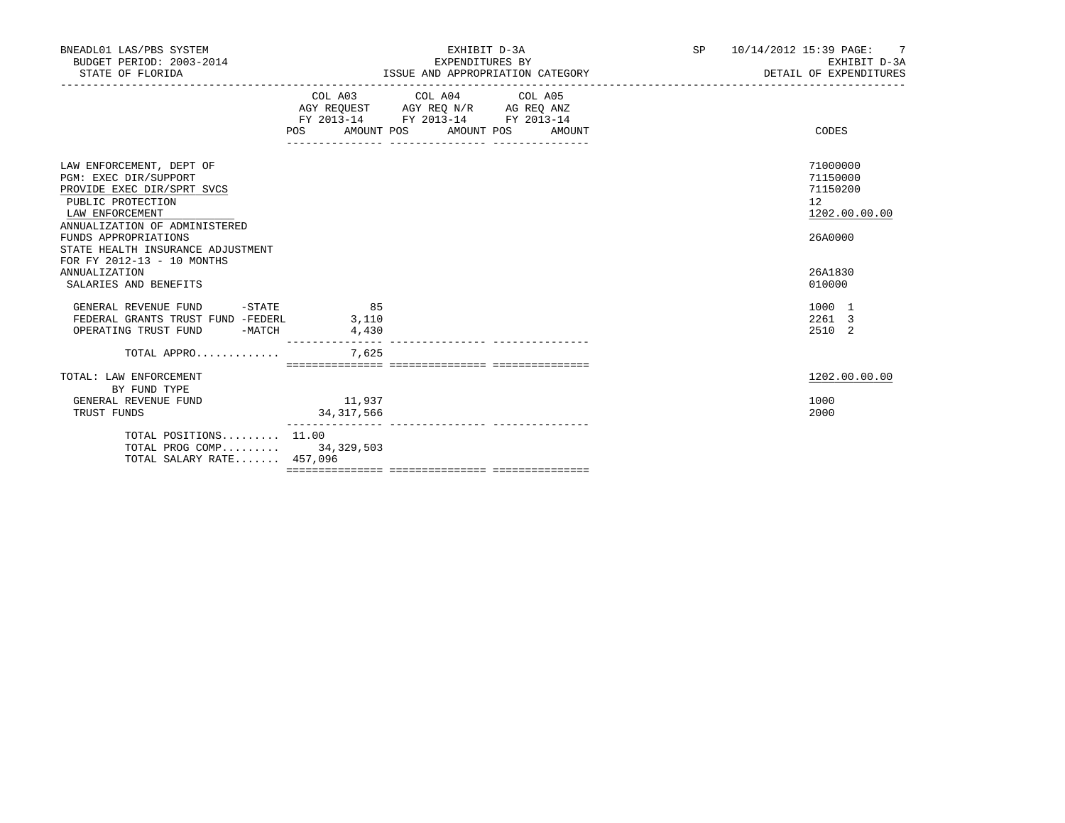BNEADL01 LAS/PBS SYSTEM
BUDGET PERIOD: 2003-2014
STATE OF FLORIDA

EXHIBIT D-3A
EXPENDITURES BY
ISSUE AND APPROPRIATION CATEGORY

SP 10/14/2012 15:39
EXHIBIT D-3A
DETAIL OF EXPENDITURES

| | COL A03 AGY REQUEST FY 2013-14 POS | AMOUNT | COL A04 AGY REQ N/R FY 2013-14 POS | AMOUNT | COL A05 AG REQ ANZ FY 2013-14 POS | AMOUNT | CODES |
|---|---|---|---|---|---|---|---|
| LAW ENFORCEMENT, DEPT OF | | | | | | | 71000000 |
| PGM: EXEC DIR/SUPPORT | | | | | | | 71150000 |
| PROVIDE EXEC DIR/SPRT SVCS | | | | | | | 71150200 |
| PUBLIC PROTECTION | | | | | | | 12 |
| LAW ENFORCEMENT | | | | | | | 1202.00.00.00 |
| ANNUALIZATION OF ADMINISTERED FUNDS APPROPRIATIONS | | | | | | | 26A0000 |
| STATE HEALTH INSURANCE ADJUSTMENT FOR FY 2012-13 - 10 MONTHS ANNUALIZATION | | | | | | | 26A1830 |
| SALARIES AND BENEFITS | | | | | | | 010000 |
| GENERAL REVENUE FUND -STATE | | 85 | | | | | 1000 1 |
| FEDERAL GRANTS TRUST FUND -FEDERL | | 3,110 | | | | | 2261 3 |
| OPERATING TRUST FUND -MATCH | | 4,430 | | | | | 2510 2 |
| TOTAL APPRO............ | | 7,625 | | | | | |
| TOTAL: LAW ENFORCEMENT BY FUND TYPE | | | | | | | 1202.00.00.00 |
| GENERAL REVENUE FUND | | 11,937 | | | | | 1000 |
| TRUST FUNDS | | 34,317,566 | | | | | 2000 |
| TOTAL POSITIONS......... | 11.00 | | | | | | |
| TOTAL PROG COMP......... | | 34,329,503 | | | | | |
| TOTAL SALARY RATE....... | | 457,096 | | | | | |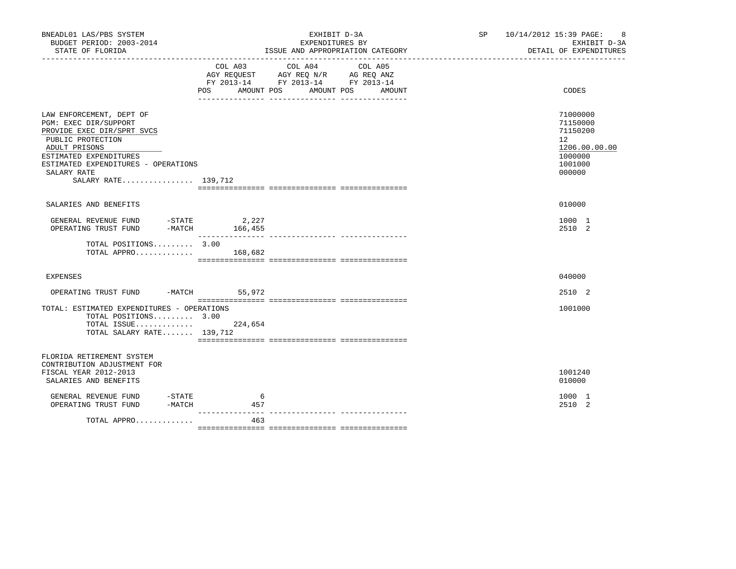BNEADL01 LAS/PBS SYSTEM
BUDGET PERIOD: 2003-2014
STATE OF FLORIDA

EXHIBIT D-3A
EXPENDITURES BY
ISSUE AND APPROPRIATION CATEGORY

SP 10/14/2012 15:39 PAGE: 8
EXHIBIT D-3A
DETAIL OF EXPENDITURES

| | COL A03 AGY REQUEST FY 2013-14 POS | AMOUNT | COL A04 AGY REQ N/R FY 2013-14 POS | AMOUNT | COL A05 AG REQ ANZ FY 2013-14 POS | AMOUNT | CODES |
|---|---|---|---|---|---|---|---|
| LAW ENFORCEMENT, DEPT OF | | | | | | | 71000000 |
| PGM: EXEC DIR/SUPPORT | | | | | | | 71150000 |
| PROVIDE EXEC DIR/SPRT SVCS | | | | | | | 71150200 |
| PUBLIC PROTECTION | | | | | | | 12 |
| ADULT PRISONS | | | | | | | 1206.00.00.00 |
| ESTIMATED EXPENDITURES | | | | | | | 1000000 |
| ESTIMATED EXPENDITURES - OPERATIONS | | | | | | | 1001000 |
| SALARY RATE | | | | | | | 000000 |
| SALARY RATE................ 139,712 | | | | | | | |
| SALARIES AND BENEFITS | | | | | | | 010000 |
| GENERAL REVENUE FUND -STATE | | 2,227 | | | | | 1000 1 |
| OPERATING TRUST FUND -MATCH | | 166,455 | | | | | 2510 2 |
| TOTAL POSITIONS......... | 3.00 | | | | | | |
| TOTAL APPRO............. | | 168,682 | | | | | |
| EXPENSES | | | | | | | 040000 |
| OPERATING TRUST FUND -MATCH | | 55,972 | | | | | 2510 2 |
| TOTAL: ESTIMATED EXPENDITURES - OPERATIONS | | | | | | | 1001000 |
| TOTAL POSITIONS......... | 3.00 | | | | | | |
| TOTAL ISSUE............. | | 224,654 | | | | | |
| TOTAL SALARY RATE....... 139,712 | | | | | | | |
| FLORIDA RETIREMENT SYSTEM CONTRIBUTION ADJUSTMENT FOR FISCAL YEAR 2012-2013 | | | | | | | 1001240 |
| SALARIES AND BENEFITS | | | | | | | 010000 |
| GENERAL REVENUE FUND -STATE | | 6 | | | | | 1000 1 |
| OPERATING TRUST FUND -MATCH | | 457 | | | | | 2510 2 |
| TOTAL APPRO............. | | 463 | | | | | |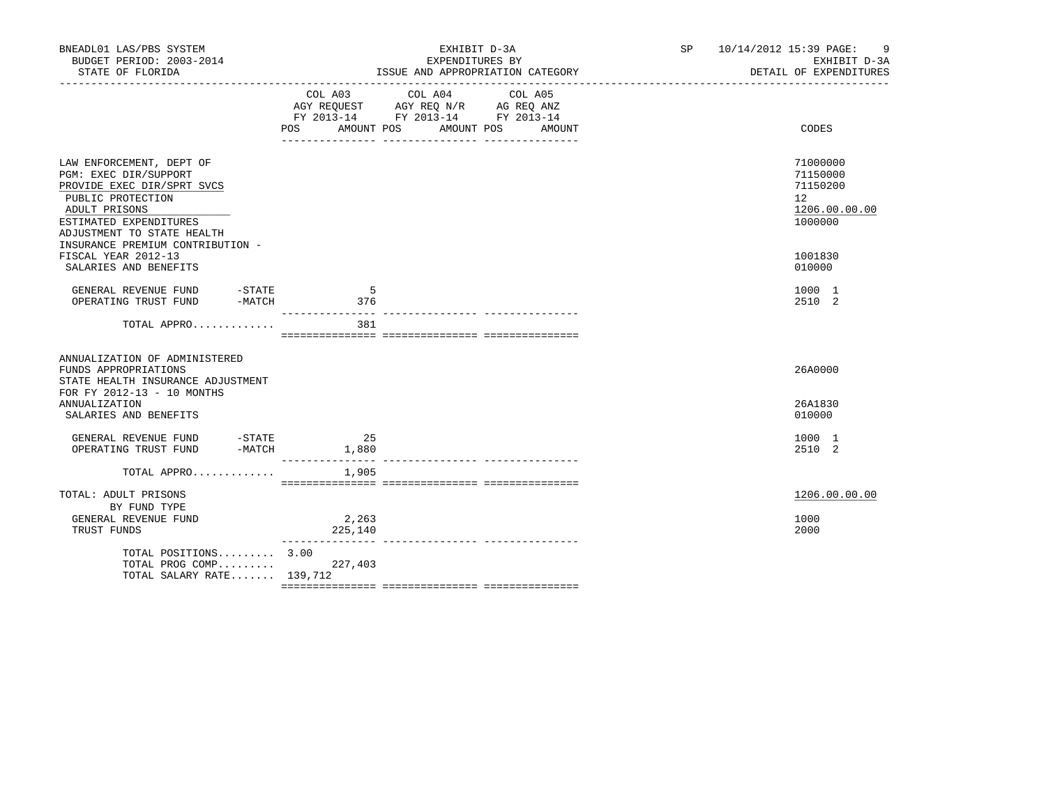BNEADL01 LAS/PBS SYSTEM
BUDGET PERIOD: 2003-2014
STATE OF FLORIDA

EXHIBIT D-3A
EXPENDITURES BY
ISSUE AND APPROPRIATION CATEGORY

SP 10/14/2012 15:39 PAGE: 9
EXHIBIT D-3A
DETAIL OF EXPENDITURES

| | COL A03 AGY REQUEST FY 2013-14 POS | AMOUNT | COL A04 AGY REQ N/R FY 2013-14 POS | AMOUNT | COL A05 AG REQ ANZ FY 2013-14 POS | AMOUNT | CODES |
|---|---|---|---|---|---|---|---|
| LAW ENFORCEMENT, DEPT OF | | | | | | | 71000000 |
| PGM: EXEC DIR/SUPPORT | | | | | | | 71150000 |
| PROVIDE EXEC DIR/SPRT SVCS | | | | | | | 71150200 |
| PUBLIC PROTECTION | | | | | | | 12 |
| ADULT PRISONS | | | | | | | 1206.00.00.00 |
| ESTIMATED EXPENDITURES | | | | | | | 1000000 |
| ADJUSTMENT TO STATE HEALTH INSURANCE PREMIUM CONTRIBUTION - FISCAL YEAR 2012-13 | | | | | | | 1001830 |
| SALARIES AND BENEFITS | | | | | | | 010000 |
| GENERAL REVENUE FUND -STATE | | 5 | | | | | 1000 1 |
| OPERATING TRUST FUND -MATCH | | 376 | | | | | 2510 2 |
| TOTAL APPRO............. | | 381 | | | | | |
| ANNUALIZATION OF ADMINISTERED FUNDS APPROPRIATIONS | | | | | | | 26A0000 |
| STATE HEALTH INSURANCE ADJUSTMENT FOR FY 2012-13 - 10 MONTHS ANNUALIZATION | | | | | | | 26A1830 |
| SALARIES AND BENEFITS | | | | | | | 010000 |
| GENERAL REVENUE FUND -STATE | | 25 | | | | | 1000 1 |
| OPERATING TRUST FUND -MATCH | | 1,880 | | | | | 2510 2 |
| TOTAL APPRO............. | | 1,905 | | | | | |
| TOTAL: ADULT PRISONS | | | | | | | 1206.00.00.00 |
| BY FUND TYPE | | | | | | | |
| GENERAL REVENUE FUND | | 2,263 | | | | | 1000 |
| TRUST FUNDS | | 225,140 | | | | | 2000 |
| TOTAL POSITIONS......... | 3.00 | | | | | | |
| TOTAL PROG COMP......... | | 227,403 | | | | | |
| TOTAL SALARY RATE....... | 139,712 | | | | | | |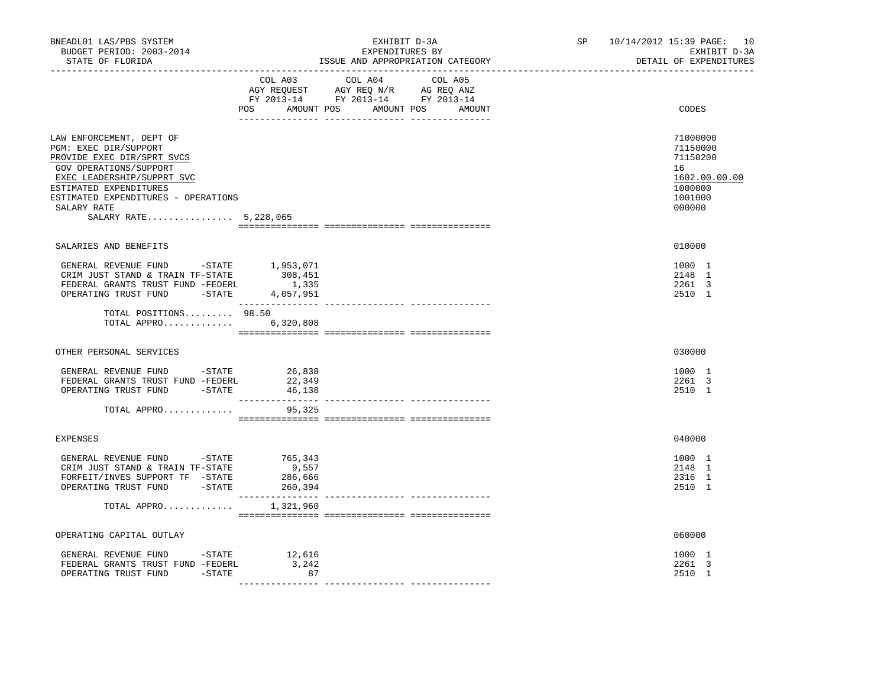BNEADL01 LAS/PBS SYSTEM — EXHIBIT D-3A — EXPENDITURES BY ISSUE AND APPROPRIATION CATEGORY — SP 10/14/2012 15:39
BUDGET PERIOD: 2003-2014 — EXHIBIT D-3A
STATE OF FLORIDA — DETAIL OF EXPENDITURES

| | COL A03 AGY REQUEST FY 2013-14 POS | AMOUNT | COL A04 AGY REQ N/R FY 2013-14 POS | AMOUNT | COL A05 AG REQ ANZ FY 2013-14 POS | AMOUNT | CODES |
|---|---|---|---|---|---|---|---|
| LAW ENFORCEMENT, DEPT OF | | | | | | | 71000000 |
| PGM: EXEC DIR/SUPPORT | | | | | | | 71150000 |
| PROVIDE EXEC DIR/SPRT SVCS | | | | | | | 71150200 |
| GOV OPERATIONS/SUPPORT | | | | | | | 16 |
| EXEC LEADERSHIP/SUPPRT SVC | | | | | | | 1602.00.00.00 |
| ESTIMATED EXPENDITURES | | | | | | | 1000000 |
| ESTIMATED EXPENDITURES - OPERATIONS | | | | | | | 1001000 |
| SALARY RATE | | | | | | | 000000 |
| SALARY RATE................ 5,228,065 | | | | | | | |
| SALARIES AND BENEFITS | | | | | | | 010000 |
| GENERAL REVENUE FUND -STATE | | 1,953,071 | | | | | 1000 1 |
| CRIM JUST STAND & TRAIN TF-STATE | | 308,451 | | | | | 2148 1 |
| FEDERAL GRANTS TRUST FUND -FEDERL | | 1,335 | | | | | 2261 3 |
| OPERATING TRUST FUND -STATE | | 4,057,951 | | | | | 2510 1 |
| TOTAL POSITIONS......... | 98.50 | | | | | | |
| TOTAL APPRO............. | | 6,320,808 | | | | | |
| OTHER PERSONAL SERVICES | | | | | | | 030000 |
| GENERAL REVENUE FUND -STATE | | 26,838 | | | | | 1000 1 |
| FEDERAL GRANTS TRUST FUND -FEDERL | | 22,349 | | | | | 2261 3 |
| OPERATING TRUST FUND -STATE | | 46,138 | | | | | 2510 1 |
| TOTAL APPRO............. | | 95,325 | | | | | |
| EXPENSES | | | | | | | 040000 |
| GENERAL REVENUE FUND -STATE | | 765,343 | | | | | 1000 1 |
| CRIM JUST STAND & TRAIN TF-STATE | | 9,557 | | | | | 2148 1 |
| FORFEIT/INVES SUPPORT TF -STATE | | 286,666 | | | | | 2316 1 |
| OPERATING TRUST FUND -STATE | | 260,394 | | | | | 2510 1 |
| TOTAL APPRO............. | | 1,321,960 | | | | | |
| OPERATING CAPITAL OUTLAY | | | | | | | 060000 |
| GENERAL REVENUE FUND -STATE | | 12,616 | | | | | 1000 1 |
| FEDERAL GRANTS TRUST FUND -FEDERL | | 3,242 | | | | | 2261 3 |
| OPERATING TRUST FUND -STATE | | 87 | | | | | 2510 1 |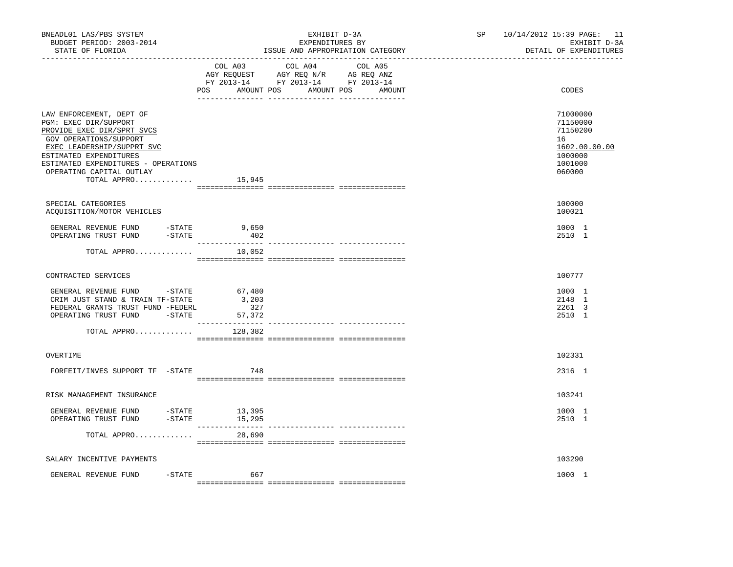BNEADL01 LAS/PBS SYSTEM
BUDGET PERIOD: 2003-2014
STATE OF FLORIDA

EXHIBIT D-3A
EXPENDITURES BY
ISSUE AND APPROPRIATION CATEGORY

SP 10/14/2012 15:39 PAGE: 11
EXHIBIT D-3A
DETAIL OF EXPENDITURES

| | COL A03 AGY REQUEST FY 2013-14 POS AMOUNT | COL A04 AGY REQ N/R FY 2013-14 POS AMOUNT | COL A05 AG REQ ANZ FY 2013-14 POS AMOUNT | CODES |
|---|---|---|---|---|
| LAW ENFORCEMENT, DEPT OF | | | | 71000000 |
| PGM: EXEC DIR/SUPPORT | | | | 71150000 |
| PROVIDE EXEC DIR/SPRT SVCS | | | | 71150200 |
| GOV OPERATIONS/SUPPORT | | | | 16 |
| EXEC LEADERSHIP/SUPPRT SVC | | | | 1602.00.00.00 |
| ESTIMATED EXPENDITURES | | | | 1000000 |
| ESTIMATED EXPENDITURES - OPERATIONS | | | | 1001000 |
| OPERATING CAPITAL OUTLAY | | | | 060000 |
| TOTAL APPRO............. | 15,945 | | | |
| SPECIAL CATEGORIES | | | | 100000 |
| ACQUISITION/MOTOR VEHICLES | | | | 100021 |
| GENERAL REVENUE FUND -STATE | 9,650 | | | 1000 1 |
| OPERATING TRUST FUND -STATE | 402 | | | 2510 1 |
| TOTAL APPRO............. | 10,052 | | | |
| CONTRACTED SERVICES | | | | 100777 |
| GENERAL REVENUE FUND -STATE | 67,480 | | | 1000 1 |
| CRIM JUST STAND & TRAIN TF-STATE | 3,203 | | | 2148 1 |
| FEDERAL GRANTS TRUST FUND -FEDERL | 327 | | | 2261 3 |
| OPERATING TRUST FUND -STATE | 57,372 | | | 2510 1 |
| TOTAL APPRO............. | 128,382 | | | |
| OVERTIME | | | | 102331 |
| FORFEIT/INVES SUPPORT TF -STATE | 748 | | | 2316 1 |
| RISK MANAGEMENT INSURANCE | | | | 103241 |
| GENERAL REVENUE FUND -STATE | 13,395 | | | 1000 1 |
| OPERATING TRUST FUND -STATE | 15,295 | | | 2510 1 |
| TOTAL APPRO............. | 28,690 | | | |
| SALARY INCENTIVE PAYMENTS | | | | 103290 |
| GENERAL REVENUE FUND -STATE | 667 | | | 1000 1 |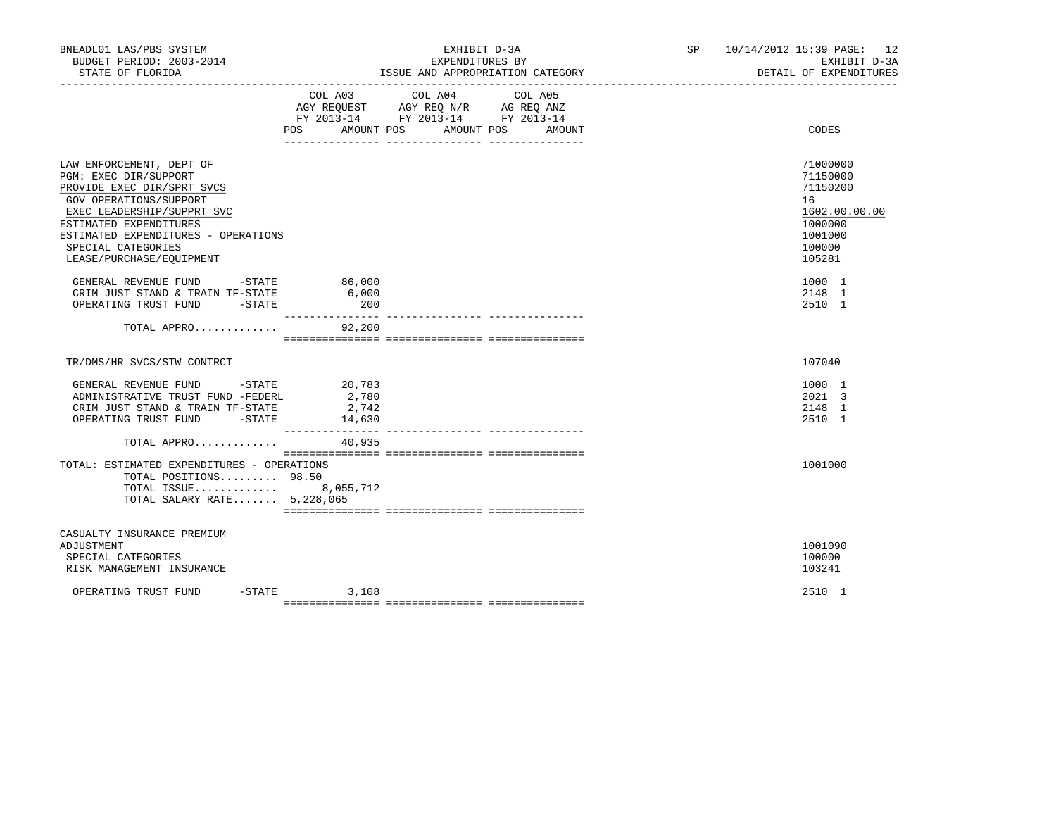BNEADL01 LAS/PBS SYSTEM — EXHIBIT D-3A — EXPENDITURES BY ISSUE AND APPROPRIATION CATEGORY — SP 10/14/2012 15:39

BUDGET PERIOD: 2003-2014 — STATE OF FLORIDA — EXHIBIT D-3A — DETAIL OF EXPENDITURES

| | COL A03 AGY REQUEST FY 2013-14 POS | AMOUNT | COL A04 AGY REQ N/R FY 2013-14 POS | AMOUNT | COL A05 AG REQ ANZ FY 2013-14 POS | AMOUNT | CODES |
|---|---|---|---|---|---|---|---|
| LAW ENFORCEMENT, DEPT OF | | | | | | | 71000000 |
| PGM: EXEC DIR/SUPPORT | | | | | | | 71150000 |
| PROVIDE EXEC DIR/SPRT SVCS | | | | | | | 71150200 |
| GOV OPERATIONS/SUPPORT | | | | | | | 16 |
| EXEC LEADERSHIP/SUPPRT SVC | | | | | | | 1602.00.00.00 |
| ESTIMATED EXPENDITURES | | | | | | | 1000000 |
| ESTIMATED EXPENDITURES - OPERATIONS | | | | | | | 1001000 |
| SPECIAL CATEGORIES | | | | | | | 100000 |
| LEASE/PURCHASE/EQUIPMENT | | | | | | | 105281 |
| GENERAL REVENUE FUND -STATE | | 86,000 | | | | | 1000 1 |
| CRIM JUST STAND & TRAIN TF-STATE | | 6,000 | | | | | 2148 1 |
| OPERATING TRUST FUND -STATE | | 200 | | | | | 2510 1 |
| TOTAL APPRO............. | | 92,200 | | | | | |
| TR/DMS/HR SVCS/STW CONTRCT | | | | | | | 107040 |
| GENERAL REVENUE FUND -STATE | | 20,783 | | | | | 1000 1 |
| ADMINISTRATIVE TRUST FUND -FEDERL | | 2,780 | | | | | 2021 3 |
| CRIM JUST STAND & TRAIN TF-STATE | | 2,742 | | | | | 2148 1 |
| OPERATING TRUST FUND -STATE | | 14,630 | | | | | 2510 1 |
| TOTAL APPRO............. | | 40,935 | | | | | |
| TOTAL: ESTIMATED EXPENDITURES - OPERATIONS | | | | | | | 1001000 |
| TOTAL POSITIONS......... 98.50 | | | | | | | |
| TOTAL ISSUE............. | | 8,055,712 | | | | | |
| TOTAL SALARY RATE....... 5,228,065 | | | | | | | |
| CASUALTY INSURANCE PREMIUM ADJUSTMENT | | | | | | | 1001090 |
| SPECIAL CATEGORIES | | | | | | | 100000 |
| RISK MANAGEMENT INSURANCE | | | | | | | 103241 |
| OPERATING TRUST FUND -STATE | | 3,108 | | | | | 2510 1 |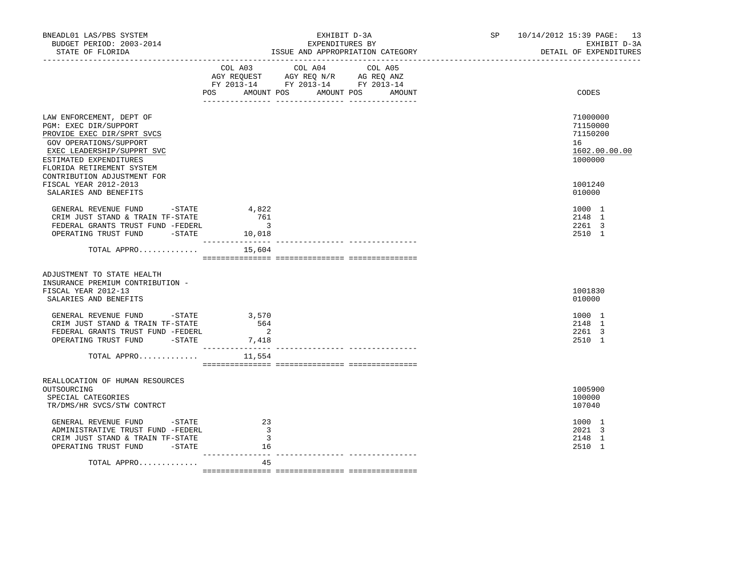BNEADL01 LAS/PBS SYSTEM | EXHIBIT D-3A | SP 10/14/2012 15:39
BUDGET PERIOD: 2003-2014 | EXPENDITURES BY | EXHIBIT D-3A
STATE OF FLORIDA | ISSUE AND APPROPRIATION CATEGORY | DETAIL OF EXPENDITURES

| | COL A03 AGY REQUEST FY 2013-14 POS AMOUNT | COL A04 AGY REQ N/R FY 2013-14 POS AMOUNT | COL A05 AG REQ ANZ FY 2013-14 POS AMOUNT | CODES |
|---|---|---|---|---|
| LAW ENFORCEMENT, DEPT OF | | | | 71000000 |
| PGM: EXEC DIR/SUPPORT | | | | 71150000 |
| PROVIDE EXEC DIR/SPRT SVCS | | | | 71150200 |
| GOV OPERATIONS/SUPPORT | | | | 16 |
| EXEC LEADERSHIP/SUPPRT SVC | | | | 1602.00.00.00 |
| ESTIMATED EXPENDITURES | | | | 1000000 |
| FLORIDA RETIREMENT SYSTEM CONTRIBUTION ADJUSTMENT FOR FISCAL YEAR 2012-2013 | | | | 1001240 |
| SALARIES AND BENEFITS | | | | 010000 |
| GENERAL REVENUE FUND -STATE | 4,822 | | | 1000 1 |
| CRIM JUST STAND & TRAIN TF-STATE | 761 | | | 2148 1 |
| FEDERAL GRANTS TRUST FUND -FEDERL | 3 | | | 2261 3 |
| OPERATING TRUST FUND -STATE | 10,018 | | | 2510 1 |
| TOTAL APPRO............. | 15,604 | | | |
| ADJUSTMENT TO STATE HEALTH INSURANCE PREMIUM CONTRIBUTION - FISCAL YEAR 2012-13 | | | | 1001830 |
| SALARIES AND BENEFITS | | | | 010000 |
| GENERAL REVENUE FUND -STATE | 3,570 | | | 1000 1 |
| CRIM JUST STAND & TRAIN TF-STATE | 564 | | | 2148 1 |
| FEDERAL GRANTS TRUST FUND -FEDERL | 2 | | | 2261 3 |
| OPERATING TRUST FUND -STATE | 7,418 | | | 2510 1 |
| TOTAL APPRO............. | 11,554 | | | |
| REALLOCATION OF HUMAN RESOURCES OUTSOURCING | | | | 1005900 |
| SPECIAL CATEGORIES | | | | 100000 |
| TR/DMS/HR SVCS/STW CONTRCT | | | | 107040 |
| GENERAL REVENUE FUND -STATE | 23 | | | 1000 1 |
| ADMINISTRATIVE TRUST FUND -FEDERL | 3 | | | 2021 3 |
| CRIM JUST STAND & TRAIN TF-STATE | 3 | | | 2148 1 |
| OPERATING TRUST FUND -STATE | 16 | | | 2510 1 |
| TOTAL APPRO............. | 45 | | | |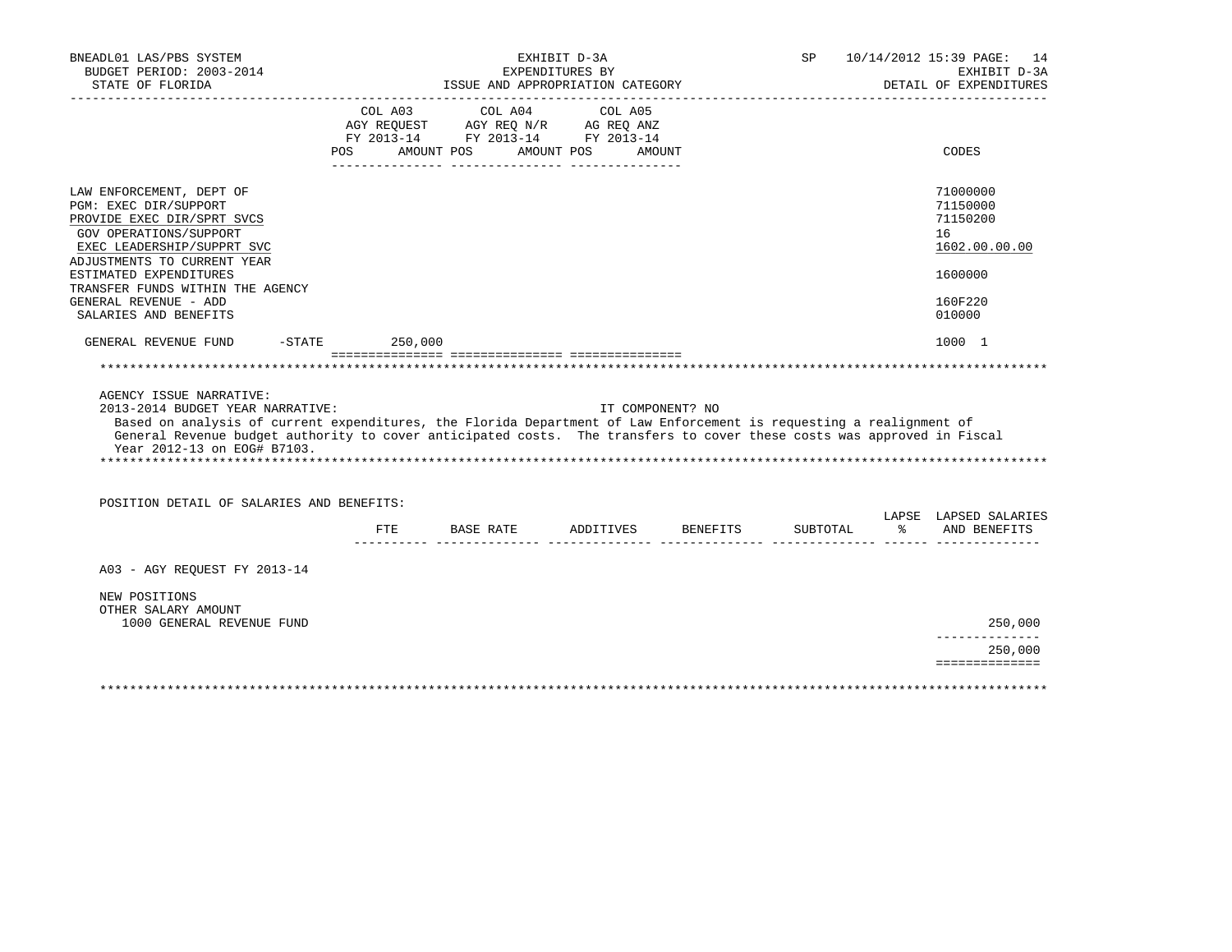BNEADL01 LAS/PBS SYSTEM | EXHIBIT D-3A | SP 10/14/2012 15:39
BUDGET PERIOD: 2003-2014 | EXPENDITURES BY | EXHIBIT D-3A
STATE OF FLORIDA | ISSUE AND APPROPRIATION CATEGORY | DETAIL OF EXPENDITURES

| | COL A03 AGY REQUEST FY 2013-14 POS AMOUNT | COL A04 AGY REQ N/R FY 2013-14 POS AMOUNT | COL A05 AG REQ ANZ FY 2013-14 POS AMOUNT | CODES |
|---|---|---|---|---|
| LAW ENFORCEMENT, DEPT OF | | | | 71000000 |
| PGM: EXEC DIR/SUPPORT | | | | 71150000 |
| PROVIDE EXEC DIR/SPRT SVCS | | | | 71150200 |
| GOV OPERATIONS/SUPPORT | | | | 16 |
| EXEC LEADERSHIP/SUPPRT SVC | | | | 1602.00.00.00 |
| ADJUSTMENTS TO CURRENT YEAR ESTIMATED EXPENDITURES | | | | 1600000 |
| TRANSFER FUNDS WITHIN THE AGENCY GENERAL REVENUE - ADD | | | | 160F220 |
| SALARIES AND BENEFITS | | | | 010000 |
| GENERAL REVENUE FUND -STATE | 250,000 | | | 1000 1 |

AGENCY ISSUE NARRATIVE:

2013-2014 BUDGET YEAR NARRATIVE: IT COMPONENT? NO

Based on analysis of current expenditures, the Florida Department of Law Enforcement is requesting a realignment of General Revenue budget authority to cover anticipated costs. The transfers to cover these costs was approved in Fiscal Year 2012-13 on EOG# B7103.

POSITION DETAIL OF SALARIES AND BENEFITS:

| | FTE | BASE RATE | ADDITIVES | BENEFITS | SUBTOTAL | LAPSE % | LAPSED SALARIES AND BENEFITS |
|---|---|---|---|---|---|---|---|
| A03 - AGY REQUEST FY 2013-14 | | | | | | | |
| NEW POSITIONS | | | | | | | |
| OTHER SALARY AMOUNT | | | | | | | |
| 1000 GENERAL REVENUE FUND | | | | | | | 250,000 |
| | | | | | | | 250,000 |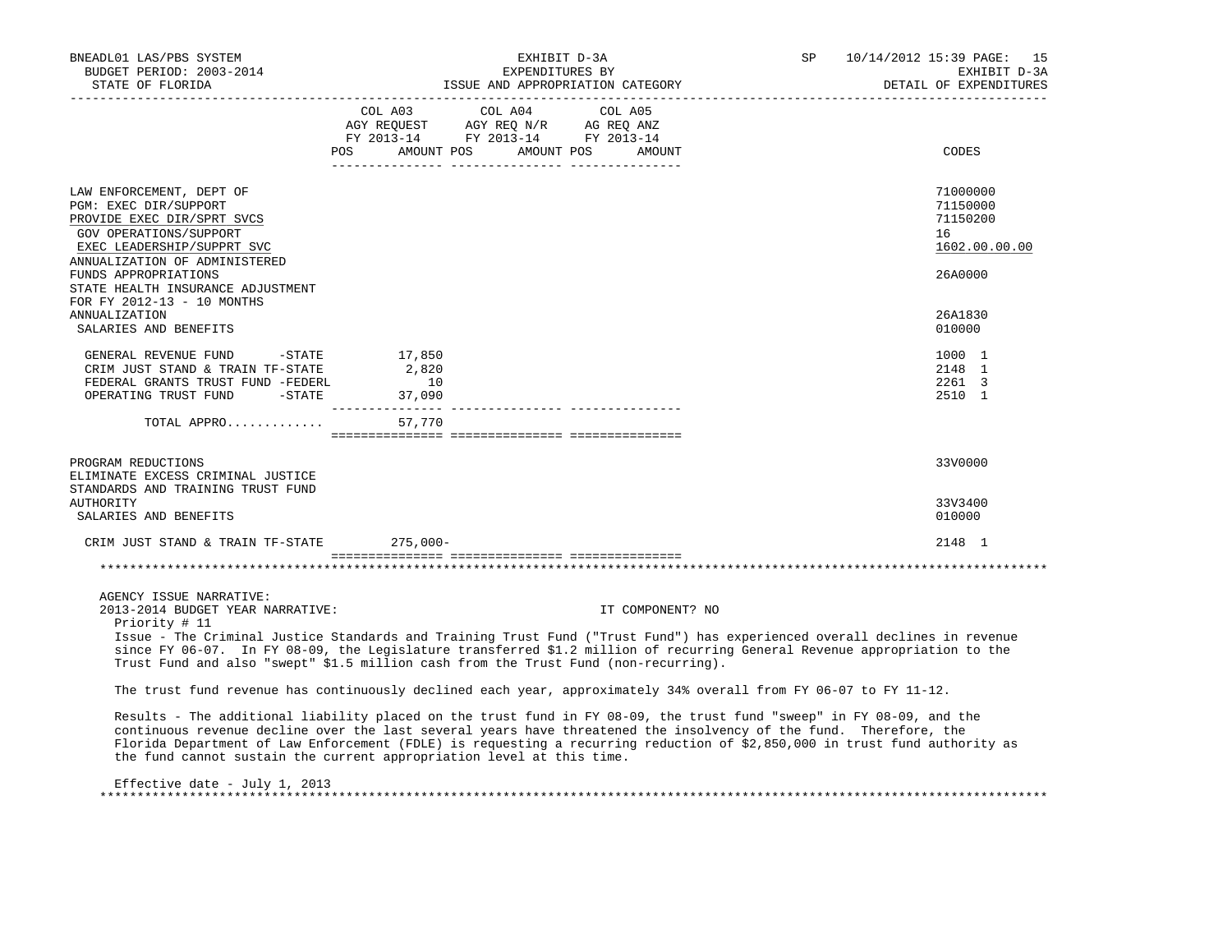BNEADL01 LAS/PBS SYSTEM — EXHIBIT D-3A — SP 10/14/2012 15:39
BUDGET PERIOD: 2003-2014 — EXPENDITURES BY — EXHIBIT D-3A
STATE OF FLORIDA — ISSUE AND APPROPRIATION CATEGORY — DETAIL OF EXPENDITURES

| | COL A03 AGY REQUEST FY 2013-14 POS AMOUNT | COL A04 AGY REQ N/R FY 2013-14 POS AMOUNT | COL A05 AG REQ ANZ FY 2013-14 POS AMOUNT | CODES |
|---|---|---|---|---|
| LAW ENFORCEMENT, DEPT OF | | | | 71000000 |
| PGM: EXEC DIR/SUPPORT | | | | 71150000 |
| PROVIDE EXEC DIR/SPRT SVCS | | | | 71150200 |
| GOV OPERATIONS/SUPPORT | | | | 16 |
| EXEC LEADERSHIP/SUPPRT SVC | | | | 1602.00.00.00 |
| ANNUALIZATION OF ADMINISTERED FUNDS APPROPRIATIONS | | | | 26A0000 |
| STATE HEALTH INSURANCE ADJUSTMENT FOR FY 2012-13 - 10 MONTHS ANNUALIZATION | | | | 26A1830 |
| SALARIES AND BENEFITS | | | | 010000 |
| GENERAL REVENUE FUND -STATE | 17,850 | | | 1000 1 |
| CRIM JUST STAND & TRAIN TF-STATE | 2,820 | | | 2148 1 |
| FEDERAL GRANTS TRUST FUND -FEDERL | 10 | | | 2261 3 |
| OPERATING TRUST FUND -STATE | 37,090 | | | 2510 1 |
| TOTAL APPRO............ | 57,770 | | | |
| PROGRAM REDUCTIONS | | | | 33V0000 |
| ELIMINATE EXCESS CRIMINAL JUSTICE STANDARDS AND TRAINING TRUST FUND AUTHORITY | | | | 33V3400 |
| SALARIES AND BENEFITS | | | | 010000 |
| CRIM JUST STAND & TRAIN TF-STATE | 275,000- | | | 2148 1 |

AGENCY ISSUE NARRATIVE:
2013-2014 BUDGET YEAR NARRATIVE: IT COMPONENT? NO

Priority # 11

Issue - The Criminal Justice Standards and Training Trust Fund ("Trust Fund") has experienced overall declines in revenue since FY 06-07. In FY 08-09, the Legislature transferred $1.2 million of recurring General Revenue appropriation to the Trust Fund and also "swept" $1.5 million cash from the Trust Fund (non-recurring).

The trust fund revenue has continuously declined each year, approximately 34% overall from FY 06-07 to FY 11-12.

Results - The additional liability placed on the trust fund in FY 08-09, the trust fund "sweep" in FY 08-09, and the continuous revenue decline over the last several years have threatened the insolvency of the fund. Therefore, the Florida Department of Law Enforcement (FDLE) is requesting a recurring reduction of $2,850,000 in trust fund authority as the fund cannot sustain the current appropriation level at this time.

Effective date - July 1, 2013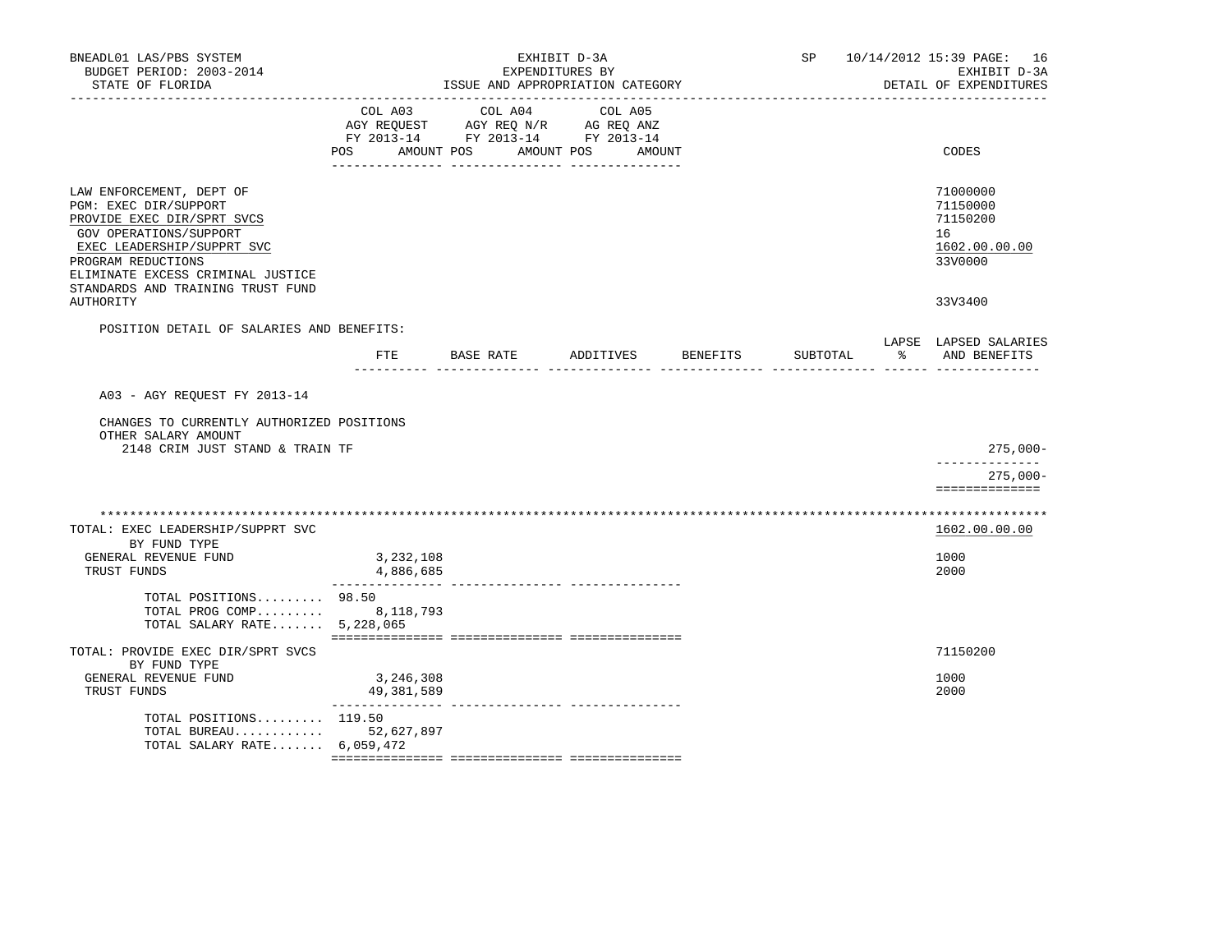| | COL A03 AGY REQUEST FY 2013-14 POS AMOUNT | COL A04 AGY REQ N/R FY 2013-14 POS AMOUNT | COL A05 AG REQ ANZ FY 2013-14 POS AMOUNT | CODES |
|---|---|---|---|---|
| LAW ENFORCEMENT, DEPT OF | | | | 71000000 |
| PGM: EXEC DIR/SUPPORT | | | | 71150000 |
| PROVIDE EXEC DIR/SPRT SVCS | | | | 71150200 |
| GOV OPERATIONS/SUPPORT | | | | 16 |
| EXEC LEADERSHIP/SUPPRT SVC | | | | 1602.00.00.00 |
| PROGRAM REDUCTIONS | | | | 33V0000 |
| ELIMINATE EXCESS CRIMINAL JUSTICE STANDARDS AND TRAINING TRUST FUND AUTHORITY | | | | 33V3400 |

POSITION DETAIL OF SALARIES AND BENEFITS:

| | FTE | BASE RATE | ADDITIVES | BENEFITS | SUBTOTAL | LAPSE % | LAPSED SALARIES AND BENEFITS |
|---|---|---|---|---|---|---|---|
| A03 - AGY REQUEST FY 2013-14 | | | | | | | |
| CHANGES TO CURRENTLY AUTHORIZED POSITIONS | | | | | | | |
| OTHER SALARY AMOUNT | | | | | | | |
| 2148 CRIM JUST STAND & TRAIN TF | | | | | | | 275,000- |
| | | | | | | | 275,000- |

| | COL A03 | COL A04 | COL A05 | CODES |
|---|---|---|---|---|
| TOTAL: EXEC LEADERSHIP/SUPPRT SVC | | | | 1602.00.00.00 |
| BY FUND TYPE | | | | |
| GENERAL REVENUE FUND | 3,232,108 | | | 1000 |
| TRUST FUNDS | 4,886,685 | | | 2000 |
| TOTAL POSITIONS......... | 98.50 | | | |
| TOTAL PROG COMP......... | 8,118,793 | | | |
| TOTAL SALARY RATE....... | 5,228,065 | | | |
| TOTAL: PROVIDE EXEC DIR/SPRT SVCS | | | | 71150200 |
| BY FUND TYPE | | | | |
| GENERAL REVENUE FUND | 3,246,308 | | | 1000 |
| TRUST FUNDS | 49,381,589 | | | 2000 |
| TOTAL POSITIONS......... | 119.50 | | | |
| TOTAL BUREAU............ | 52,627,897 | | | |
| TOTAL SALARY RATE....... | 6,059,472 | | | |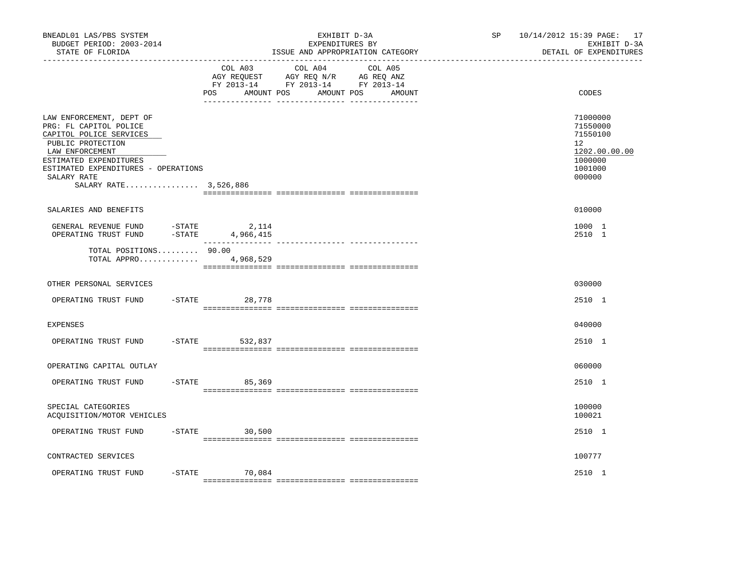BNEADL01 LAS/PBS SYSTEM
BUDGET PERIOD: 2003-2014
STATE OF FLORIDA

EXHIBIT D-3A
EXPENDITURES BY
ISSUE AND APPROPRIATION CATEGORY

SP 10/14/2012 15:39
EXHIBIT D-3A
DETAIL OF EXPENDITURES

| | COL A03 AGY REQUEST FY 2013-14 POS | AMOUNT | COL A04 AGY REQ N/R FY 2013-14 POS | AMOUNT | COL A05 AG REQ ANZ FY 2013-14 POS | AMOUNT | CODES |
|---|---|---|---|---|---|---|---|
| LAW ENFORCEMENT, DEPT OF | | | | | | | 71000000 |
| PRG: FL CAPITOL POLICE | | | | | | | 71550000 |
| CAPITOL POLICE SERVICES | | | | | | | 71550100 |
| PUBLIC PROTECTION | | | | | | | 12 |
| LAW ENFORCEMENT | | | | | | | 1202.00.00.00 |
| ESTIMATED EXPENDITURES | | | | | | | 1000000 |
| ESTIMATED EXPENDITURES - OPERATIONS | | | | | | | 1001000 |
| SALARY RATE | | | | | | | 000000 |
| SALARY RATE................ 3,526,886 | | | | | | | |
| SALARIES AND BENEFITS | | | | | | | 010000 |
| GENERAL REVENUE FUND -STATE | | 2,114 | | | | | 1000 1 |
| OPERATING TRUST FUND -STATE | | 4,966,415 | | | | | 2510 1 |
| TOTAL POSITIONS......... | 90.00 | | | | | | |
| TOTAL APPRO............. | | 4,968,529 | | | | | |
| OTHER PERSONAL SERVICES | | | | | | | 030000 |
| OPERATING TRUST FUND -STATE | | 28,778 | | | | | 2510 1 |
| EXPENSES | | | | | | | 040000 |
| OPERATING TRUST FUND -STATE | | 532,837 | | | | | 2510 1 |
| OPERATING CAPITAL OUTLAY | | | | | | | 060000 |
| OPERATING TRUST FUND -STATE | | 85,369 | | | | | 2510 1 |
| SPECIAL CATEGORIES | | | | | | | 100000 |
| ACQUISITION/MOTOR VEHICLES | | | | | | | 100021 |
| OPERATING TRUST FUND -STATE | | 30,500 | | | | | 2510 1 |
| CONTRACTED SERVICES | | | | | | | 100777 |
| OPERATING TRUST FUND -STATE | | 70,084 | | | | | 2510 1 |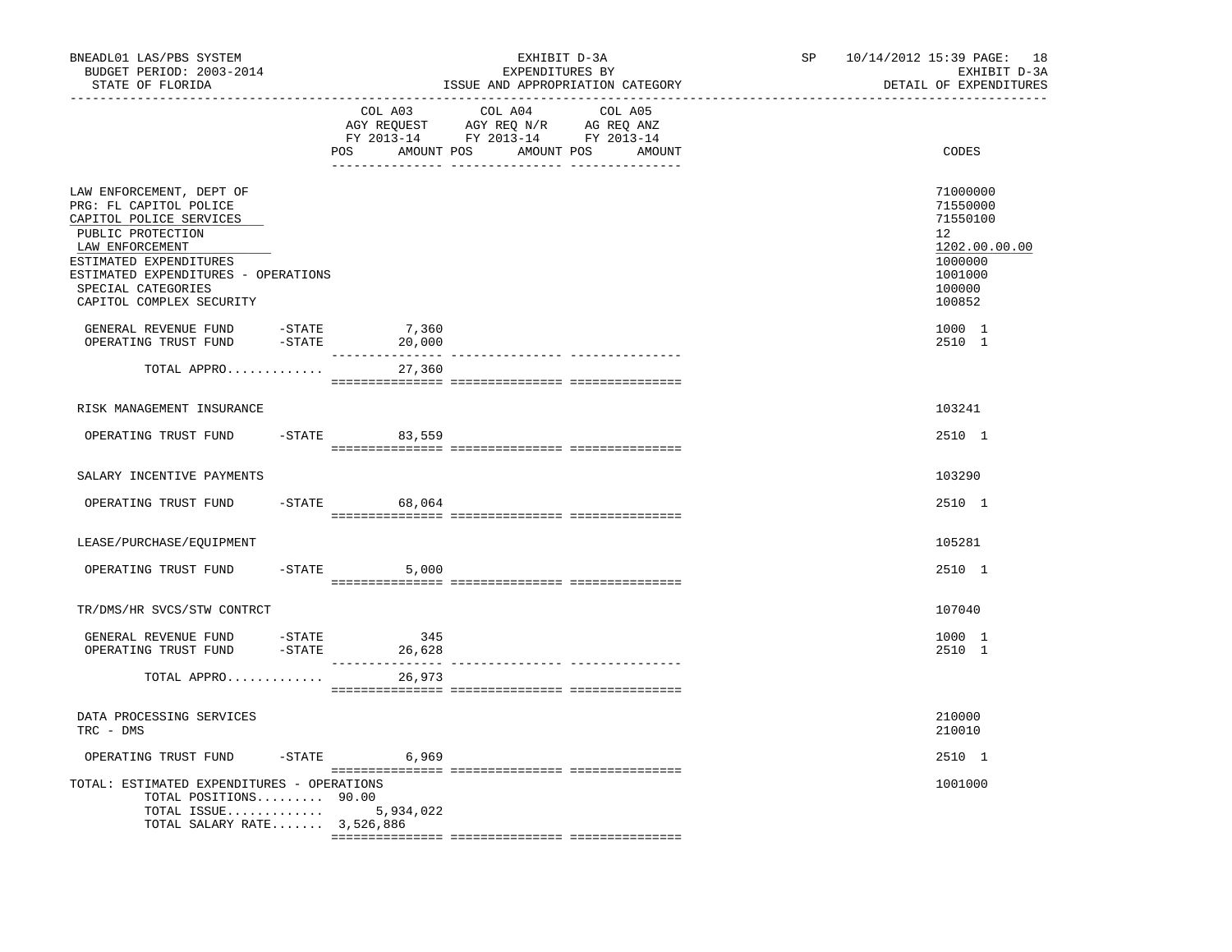BNEADL01 LAS/PBS SYSTEM — BUDGET PERIOD: 2003-2014 — STATE OF FLORIDA

EXHIBIT D-3A — EXPENDITURES BY ISSUE AND APPROPRIATION CATEGORY

SP 10/14/2012 15:39 — EXHIBIT D-3A — DETAIL OF EXPENDITURES

| | COL A03 AGY REQUEST FY 2013-14 POS | AMOUNT | COL A04 AGY REQ N/R FY 2013-14 POS | AMOUNT | COL A05 AG REQ ANZ FY 2013-14 POS | AMOUNT | CODES |
|---|---|---|---|---|---|---|---|
| LAW ENFORCEMENT, DEPT OF | | | | | | | 71000000 |
| PRG: FL CAPITOL POLICE | | | | | | | 71550000 |
| CAPITOL POLICE SERVICES | | | | | | | 71550100 |
| PUBLIC PROTECTION | | | | | | | 12 |
| LAW ENFORCEMENT | | | | | | | 1202.00.00.00 |
| ESTIMATED EXPENDITURES | | | | | | | 1000000 |
| ESTIMATED EXPENDITURES - OPERATIONS | | | | | | | 1001000 |
| SPECIAL CATEGORIES | | | | | | | 100000 |
| CAPITOL COMPLEX SECURITY | | | | | | | 100852 |
| GENERAL REVENUE FUND -STATE | | 7,360 | | | | | 1000 1 |
| OPERATING TRUST FUND -STATE | | 20,000 | | | | | 2510 1 |
| TOTAL APPRO............ | | 27,360 | | | | | |
| RISK MANAGEMENT INSURANCE | | | | | | | 103241 |
| OPERATING TRUST FUND -STATE | | 83,559 | | | | | 2510 1 |
| SALARY INCENTIVE PAYMENTS | | | | | | | 103290 |
| OPERATING TRUST FUND -STATE | | 68,064 | | | | | 2510 1 |
| LEASE/PURCHASE/EQUIPMENT | | | | | | | 105281 |
| OPERATING TRUST FUND -STATE | | 5,000 | | | | | 2510 1 |
| TR/DMS/HR SVCS/STW CONTRCT | | | | | | | 107040 |
| GENERAL REVENUE FUND -STATE | | 345 | | | | | 1000 1 |
| OPERATING TRUST FUND -STATE | | 26,628 | | | | | 2510 1 |
| TOTAL APPRO............ | | 26,973 | | | | | |
| DATA PROCESSING SERVICES | | | | | | | 210000 |
| TRC - DMS | | | | | | | 210010 |
| OPERATING TRUST FUND -STATE | | 6,969 | | | | | 2510 1 |
| TOTAL: ESTIMATED EXPENDITURES - OPERATIONS | | | | | | | 1001000 |
| TOTAL POSITIONS......... | 90.00 | | | | | | |
| TOTAL ISSUE............ | | 5,934,022 | | | | | |
| TOTAL SALARY RATE....... | | 3,526,886 | | | | | |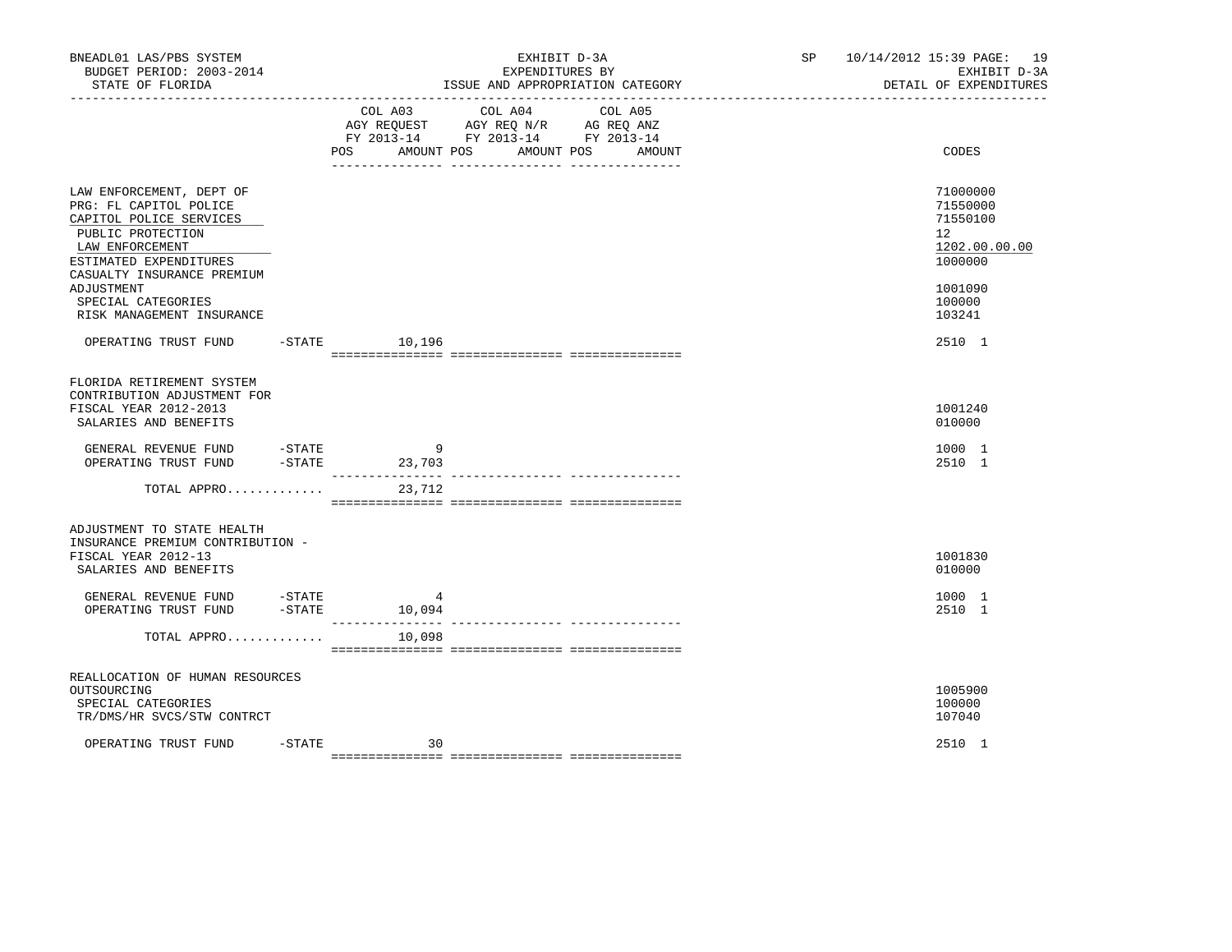BNEADL01 LAS/PBS SYSTEM | EXHIBIT D-3A | SP 10/14/2012 15:39

BUDGET PERIOD: 2003-2014 | EXPENDITURES BY | EXHIBIT D-3A

STATE OF FLORIDA | ISSUE AND APPROPRIATION CATEGORY | DETAIL OF EXPENDITURES

| | COL A03 AGY REQUEST FY 2013-14 POS | AMOUNT | COL A04 AGY REQ N/R FY 2013-14 POS | AMOUNT | COL A05 AG REQ ANZ FY 2013-14 POS | AMOUNT | CODES |
|---|---|---|---|---|---|---|---|
| LAW ENFORCEMENT, DEPT OF | | | | | | | 71000000 |
| PRG: FL CAPITOL POLICE | | | | | | | 71550000 |
| CAPITOL POLICE SERVICES | | | | | | | 71550100 |
| PUBLIC PROTECTION | | | | | | | 12 |
| LAW ENFORCEMENT | | | | | | | 1202.00.00.00 |
| ESTIMATED EXPENDITURES | | | | | | | 1000000 |
| CASUALTY INSURANCE PREMIUM ADJUSTMENT | | | | | | | 1001090 |
| SPECIAL CATEGORIES | | | | | | | 100000 |
| RISK MANAGEMENT INSURANCE | | | | | | | 103241 |
| OPERATING TRUST FUND -STATE | | 10,196 | | | | | 2510 1 |
| FLORIDA RETIREMENT SYSTEM CONTRIBUTION ADJUSTMENT FOR FISCAL YEAR 2012-2013 | | | | | | | 1001240 |
| SALARIES AND BENEFITS | | | | | | | 010000 |
| GENERAL REVENUE FUND -STATE | | 9 | | | | | 1000 1 |
| OPERATING TRUST FUND -STATE | | 23,703 | | | | | 2510 1 |
| TOTAL APPRO............ | | 23,712 | | | | | |
| ADJUSTMENT TO STATE HEALTH INSURANCE PREMIUM CONTRIBUTION - FISCAL YEAR 2012-13 | | | | | | | 1001830 |
| SALARIES AND BENEFITS | | | | | | | 010000 |
| GENERAL REVENUE FUND -STATE | | 4 | | | | | 1000 1 |
| OPERATING TRUST FUND -STATE | | 10,094 | | | | | 2510 1 |
| TOTAL APPRO............ | | 10,098 | | | | | |
| REALLOCATION OF HUMAN RESOURCES OUTSOURCING | | | | | | | 1005900 |
| SPECIAL CATEGORIES | | | | | | | 100000 |
| TR/DMS/HR SVCS/STW CONTRCT | | | | | | | 107040 |
| OPERATING TRUST FUND -STATE | | 30 | | | | | 2510 1 |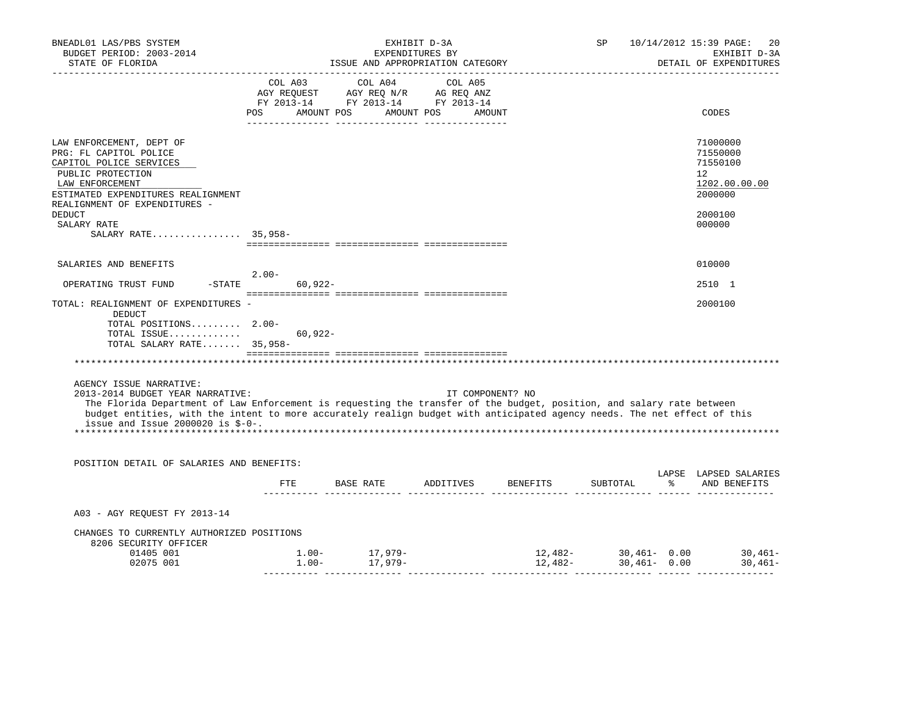BNEADL01 LAS/PBS SYSTEM
BUDGET PERIOD: 2003-2014
STATE OF FLORIDA

EXHIBIT D-3A
EXPENDITURES BY
ISSUE AND APPROPRIATION CATEGORY

SP 10/14/2012 15:39
EXHIBIT D-3A
DETAIL OF EXPENDITURES

| | COL A03 AGY REQUEST FY 2013-14 POS | AMOUNT | COL A04 AGY REQ N/R FY 2013-14 POS | AMOUNT | COL A05 AG REQ ANZ FY 2013-14 POS | AMOUNT | CODES |
|---|---|---|---|---|---|---|---|
| LAW ENFORCEMENT, DEPT OF | | | | | | | 71000000 |
| PRG: FL CAPITOL POLICE | | | | | | | 71550000 |
| CAPITOL POLICE SERVICES | | | | | | | 71550100 |
| PUBLIC PROTECTION | | | | | | | 12 |
| LAW ENFORCEMENT | | | | | | | 1202.00.00.00 |
| ESTIMATED EXPENDITURES REALIGNMENT | | | | | | | 2000000 |
| REALIGNMENT OF EXPENDITURES - DEDUCT | | | | | | | 2000100 |
| SALARY RATE | | | | | | | 000000 |
| SALARY RATE................ | 35,958- | | | | | | |
| SALARIES AND BENEFITS | | | | | | | 010000 |
| OPERATING TRUST FUND -STATE | 2.00- | 60,922- | | | | | 2510 1 |
| TOTAL: REALIGNMENT OF EXPENDITURES - DEDUCT | | | | | | | 2000100 |
| TOTAL POSITIONS......... | 2.00- | | | | | | |
| TOTAL ISSUE............. | | 60,922- | | | | | |
| TOTAL SALARY RATE....... | 35,958- | | | | | | |

AGENCY ISSUE NARRATIVE:
2013-2014 BUDGET YEAR NARRATIVE: IT COMPONENT? NO
The Florida Department of Law Enforcement is requesting the transfer of the budget, position, and salary rate between budget entities, with the intent to more accurately realign budget with anticipated agency needs. The net effect of this issue and Issue 2000020 is $-0-.

POSITION DETAIL OF SALARIES AND BENEFITS:

| | FTE | BASE RATE | ADDITIVES | BENEFITS | SUBTOTAL | LAPSE % | LAPSED SALARIES AND BENEFITS |
|---|---|---|---|---|---|---|---|
| A03 - AGY REQUEST FY 2013-14 | | | | | | | |
| CHANGES TO CURRENTLY AUTHORIZED POSITIONS | | | | | | | |
| 8206 SECURITY OFFICER | | | | | | | |
| 01405 001 | 1.00- | 17,979- | | 12,482- | 30,461- | 0.00 | 30,461- |
| 02075 001 | 1.00- | 17,979- | | 12,482- | 30,461- | 0.00 | 30,461- |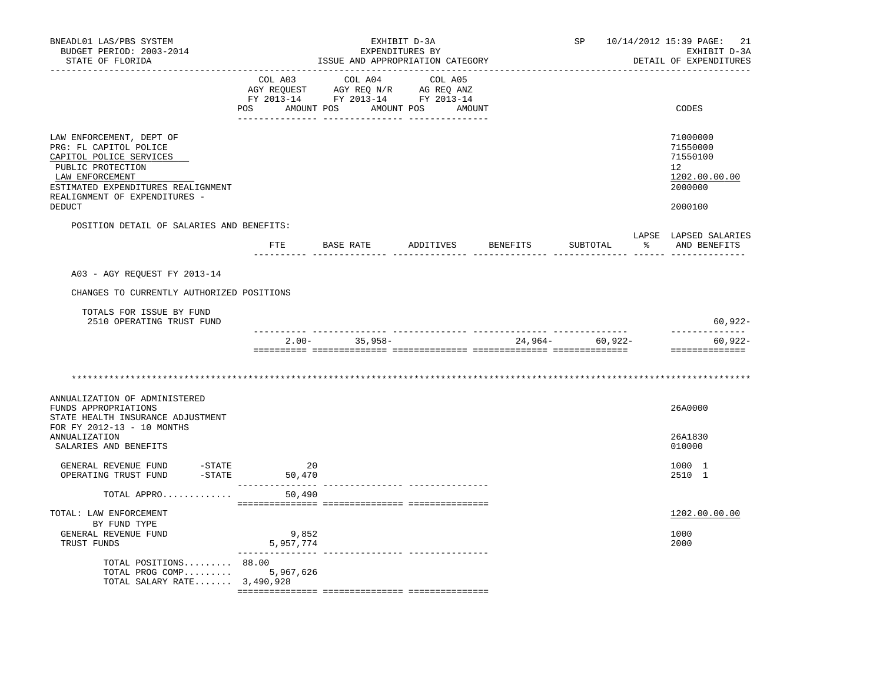BNEADL01 LAS/PBS SYSTEM — EXHIBIT D-3A — EXPENDITURES BY ISSUE AND APPROPRIATION CATEGORY
BUDGET PERIOD: 2003-2014 — STATE OF FLORIDA — SP 10/14/2012 15:39 — EXHIBIT D-3A DETAIL OF EXPENDITURES

| | COL A03 AGY REQUEST FY 2013-14 POS AMOUNT | COL A04 AGY REQ N/R FY 2013-14 POS AMOUNT | COL A05 AG REQ ANZ FY 2013-14 POS AMOUNT | CODES |
|---|---|---|---|---|
| LAW ENFORCEMENT, DEPT OF | | | | 71000000 |
| PRG: FL CAPITOL POLICE | | | | 71550000 |
| CAPITOL POLICE SERVICES | | | | 71550100 |
| PUBLIC PROTECTION | | | | 12 |
| LAW ENFORCEMENT | | | | 1202.00.00.00 |
| ESTIMATED EXPENDITURES REALIGNMENT | | | | 2000000 |
| REALIGNMENT OF EXPENDITURES - DEDUCT | | | | 2000100 |

POSITION DETAIL OF SALARIES AND BENEFITS:

| | FTE | BASE RATE | ADDITIVES | BENEFITS | SUBTOTAL | LAPSE % | LAPSED SALARIES AND BENEFITS |
|---|---|---|---|---|---|---|---|
| A03 - AGY REQUEST FY 2013-14 | | | | | | | |
| CHANGES TO CURRENTLY AUTHORIZED POSITIONS | | | | | | | |
| TOTALS FOR ISSUE BY FUND | | | | | | | |
| 2510 OPERATING TRUST FUND | | | | | | | 60,922- |
| | 2.00- | 35,958- | | 24,964- | 60,922- | | 60,922- |

*******************************************************************************************************************

| | COL A03 AGY REQUEST FY 2013-14 POS AMOUNT | COL A04 AGY REQ N/R FY 2013-14 POS AMOUNT | COL A05 AG REQ ANZ FY 2013-14 POS AMOUNT | CODES |
|---|---|---|---|---|
| ANNUALIZATION OF ADMINISTERED FUNDS APPROPRIATIONS | | | | 26A0000 |
| STATE HEALTH INSURANCE ADJUSTMENT FOR FY 2012-13 - 10 MONTHS ANNUALIZATION | | | | 26A1830 |
| SALARIES AND BENEFITS | | | | 010000 |
| GENERAL REVENUE FUND -STATE | 20 | | | 1000 1 |
| OPERATING TRUST FUND -STATE | 50,470 | | | 2510 1 |
| TOTAL APPRO............. | 50,490 | | | |
| TOTAL: LAW ENFORCEMENT | | | | 1202.00.00.00 |
| BY FUND TYPE | | | | |
| GENERAL REVENUE FUND | 9,852 | | | 1000 |
| TRUST FUNDS | 5,957,774 | | | 2000 |
| TOTAL POSITIONS......... | 88.00 | | | |
| TOTAL PROG COMP......... | 5,967,626 | | | |
| TOTAL SALARY RATE....... | 3,490,928 | | | |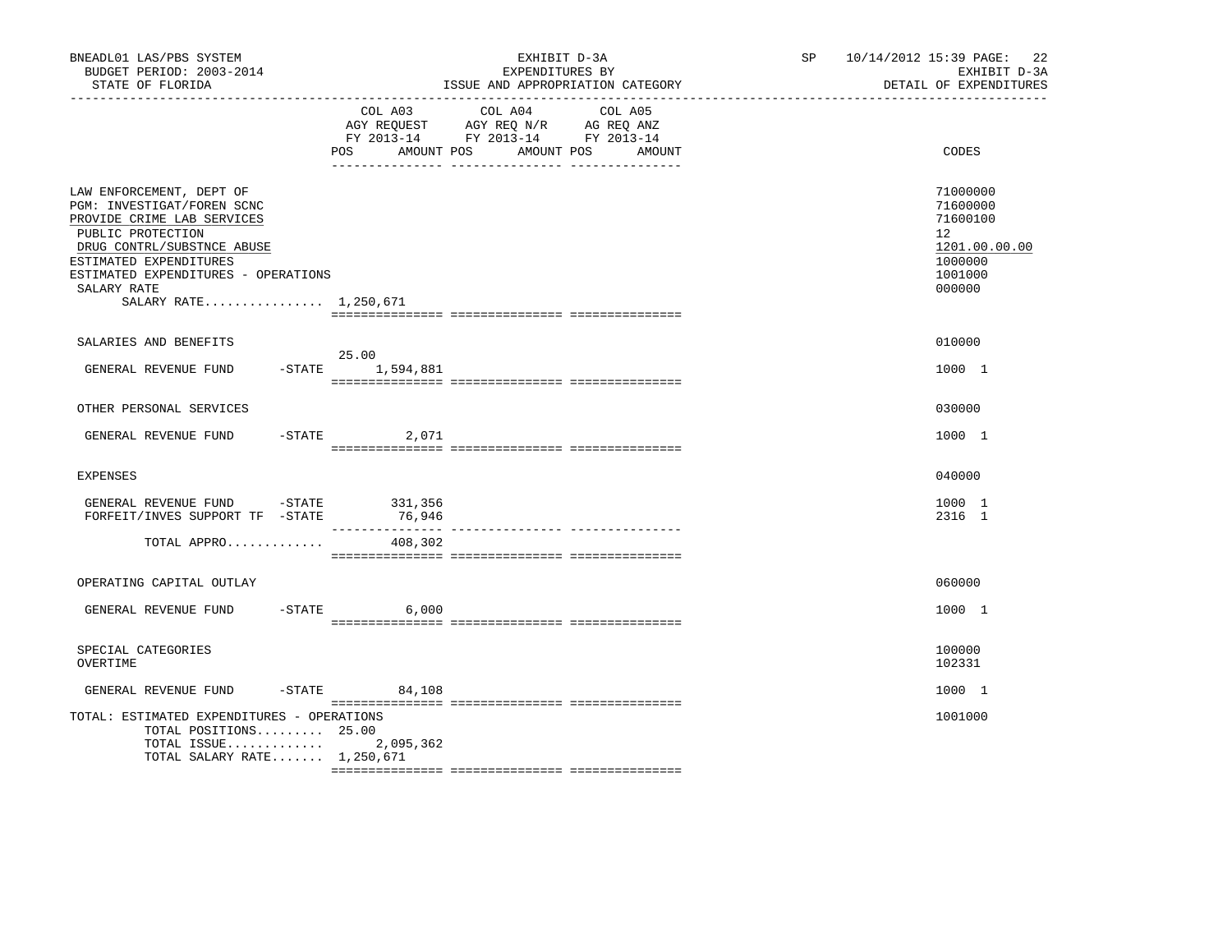BNEADL01 LAS/PBS SYSTEM
BUDGET PERIOD: 2003-2014
STATE OF FLORIDA

EXHIBIT D-3A
EXPENDITURES BY
ISSUE AND APPROPRIATION CATEGORY

SP 10/14/2012 15:39

EXHIBIT D-3A
DETAIL OF EXPENDITURES

| | COL A03 AGY REQUEST FY 2013-14 POS AMOUNT | COL A04 AGY REQ N/R FY 2013-14 POS AMOUNT | COL A05 AG REQ ANZ FY 2013-14 POS AMOUNT | CODES |
|---|---|---|---|---|
| LAW ENFORCEMENT, DEPT OF | | | | 71000000 |
| PGM: INVESTIGAT/FOREN SCNC | | | | 71600000 |
| PROVIDE CRIME LAB SERVICES | | | | 71600100 |
| PUBLIC PROTECTION | | | | 12 |
| DRUG CONTRL/SUBSTNCE ABUSE | | | | 1201.00.00.00 |
| ESTIMATED EXPENDITURES | | | | 1000000 |
| ESTIMATED EXPENDITURES - OPERATIONS | | | | 1001000 |
| SALARY RATE | | | | 000000 |
| SALARY RATE................ 1,250,671 | | | | |
| SALARIES AND BENEFITS | | | | 010000 |
| GENERAL REVENUE FUND -STATE | 25.00 1,594,881 | | | 1000 1 |
| OTHER PERSONAL SERVICES | | | | 030000 |
| GENERAL REVENUE FUND -STATE | 2,071 | | | 1000 1 |
| EXPENSES | | | | 040000 |
| GENERAL REVENUE FUND -STATE | 331,356 | | | 1000 1 |
| FORFEIT/INVES SUPPORT TF -STATE | 76,946 | | | 2316 1 |
| TOTAL APPRO............. | 408,302 | | | |
| OPERATING CAPITAL OUTLAY | | | | 060000 |
| GENERAL REVENUE FUND -STATE | 6,000 | | | 1000 1 |
| SPECIAL CATEGORIES | | | | 100000 |
| OVERTIME | | | | 102331 |
| GENERAL REVENUE FUND -STATE | 84,108 | | | 1000 1 |
| TOTAL: ESTIMATED EXPENDITURES - OPERATIONS | | | | 1001000 |
| TOTAL POSITIONS......... | 25.00 | | | |
| TOTAL ISSUE............. | 2,095,362 | | | |
| TOTAL SALARY RATE....... 1,250,671 | | | | |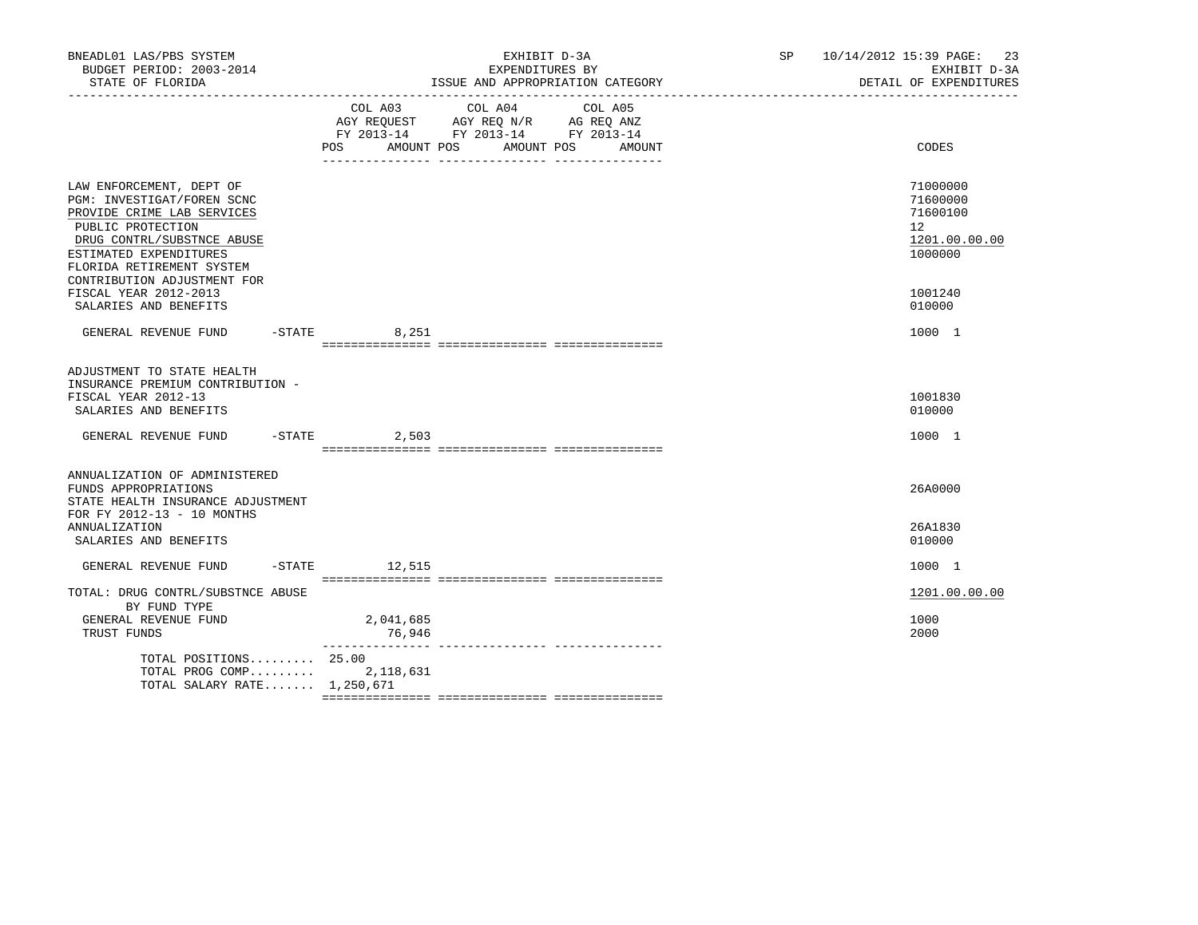BNEADL01 LAS/PBS SYSTEM — EXHIBIT D-3A — EXPENDITURES BY ISSUE AND APPROPRIATION CATEGORY — SP 10/14/2012 15:39

BUDGET PERIOD: 2003-2014 — EXHIBIT D-3A

STATE OF FLORIDA — DETAIL OF EXPENDITURES

| | COL A03 AGY REQUEST FY 2013-14 POS AMOUNT | COL A04 AGY REQ N/R FY 2013-14 POS AMOUNT | COL A05 AG REQ ANZ FY 2013-14 POS AMOUNT | CODES |
|---|---|---|---|---|
| LAW ENFORCEMENT, DEPT OF | | | | 71000000 |
| PGM: INVESTIGAT/FOREN SCNC | | | | 71600000 |
| PROVIDE CRIME LAB SERVICES | | | | 71600100 |
| PUBLIC PROTECTION | | | | 12 |
| DRUG CONTRL/SUBSTNCE ABUSE | | | | 1201.00.00.00 |
| ESTIMATED EXPENDITURES | | | | 1000000 |
| FLORIDA RETIREMENT SYSTEM CONTRIBUTION ADJUSTMENT FOR FISCAL YEAR 2012-2013 | | | | 1001240 |
| SALARIES AND BENEFITS | | | | 010000 |
| GENERAL REVENUE FUND -STATE | 8,251 | | | 1000 1 |
| ADJUSTMENT TO STATE HEALTH INSURANCE PREMIUM CONTRIBUTION - FISCAL YEAR 2012-13 | | | | 1001830 |
| SALARIES AND BENEFITS | | | | 010000 |
| GENERAL REVENUE FUND -STATE | 2,503 | | | 1000 1 |
| ANNUALIZATION OF ADMINISTERED FUNDS APPROPRIATIONS | | | | 26A0000 |
| STATE HEALTH INSURANCE ADJUSTMENT FOR FY 2012-13 - 10 MONTHS ANNUALIZATION | | | | 26A1830 |
| SALARIES AND BENEFITS | | | | 010000 |
| GENERAL REVENUE FUND -STATE | 12,515 | | | 1000 1 |
| TOTAL: DRUG CONTRL/SUBSTNCE ABUSE | | | | 1201.00.00.00 |
| BY FUND TYPE | | | | |
| GENERAL REVENUE FUND | 2,041,685 | | | 1000 |
| TRUST FUNDS | 76,946 | | | 2000 |
| TOTAL POSITIONS......... | 25.00 | | | |
| TOTAL PROG COMP......... | 2,118,631 | | | |
| TOTAL SALARY RATE....... | 1,250,671 | | | |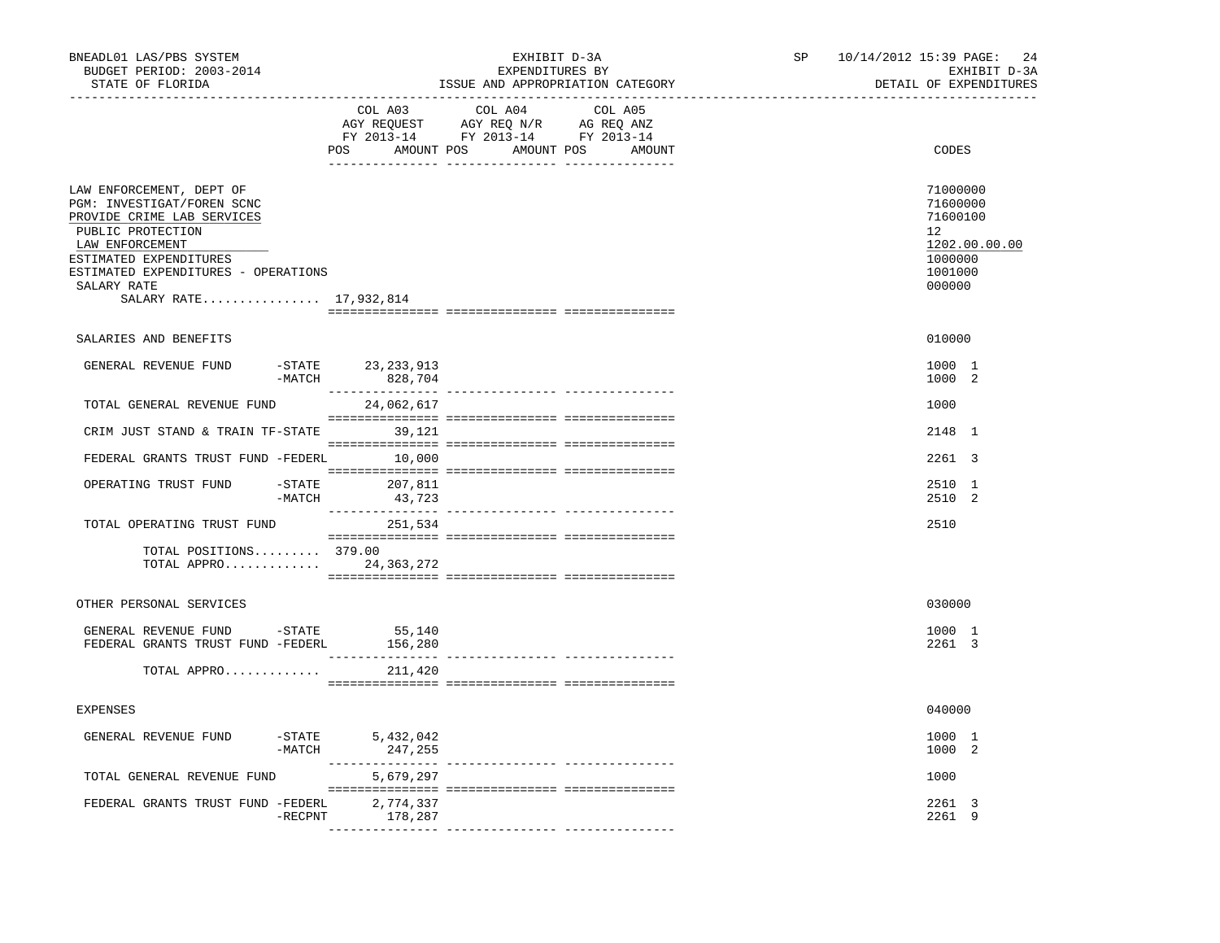BNEADL01 LAS/PBS SYSTEM
BUDGET PERIOD: 2003-2014
STATE OF FLORIDA

EXHIBIT D-3A
EXPENDITURES BY
ISSUE AND APPROPRIATION CATEGORY

SP 10/14/2012 15:39 PAGE: 24
EXHIBIT D-3A
DETAIL OF EXPENDITURES

| | COL A03 AGY REQUEST FY 2013-14 POS AMOUNT | COL A04 AGY REQ N/R FY 2013-14 POS AMOUNT | COL A05 AG REQ ANZ FY 2013-14 POS AMOUNT | CODES |
|---|---|---|---|---|
| LAW ENFORCEMENT, DEPT OF | | | | 71000000 |
| PGM: INVESTIGAT/FOREN SCNC | | | | 71600000 |
| PROVIDE CRIME LAB SERVICES | | | | 71600100 |
| PUBLIC PROTECTION | | | | 12 |
| LAW ENFORCEMENT | | | | 1202.00.00.00 |
| ESTIMATED EXPENDITURES | | | | 1000000 |
| ESTIMATED EXPENDITURES - OPERATIONS | | | | 1001000 |
| SALARY RATE | | | | 000000 |
| SALARY RATE................ | 17,932,814 | | | |
| SALARIES AND BENEFITS | | | | 010000 |
| GENERAL REVENUE FUND -STATE | 23,233,913 | | | 1000 1 |
| -MATCH | 828,704 | | | 1000 2 |
| TOTAL GENERAL REVENUE FUND | 24,062,617 | | | 1000 |
| CRIM JUST STAND & TRAIN TF-STATE | 39,121 | | | 2148 1 |
| FEDERAL GRANTS TRUST FUND -FEDERL | 10,000 | | | 2261 3 |
| OPERATING TRUST FUND -STATE | 207,811 | | | 2510 1 |
| -MATCH | 43,723 | | | 2510 2 |
| TOTAL OPERATING TRUST FUND | 251,534 | | | 2510 |
| TOTAL POSITIONS......... | 379.00 | | | |
| TOTAL APPRO............. | 24,363,272 | | | |
| OTHER PERSONAL SERVICES | | | | 030000 |
| GENERAL REVENUE FUND -STATE | 55,140 | | | 1000 1 |
| FEDERAL GRANTS TRUST FUND -FEDERL | 156,280 | | | 2261 3 |
| TOTAL APPRO............. | 211,420 | | | |
| EXPENSES | | | | 040000 |
| GENERAL REVENUE FUND -STATE | 5,432,042 | | | 1000 1 |
| -MATCH | 247,255 | | | 1000 2 |
| TOTAL GENERAL REVENUE FUND | 5,679,297 | | | 1000 |
| FEDERAL GRANTS TRUST FUND -FEDERL | 2,774,337 | | | 2261 3 |
| -RECPNT | 178,287 | | | 2261 9 |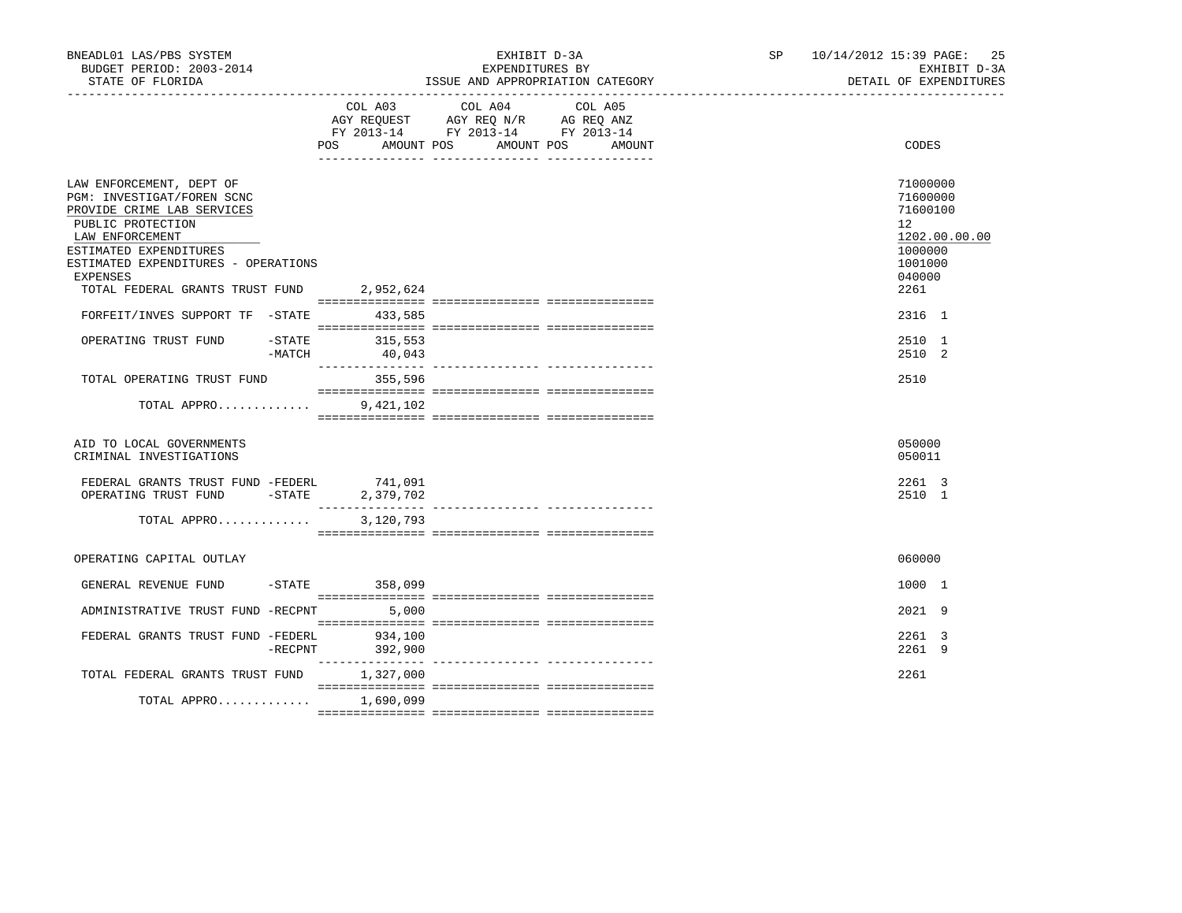BNEADL01 LAS/PBS SYSTEM — EXHIBIT D-3A — SP 10/14/2012 15:39

BUDGET PERIOD: 2003-2014 — EXPENDITURES BY — EXHIBIT D-3A

STATE OF FLORIDA — ISSUE AND APPROPRIATION CATEGORY — DETAIL OF EXPENDITURES

| | COL A03 AGY REQUEST FY 2013-14 POS AMOUNT | COL A04 AGY REQ N/R FY 2013-14 POS AMOUNT | COL A05 AG REQ ANZ FY 2013-14 POS AMOUNT | CODES |
|---|---|---|---|---|
| LAW ENFORCEMENT, DEPT OF | | | | 71000000 |
| PGM: INVESTIGAT/FOREN SCNC | | | | 71600000 |
| PROVIDE CRIME LAB SERVICES | | | | 71600100 |
| PUBLIC PROTECTION | | | | 12 |
| LAW ENFORCEMENT | | | | 1202.00.00.00 |
| ESTIMATED EXPENDITURES | | | | 1000000 |
| ESTIMATED EXPENDITURES - OPERATIONS | | | | 1001000 |
| EXPENSES | | | | 040000 |
| TOTAL FEDERAL GRANTS TRUST FUND | 2,952,624 | | | 2261 |
| FORFEIT/INVES SUPPORT TF -STATE | 433,585 | | | 2316 1 |
| OPERATING TRUST FUND -STATE | 315,553 | | | 2510 1 |
| -MATCH | 40,043 | | | 2510 2 |
| TOTAL OPERATING TRUST FUND | 355,596 | | | 2510 |
| TOTAL APPRO............ | 9,421,102 | | | |
| AID TO LOCAL GOVERNMENTS | | | | 050000 |
| CRIMINAL INVESTIGATIONS | | | | 050011 |
| FEDERAL GRANTS TRUST FUND -FEDERL | 741,091 | | | 2261 3 |
| OPERATING TRUST FUND -STATE | 2,379,702 | | | 2510 1 |
| TOTAL APPRO............ | 3,120,793 | | | |
| OPERATING CAPITAL OUTLAY | | | | 060000 |
| GENERAL REVENUE FUND -STATE | 358,099 | | | 1000 1 |
| ADMINISTRATIVE TRUST FUND -RECPNT | 5,000 | | | 2021 9 |
| FEDERAL GRANTS TRUST FUND -FEDERL | 934,100 | | | 2261 3 |
| -RECPNT | 392,900 | | | 2261 9 |
| TOTAL FEDERAL GRANTS TRUST FUND | 1,327,000 | | | 2261 |
| TOTAL APPRO............ | 1,690,099 | | | |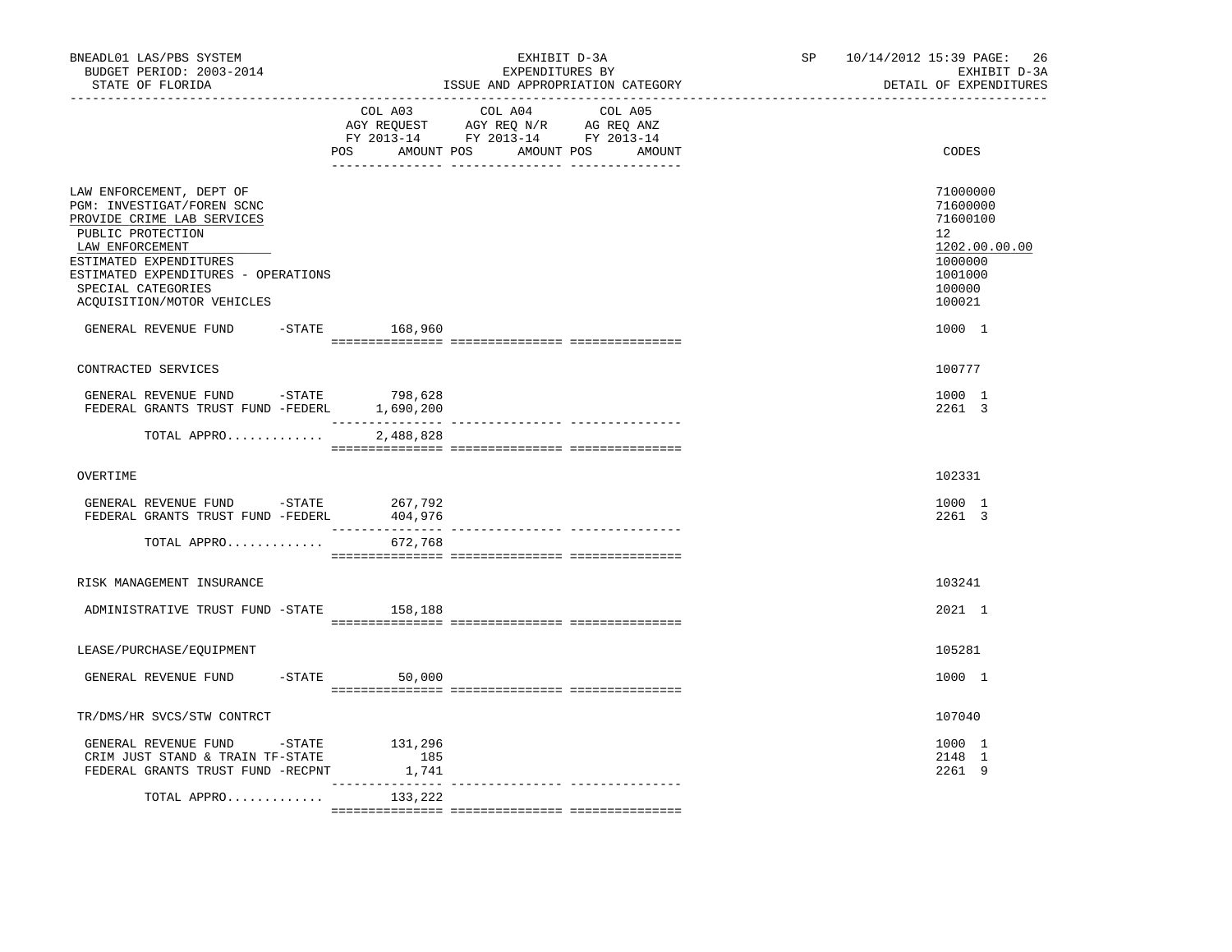BNEADL01 LAS/PBS SYSTEM — EXHIBIT D-3A — EXPENDITURES BY ISSUE AND APPROPRIATION CATEGORY
BUDGET PERIOD: 2003-2014 — STATE OF FLORIDA — SP 10/14/2012 15:39 — EXHIBIT D-3A — DETAIL OF EXPENDITURES

| | COL A03 AGY REQUEST FY 2013-14 POS AMOUNT | COL A04 AGY REQ N/R FY 2013-14 POS AMOUNT | COL A05 AG REQ ANZ FY 2013-14 POS AMOUNT | CODES |
|---|---|---|---|---|
| LAW ENFORCEMENT, DEPT OF | | | | 71000000 |
| PGM: INVESTIGAT/FOREN SCNC | | | | 71600000 |
| PROVIDE CRIME LAB SERVICES | | | | 71600100 |
| PUBLIC PROTECTION | | | | 12 |
| LAW ENFORCEMENT | | | | 1202.00.00.00 |
| ESTIMATED EXPENDITURES | | | | 1000000 |
| ESTIMATED EXPENDITURES - OPERATIONS | | | | 1001000 |
| SPECIAL CATEGORIES | | | | 100000 |
| ACQUISITION/MOTOR VEHICLES | | | | 100021 |
| GENERAL REVENUE FUND -STATE | 168,960 | | | 1000 1 |
| CONTRACTED SERVICES | | | | 100777 |
| GENERAL REVENUE FUND -STATE | 798,628 | | | 1000 1 |
| FEDERAL GRANTS TRUST FUND -FEDERL | 1,690,200 | | | 2261 3 |
| TOTAL APPRO............ | 2,488,828 | | | |
| OVERTIME | | | | 102331 |
| GENERAL REVENUE FUND -STATE | 267,792 | | | 1000 1 |
| FEDERAL GRANTS TRUST FUND -FEDERL | 404,976 | | | 2261 3 |
| TOTAL APPRO............ | 672,768 | | | |
| RISK MANAGEMENT INSURANCE | | | | 103241 |
| ADMINISTRATIVE TRUST FUND -STATE | 158,188 | | | 2021 1 |
| LEASE/PURCHASE/EQUIPMENT | | | | 105281 |
| GENERAL REVENUE FUND -STATE | 50,000 | | | 1000 1 |
| TR/DMS/HR SVCS/STW CONTRCT | | | | 107040 |
| GENERAL REVENUE FUND -STATE | 131,296 | | | 1000 1 |
| CRIM JUST STAND & TRAIN TF-STATE | 185 | | | 2148 1 |
| FEDERAL GRANTS TRUST FUND -RECPNT | 1,741 | | | 2261 9 |
| TOTAL APPRO............ | 133,222 | | | |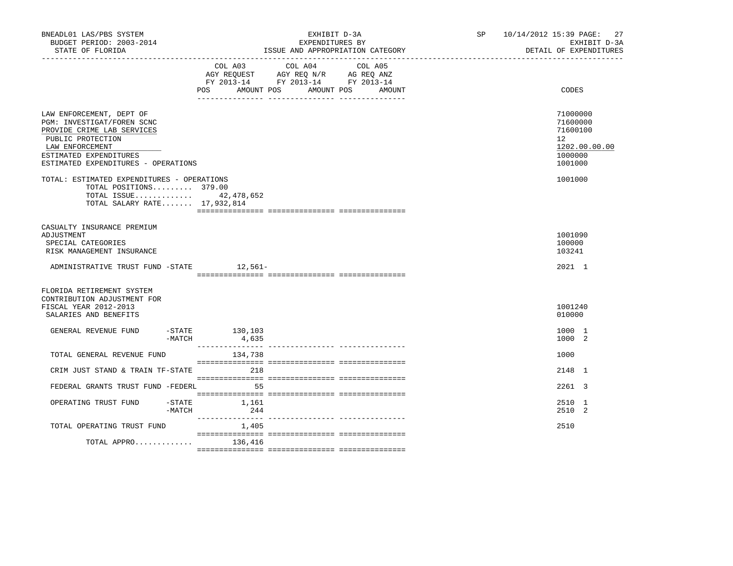BNEADL01 LAS/PBS SYSTEM — EXHIBIT D-3A — SP 10/14/2012 15:39

BUDGET PERIOD: 2003-2014 — EXPENDITURES BY — EXHIBIT D-3A

STATE OF FLORIDA — ISSUE AND APPROPRIATION CATEGORY — DETAIL OF EXPENDITURES

| | COL A03 AGY REQUEST FY 2013-14 POS AMOUNT | COL A04 AGY REQ N/R FY 2013-14 POS AMOUNT | COL A05 AG REQ ANZ FY 2013-14 POS AMOUNT | CODES |
|---|---|---|---|---|
| LAW ENFORCEMENT, DEPT OF | | | | 71000000 |
| PGM: INVESTIGAT/FOREN SCNC | | | | 71600000 |
| PROVIDE CRIME LAB SERVICES | | | | 71600100 |
| PUBLIC PROTECTION | | | | 12 |
| LAW ENFORCEMENT | | | | 1202.00.00.00 |
| ESTIMATED EXPENDITURES | | | | 1000000 |
| ESTIMATED EXPENDITURES - OPERATIONS | | | | 1001000 |
| TOTAL: ESTIMATED EXPENDITURES - OPERATIONS | | | | 1001000 |
| TOTAL POSITIONS......... 379.00 | | | | |
| TOTAL ISSUE............. | 42,478,652 | | | |
| TOTAL SALARY RATE....... 17,932,814 | | | | |
| CASUALTY INSURANCE PREMIUM ADJUSTMENT | | | | 1001090 |
| SPECIAL CATEGORIES | | | | 100000 |
| RISK MANAGEMENT INSURANCE | | | | 103241 |
| ADMINISTRATIVE TRUST FUND -STATE | 12,561- | | | 2021 1 |
| FLORIDA RETIREMENT SYSTEM CONTRIBUTION ADJUSTMENT FOR FISCAL YEAR 2012-2013 | | | | 1001240 |
| SALARIES AND BENEFITS | | | | 010000 |
| GENERAL REVENUE FUND -STATE | 130,103 | | | 1000 1 |
| -MATCH | 4,635 | | | 1000 2 |
| TOTAL GENERAL REVENUE FUND | 134,738 | | | 1000 |
| CRIM JUST STAND & TRAIN TF-STATE | 218 | | | 2148 1 |
| FEDERAL GRANTS TRUST FUND -FEDERL | 55 | | | 2261 3 |
| OPERATING TRUST FUND -STATE | 1,161 | | | 2510 1 |
| -MATCH | 244 | | | 2510 2 |
| TOTAL OPERATING TRUST FUND | 1,405 | | | 2510 |
| TOTAL APPRO............. | 136,416 | | | |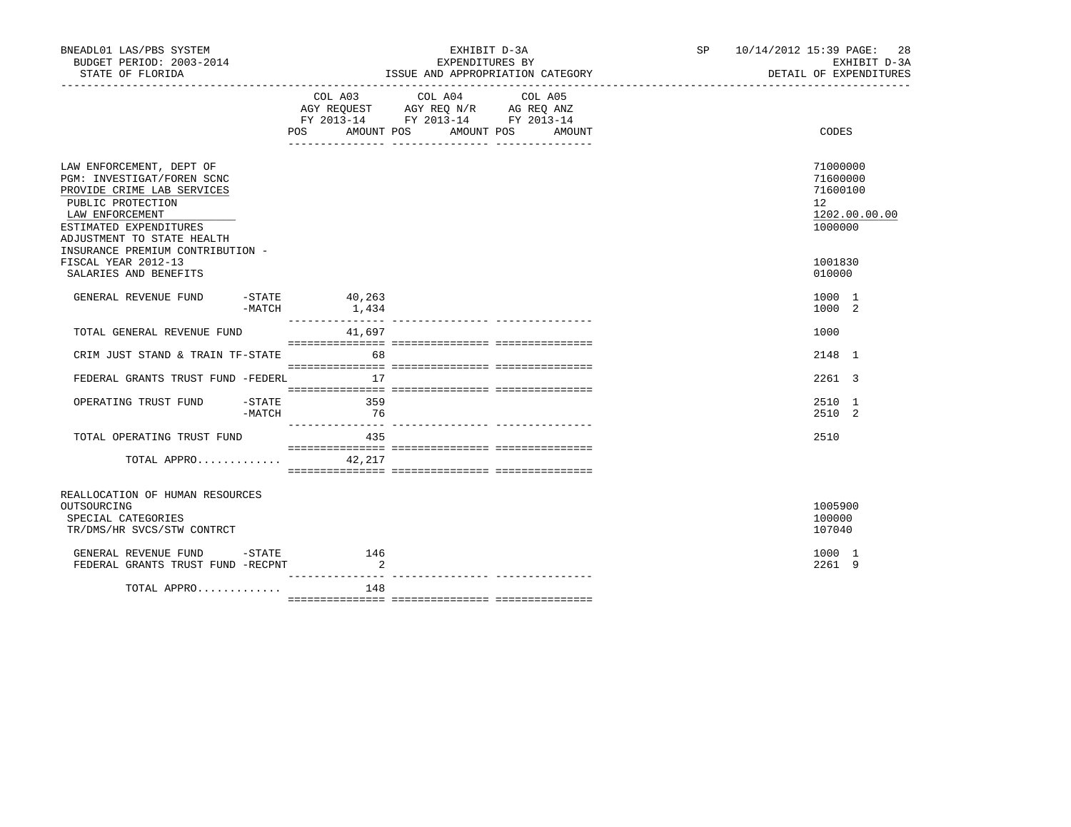BNEADL01 LAS/PBS SYSTEM
BUDGET PERIOD: 2003-2014
STATE OF FLORIDA

EXHIBIT D-3A
EXPENDITURES BY
ISSUE AND APPROPRIATION CATEGORY

SP 10/14/2012 15:39
EXHIBIT D-3A
DETAIL OF EXPENDITURES

| | COL A03 AGY REQUEST FY 2013-14 POS | AMOUNT | COL A04 AGY REQ N/R FY 2013-14 POS | AMOUNT | COL A05 AG REQ ANZ FY 2013-14 POS | AMOUNT | CODES |
|---|---|---|---|---|---|---|---|
| LAW ENFORCEMENT, DEPT OF | | | | | | | 71000000 |
| PGM: INVESTIGAT/FOREN SCNC | | | | | | | 71600000 |
| PROVIDE CRIME LAB SERVICES | | | | | | | 71600100 |
| PUBLIC PROTECTION | | | | | | | 12 |
| LAW ENFORCEMENT | | | | | | | 1202.00.00.00 |
| ESTIMATED EXPENDITURES | | | | | | | 1000000 |
| ADJUSTMENT TO STATE HEALTH INSURANCE PREMIUM CONTRIBUTION - FISCAL YEAR 2012-13 | | | | | | | 1001830 |
| SALARIES AND BENEFITS | | | | | | | 010000 |
| GENERAL REVENUE FUND -STATE | | 40,263 | | | | | 1000 1 |
| -MATCH | | 1,434 | | | | | 1000 2 |
| TOTAL GENERAL REVENUE FUND | | 41,697 | | | | | 1000 |
| CRIM JUST STAND & TRAIN TF-STATE | | 68 | | | | | 2148 1 |
| FEDERAL GRANTS TRUST FUND -FEDERL | | 17 | | | | | 2261 3 |
| OPERATING TRUST FUND -STATE | | 359 | | | | | 2510 1 |
| -MATCH | | 76 | | | | | 2510 2 |
| TOTAL OPERATING TRUST FUND | | 435 | | | | | 2510 |
| TOTAL APPRO............. | | 42,217 | | | | | |
| REALLOCATION OF HUMAN RESOURCES OUTSOURCING | | | | | | | 1005900 |
| SPECIAL CATEGORIES | | | | | | | 100000 |
| TR/DMS/HR SVCS/STW CONTRCT | | | | | | | 107040 |
| GENERAL REVENUE FUND -STATE | | 146 | | | | | 1000 1 |
| FEDERAL GRANTS TRUST FUND -RECPNT | | 2 | | | | | 2261 9 |
| TOTAL APPRO............. | | 148 | | | | | |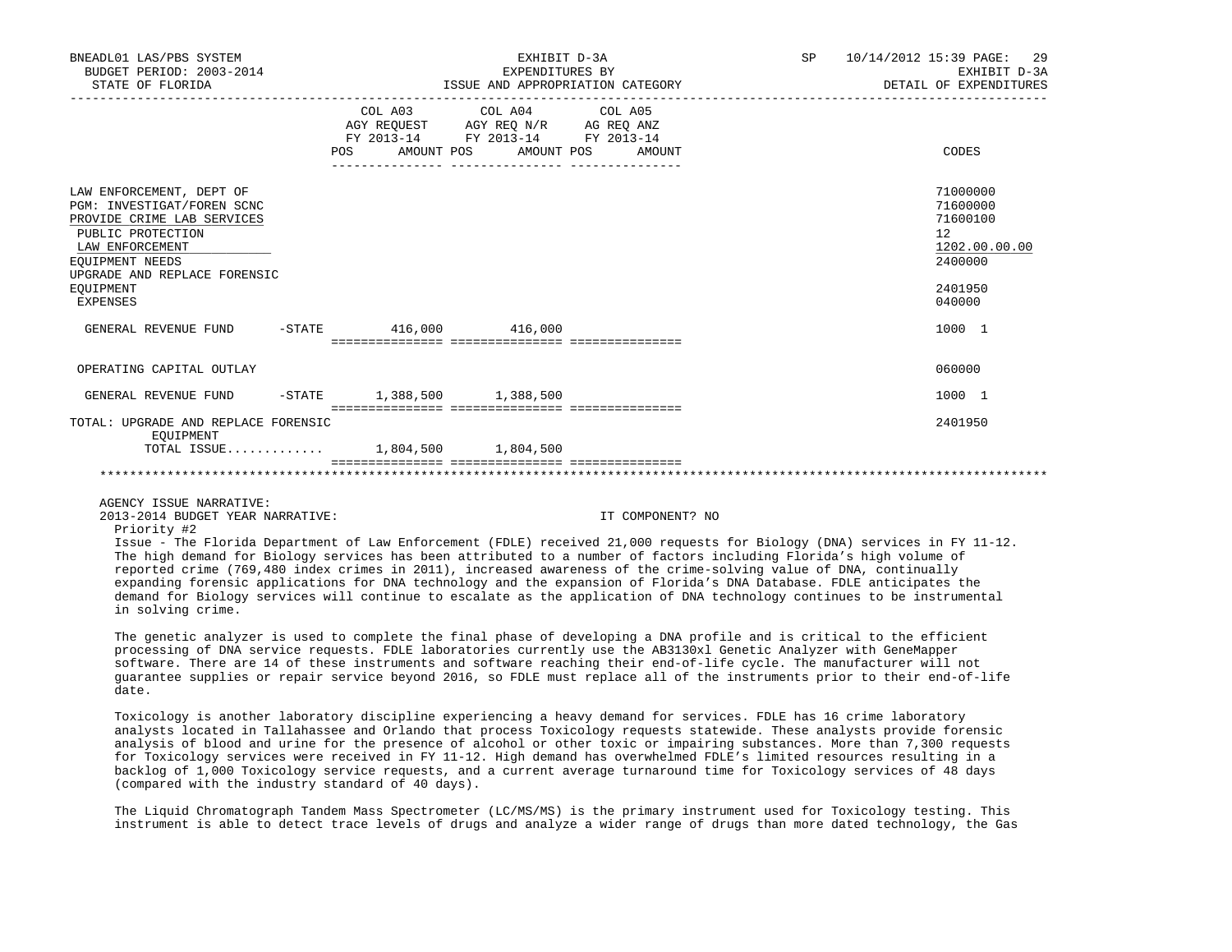BNEADL01 LAS/PBS SYSTEM — EXHIBIT D-3A — EXPENDITURES BY ISSUE AND APPROPRIATION CATEGORY — SP 10/14/2012 15:39
BUDGET PERIOD: 2003-2014 — EXHIBIT D-3A
STATE OF FLORIDA — DETAIL OF EXPENDITURES

| | COL A03 AGY REQUEST FY 2013-14 POS AMOUNT | COL A04 AGY REQ N/R FY 2013-14 POS AMOUNT | COL A05 AG REQ ANZ FY 2013-14 POS AMOUNT | CODES |
|---|---|---|---|---|
| LAW ENFORCEMENT, DEPT OF | | | | 71000000 |
| PGM: INVESTIGAT/FOREN SCNC | | | | 71600000 |
| PROVIDE CRIME LAB SERVICES | | | | 71600100 |
| PUBLIC PROTECTION | | | | 12 |
| LAW ENFORCEMENT | | | | 1202.00.00.00 |
| EQUIPMENT NEEDS | | | | 2400000 |
| UPGRADE AND REPLACE FORENSIC EQUIPMENT | | | | 2401950 |
| EXPENSES | | | | 040000 |
| GENERAL REVENUE FUND -STATE | 416,000 | 416,000 | | 1000 1 |
| OPERATING CAPITAL OUTLAY | | | | 060000 |
| GENERAL REVENUE FUND -STATE | 1,388,500 | 1,388,500 | | 1000 1 |
| TOTAL: UPGRADE AND REPLACE FORENSIC EQUIPMENT | | | | 2401950 |
| TOTAL ISSUE............ | 1,804,500 | 1,804,500 | | |

AGENCY ISSUE NARRATIVE:
2013-2014 BUDGET YEAR NARRATIVE: IT COMPONENT? NO

Priority #2

Issue - The Florida Department of Law Enforcement (FDLE) received 21,000 requests for Biology (DNA) services in FY 11-12. The high demand for Biology services has been attributed to a number of factors including Florida's high volume of reported crime (769,480 index crimes in 2011), increased awareness of the crime-solving value of DNA, continually expanding forensic applications for DNA technology and the expansion of Florida's DNA Database. FDLE anticipates the demand for Biology services will continue to escalate as the application of DNA technology continues to be instrumental in solving crime.

The genetic analyzer is used to complete the final phase of developing a DNA profile and is critical to the efficient processing of DNA service requests. FDLE laboratories currently use the AB3130xl Genetic Analyzer with GeneMapper software. There are 14 of these instruments and software reaching their end-of-life cycle. The manufacturer will not guarantee supplies or repair service beyond 2016, so FDLE must replace all of the instruments prior to their end-of-life date.

Toxicology is another laboratory discipline experiencing a heavy demand for services. FDLE has 16 crime laboratory analysts located in Tallahassee and Orlando that process Toxicology requests statewide. These analysts provide forensic analysis of blood and urine for the presence of alcohol or other toxic or impairing substances. More than 7,300 requests for Toxicology services were received in FY 11-12. High demand has overwhelmed FDLE's limited resources resulting in a backlog of 1,000 Toxicology service requests, and a current average turnaround time for Toxicology services of 48 days (compared with the industry standard of 40 days).

The Liquid Chromatograph Tandem Mass Spectrometer (LC/MS/MS) is the primary instrument used for Toxicology testing. This instrument is able to detect trace levels of drugs and analyze a wider range of drugs than more dated technology, the Gas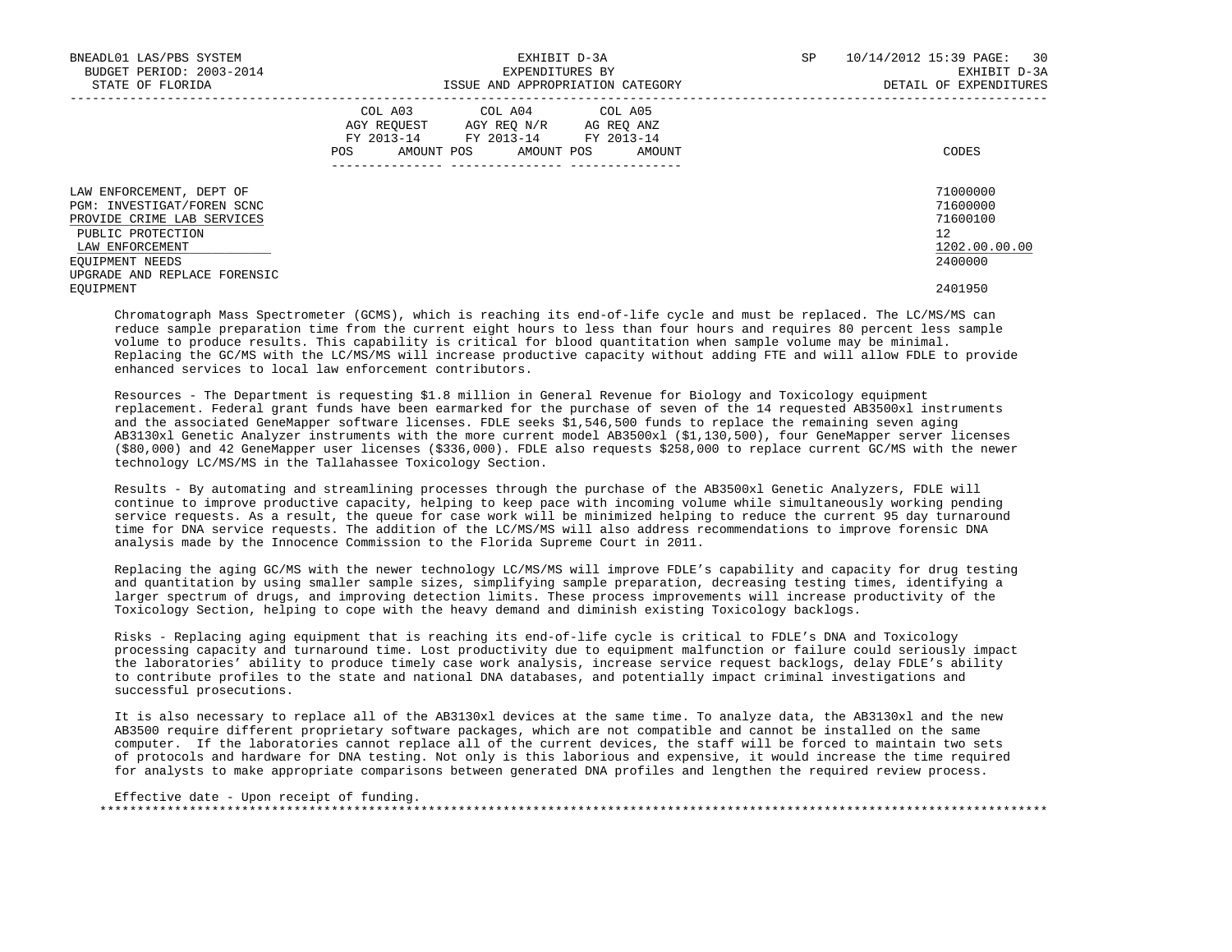| | COL A03 AGY REQUEST FY 2013-14 | | COL A04 AGY REQ N/R FY 2013-14 | | COL A05 AG REQ ANZ FY 2013-14 | | |
|---|---|---|---|---|---|---|---|
| | POS | AMOUNT | POS | AMOUNT | POS | AMOUNT | CODES |
| LAW ENFORCEMENT, DEPT OF | | | | | | | 71000000 |
| PGM: INVESTIGAT/FOREN SCNC | | | | | | | 71600000 |
| PROVIDE CRIME LAB SERVICES | | | | | | | 71600100 |
| PUBLIC PROTECTION | | | | | | | 12 |
| LAW ENFORCEMENT | | | | | | | 1202.00.00.00 |
| EQUIPMENT NEEDS | | | | | | | 2400000 |
| UPGRADE AND REPLACE FORENSIC EQUIPMENT | | | | | | | 2401950 |

Chromatograph Mass Spectrometer (GCMS), which is reaching its end-of-life cycle and must be replaced. The LC/MS/MS can reduce sample preparation time from the current eight hours to less than four hours and requires 80 percent less sample volume to produce results. This capability is critical for blood quantitation when sample volume may be minimal. Replacing the GC/MS with the LC/MS/MS will increase productive capacity without adding FTE and will allow FDLE to provide enhanced services to local law enforcement contributors.

Resources - The Department is requesting $1.8 million in General Revenue for Biology and Toxicology equipment replacement. Federal grant funds have been earmarked for the purchase of seven of the 14 requested AB3500xl instruments and the associated GeneMapper software licenses. FDLE seeks $1,546,500 funds to replace the remaining seven aging AB3130xl Genetic Analyzer instruments with the more current model AB3500xl ($1,130,500), four GeneMapper server licenses ($80,000) and 42 GeneMapper user licenses ($336,000). FDLE also requests $258,000 to replace current GC/MS with the newer technology LC/MS/MS in the Tallahassee Toxicology Section.

Results - By automating and streamlining processes through the purchase of the AB3500xl Genetic Analyzers, FDLE will continue to improve productive capacity, helping to keep pace with incoming volume while simultaneously working pending service requests. As a result, the queue for case work will be minimized helping to reduce the current 95 day turnaround time for DNA service requests. The addition of the LC/MS/MS will also address recommendations to improve forensic DNA analysis made by the Innocence Commission to the Florida Supreme Court in 2011.

Replacing the aging GC/MS with the newer technology LC/MS/MS will improve FDLE's capability and capacity for drug testing and quantitation by using smaller sample sizes, simplifying sample preparation, decreasing testing times, identifying a larger spectrum of drugs, and improving detection limits. These process improvements will increase productivity of the Toxicology Section, helping to cope with the heavy demand and diminish existing Toxicology backlogs.

Risks - Replacing aging equipment that is reaching its end-of-life cycle is critical to FDLE's DNA and Toxicology processing capacity and turnaround time. Lost productivity due to equipment malfunction or failure could seriously impact the laboratories' ability to produce timely case work analysis, increase service request backlogs, delay FDLE's ability to contribute profiles to the state and national DNA databases, and potentially impact criminal investigations and successful prosecutions.

It is also necessary to replace all of the AB3130xl devices at the same time. To analyze data, the AB3130xl and the new AB3500 require different proprietary software packages, which are not compatible and cannot be installed on the same computer. If the laboratories cannot replace all of the current devices, the staff will be forced to maintain two sets of protocols and hardware for DNA testing. Not only is this laborious and expensive, it would increase the time required for analysts to make appropriate comparisons between generated DNA profiles and lengthen the required review process.

Effective date - Upon receipt of funding.

*******************************************************************************************************************************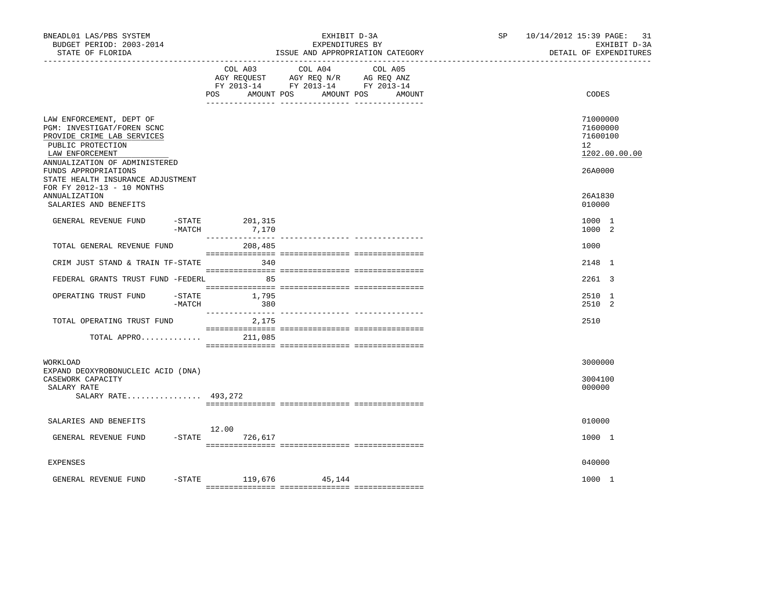BNEADL01 LAS/PBS SYSTEM
BUDGET PERIOD: 2003-2014
STATE OF FLORIDA

EXHIBIT D-3A
EXPENDITURES BY
ISSUE AND APPROPRIATION CATEGORY

SP 10/14/2012 15:39

EXHIBIT D-3A
DETAIL OF EXPENDITURES

| | COL A03 AGY REQUEST FY 2013-14 POS AMOUNT | COL A04 AGY REQ N/R FY 2013-14 AMOUNT | COL A05 AG REQ ANZ FY 2013-14 POS AMOUNT | CODES |
|---|---|---|---|---|
| LAW ENFORCEMENT, DEPT OF | | | | 71000000 |
| PGM: INVESTIGAT/FOREN SCNC | | | | 71600000 |
| PROVIDE CRIME LAB SERVICES | | | | 71600100 |
| PUBLIC PROTECTION | | | | 12 |
| LAW ENFORCEMENT | | | | 1202.00.00.00 |
| ANNUALIZATION OF ADMINISTERED FUNDS APPROPRIATIONS | | | | 26A0000 |
| STATE HEALTH INSURANCE ADJUSTMENT FOR FY 2012-13 - 10 MONTHS ANNUALIZATION | | | | 26A1830 |
| SALARIES AND BENEFITS | | | | 010000 |
| GENERAL REVENUE FUND -STATE | 201,315 | | | 1000 1 |
| -MATCH | 7,170 | | | 1000 2 |
| TOTAL GENERAL REVENUE FUND | 208,485 | | | 1000 |
| CRIM JUST STAND & TRAIN TF-STATE | 340 | | | 2148 1 |
| FEDERAL GRANTS TRUST FUND -FEDERL | 85 | | | 2261 3 |
| OPERATING TRUST FUND -STATE | 1,795 | | | 2510 1 |
| -MATCH | 380 | | | 2510 2 |
| TOTAL OPERATING TRUST FUND | 2,175 | | | 2510 |
| TOTAL APPRO............. | 211,085 | | | |
| WORKLOAD | | | | 3000000 |
| EXPAND DEOXYROBONUCLEIC ACID (DNA) CASEWORK CAPACITY | | | | 3004100 |
| SALARY RATE | | | | 000000 |
| SALARY RATE................ 493,272 | | | | |
| SALARIES AND BENEFITS | | | | 010000 |
| GENERAL REVENUE FUND -STATE | 12.00 726,617 | | | 1000 1 |
| EXPENSES | | | | 040000 |
| GENERAL REVENUE FUND -STATE | 119,676 | 45,144 | | 1000 1 |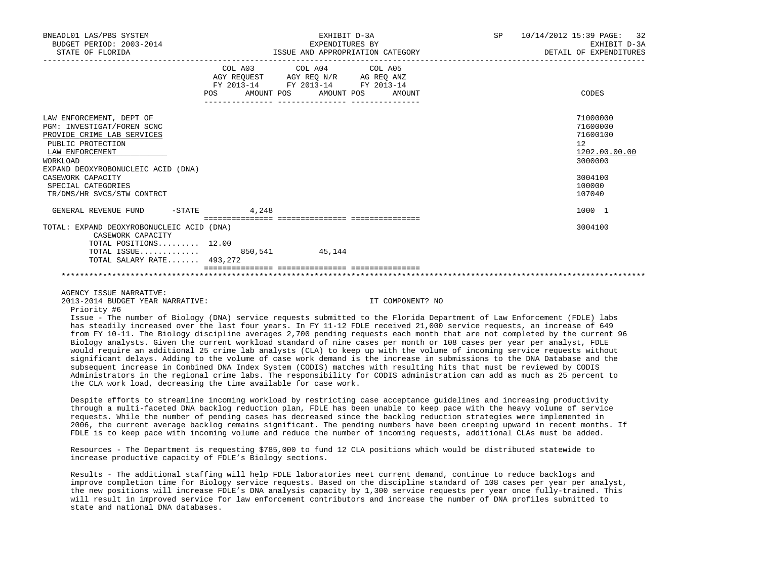BNEADL01 LAS/PBS SYSTEM — EXHIBIT D-3A — SP 10/14/2012 15:39

BUDGET PERIOD: 2003-2014 — EXPENDITURES BY — EXHIBIT D-3A

STATE OF FLORIDA — ISSUE AND APPROPRIATION CATEGORY — DETAIL OF EXPENDITURES

| | COL A03 AGY REQUEST FY 2013-14 POS | AMOUNT | COL A04 AGY REQ N/R FY 2013-14 POS | AMOUNT | COL A05 AG REQ ANZ FY 2013-14 POS | AMOUNT | CODES |
|---|---|---|---|---|---|---|---|
| LAW ENFORCEMENT, DEPT OF | | | | | | | 71000000 |
| PGM: INVESTIGAT/FOREN SCNC | | | | | | | 71600000 |
| PROVIDE CRIME LAB SERVICES | | | | | | | 71600100 |
| PUBLIC PROTECTION | | | | | | | 12 |
| LAW ENFORCEMENT | | | | | | | 1202.00.00.00 |
| WORKLOAD | | | | | | | 3000000 |
| EXPAND DEOXYROBONUCLEIC ACID (DNA) CASEWORK CAPACITY | | | | | | | 3004100 |
| SPECIAL CATEGORIES | | | | | | | 100000 |
| TR/DMS/HR SVCS/STW CONTRCT | | | | | | | 107040 |
| GENERAL REVENUE FUND -STATE | | 4,248 | | | | | 1000 1 |
| TOTAL: EXPAND DEOXYROBONUCLEIC ACID (DNA) CASEWORK CAPACITY | | | | | | | 3004100 |
| TOTAL POSITIONS......... | 12.00 | | | | | | |
| TOTAL ISSUE............. | | 850,541 | | 45,144 | | | |
| TOTAL SALARY RATE....... | 493,272 | | | | | | |

AGENCY ISSUE NARRATIVE:

2013-2014 BUDGET YEAR NARRATIVE: IT COMPONENT? NO

Priority #6

Issue - The number of Biology (DNA) service requests submitted to the Florida Department of Law Enforcement (FDLE) labs has steadily increased over the last four years. In FY 11-12 FDLE received 21,000 service requests, an increase of 649 from FY 10-11. The Biology discipline averages 2,700 pending requests each month that are not completed by the current 96 Biology analysts. Given the current workload standard of nine cases per month or 108 cases per year per analyst, FDLE would require an additional 25 crime lab analysts (CLA) to keep up with the volume of incoming service requests without significant delays. Adding to the volume of case work demand is the increase in submissions to the DNA Database and the subsequent increase in Combined DNA Index System (CODIS) matches with resulting hits that must be reviewed by CODIS Administrators in the regional crime labs. The responsibility for CODIS administration can add as much as 25 percent to the CLA work load, decreasing the time available for case work.

Despite efforts to streamline incoming workload by restricting case acceptance guidelines and increasing productivity through a multi-faceted DNA backlog reduction plan, FDLE has been unable to keep pace with the heavy volume of service requests. While the number of pending cases has decreased since the backlog reduction strategies were implemented in 2006, the current average backlog remains significant. The pending numbers have been creeping upward in recent months. If FDLE is to keep pace with incoming volume and reduce the number of incoming requests, additional CLAs must be added.

Resources - The Department is requesting $785,000 to fund 12 CLA positions which would be distributed statewide to increase productive capacity of FDLE's Biology sections.

Results - The additional staffing will help FDLE laboratories meet current demand, continue to reduce backlogs and improve completion time for Biology service requests. Based on the discipline standard of 108 cases per year per analyst, the new positions will increase FDLE's DNA analysis capacity by 1,300 service requests per year once fully-trained. This will result in improved service for law enforcement contributors and increase the number of DNA profiles submitted to state and national DNA databases.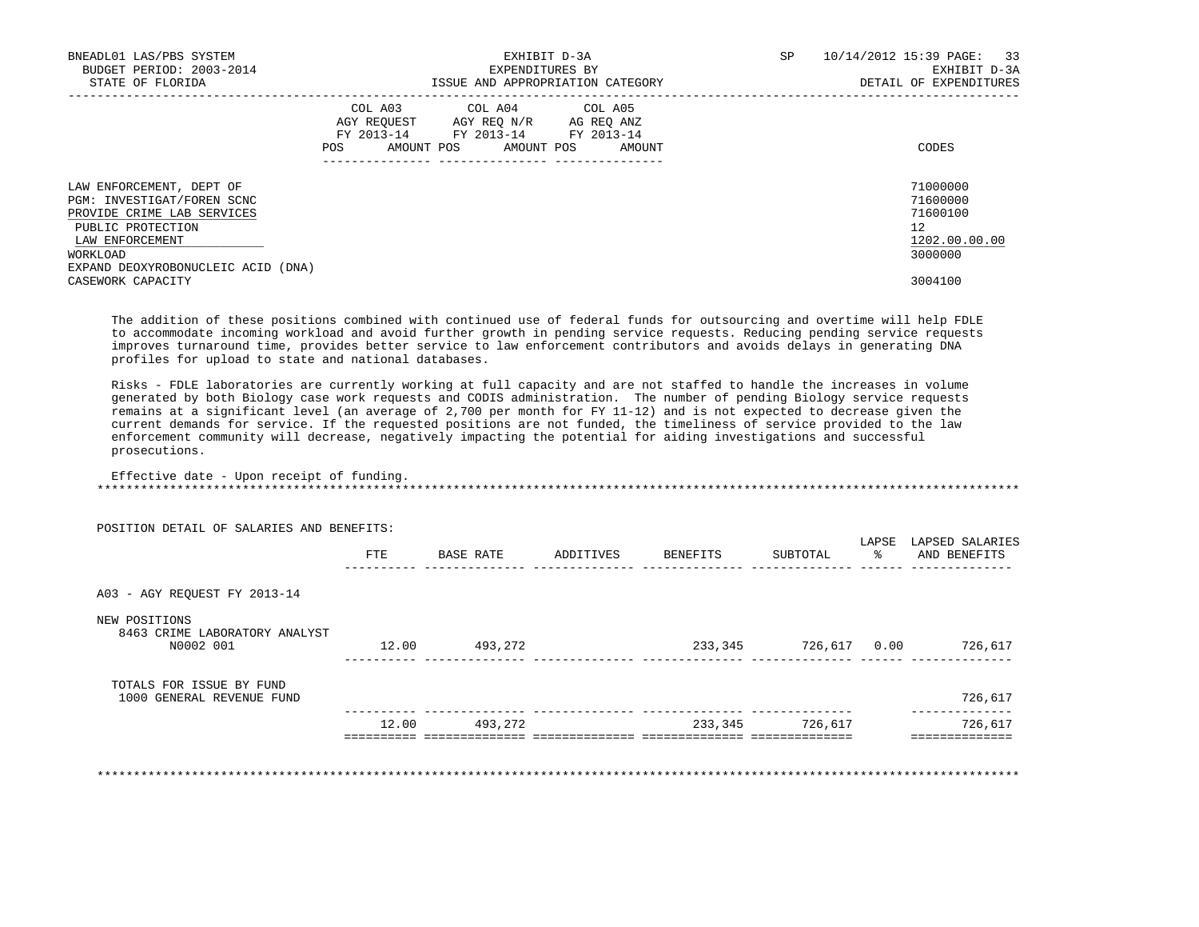| | COL A03 AGY REQUEST FY 2013-14 POS AMOUNT | COL A04 AGY REQ N/R FY 2013-14 POS AMOUNT | COL A05 AG REQ ANZ FY 2013-14 POS AMOUNT | CODES |
|---|---|---|---|---|
| LAW ENFORCEMENT, DEPT OF | | | | 71000000 |
| PGM: INVESTIGAT/FOREN SCNC | | | | 71600000 |
| PROVIDE CRIME LAB SERVICES | | | | 71600100 |
| PUBLIC PROTECTION | | | | 12 |
| LAW ENFORCEMENT | | | | 1202.00.00.00 |
| WORKLOAD | | | | 3000000 |
| EXPAND DEOXYROBONUCLEIC ACID (DNA) CASEWORK CAPACITY | | | | 3004100 |

The addition of these positions combined with continued use of federal funds for outsourcing and overtime will help FDLE to accommodate incoming workload and avoid further growth in pending service requests. Reducing pending service requests improves turnaround time, provides better service to law enforcement contributors and avoids delays in generating DNA profiles for upload to state and national databases.

Risks - FDLE laboratories are currently working at full capacity and are not staffed to handle the increases in volume generated by both Biology case work requests and CODIS administration. The number of pending Biology service requests remains at a significant level (an average of 2,700 per month for FY 11-12) and is not expected to decrease given the current demands for service. If the requested positions are not funded, the timeliness of service provided to the law enforcement community will decrease, negatively impacting the potential for aiding investigations and successful prosecutions.

Effective date - Upon receipt of funding.

*******************************************************************************************************************

POSITION DETAIL OF SALARIES AND BENEFITS:

| | FTE | BASE RATE | ADDITIVES | BENEFITS | SUBTOTAL | LAPSE % | LAPSED SALARIES AND BENEFITS |
|---|---|---|---|---|---|---|---|
| A03 - AGY REQUEST FY 2013-14 | | | | | | | |
| NEW POSITIONS | | | | | | | |
| 8463 CRIME LABORATORY ANALYST N0002 001 | 12.00 | 493,272 | | 233,345 | 726,617 | 0.00 | 726,617 |
| TOTALS FOR ISSUE BY FUND | | | | | | | |
| 1000 GENERAL REVENUE FUND | | | | | | | 726,617 |
| | 12.00 | 493,272 | | 233,345 | 726,617 | | 726,617 |

*******************************************************************************************************************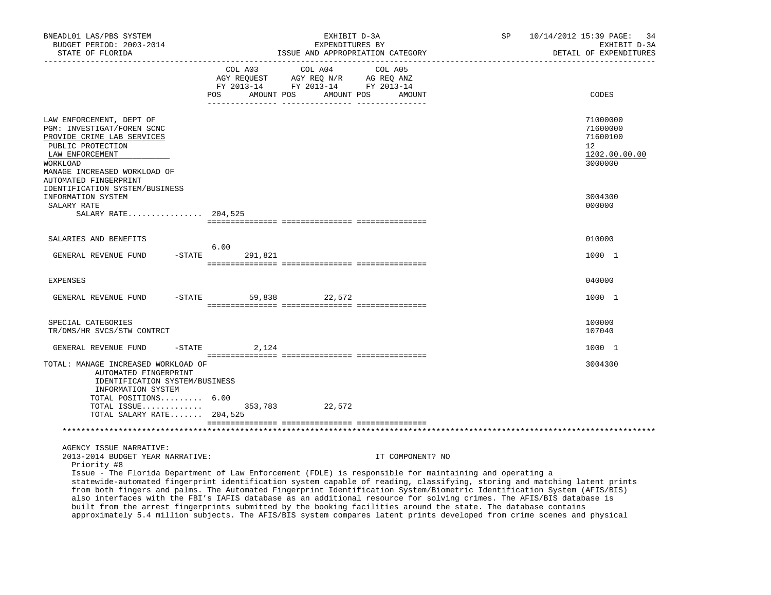BNEADL01 LAS/PBS SYSTEM — EXHIBIT D-3A — SP 10/14/2012 15:39 PAGE: 34
BUDGET PERIOD: 2003-2014 — EXPENDITURES BY — EXHIBIT D-3A
STATE OF FLORIDA — ISSUE AND APPROPRIATION CATEGORY — DETAIL OF EXPENDITURES

| | COL A03 AGY REQUEST FY 2013-14 POS | AMOUNT | COL A04 AGY REQ N/R FY 2013-14 POS | AMOUNT | COL A05 AG REQ ANZ FY 2013-14 POS | AMOUNT | CODES |
|---|---|---|---|---|---|---|---|
| LAW ENFORCEMENT, DEPT OF | | | | | | | 71000000 |
| PGM: INVESTIGAT/FOREN SCNC | | | | | | | 71600000 |
| PROVIDE CRIME LAB SERVICES | | | | | | | 71600100 |
| PUBLIC PROTECTION | | | | | | | 12 |
| LAW ENFORCEMENT | | | | | | | 1202.00.00.00 |
| WORKLOAD | | | | | | | 3000000 |
| MANAGE INCREASED WORKLOAD OF AUTOMATED FINGERPRINT IDENTIFICATION SYSTEM/BUSINESS INFORMATION SYSTEM | | | | | | | 3004300 |
| SALARY RATE | | | | | | | 000000 |
| SALARY RATE................ | 204,525 | | | | | | |
| SALARIES AND BENEFITS | | | | | | | 010000 |
| GENERAL REVENUE FUND -STATE | 6.00 | 291,821 | | | | | 1000 1 |
| EXPENSES | | | | | | | 040000 |
| GENERAL REVENUE FUND -STATE | | 59,838 | | 22,572 | | | 1000 1 |
| SPECIAL CATEGORIES | | | | | | | 100000 |
| TR/DMS/HR SVCS/STW CONTRCT | | | | | | | 107040 |
| GENERAL REVENUE FUND -STATE | | 2,124 | | | | | 1000 1 |
| TOTAL: MANAGE INCREASED WORKLOAD OF AUTOMATED FINGERPRINT IDENTIFICATION SYSTEM/BUSINESS INFORMATION SYSTEM | | | | | | | 3004300 |
| TOTAL POSITIONS......... | 6.00 | | | | | | |
| TOTAL ISSUE............. | | 353,783 | | 22,572 | | | |
| TOTAL SALARY RATE....... | 204,525 | | | | | | |

AGENCY ISSUE NARRATIVE:

2013-2014 BUDGET YEAR NARRATIVE: IT COMPONENT? NO

Priority #8

Issue - The Florida Department of Law Enforcement (FDLE) is responsible for maintaining and operating a statewide-automated fingerprint identification system capable of reading, classifying, storing and matching latent prints from both fingers and palms. The Automated Fingerprint Identification System/Biometric Identification System (AFIS/BIS) also interfaces with the FBI's IAFIS database as an additional resource for solving crimes. The AFIS/BIS database is built from the arrest fingerprints submitted by the booking facilities around the state. The database contains approximately 5.4 million subjects. The AFIS/BIS system compares latent prints developed from crime scenes and physical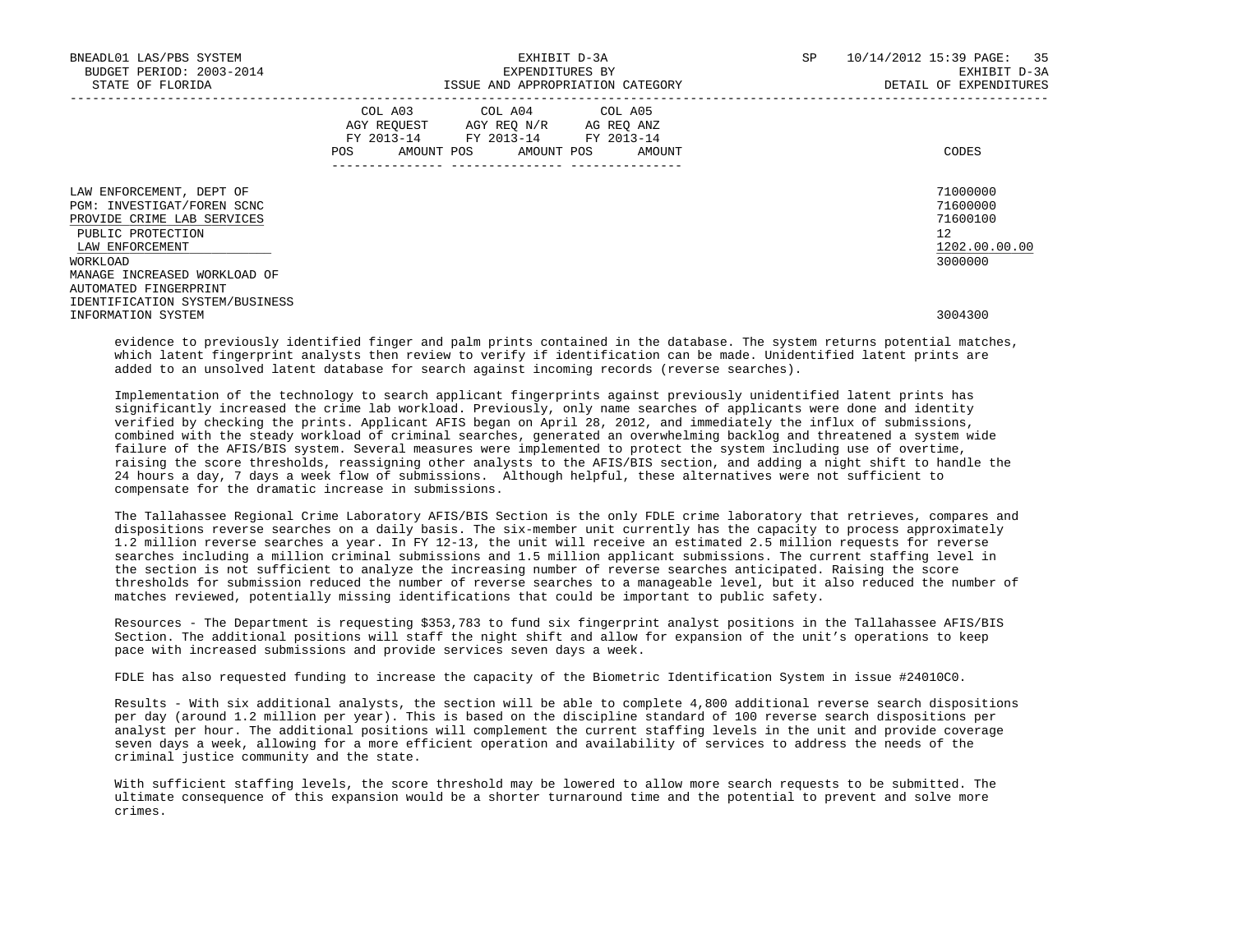| | COL A03 AGY REQUEST FY 2013-14 POS AMOUNT | COL A04 AGY REQ N/R FY 2013-14 POS AMOUNT | COL A05 AG REQ ANZ FY 2013-14 POS AMOUNT | CODES |
|---|---|---|---|---|
| LAW ENFORCEMENT, DEPT OF | | | | 71000000 |
| PGM: INVESTIGAT/FOREN SCNC | | | | 71600000 |
| PROVIDE CRIME LAB SERVICES | | | | 71600100 |
| PUBLIC PROTECTION | | | | 12 |
| LAW ENFORCEMENT | | | | 1202.00.00.00 |
| WORKLOAD | | | | 3000000 |
| MANAGE INCREASED WORKLOAD OF AUTOMATED FINGERPRINT IDENTIFICATION SYSTEM/BUSINESS INFORMATION SYSTEM | | | | 3004300 |

evidence to previously identified finger and palm prints contained in the database. The system returns potential matches, which latent fingerprint analysts then review to verify if identification can be made. Unidentified latent prints are added to an unsolved latent database for search against incoming records (reverse searches).

Implementation of the technology to search applicant fingerprints against previously unidentified latent prints has significantly increased the crime lab workload. Previously, only name searches of applicants were done and identity verified by checking the prints. Applicant AFIS began on April 28, 2012, and immediately the influx of submissions, combined with the steady workload of criminal searches, generated an overwhelming backlog and threatened a system wide failure of the AFIS/BIS system. Several measures were implemented to protect the system including use of overtime, raising the score thresholds, reassigning other analysts to the AFIS/BIS section, and adding a night shift to handle the 24 hours a day, 7 days a week flow of submissions. Although helpful, these alternatives were not sufficient to compensate for the dramatic increase in submissions.

The Tallahassee Regional Crime Laboratory AFIS/BIS Section is the only FDLE crime laboratory that retrieves, compares and dispositions reverse searches on a daily basis. The six-member unit currently has the capacity to process approximately 1.2 million reverse searches a year. In FY 12-13, the unit will receive an estimated 2.5 million requests for reverse searches including a million criminal submissions and 1.5 million applicant submissions. The current staffing level in the section is not sufficient to analyze the increasing number of reverse searches anticipated. Raising the score thresholds for submission reduced the number of reverse searches to a manageable level, but it also reduced the number of matches reviewed, potentially missing identifications that could be important to public safety.

Resources - The Department is requesting $353,783 to fund six fingerprint analyst positions in the Tallahassee AFIS/BIS Section. The additional positions will staff the night shift and allow for expansion of the unit's operations to keep pace with increased submissions and provide services seven days a week.

FDLE has also requested funding to increase the capacity of the Biometric Identification System in issue #24010C0.

Results - With six additional analysts, the section will be able to complete 4,800 additional reverse search dispositions per day (around 1.2 million per year). This is based on the discipline standard of 100 reverse search dispositions per analyst per hour. The additional positions will complement the current staffing levels in the unit and provide coverage seven days a week, allowing for a more efficient operation and availability of services to address the needs of the criminal justice community and the state.

With sufficient staffing levels, the score threshold may be lowered to allow more search requests to be submitted. The ultimate consequence of this expansion would be a shorter turnaround time and the potential to prevent and solve more crimes.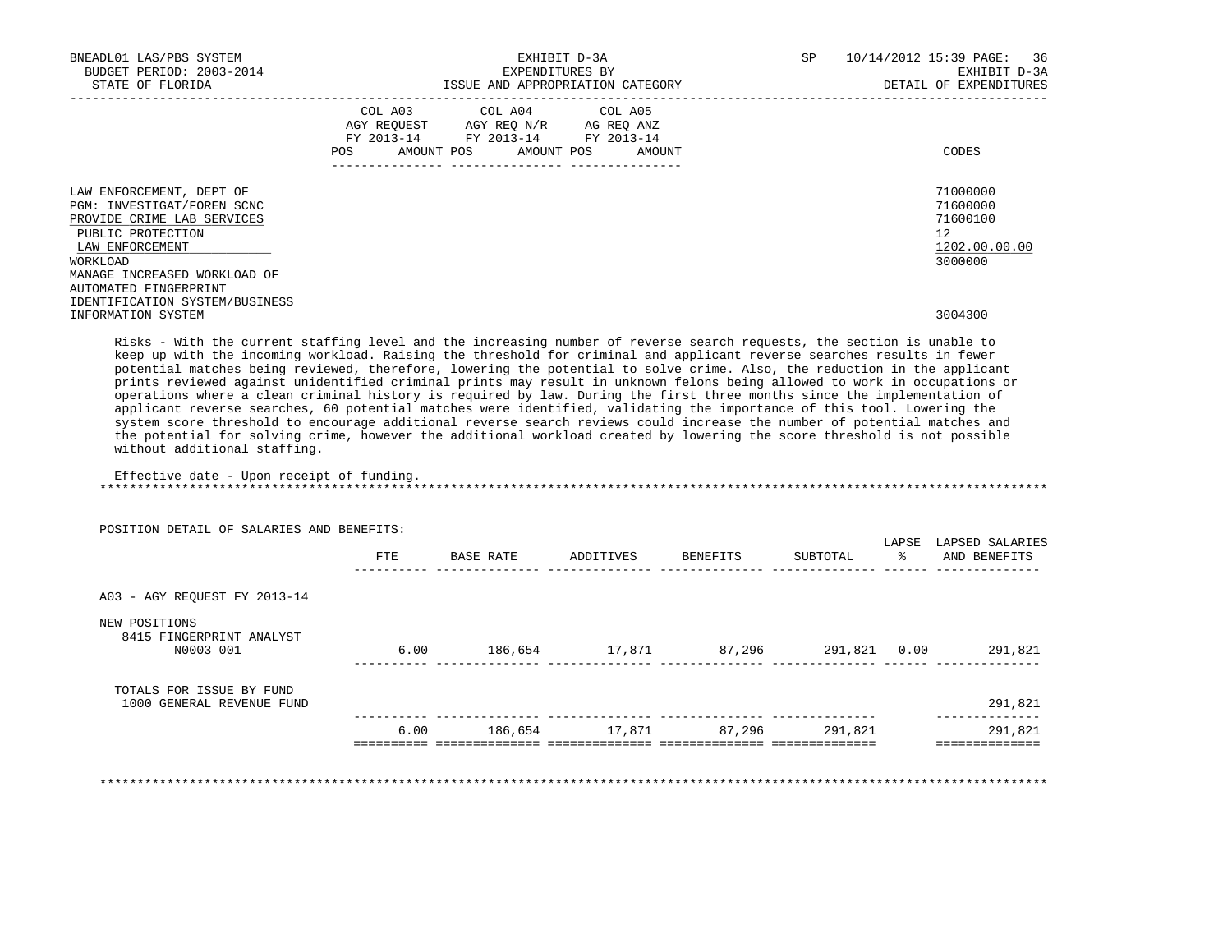BNEADL01 LAS/PBS SYSTEM — EXHIBIT D-3A — SP 10/14/2012 15:39

BUDGET PERIOD: 2003-2014 — EXPENDITURES BY — EXHIBIT D-3A

STATE OF FLORIDA — ISSUE AND APPROPRIATION CATEGORY — DETAIL OF EXPENDITURES

| | COL A03 AGY REQUEST FY 2013-14 POS AMOUNT | COL A04 AGY REQ N/R FY 2013-14 POS AMOUNT | COL A05 AG REQ ANZ FY 2013-14 POS AMOUNT | CODES |
|---|---|---|---|---|
| LAW ENFORCEMENT, DEPT OF | | | | 71000000 |
| PGM: INVESTIGAT/FOREN SCNC | | | | 71600000 |
| PROVIDE CRIME LAB SERVICES | | | | 71600100 |
| PUBLIC PROTECTION | | | | 12 |
| LAW ENFORCEMENT | | | | 1202.00.00.00 |
| WORKLOAD | | | | 3000000 |
| MANAGE INCREASED WORKLOAD OF AUTOMATED FINGERPRINT IDENTIFICATION SYSTEM/BUSINESS INFORMATION SYSTEM | | | | 3004300 |

Risks - With the current staffing level and the increasing number of reverse search requests, the section is unable to keep up with the incoming workload. Raising the threshold for criminal and applicant reverse searches results in fewer potential matches being reviewed, therefore, lowering the potential to solve crime. Also, the reduction in the applicant prints reviewed against unidentified criminal prints may result in unknown felons being allowed to work in occupations or operations where a clean criminal history is required by law. During the first three months since the implementation of applicant reverse searches, 60 potential matches were identified, validating the importance of this tool. Lowering the system score threshold to encourage additional reverse search reviews could increase the number of potential matches and the potential for solving crime, however the additional workload created by lowering the score threshold is not possible without additional staffing.

Effective date - Upon receipt of funding.

*******************************************************************************************************************

POSITION DETAIL OF SALARIES AND BENEFITS:

| | FTE | BASE RATE | ADDITIVES | BENEFITS | SUBTOTAL | LAPSE % | LAPSED SALARIES AND BENEFITS |
|---|---|---|---|---|---|---|---|
| A03 - AGY REQUEST FY 2013-14 | | | | | | | |
| NEW POSITIONS | | | | | | | |
| 8415 FINGERPRINT ANALYST N0003 001 | 6.00 | 186,654 | 17,871 | 87,296 | 291,821 | 0.00 | 291,821 |
| TOTALS FOR ISSUE BY FUND | | | | | | | |
| 1000 GENERAL REVENUE FUND | | | | | | | 291,821 |
| | 6.00 | 186,654 | 17,871 | 87,296 | 291,821 | | 291,821 |

*******************************************************************************************************************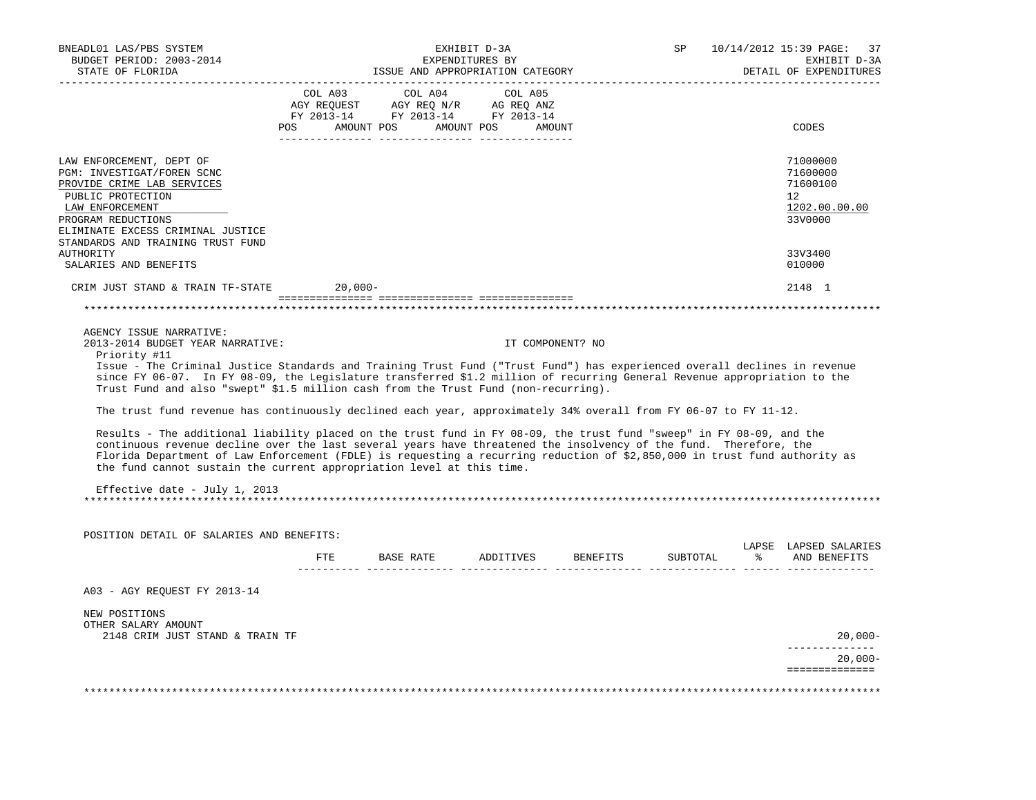BNEADL01 LAS/PBS SYSTEM | EXHIBIT D-3A | SP 10/14/2012 15:39

BUDGET PERIOD: 2003-2014 | EXPENDITURES BY | EXHIBIT D-3A

STATE OF FLORIDA | ISSUE AND APPROPRIATION CATEGORY | DETAIL OF EXPENDITURES

| | COL A03 AGY REQUEST FY 2013-14 POS AMOUNT | COL A04 AGY REQ N/R FY 2013-14 POS AMOUNT | COL A05 AG REQ ANZ FY 2013-14 POS AMOUNT | CODES |
|---|---|---|---|---|
| LAW ENFORCEMENT, DEPT OF | | | | 71000000 |
| PGM: INVESTIGAT/FOREN SCNC | | | | 71600000 |
| PROVIDE CRIME LAB SERVICES | | | | 71600100 |
| PUBLIC PROTECTION | | | | 12 |
| LAW ENFORCEMENT | | | | 1202.00.00.00 |
| PROGRAM REDUCTIONS | | | | 33V0000 |
| ELIMINATE EXCESS CRIMINAL JUSTICE STANDARDS AND TRAINING TRUST FUND AUTHORITY | | | | 33V3400 |
| SALARIES AND BENEFITS | | | | 010000 |
| CRIM JUST STAND & TRAIN TF-STATE | 20,000- | | | 2148 1 |

AGENCY ISSUE NARRATIVE:

2013-2014 BUDGET YEAR NARRATIVE: IT COMPONENT? NO

Priority #11

Issue - The Criminal Justice Standards and Training Trust Fund ("Trust Fund") has experienced overall declines in revenue since FY 06-07. In FY 08-09, the Legislature transferred $1.2 million of recurring General Revenue appropriation to the Trust Fund and also "swept" $1.5 million cash from the Trust Fund (non-recurring).

The trust fund revenue has continuously declined each year, approximately 34% overall from FY 06-07 to FY 11-12.

Results - The additional liability placed on the trust fund in FY 08-09, the trust fund "sweep" in FY 08-09, and the continuous revenue decline over the last several years have threatened the insolvency of the fund. Therefore, the Florida Department of Law Enforcement (FDLE) is requesting a recurring reduction of $2,850,000 in trust fund authority as the fund cannot sustain the current appropriation level at this time.

Effective date - July 1, 2013

POSITION DETAIL OF SALARIES AND BENEFITS:

| | FTE | BASE RATE | ADDITIVES | BENEFITS | SUBTOTAL | LAPSE % | LAPSED SALARIES AND BENEFITS |
|---|---|---|---|---|---|---|---|
| A03 - AGY REQUEST FY 2013-14 | | | | | | | |
| NEW POSITIONS | | | | | | | |
| OTHER SALARY AMOUNT | | | | | | | |
| 2148 CRIM JUST STAND & TRAIN TF | | | | | | | 20,000- |
| | | | | | | | 20,000- |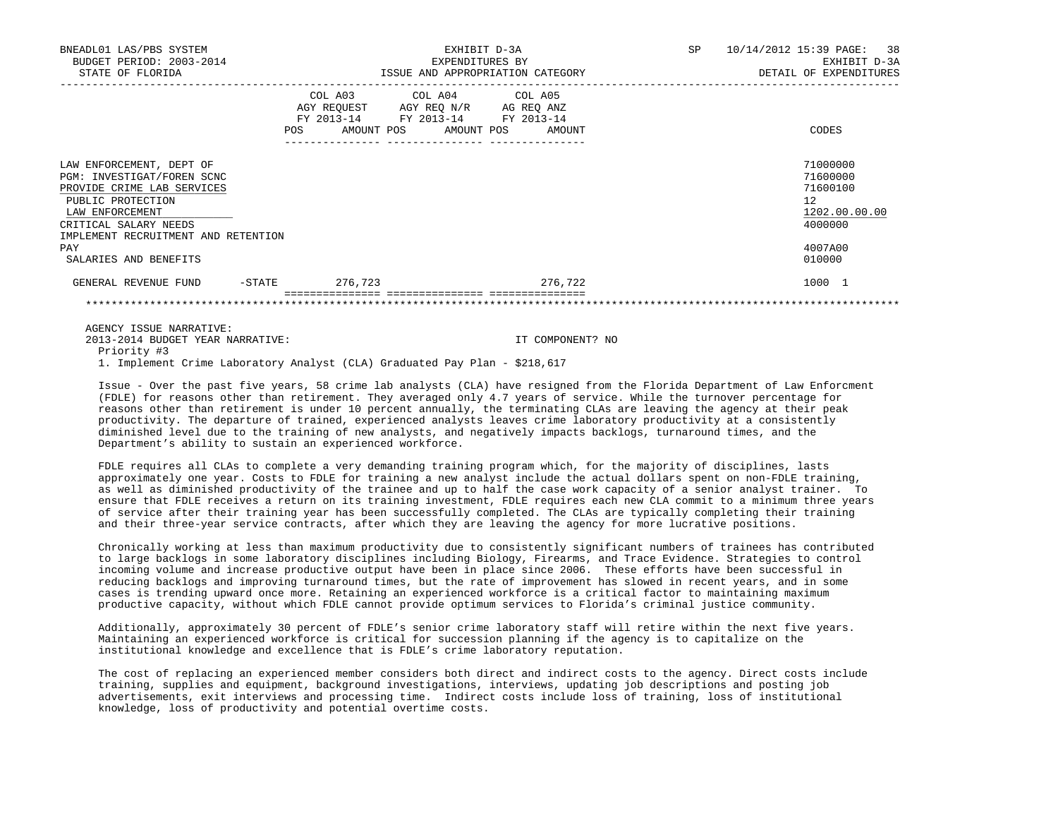| | COL A03 AGY REQUEST FY 2013-14 POS AMOUNT | COL A04 AGY REQ N/R FY 2013-14 POS AMOUNT | COL A05 AG REQ ANZ FY 2013-14 POS AMOUNT | CODES |
|---|---|---|---|---|
| LAW ENFORCEMENT, DEPT OF | | | | 71000000 |
| PGM: INVESTIGAT/FOREN SCNC | | | | 71600000 |
| PROVIDE CRIME LAB SERVICES | | | | 71600100 |
| PUBLIC PROTECTION | | | | 12 |
| LAW ENFORCEMENT | | | | 1202.00.00.00 |
| CRITICAL SALARY NEEDS | | | | 4000000 |
| IMPLEMENT RECRUITMENT AND RETENTION PAY | | | | 4007A00 |
| SALARIES AND BENEFITS | | | | 010000 |
| GENERAL REVENUE FUND -STATE | 276,723 | | 276,722 | 1000 1 |

AGENCY ISSUE NARRATIVE:

2013-2014 BUDGET YEAR NARRATIVE: IT COMPONENT? NO

Priority #3

1. Implement Crime Laboratory Analyst (CLA) Graduated Pay Plan - $218,617

Issue - Over the past five years, 58 crime lab analysts (CLA) have resigned from the Florida Department of Law Enforcment (FDLE) for reasons other than retirement. They averaged only 4.7 years of service. While the turnover percentage for reasons other than retirement is under 10 percent annually, the terminating CLAs are leaving the agency at their peak productivity. The departure of trained, experienced analysts leaves crime laboratory productivity at a consistently diminished level due to the training of new analysts, and negatively impacts backlogs, turnaround times, and the Department's ability to sustain an experienced workforce.

FDLE requires all CLAs to complete a very demanding training program which, for the majority of disciplines, lasts approximately one year. Costs to FDLE for training a new analyst include the actual dollars spent on non-FDLE training, as well as diminished productivity of the trainee and up to half the case work capacity of a senior analyst trainer. To ensure that FDLE receives a return on its training investment, FDLE requires each new CLA commit to a minimum three years of service after their training year has been successfully completed. The CLAs are typically completing their training and their three-year service contracts, after which they are leaving the agency for more lucrative positions.

Chronically working at less than maximum productivity due to consistently significant numbers of trainees has contributed to large backlogs in some laboratory disciplines including Biology, Firearms, and Trace Evidence. Strategies to control incoming volume and increase productive output have been in place since 2006. These efforts have been successful in reducing backlogs and improving turnaround times, but the rate of improvement has slowed in recent years, and in some cases is trending upward once more. Retaining an experienced workforce is a critical factor to maintaining maximum productive capacity, without which FDLE cannot provide optimum services to Florida's criminal justice community.

Additionally, approximately 30 percent of FDLE's senior crime laboratory staff will retire within the next five years. Maintaining an experienced workforce is critical for succession planning if the agency is to capitalize on the institutional knowledge and excellence that is FDLE's crime laboratory reputation.

The cost of replacing an experienced member considers both direct and indirect costs to the agency. Direct costs include training, supplies and equipment, background investigations, interviews, updating job descriptions and posting job advertisements, exit interviews and processing time. Indirect costs include loss of training, loss of institutional knowledge, loss of productivity and potential overtime costs.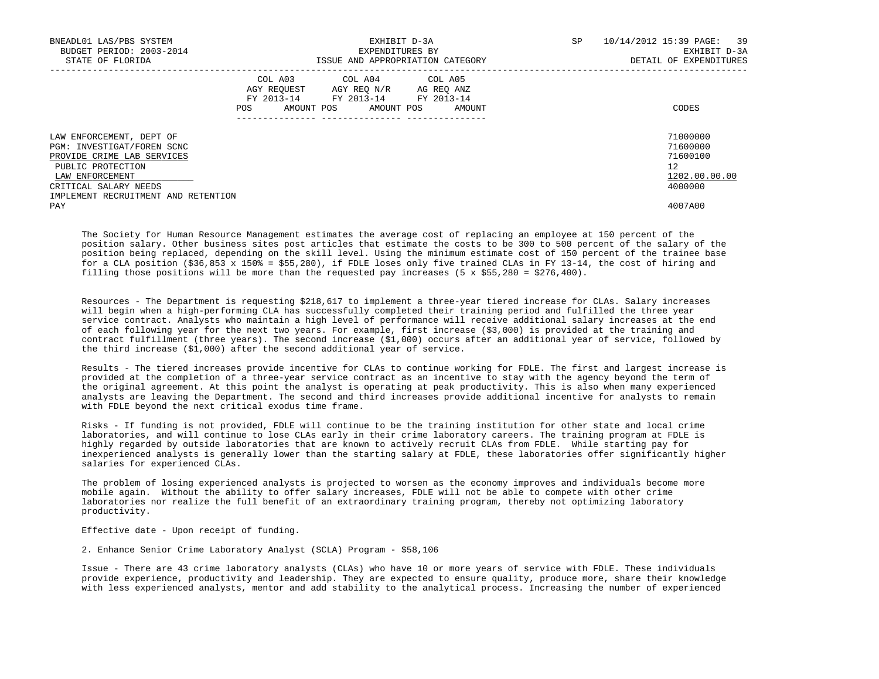| | COL A03 AGY REQUEST FY 2013-14 | | COL A04 AGY REQ N/R FY 2013-14 | | COL A05 AG REQ ANZ FY 2013-14 | | CODES |
|---|---|---|---|---|---|---|---|
| | POS | AMOUNT | POS | AMOUNT | POS | AMOUNT | |
| LAW ENFORCEMENT, DEPT OF | | | | | | | 71000000 |
| PGM: INVESTIGAT/FOREN SCNC | | | | | | | 71600000 |
| PROVIDE CRIME LAB SERVICES | | | | | | | 71600100 |
| PUBLIC PROTECTION | | | | | | | 12 |
| LAW ENFORCEMENT | | | | | | | 1202.00.00.00 |
| CRITICAL SALARY NEEDS | | | | | | | 4000000 |
| IMPLEMENT RECRUITMENT AND RETENTION PAY | | | | | | | 4007A00 |

The Society for Human Resource Management estimates the average cost of replacing an employee at 150 percent of the position salary. Other business sites post articles that estimate the costs to be 300 to 500 percent of the salary of the position being replaced, depending on the skill level. Using the minimum estimate cost of 150 percent of the trainee base for a CLA position ($36,853 x 150% = $55,280), if FDLE loses only five trained CLAs in FY 13-14, the cost of hiring and filling those positions will be more than the requested pay increases (5 x $55,280 = $276,400).

Resources - The Department is requesting $218,617 to implement a three-year tiered increase for CLAs. Salary increases will begin when a high-performing CLA has successfully completed their training period and fulfilled the three year service contract. Analysts who maintain a high level of performance will receive additional salary increases at the end of each following year for the next two years. For example, first increase ($3,000) is provided at the training and contract fulfillment (three years). The second increase ($1,000) occurs after an additional year of service, followed by the third increase ($1,000) after the second additional year of service.

Results - The tiered increases provide incentive for CLAs to continue working for FDLE. The first and largest increase is provided at the completion of a three-year service contract as an incentive to stay with the agency beyond the term of the original agreement. At this point the analyst is operating at peak productivity. This is also when many experienced analysts are leaving the Department. The second and third increases provide additional incentive for analysts to remain with FDLE beyond the next critical exodus time frame.

Risks - If funding is not provided, FDLE will continue to be the training institution for other state and local crime laboratories, and will continue to lose CLAs early in their crime laboratory careers. The training program at FDLE is highly regarded by outside laboratories that are known to actively recruit CLAs from FDLE. While starting pay for inexperienced analysts is generally lower than the starting salary at FDLE, these laboratories offer significantly higher salaries for experienced CLAs.

The problem of losing experienced analysts is projected to worsen as the economy improves and individuals become more mobile again. Without the ability to offer salary increases, FDLE will not be able to compete with other crime laboratories nor realize the full benefit of an extraordinary training program, thereby not optimizing laboratory productivity.

Effective date - Upon receipt of funding.

2. Enhance Senior Crime Laboratory Analyst (SCLA) Program - $58,106

Issue - There are 43 crime laboratory analysts (CLAs) who have 10 or more years of service with FDLE. These individuals provide experience, productivity and leadership. They are expected to ensure quality, produce more, share their knowledge with less experienced analysts, mentor and add stability to the analytical process. Increasing the number of experienced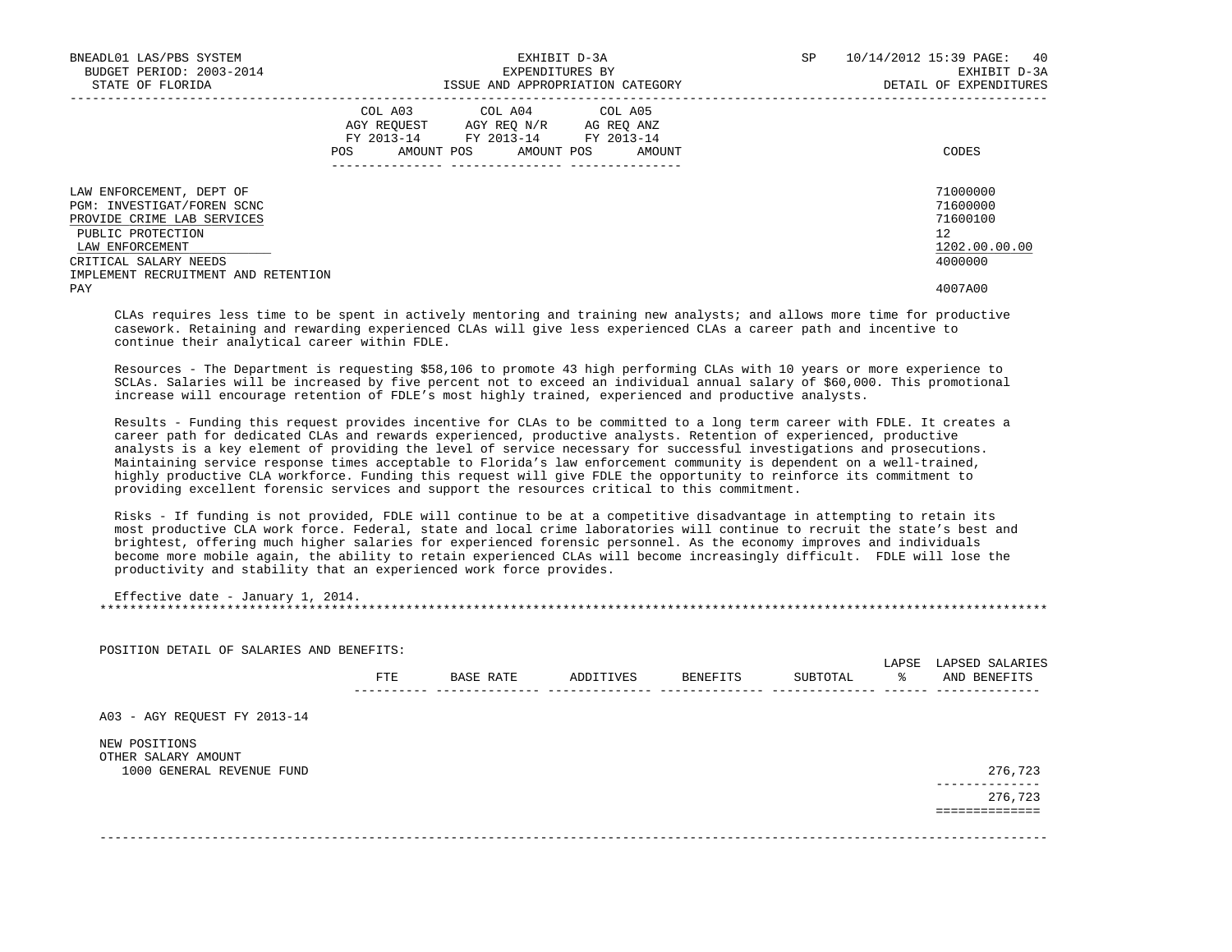| | COL A03 AGY REQUEST FY 2013-14 | | COL A04 AGY REQ N/R FY 2013-14 | | COL A05 AG REQ ANZ FY 2013-14 | | CODES |
|---|---|---|---|---|---|---|---|
| | POS | AMOUNT | POS | AMOUNT | POS | AMOUNT | |
| LAW ENFORCEMENT, DEPT OF | | | | | | | 71000000 |
| PGM: INVESTIGAT/FOREN SCNC | | | | | | | 71600000 |
| PROVIDE CRIME LAB SERVICES | | | | | | | 71600100 |
| PUBLIC PROTECTION | | | | | | | 12 |
| LAW ENFORCEMENT | | | | | | | 1202.00.00.00 |
| CRITICAL SALARY NEEDS | | | | | | | 4000000 |
| IMPLEMENT RECRUITMENT AND RETENTION PAY | | | | | | | 4007A00 |

CLAs requires less time to be spent in actively mentoring and training new analysts; and allows more time for productive casework. Retaining and rewarding experienced CLAs will give less experienced CLAs a career path and incentive to continue their analytical career within FDLE.

Resources - The Department is requesting $58,106 to promote 43 high performing CLAs with 10 years or more experience to SCLAs. Salaries will be increased by five percent not to exceed an individual annual salary of $60,000. This promotional increase will encourage retention of FDLE's most highly trained, experienced and productive analysts.

Results - Funding this request provides incentive for CLAs to be committed to a long term career with FDLE. It creates a career path for dedicated CLAs and rewards experienced, productive analysts. Retention of experienced, productive analysts is a key element of providing the level of service necessary for successful investigations and prosecutions. Maintaining service response times acceptable to Florida's law enforcement community is dependent on a well-trained, highly productive CLA workforce. Funding this request will give FDLE the opportunity to reinforce its commitment to providing excellent forensic services and support the resources critical to this commitment.

Risks - If funding is not provided, FDLE will continue to be at a competitive disadvantage in attempting to retain its most productive CLA work force. Federal, state and local crime laboratories will continue to recruit the state's best and brightest, offering much higher salaries for experienced forensic personnel. As the economy improves and individuals become more mobile again, the ability to retain experienced CLAs will become increasingly difficult. FDLE will lose the productivity and stability that an experienced work force provides.

Effective date - January 1, 2014.

*******************************************************************************************************************************

POSITION DETAIL OF SALARIES AND BENEFITS:

| | FTE | BASE RATE | ADDITIVES | BENEFITS | SUBTOTAL | LAPSE % | LAPSED SALARIES AND BENEFITS |
|---|---|---|---|---|---|---|---|
| A03 - AGY REQUEST FY 2013-14 | | | | | | | |
| NEW POSITIONS | | | | | | | |
| OTHER SALARY AMOUNT | | | | | | | |
| 1000 GENERAL REVENUE FUND | | | | | | | 276,723 |
| | | | | | | | 276,723 |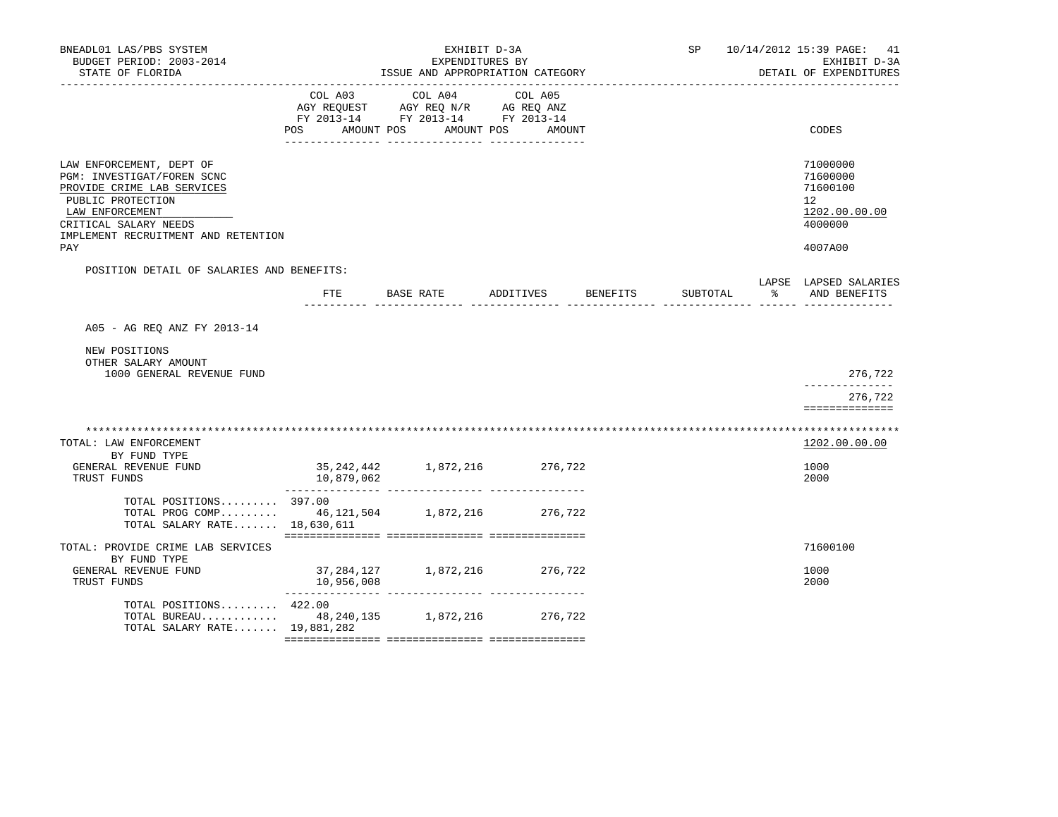BNEADL01 LAS/PBS SYSTEM | EXHIBIT D-3A | SP 10/14/2012 15:39 PAGE: 41
BUDGET PERIOD: 2003-2014 | EXPENDITURES BY | EXHIBIT D-3A
STATE OF FLORIDA | ISSUE AND APPROPRIATION CATEGORY | DETAIL OF EXPENDITURES

| | COL A03 AGY REQUEST FY 2013-14 POS AMOUNT | COL A04 AGY REQ N/R FY 2013-14 POS AMOUNT | COL A05 AG REQ ANZ FY 2013-14 POS AMOUNT | CODES |
|---|---|---|---|---|
| LAW ENFORCEMENT, DEPT OF | | | | 71000000 |
| PGM: INVESTIGAT/FOREN SCNC | | | | 71600000 |
| PROVIDE CRIME LAB SERVICES | | | | 71600100 |
| PUBLIC PROTECTION | | | | 12 |
| LAW ENFORCEMENT | | | | 1202.00.00.00 |
| CRITICAL SALARY NEEDS | | | | 4000000 |
| IMPLEMENT RECRUITMENT AND RETENTION PAY | | | | 4007A00 |

POSITION DETAIL OF SALARIES AND BENEFITS:

| | FTE | BASE RATE | ADDITIVES | BENEFITS | SUBTOTAL | LAPSE % | LAPSED SALARIES AND BENEFITS |
|---|---|---|---|---|---|---|---|
| A05 - AG REQ ANZ FY 2013-14 | | | | | | | |
| NEW POSITIONS | | | | | | | |
| OTHER SALARY AMOUNT | | | | | | | |
| 1000 GENERAL REVENUE FUND | | | | | | | 276,722 |
| | | | | | | | 276,722 |

| | COL A03 | COL A04 | COL A05 | CODES |
|---|---|---|---|---|
| TOTAL: LAW ENFORCEMENT | | | | 1202.00.00.00 |
| BY FUND TYPE | | | | |
| GENERAL REVENUE FUND | 35,242,442 | 1,872,216 | 276,722 | 1000 |
| TRUST FUNDS | 10,879,062 | | | 2000 |
| TOTAL POSITIONS......... | 397.00 | | | |
| TOTAL PROG COMP......... | 46,121,504 | 1,872,216 | 276,722 | |
| TOTAL SALARY RATE....... | 18,630,611 | | | |
| TOTAL: PROVIDE CRIME LAB SERVICES | | | | 71600100 |
| BY FUND TYPE | | | | |
| GENERAL REVENUE FUND | 37,284,127 | 1,872,216 | 276,722 | 1000 |
| TRUST FUNDS | 10,956,008 | | | 2000 |
| TOTAL POSITIONS......... | 422.00 | | | |
| TOTAL BUREAU............ | 48,240,135 | 1,872,216 | 276,722 | |
| TOTAL SALARY RATE....... | 19,881,282 | | | |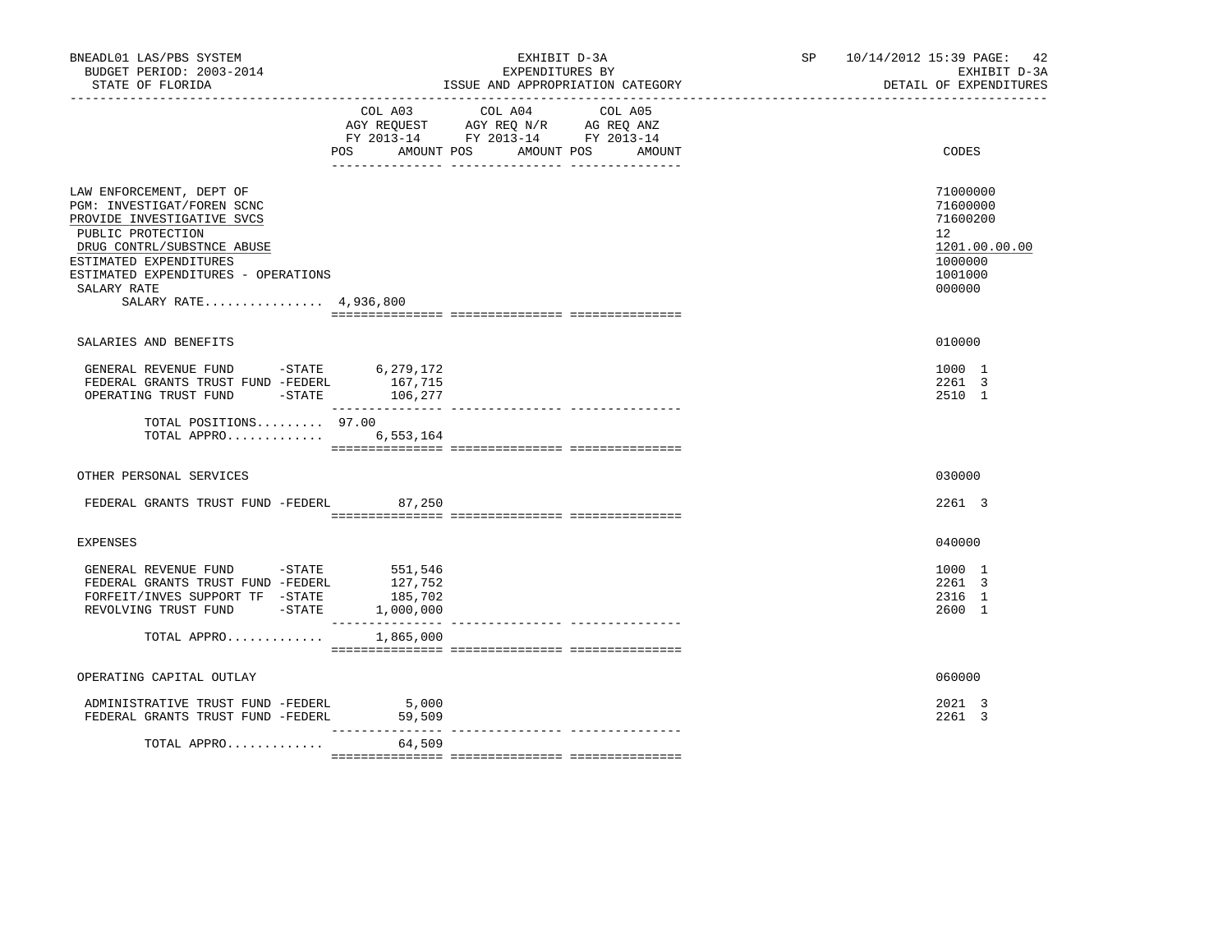BNEADL01 LAS/PBS SYSTEM
BUDGET PERIOD: 2003-2014
STATE OF FLORIDA

EXHIBIT D-3A
EXPENDITURES BY
ISSUE AND APPROPRIATION CATEGORY

SP 10/14/2012 15:39

EXHIBIT D-3A
DETAIL OF EXPENDITURES

| | COL A03 AGY REQUEST FY 2013-14 POS | AMOUNT | COL A04 AGY REQ N/R FY 2013-14 POS | AMOUNT | COL A05 AG REQ ANZ FY 2013-14 POS | AMOUNT | CODES |
|---|---|---|---|---|---|---|---|
| LAW ENFORCEMENT, DEPT OF | | | | | | | 71000000 |
| PGM: INVESTIGAT/FOREN SCNC | | | | | | | 71600000 |
| PROVIDE INVESTIGATIVE SVCS | | | | | | | 71600200 |
| PUBLIC PROTECTION | | | | | | | 12 |
| DRUG CONTRL/SUBSTNCE ABUSE | | | | | | | 1201.00.00.00 |
| ESTIMATED EXPENDITURES | | | | | | | 1000000 |
| ESTIMATED EXPENDITURES - OPERATIONS | | | | | | | 1001000 |
| SALARY RATE | | | | | | | 000000 |
| SALARY RATE................ 4,936,800 | | | | | | | |
| SALARIES AND BENEFITS | | | | | | | 010000 |
| GENERAL REVENUE FUND -STATE | | 6,279,172 | | | | | 1000 1 |
| FEDERAL GRANTS TRUST FUND -FEDERL | | 167,715 | | | | | 2261 3 |
| OPERATING TRUST FUND -STATE | | 106,277 | | | | | 2510 1 |
| TOTAL POSITIONS......... | 97.00 | | | | | | |
| TOTAL APPRO............. | | 6,553,164 | | | | | |
| OTHER PERSONAL SERVICES | | | | | | | 030000 |
| FEDERAL GRANTS TRUST FUND -FEDERL | | 87,250 | | | | | 2261 3 |
| EXPENSES | | | | | | | 040000 |
| GENERAL REVENUE FUND -STATE | | 551,546 | | | | | 1000 1 |
| FEDERAL GRANTS TRUST FUND -FEDERL | | 127,752 | | | | | 2261 3 |
| FORFEIT/INVES SUPPORT TF -STATE | | 185,702 | | | | | 2316 1 |
| REVOLVING TRUST FUND -STATE | | 1,000,000 | | | | | 2600 1 |
| TOTAL APPRO............. | | 1,865,000 | | | | | |
| OPERATING CAPITAL OUTLAY | | | | | | | 060000 |
| ADMINISTRATIVE TRUST FUND -FEDERL | | 5,000 | | | | | 2021 3 |
| FEDERAL GRANTS TRUST FUND -FEDERL | | 59,509 | | | | | 2261 3 |
| TOTAL APPRO............. | | 64,509 | | | | | |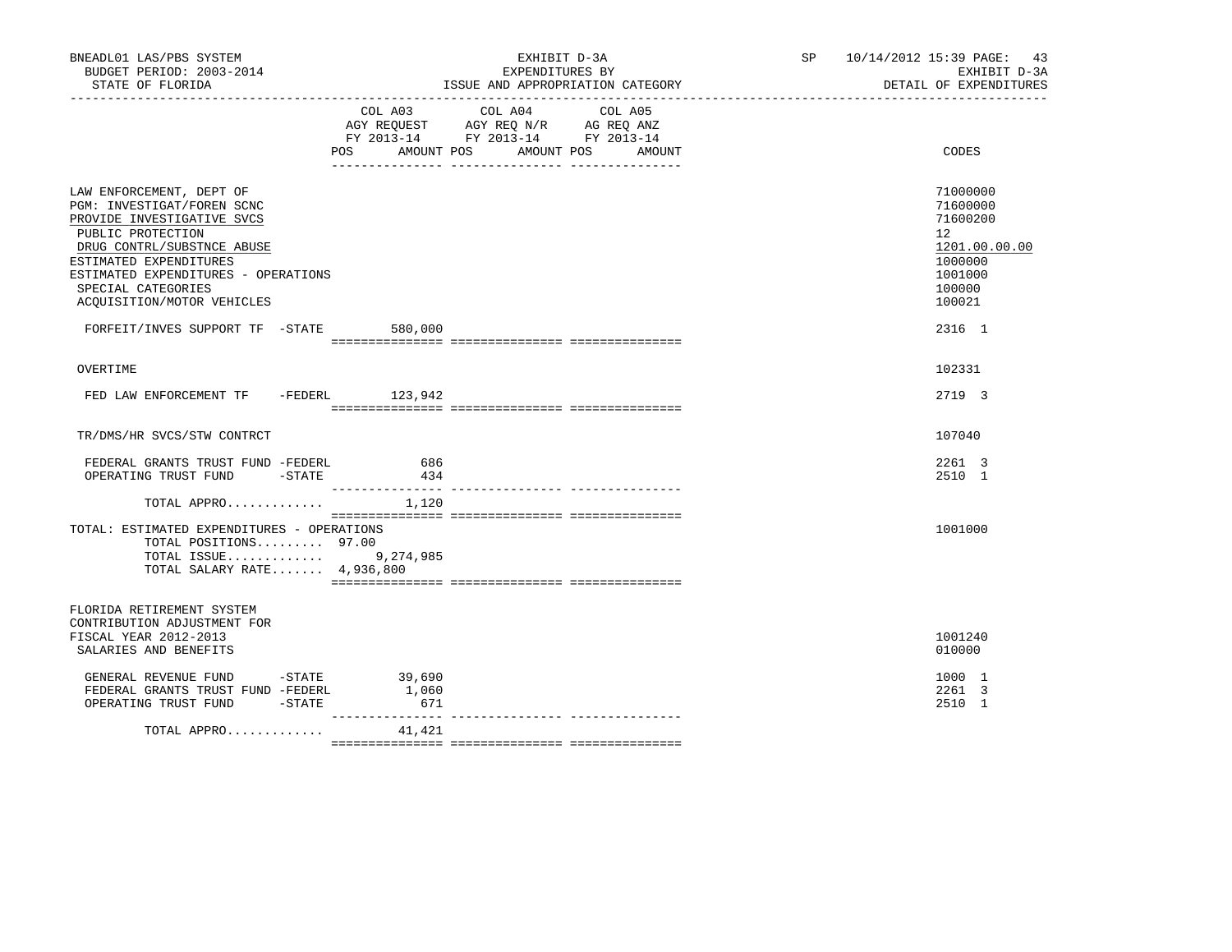BNEADL01 LAS/PBS SYSTEM
BUDGET PERIOD: 2003-2014
STATE OF FLORIDA

EXHIBIT D-3A
EXPENDITURES BY
ISSUE AND APPROPRIATION CATEGORY

SP 10/14/2012 15:39 PAGE: 43
EXHIBIT D-3A
DETAIL OF EXPENDITURES

| | COL A03 AGY REQUEST FY 2013-14 POS AMOUNT | COL A04 AGY REQ N/R FY 2013-14 POS AMOUNT | COL A05 AG REQ ANZ FY 2013-14 POS AMOUNT | CODES |
|---|---|---|---|---|
| LAW ENFORCEMENT, DEPT OF | | | | 71000000 |
| PGM: INVESTIGAT/FOREN SCNC | | | | 71600000 |
| PROVIDE INVESTIGATIVE SVCS | | | | 71600200 |
| PUBLIC PROTECTION | | | | 12 |
| DRUG CONTRL/SUBSTNCE ABUSE | | | | 1201.00.00.00 |
| ESTIMATED EXPENDITURES | | | | 1000000 |
| ESTIMATED EXPENDITURES - OPERATIONS | | | | 1001000 |
| SPECIAL CATEGORIES | | | | 100000 |
| ACQUISITION/MOTOR VEHICLES | | | | 100021 |
| FORFEIT/INVES SUPPORT TF -STATE | 580,000 | | | 2316 1 |
| OVERTIME | | | | 102331 |
| FED LAW ENFORCEMENT TF -FEDERL | 123,942 | | | 2719 3 |
| TR/DMS/HR SVCS/STW CONTRCT | | | | 107040 |
| FEDERAL GRANTS TRUST FUND -FEDERL | 686 | | | 2261 3 |
| OPERATING TRUST FUND -STATE | 434 | | | 2510 1 |
| TOTAL APPRO............ | 1,120 | | | |
| TOTAL: ESTIMATED EXPENDITURES - OPERATIONS | | | | 1001000 |
| TOTAL POSITIONS......... | 97.00 | | | |
| TOTAL ISSUE............ | 9,274,985 | | | |
| TOTAL SALARY RATE....... | 4,936,800 | | | |
| FLORIDA RETIREMENT SYSTEM CONTRIBUTION ADJUSTMENT FOR FISCAL YEAR 2012-2013 | | | | 1001240 |
| SALARIES AND BENEFITS | | | | 010000 |
| GENERAL REVENUE FUND -STATE | 39,690 | | | 1000 1 |
| FEDERAL GRANTS TRUST FUND -FEDERL | 1,060 | | | 2261 3 |
| OPERATING TRUST FUND -STATE | 671 | | | 2510 1 |
| TOTAL APPRO............ | 41,421 | | | |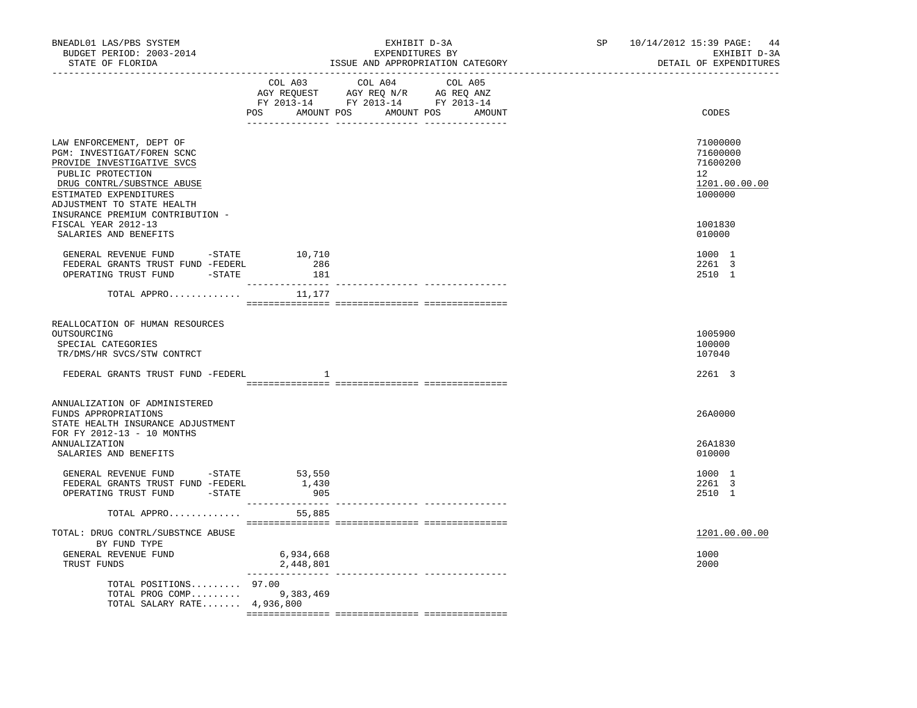BNEADL01 LAS/PBS SYSTEM
BUDGET PERIOD: 2003-2014
STATE OF FLORIDA

EXHIBIT D-3A
EXPENDITURES BY
ISSUE AND APPROPRIATION CATEGORY

SP 10/14/2012 15:39

EXHIBIT D-3A
DETAIL OF EXPENDITURES

| | COL A03 AGY REQUEST FY 2013-14 POS AMOUNT | COL A04 AGY REQ N/R FY 2013-14 POS AMOUNT | COL A05 AG REQ ANZ FY 2013-14 POS AMOUNT | CODES |
|---|---|---|---|---|
| LAW ENFORCEMENT, DEPT OF | | | | 71000000 |
| PGM: INVESTIGAT/FOREN SCNC | | | | 71600000 |
| PROVIDE INVESTIGATIVE SVCS | | | | 71600200 |
| PUBLIC PROTECTION | | | | 12 |
| DRUG CONTRL/SUBSTNCE ABUSE | | | | 1201.00.00.00 |
| ESTIMATED EXPENDITURES | | | | 1000000 |
| ADJUSTMENT TO STATE HEALTH INSURANCE PREMIUM CONTRIBUTION - FISCAL YEAR 2012-13 | | | | 1001830 |
| SALARIES AND BENEFITS | | | | 010000 |
| GENERAL REVENUE FUND -STATE | 10,710 | | | 1000 1 |
| FEDERAL GRANTS TRUST FUND -FEDERL | 286 | | | 2261 3 |
| OPERATING TRUST FUND -STATE | 181 | | | 2510 1 |
| TOTAL APPRO............. | 11,177 | | | |
| REALLOCATION OF HUMAN RESOURCES OUTSOURCING | | | | 1005900 |
| SPECIAL CATEGORIES | | | | 100000 |
| TR/DMS/HR SVCS/STW CONTRCT | | | | 107040 |
| FEDERAL GRANTS TRUST FUND -FEDERL | 1 | | | 2261 3 |
| ANNUALIZATION OF ADMINISTERED FUNDS APPROPRIATIONS | | | | 26A0000 |
| STATE HEALTH INSURANCE ADJUSTMENT FOR FY 2012-13 - 10 MONTHS ANNUALIZATION | | | | 26A1830 |
| SALARIES AND BENEFITS | | | | 010000 |
| GENERAL REVENUE FUND -STATE | 53,550 | | | 1000 1 |
| FEDERAL GRANTS TRUST FUND -FEDERL | 1,430 | | | 2261 3 |
| OPERATING TRUST FUND -STATE | 905 | | | 2510 1 |
| TOTAL APPRO............. | 55,885 | | | |
| TOTAL: DRUG CONTRL/SUBSTNCE ABUSE | | | | 1201.00.00.00 |
| BY FUND TYPE | | | | |
| GENERAL REVENUE FUND | 6,934,668 | | | 1000 |
| TRUST FUNDS | 2,448,801 | | | 2000 |
| TOTAL POSITIONS......... | 97.00 | | | |
| TOTAL PROG COMP......... | 9,383,469 | | | |
| TOTAL SALARY RATE....... | 4,936,800 | | | |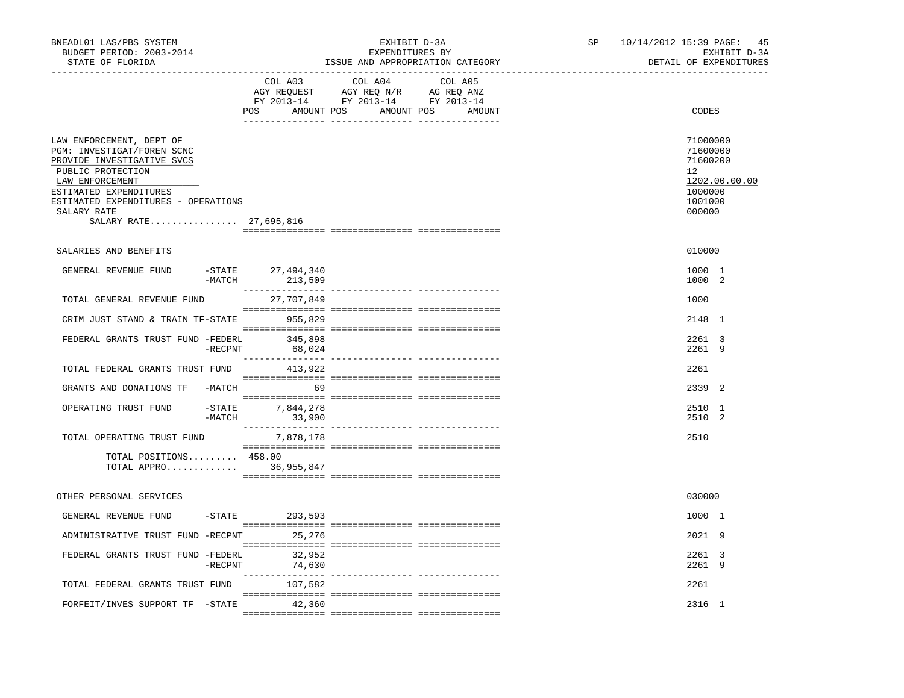BNEADL01 LAS/PBS SYSTEM
BUDGET PERIOD: 2003-2014
STATE OF FLORIDA

EXHIBIT D-3A
EXPENDITURES BY
ISSUE AND APPROPRIATION CATEGORY

SP 10/14/2012 15:39 PAGE: 45
EXHIBIT D-3A
DETAIL OF EXPENDITURES

| | COL A03 AGY REQUEST FY 2013-14 POS AMOUNT | COL A04 AGY REQ N/R FY 2013-14 POS AMOUNT | COL A05 AG REQ ANZ FY 2013-14 POS AMOUNT | CODES |
|---|---|---|---|---|
| LAW ENFORCEMENT, DEPT OF | | | | 71000000 |
| PGM: INVESTIGAT/FOREN SCNC | | | | 71600000 |
| PROVIDE INVESTIGATIVE SVCS | | | | 71600200 |
| PUBLIC PROTECTION | | | | 12 |
| LAW ENFORCEMENT | | | | 1202.00.00.00 |
| ESTIMATED EXPENDITURES | | | | 1000000 |
| ESTIMATED EXPENDITURES - OPERATIONS | | | | 1001000 |
| SALARY RATE | | | | 000000 |
| SALARY RATE................ 27,695,816 | | | | |
| SALARIES AND BENEFITS | | | | 010000 |
| GENERAL REVENUE FUND -STATE | 27,494,340 | | | 1000 1 |
| -MATCH | 213,509 | | | 1000 2 |
| TOTAL GENERAL REVENUE FUND | 27,707,849 | | | 1000 |
| CRIM JUST STAND & TRAIN TF-STATE | 955,829 | | | 2148 1 |
| FEDERAL GRANTS TRUST FUND -FEDERL | 345,898 | | | 2261 3 |
| -RECPNT | 68,024 | | | 2261 9 |
| TOTAL FEDERAL GRANTS TRUST FUND | 413,922 | | | 2261 |
| GRANTS AND DONATIONS TF -MATCH | 69 | | | 2339 2 |
| OPERATING TRUST FUND -STATE | 7,844,278 | | | 2510 1 |
| -MATCH | 33,900 | | | 2510 2 |
| TOTAL OPERATING TRUST FUND | 7,878,178 | | | 2510 |
| TOTAL POSITIONS......... 458.00 | | | | |
| TOTAL APPRO............. | 36,955,847 | | | |
| OTHER PERSONAL SERVICES | | | | 030000 |
| GENERAL REVENUE FUND -STATE | 293,593 | | | 1000 1 |
| ADMINISTRATIVE TRUST FUND -RECPNT | 25,276 | | | 2021 9 |
| FEDERAL GRANTS TRUST FUND -FEDERL | 32,952 | | | 2261 3 |
| -RECPNT | 74,630 | | | 2261 9 |
| TOTAL FEDERAL GRANTS TRUST FUND | 107,582 | | | 2261 |
| FORFEIT/INVES SUPPORT TF -STATE | 42,360 | | | 2316 1 |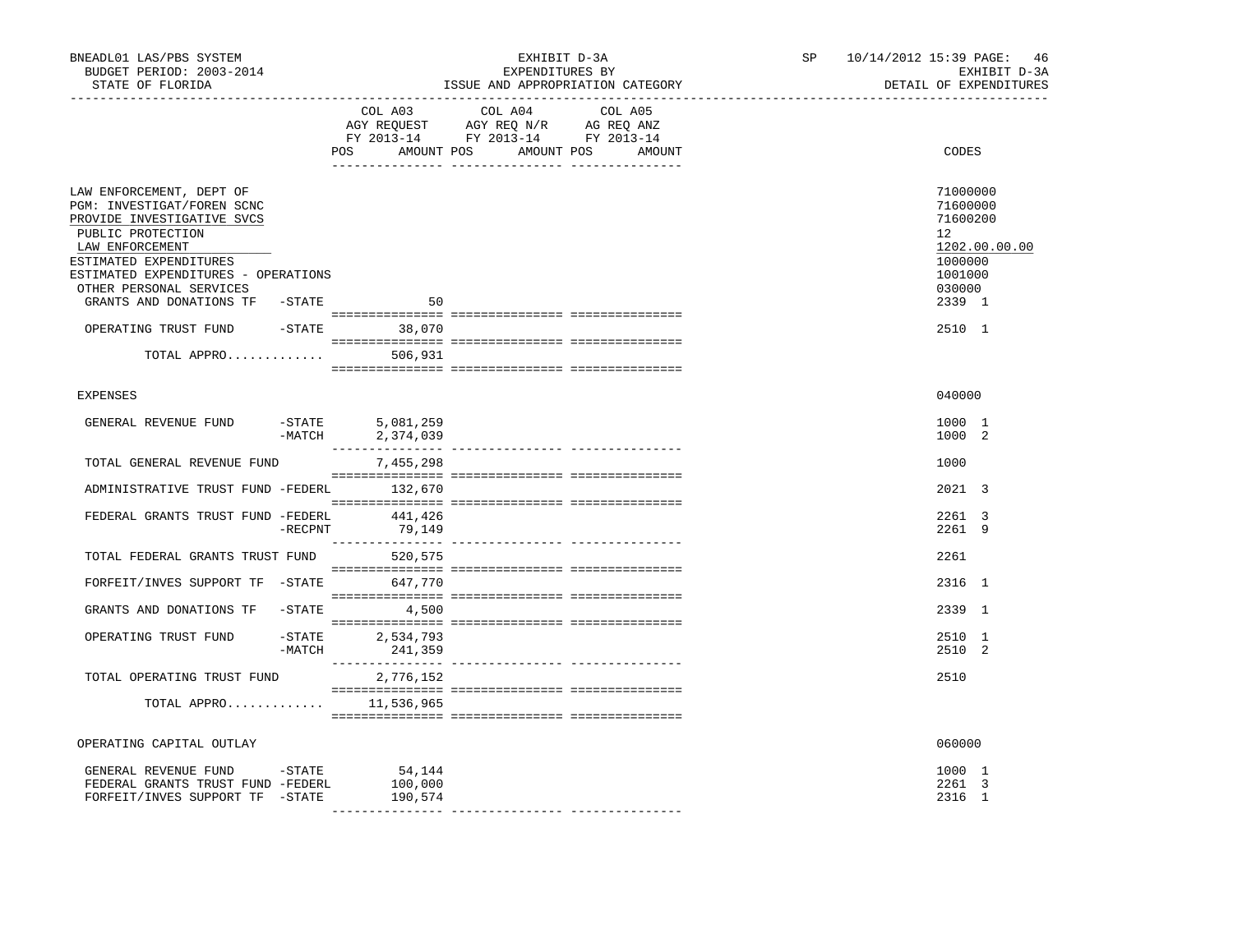BNEADL01 LAS/PBS SYSTEM
BUDGET PERIOD: 2003-2014
STATE OF FLORIDA

EXHIBIT D-3A
EXPENDITURES BY
ISSUE AND APPROPRIATION CATEGORY

SP 10/14/2012 15:39 PAGE: 46
EXHIBIT D-3A
DETAIL OF EXPENDITURES

| | COL A03 AGY REQUEST FY 2013-14 POS AMOUNT | COL A04 AGY REQ N/R FY 2013-14 POS AMOUNT | COL A05 AG REQ ANZ FY 2013-14 POS AMOUNT | CODES |
|---|---|---|---|---|
| LAW ENFORCEMENT, DEPT OF | | | | 71000000 |
| PGM: INVESTIGAT/FOREN SCNC | | | | 71600000 |
| PROVIDE INVESTIGATIVE SVCS | | | | 71600200 |
| PUBLIC PROTECTION | | | | 12 |
| LAW ENFORCEMENT | | | | 1202.00.00.00 |
| ESTIMATED EXPENDITURES | | | | 1000000 |
| ESTIMATED EXPENDITURES - OPERATIONS | | | | 1001000 |
| OTHER PERSONAL SERVICES | | | | 030000 |
| GRANTS AND DONATIONS TF -STATE | 50 | | | 2339 1 |
| OPERATING TRUST FUND -STATE | 38,070 | | | 2510 1 |
| TOTAL APPRO............ | 506,931 | | | |
| EXPENSES | | | | 040000 |
| GENERAL REVENUE FUND -STATE | 5,081,259 | | | 1000 1 |
| -MATCH | 2,374,039 | | | 1000 2 |
| TOTAL GENERAL REVENUE FUND | 7,455,298 | | | 1000 |
| ADMINISTRATIVE TRUST FUND -FEDERL | 132,670 | | | 2021 3 |
| FEDERAL GRANTS TRUST FUND -FEDERL | 441,426 | | | 2261 3 |
| -RECPNT | 79,149 | | | 2261 9 |
| TOTAL FEDERAL GRANTS TRUST FUND | 520,575 | | | 2261 |
| FORFEIT/INVES SUPPORT TF -STATE | 647,770 | | | 2316 1 |
| GRANTS AND DONATIONS TF -STATE | 4,500 | | | 2339 1 |
| OPERATING TRUST FUND -STATE | 2,534,793 | | | 2510 1 |
| -MATCH | 241,359 | | | 2510 2 |
| TOTAL OPERATING TRUST FUND | 2,776,152 | | | 2510 |
| TOTAL APPRO............ | 11,536,965 | | | |
| OPERATING CAPITAL OUTLAY | | | | 060000 |
| GENERAL REVENUE FUND -STATE | 54,144 | | | 1000 1 |
| FEDERAL GRANTS TRUST FUND -FEDERL | 100,000 | | | 2261 3 |
| FORFEIT/INVES SUPPORT TF -STATE | 190,574 | | | 2316 1 |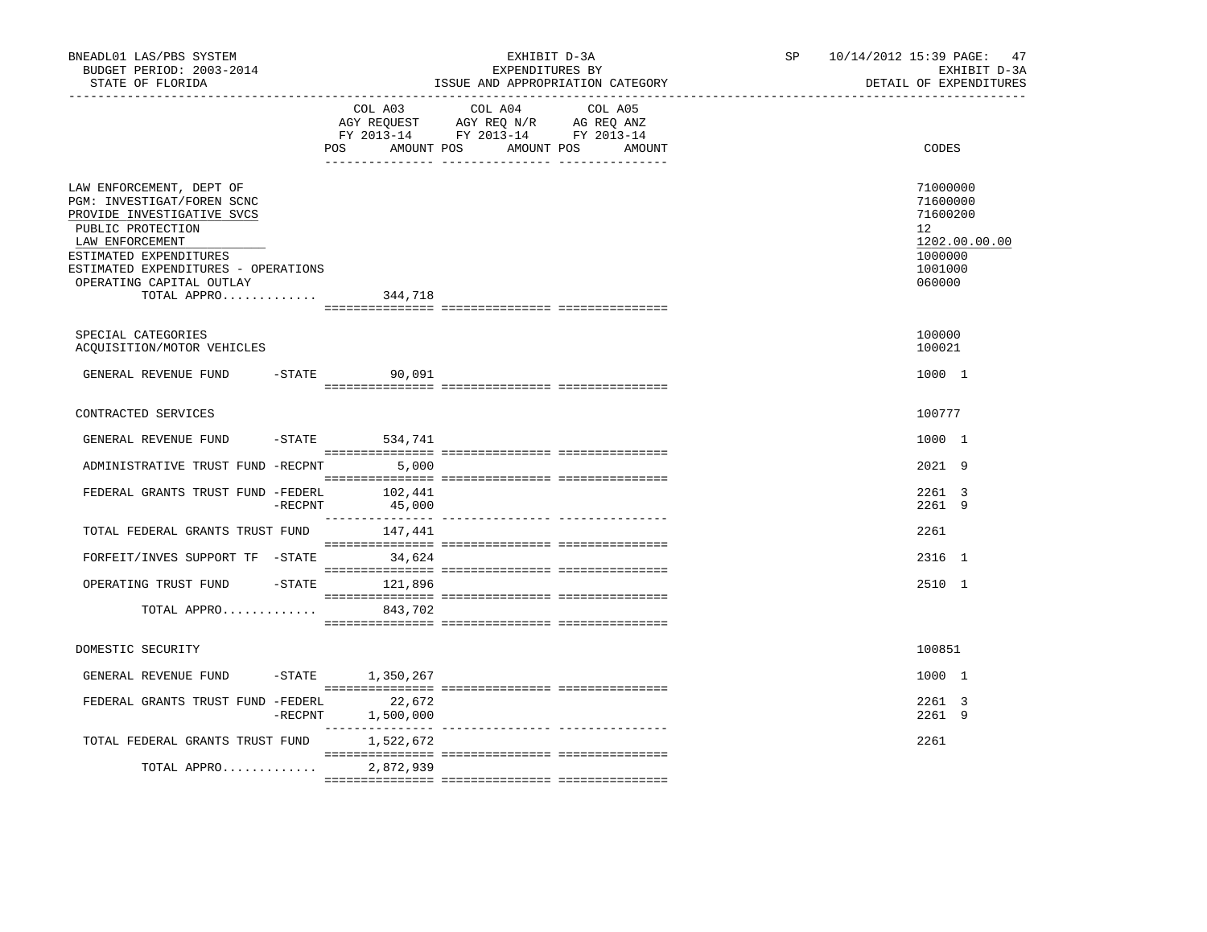BNEADL01 LAS/PBS SYSTEM
BUDGET PERIOD: 2003-2014
STATE OF FLORIDA

EXHIBIT D-3A
EXPENDITURES BY
ISSUE AND APPROPRIATION CATEGORY

SP 10/14/2012 15:39
EXHIBIT D-3A
DETAIL OF EXPENDITURES

| | COL A03 AGY REQUEST FY 2013-14 POS AMOUNT | COL A04 AGY REQ N/R FY 2013-14 POS AMOUNT | COL A05 AG REQ ANZ FY 2013-14 POS AMOUNT | CODES |
|---|---|---|---|---|
| LAW ENFORCEMENT, DEPT OF | | | | 71000000 |
| PGM: INVESTIGAT/FOREN SCNC | | | | 71600000 |
| PROVIDE INVESTIGATIVE SVCS | | | | 71600200 |
| PUBLIC PROTECTION | | | | 12 |
| LAW ENFORCEMENT | | | | 1202.00.00.00 |
| ESTIMATED EXPENDITURES | | | | 1000000 |
| ESTIMATED EXPENDITURES - OPERATIONS | | | | 1001000 |
| OPERATING CAPITAL OUTLAY | | | | 060000 |
| TOTAL APPRO............. | 344,718 | | | |
| SPECIAL CATEGORIES | | | | 100000 |
| ACQUISITION/MOTOR VEHICLES | | | | 100021 |
| GENERAL REVENUE FUND -STATE | 90,091 | | | 1000 1 |
| CONTRACTED SERVICES | | | | 100777 |
| GENERAL REVENUE FUND -STATE | 534,741 | | | 1000 1 |
| ADMINISTRATIVE TRUST FUND -RECPNT | 5,000 | | | 2021 9 |
| FEDERAL GRANTS TRUST FUND -FEDERL | 102,441 | | | 2261 3 |
| -RECPNT | 45,000 | | | 2261 9 |
| TOTAL FEDERAL GRANTS TRUST FUND | 147,441 | | | 2261 |
| FORFEIT/INVES SUPPORT TF -STATE | 34,624 | | | 2316 1 |
| OPERATING TRUST FUND -STATE | 121,896 | | | 2510 1 |
| TOTAL APPRO............. | 843,702 | | | |
| DOMESTIC SECURITY | | | | 100851 |
| GENERAL REVENUE FUND -STATE | 1,350,267 | | | 1000 1 |
| FEDERAL GRANTS TRUST FUND -FEDERL | 22,672 | | | 2261 3 |
| -RECPNT | 1,500,000 | | | 2261 9 |
| TOTAL FEDERAL GRANTS TRUST FUND | 1,522,672 | | | 2261 |
| TOTAL APPRO............. | 2,872,939 | | | |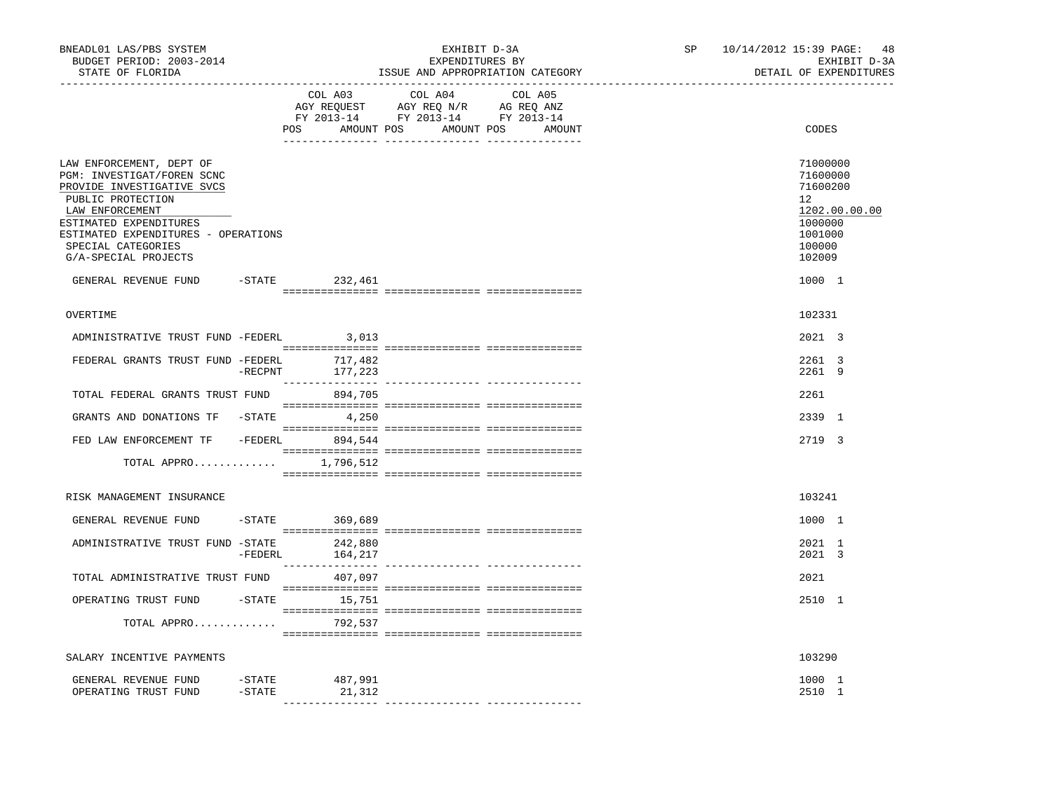BNEADL01 LAS/PBS SYSTEM — EXHIBIT D-3A — SP 10/14/2012 15:39 PAGE: 48
BUDGET PERIOD: 2003-2014 — EXPENDITURES BY — EXHIBIT D-3A
STATE OF FLORIDA — ISSUE AND APPROPRIATION CATEGORY — DETAIL OF EXPENDITURES

| | COL A03 AGY REQUEST FY 2013-14 POS AMOUNT | COL A04 AGY REQ N/R FY 2013-14 POS AMOUNT | COL A05 AG REQ ANZ FY 2013-14 POS AMOUNT | CODES |
|---|---|---|---|---|
| LAW ENFORCEMENT, DEPT OF | | | | 71000000 |
| PGM: INVESTIGAT/FOREN SCNC | | | | 71600000 |
| PROVIDE INVESTIGATIVE SVCS | | | | 71600200 |
| PUBLIC PROTECTION | | | | 12 |
| LAW ENFORCEMENT | | | | 1202.00.00.00 |
| ESTIMATED EXPENDITURES | | | | 1000000 |
| ESTIMATED EXPENDITURES - OPERATIONS | | | | 1001000 |
| SPECIAL CATEGORIES | | | | 100000 |
| G/A-SPECIAL PROJECTS | | | | 102009 |
| GENERAL REVENUE FUND -STATE | 232,461 | | | 1000 1 |
| OVERTIME | | | | 102331 |
| ADMINISTRATIVE TRUST FUND -FEDERL | 3,013 | | | 2021 3 |
| FEDERAL GRANTS TRUST FUND -FEDERL | 717,482 | | | 2261 3 |
| -RECPNT | 177,223 | | | 2261 9 |
| TOTAL FEDERAL GRANTS TRUST FUND | 894,705 | | | 2261 |
| GRANTS AND DONATIONS TF -STATE | 4,250 | | | 2339 1 |
| FED LAW ENFORCEMENT TF -FEDERL | 894,544 | | | 2719 3 |
| TOTAL APPRO............. | 1,796,512 | | | |
| RISK MANAGEMENT INSURANCE | | | | 103241 |
| GENERAL REVENUE FUND -STATE | 369,689 | | | 1000 1 |
| ADMINISTRATIVE TRUST FUND -STATE | 242,880 | | | 2021 1 |
| -FEDERL | 164,217 | | | 2021 3 |
| TOTAL ADMINISTRATIVE TRUST FUND | 407,097 | | | 2021 |
| OPERATING TRUST FUND -STATE | 15,751 | | | 2510 1 |
| TOTAL APPRO............. | 792,537 | | | |
| SALARY INCENTIVE PAYMENTS | | | | 103290 |
| GENERAL REVENUE FUND -STATE | 487,991 | | | 1000 1 |
| OPERATING TRUST FUND -STATE | 21,312 | | | 2510 1 |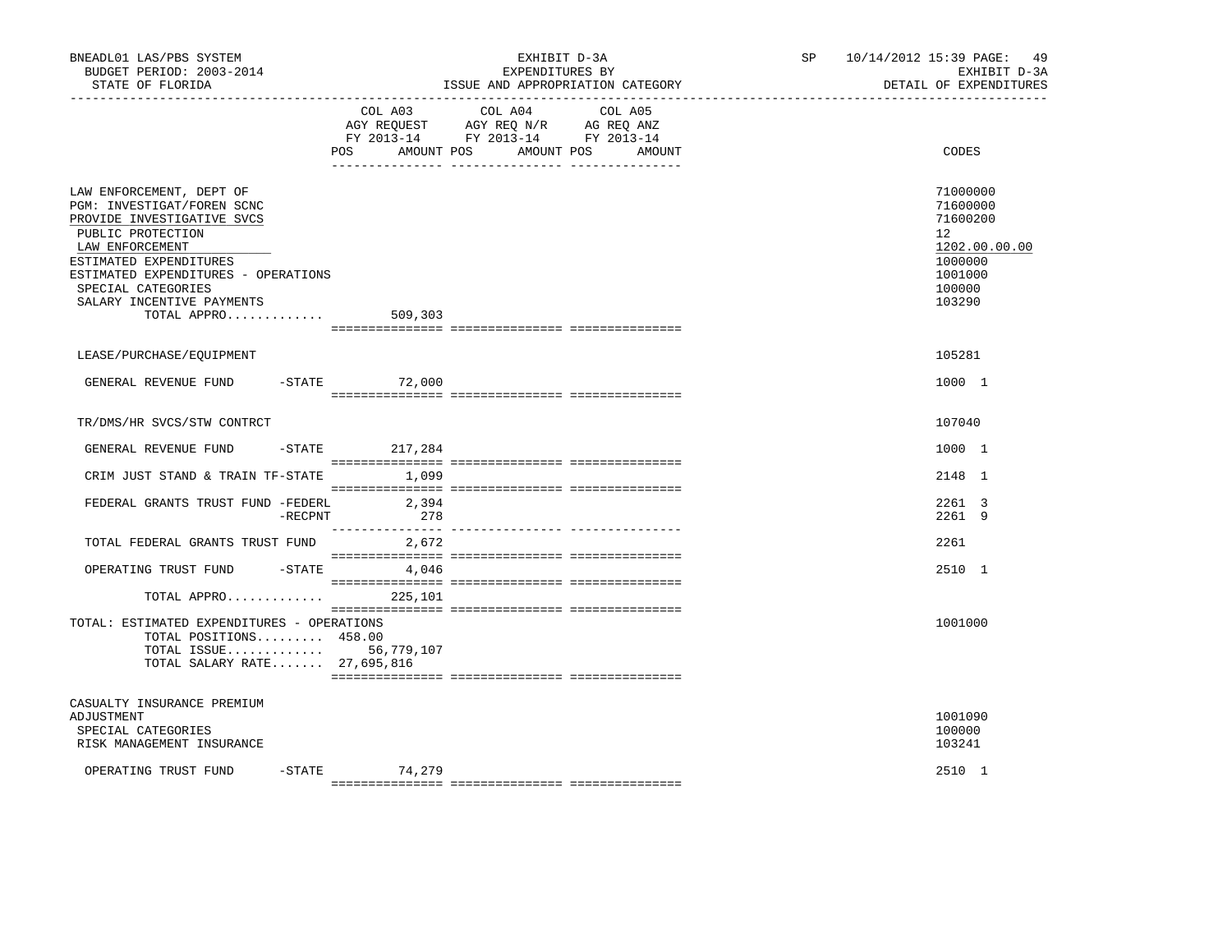| | COL A03 AGY REQUEST FY 2013-14 POS AMOUNT | COL A04 AGY REQ N/R FY 2013-14 POS AMOUNT | COL A05 AG REQ ANZ FY 2013-14 POS AMOUNT | CODES |
|---|---|---|---|---|
| LAW ENFORCEMENT, DEPT OF | | | | 71000000 |
| PGM: INVESTIGAT/FOREN SCNC | | | | 71600000 |
| PROVIDE INVESTIGATIVE SVCS | | | | 71600200 |
| PUBLIC PROTECTION | | | | 12 |
| LAW ENFORCEMENT | | | | 1202.00.00.00 |
| ESTIMATED EXPENDITURES | | | | 1000000 |
| ESTIMATED EXPENDITURES - OPERATIONS | | | | 1001000 |
| SPECIAL CATEGORIES | | | | 100000 |
| SALARY INCENTIVE PAYMENTS | | | | 103290 |
| TOTAL APPRO............. | 509,303 | | | |
| LEASE/PURCHASE/EQUIPMENT | | | | 105281 |
| GENERAL REVENUE FUND -STATE | 72,000 | | | 1000 1 |
| TR/DMS/HR SVCS/STW CONTRCT | | | | 107040 |
| GENERAL REVENUE FUND -STATE | 217,284 | | | 1000 1 |
| CRIM JUST STAND & TRAIN TF-STATE | 1,099 | | | 2148 1 |
| FEDERAL GRANTS TRUST FUND -FEDERL | 2,394 | | | 2261 3 |
| -RECPNT | 278 | | | 2261 9 |
| TOTAL FEDERAL GRANTS TRUST FUND | 2,672 | | | 2261 |
| OPERATING TRUST FUND -STATE | 4,046 | | | 2510 1 |
| TOTAL APPRO............. | 225,101 | | | |
| TOTAL: ESTIMATED EXPENDITURES - OPERATIONS | | | | 1001000 |
| TOTAL POSITIONS......... | 458.00 | | | |
| TOTAL ISSUE............. | 56,779,107 | | | |
| TOTAL SALARY RATE....... | 27,695,816 | | | |
| CASUALTY INSURANCE PREMIUM ADJUSTMENT | | | | 1001090 |
| SPECIAL CATEGORIES | | | | 100000 |
| RISK MANAGEMENT INSURANCE | | | | 103241 |
| OPERATING TRUST FUND -STATE | 74,279 | | | 2510 1 |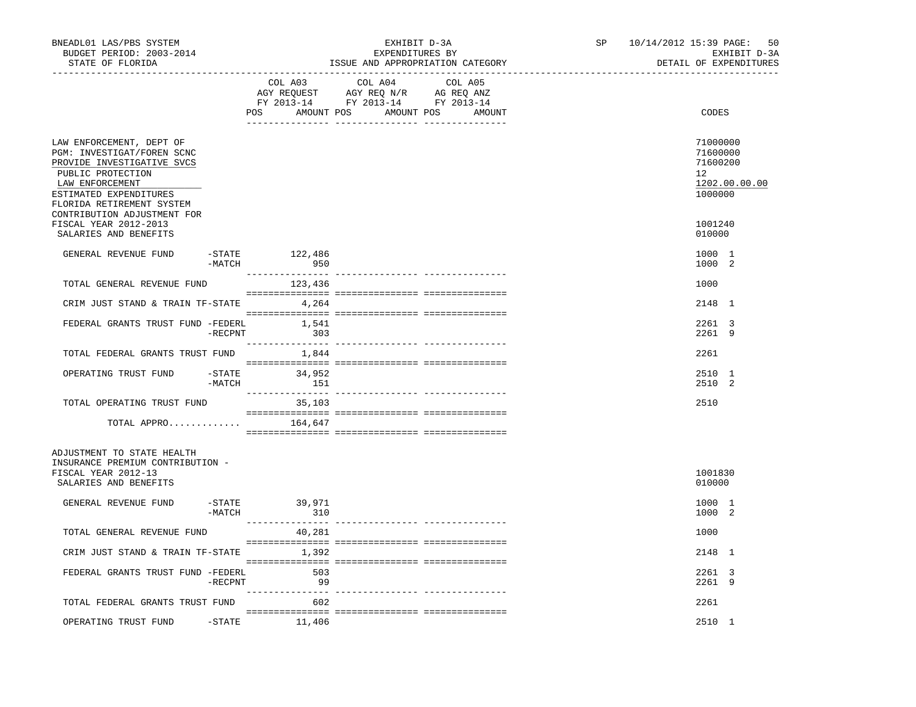BNEADL01 LAS/PBS SYSTEM | EXHIBIT D-3A | SP 10/14/2012 15:39 PAGE: 50
BUDGET PERIOD: 2003-2014 | EXPENDITURES BY | EXHIBIT D-3A
STATE OF FLORIDA | ISSUE AND APPROPRIATION CATEGORY | DETAIL OF EXPENDITURES

| | | COL A03 AGY REQUEST FY 2013-14 POS AMOUNT | COL A04 AGY REQ N/R FY 2013-14 POS AMOUNT | COL A05 AG REQ ANZ FY 2013-14 POS AMOUNT | CODES |
|---|---|---|---|---|---|
| LAW ENFORCEMENT, DEPT OF | | | | | 71000000 |
| PGM: INVESTIGAT/FOREN SCNC | | | | | 71600000 |
| PROVIDE INVESTIGATIVE SVCS | | | | | 71600200 |
| PUBLIC PROTECTION | | | | | 12 |
| LAW ENFORCEMENT | | | | | 1202.00.00.00 |
| ESTIMATED EXPENDITURES | | | | | 1000000 |
| FLORIDA RETIREMENT SYSTEM CONTRIBUTION ADJUSTMENT FOR FISCAL YEAR 2012-2013 | | | | | 1001240 |
| SALARIES AND BENEFITS | | | | | 010000 |
| GENERAL REVENUE FUND | -STATE | 122,486 | | | 1000 1 |
| | -MATCH | 950 | | | 1000 2 |
| TOTAL GENERAL REVENUE FUND | | 123,436 | | | 1000 |
| CRIM JUST STAND & TRAIN TF | -STATE | 4,264 | | | 2148 1 |
| FEDERAL GRANTS TRUST FUND | -FEDERL | 1,541 | | | 2261 3 |
| | -RECPNT | 303 | | | 2261 9 |
| TOTAL FEDERAL GRANTS TRUST FUND | | 1,844 | | | 2261 |
| OPERATING TRUST FUND | -STATE | 34,952 | | | 2510 1 |
| | -MATCH | 151 | | | 2510 2 |
| TOTAL OPERATING TRUST FUND | | 35,103 | | | 2510 |
| TOTAL APPRO............. | | 164,647 | | | |
| ADJUSTMENT TO STATE HEALTH INSURANCE PREMIUM CONTRIBUTION - FISCAL YEAR 2012-13 | | | | | 1001830 |
| SALARIES AND BENEFITS | | | | | 010000 |
| GENERAL REVENUE FUND | -STATE | 39,971 | | | 1000 1 |
| | -MATCH | 310 | | | 1000 2 |
| TOTAL GENERAL REVENUE FUND | | 40,281 | | | 1000 |
| CRIM JUST STAND & TRAIN TF | -STATE | 1,392 | | | 2148 1 |
| FEDERAL GRANTS TRUST FUND | -FEDERL | 503 | | | 2261 3 |
| | -RECPNT | 99 | | | 2261 9 |
| TOTAL FEDERAL GRANTS TRUST FUND | | 602 | | | 2261 |
| OPERATING TRUST FUND | -STATE | 11,406 | | | 2510 1 |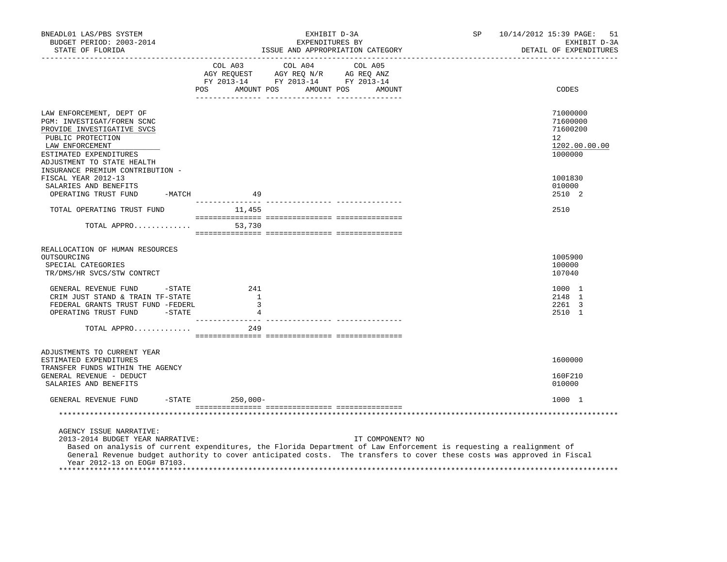| | COL A03 AGY REQUEST FY 2013-14 POS | AMOUNT | COL A04 AGY REQ N/R FY 2013-14 POS | AMOUNT | COL A05 AG REQ ANZ FY 2013-14 POS | AMOUNT | CODES |
|---|---|---|---|---|---|---|---|
| LAW ENFORCEMENT, DEPT OF | | | | | | | 71000000 |
| PGM: INVESTIGAT/FOREN SCNC | | | | | | | 71600000 |
| PROVIDE INVESTIGATIVE SVCS | | | | | | | 71600200 |
| PUBLIC PROTECTION | | | | | | | 12 |
| LAW ENFORCEMENT | | | | | | | 1202.00.00.00 |
| ESTIMATED EXPENDITURES | | | | | | | 1000000 |
| ADJUSTMENT TO STATE HEALTH INSURANCE PREMIUM CONTRIBUTION - FISCAL YEAR 2012-13 | | | | | | | 1001830 |
| SALARIES AND BENEFITS | | | | | | | 010000 |
| OPERATING TRUST FUND -MATCH | | 49 | | | | | 2510 2 |
| TOTAL OPERATING TRUST FUND | | 11,455 | | | | | 2510 |
| TOTAL APPRO............. | | 53,730 | | | | | |
| REALLOCATION OF HUMAN RESOURCES OUTSOURCING | | | | | | | 1005900 |
| SPECIAL CATEGORIES | | | | | | | 100000 |
| TR/DMS/HR SVCS/STW CONTRCT | | | | | | | 107040 |
| GENERAL REVENUE FUND -STATE | | 241 | | | | | 1000 1 |
| CRIM JUST STAND & TRAIN TF-STATE | | 1 | | | | | 2148 1 |
| FEDERAL GRANTS TRUST FUND -FEDERL | | 3 | | | | | 2261 3 |
| OPERATING TRUST FUND -STATE | | 4 | | | | | 2510 1 |
| TOTAL APPRO............. | | 249 | | | | | |
| ADJUSTMENTS TO CURRENT YEAR ESTIMATED EXPENDITURES | | | | | | | 1600000 |
| TRANSFER FUNDS WITHIN THE AGENCY GENERAL REVENUE - DEDUCT | | | | | | | 160F210 |
| SALARIES AND BENEFITS | | | | | | | 010000 |
| GENERAL REVENUE FUND -STATE | | 250,000- | | | | | 1000 1 |

AGENCY ISSUE NARRATIVE:

2013-2014 BUDGET YEAR NARRATIVE: IT COMPONENT? NO

Based on analysis of current expenditures, the Florida Department of Law Enforcement is requesting a realignment of General Revenue budget authority to cover anticipated costs. The transfers to cover these costs was approved in Fiscal Year 2012-13 on EOG# B7103.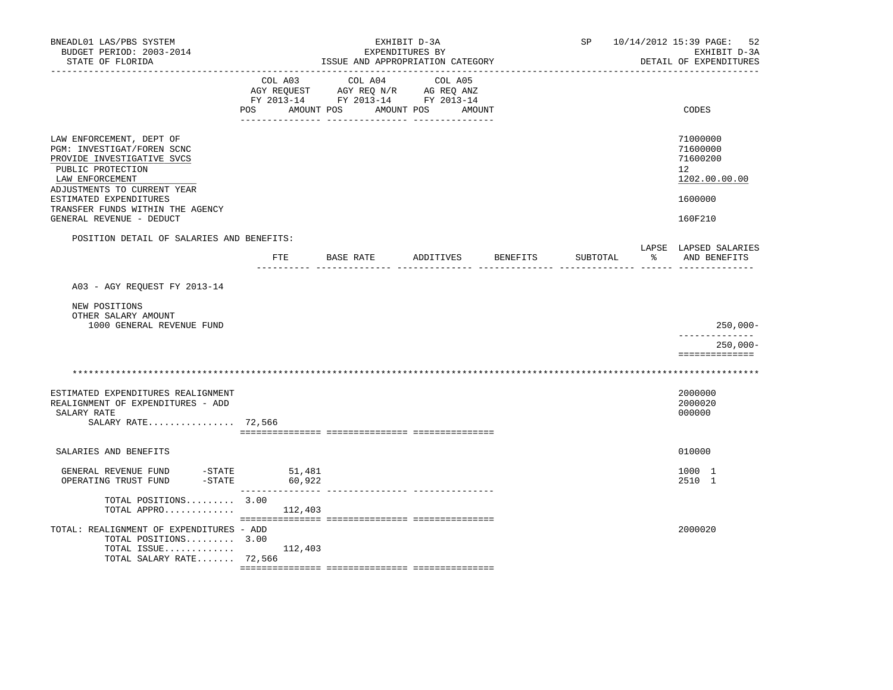BNEADL01 LAS/PBS SYSTEM | EXHIBIT D-3A | SP 10/14/2012 15:39 PAGE: 52
BUDGET PERIOD: 2003-2014 | EXPENDITURES BY | EXHIBIT D-3A
STATE OF FLORIDA | ISSUE AND APPROPRIATION CATEGORY | DETAIL OF EXPENDITURES

| | COL A03 AGY REQUEST FY 2013-14 POS AMOUNT | COL A04 AGY REQ N/R FY 2013-14 POS AMOUNT | COL A05 AG REQ ANZ FY 2013-14 POS AMOUNT | CODES |
|---|---|---|---|---|
| LAW ENFORCEMENT, DEPT OF | | | | 71000000 |
| PGM: INVESTIGAT/FOREN SCNC | | | | 71600000 |
| PROVIDE INVESTIGATIVE SVCS | | | | 71600200 |
| PUBLIC PROTECTION | | | | 12 |
| LAW ENFORCEMENT | | | | 1202.00.00.00 |
| ADJUSTMENTS TO CURRENT YEAR ESTIMATED EXPENDITURES | | | | 1600000 |
| TRANSFER FUNDS WITHIN THE AGENCY GENERAL REVENUE - DEDUCT | | | | 160F210 |

POSITION DETAIL OF SALARIES AND BENEFITS:

| | FTE | BASE RATE | ADDITIVES | BENEFITS | SUBTOTAL | LAPSE % | LAPSED SALARIES AND BENEFITS |
|---|---|---|---|---|---|---|---|
| A03 - AGY REQUEST FY 2013-14 | | | | | | | |
| NEW POSITIONS | | | | | | | |
| OTHER SALARY AMOUNT | | | | | | | |
| 1000 GENERAL REVENUE FUND | | | | | | | 250,000- |
| | | | | | | | 250,000- |

**************************************************************************************************************

| | COL A03 | COL A04 | COL A05 | CODES |
|---|---|---|---|---|
| ESTIMATED EXPENDITURES REALIGNMENT | | | | 2000000 |
| REALIGNMENT OF EXPENDITURES - ADD | | | | 2000020 |
| SALARY RATE | | | | 000000 |
| SALARY RATE................ | 72,566 | | | |
| SALARIES AND BENEFITS | | | | 010000 |
| GENERAL REVENUE FUND -STATE | 51,481 | | | 1000 1 |
| OPERATING TRUST FUND -STATE | 60,922 | | | 2510 1 |
| TOTAL POSITIONS......... | 3.00 | | | |
| TOTAL APPRO............. | 112,403 | | | |
| TOTAL: REALIGNMENT OF EXPENDITURES - ADD | | | | 2000020 |
| TOTAL POSITIONS......... | 3.00 | | | |
| TOTAL ISSUE............. | 112,403 | | | |
| TOTAL SALARY RATE....... | 72,566 | | | |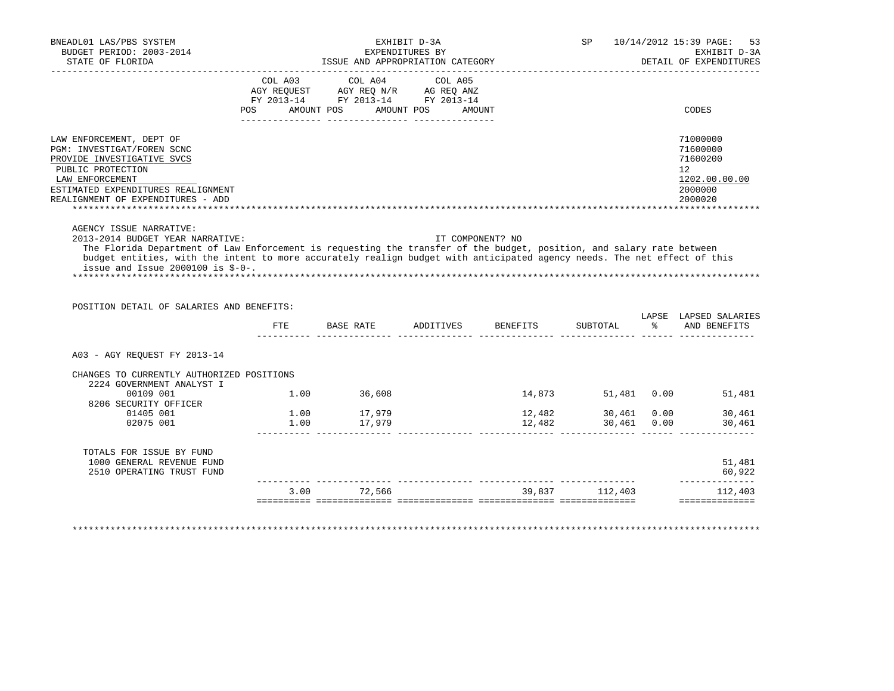BNEADL01 LAS/PBS SYSTEM — EXHIBIT D-3A — EXPENDITURES BY ISSUE AND APPROPRIATION CATEGORY — SP 10/14/2012 15:39

BUDGET PERIOD: 2003-2014 — EXHIBIT D-3A

STATE OF FLORIDA — DETAIL OF EXPENDITURES

| | COL A03 AGY REQUEST FY 2013-14 POS AMOUNT | COL A04 AGY REQ N/R FY 2013-14 POS AMOUNT | COL A05 AG REQ ANZ FY 2013-14 POS AMOUNT | CODES |
|---|---|---|---|---|
| LAW ENFORCEMENT, DEPT OF | | | | 71000000 |
| PGM: INVESTIGAT/FOREN SCNC | | | | 71600000 |
| PROVIDE INVESTIGATIVE SVCS | | | | 71600200 |
| PUBLIC PROTECTION | | | | 12 |
| LAW ENFORCEMENT | | | | 1202.00.00.00 |
| ESTIMATED EXPENDITURES REALIGNMENT | | | | 2000000 |
| REALIGNMENT OF EXPENDITURES - ADD | | | | 2000020 |

AGENCY ISSUE NARRATIVE:

2013-2014 BUDGET YEAR NARRATIVE: IT COMPONENT? NO

The Florida Department of Law Enforcement is requesting the transfer of the budget, position, and salary rate between budget entities, with the intent to more accurately realign budget with anticipated agency needs. The net effect of this issue and Issue 2000100 is $-0-.

POSITION DETAIL OF SALARIES AND BENEFITS:

| | FTE | BASE RATE | ADDITIVES | BENEFITS | SUBTOTAL | LAPSE % | LAPSED SALARIES AND BENEFITS |
|---|---|---|---|---|---|---|---|
| A03 - AGY REQUEST FY 2013-14 | | | | | | | |
| CHANGES TO CURRENTLY AUTHORIZED POSITIONS | | | | | | | |
| 2224 GOVERNMENT ANALYST I | | | | | | | |
| 00109 001 | 1.00 | 36,608 | | 14,873 | 51,481 | 0.00 | 51,481 |
| 8206 SECURITY OFFICER | | | | | | | |
| 01405 001 | 1.00 | 17,979 | | 12,482 | 30,461 | 0.00 | 30,461 |
| 02075 001 | 1.00 | 17,979 | | 12,482 | 30,461 | 0.00 | 30,461 |
| TOTALS FOR ISSUE BY FUND | | | | | | | |
| 1000 GENERAL REVENUE FUND | | | | | | | 51,481 |
| 2510 OPERATING TRUST FUND | | | | | | | 60,922 |
| | 3.00 | 72,566 | | 39,837 | 112,403 | | 112,403 |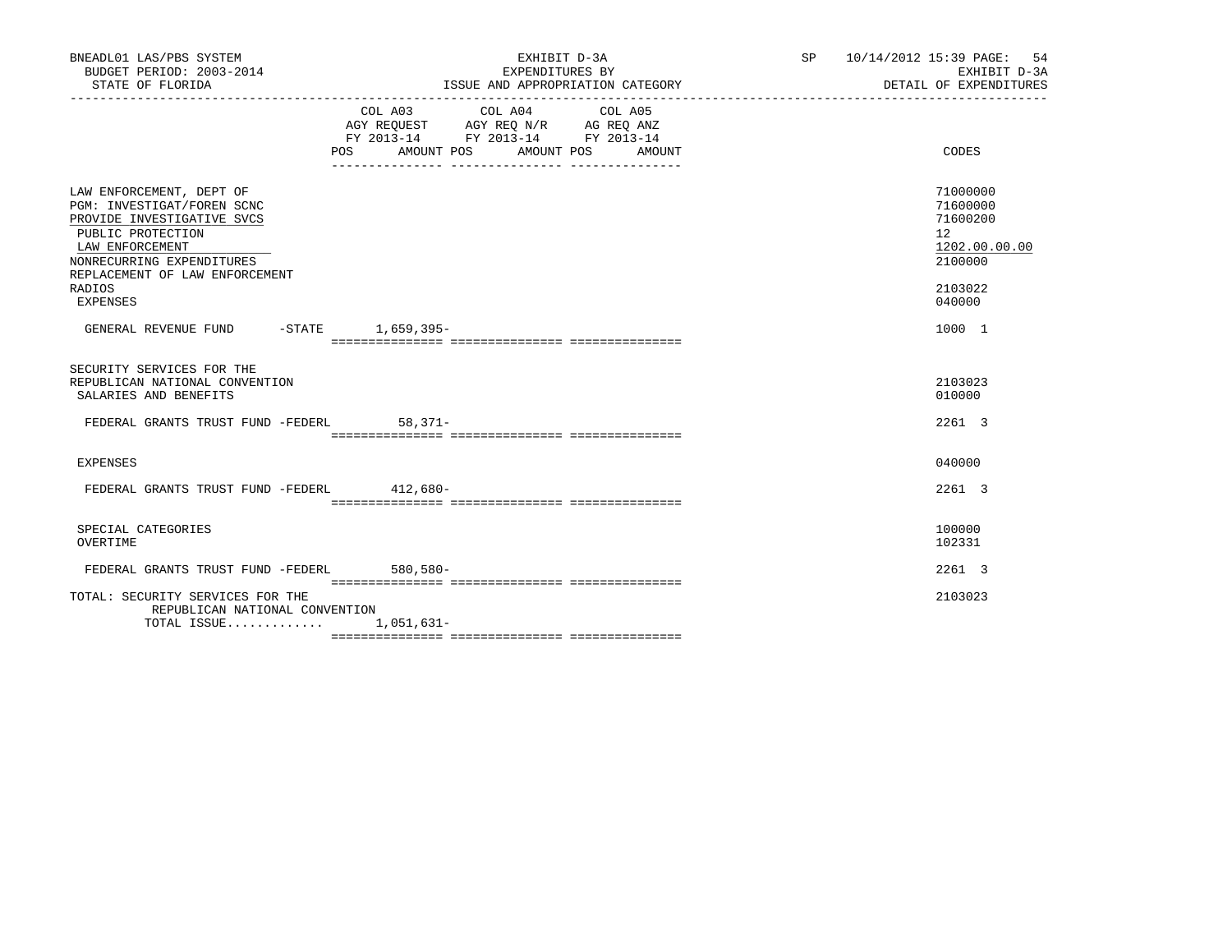BNEADL01 LAS/PBS SYSTEM
BUDGET PERIOD: 2003-2014
STATE OF FLORIDA

EXHIBIT D-3A
EXPENDITURES BY
ISSUE AND APPROPRIATION CATEGORY

SP 10/14/2012 15:39 PAGE: 54
EXHIBIT D-3A
DETAIL OF EXPENDITURES

| | COL A03 AGY REQUEST FY 2013-14 POS AMOUNT | COL A04 AGY REQ N/R FY 2013-14 POS AMOUNT | COL A05 AG REQ ANZ FY 2013-14 POS AMOUNT | CODES |
|---|---|---|---|---|
| LAW ENFORCEMENT, DEPT OF | | | | 71000000 |
| PGM: INVESTIGAT/FOREN SCNC | | | | 71600000 |
| PROVIDE INVESTIGATIVE SVCS | | | | 71600200 |
| PUBLIC PROTECTION | | | | 12 |
| LAW ENFORCEMENT | | | | 1202.00.00.00 |
| NONRECURRING EXPENDITURES | | | | 2100000 |
| REPLACEMENT OF LAW ENFORCEMENT RADIOS | | | | 2103022 |
| EXPENSES | | | | 040000 |
| GENERAL REVENUE FUND -STATE | 1,659,395- | | | 1000 1 |
| SECURITY SERVICES FOR THE REPUBLICAN NATIONAL CONVENTION | | | | 2103023 |
| SALARIES AND BENEFITS | | | | 010000 |
| FEDERAL GRANTS TRUST FUND -FEDERL | 58,371- | | | 2261 3 |
| EXPENSES | | | | 040000 |
| FEDERAL GRANTS TRUST FUND -FEDERL | 412,680- | | | 2261 3 |
| SPECIAL CATEGORIES | | | | 100000 |
| OVERTIME | | | | 102331 |
| FEDERAL GRANTS TRUST FUND -FEDERL | 580,580- | | | 2261 3 |
| TOTAL: SECURITY SERVICES FOR THE REPUBLICAN NATIONAL CONVENTION | | | | 2103023 |
| TOTAL ISSUE............. | 1,051,631- | | | |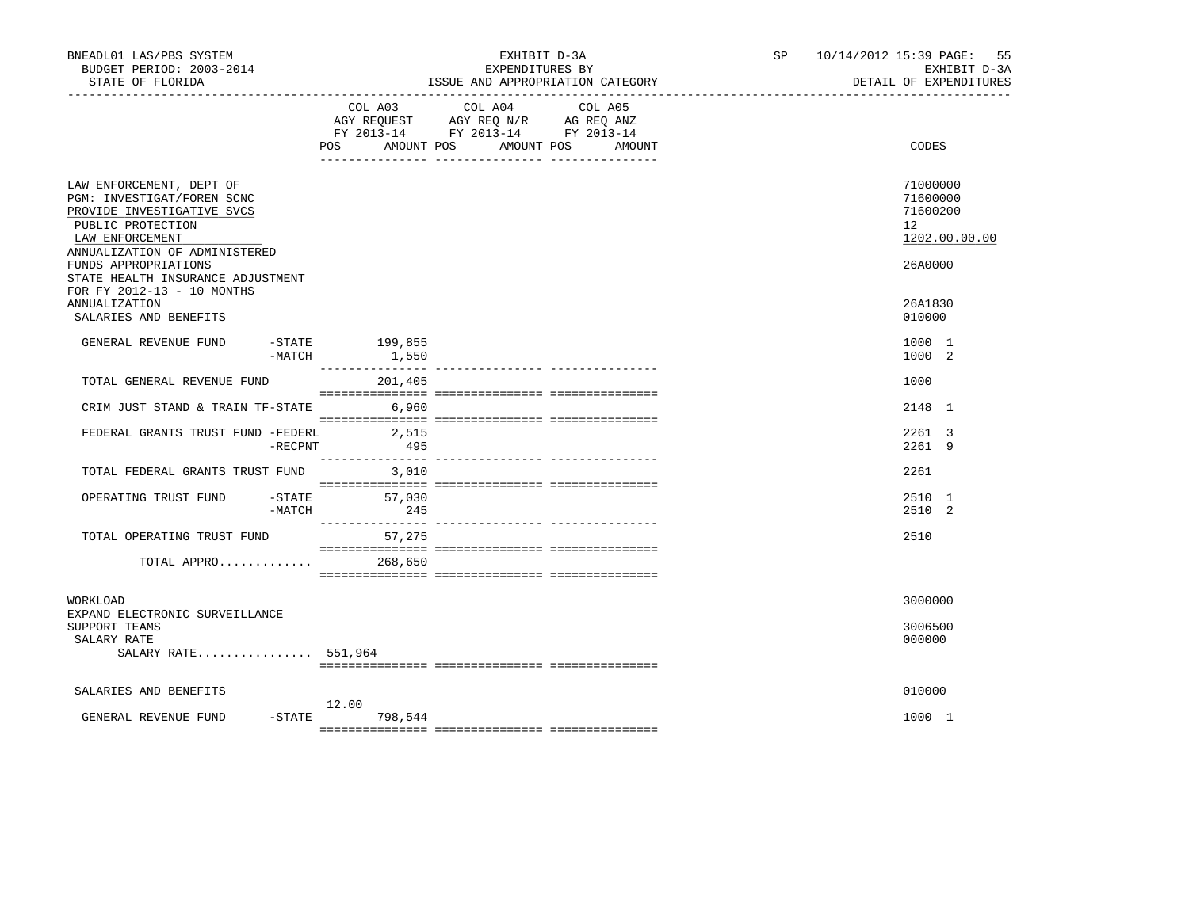BNEADL01 LAS/PBS SYSTEM
BUDGET PERIOD: 2003-2014
STATE OF FLORIDA

EXHIBIT D-3A
EXPENDITURES BY
ISSUE AND APPROPRIATION CATEGORY

SP 10/14/2012 15:39 PAGE: 55
EXHIBIT D-3A
DETAIL OF EXPENDITURES

| | COL A03 AGY REQUEST FY 2013-14 POS AMOUNT | COL A04 AGY REQ N/R FY 2013-14 POS AMOUNT | COL A05 AG REQ ANZ FY 2013-14 POS AMOUNT | CODES |
|---|---|---|---|---|
| LAW ENFORCEMENT, DEPT OF | | | | 71000000 |
| PGM: INVESTIGAT/FOREN SCNC | | | | 71600000 |
| PROVIDE INVESTIGATIVE SVCS | | | | 71600200 |
| PUBLIC PROTECTION | | | | 12 |
| LAW ENFORCEMENT | | | | 1202.00.00.00 |
| ANNUALIZATION OF ADMINISTERED FUNDS APPROPRIATIONS | | | | 26A0000 |
| STATE HEALTH INSURANCE ADJUSTMENT FOR FY 2012-13 - 10 MONTHS ANNUALIZATION | | | | 26A1830 |
| SALARIES AND BENEFITS | | | | 010000 |
| GENERAL REVENUE FUND -STATE | 199,855 | | | 1000 1 |
| -MATCH | 1,550 | | | 1000 2 |
| TOTAL GENERAL REVENUE FUND | 201,405 | | | 1000 |
| CRIM JUST STAND & TRAIN TF-STATE | 6,960 | | | 2148 1 |
| FEDERAL GRANTS TRUST FUND -FEDERL | 2,515 | | | 2261 3 |
| -RECPNT | 495 | | | 2261 9 |
| TOTAL FEDERAL GRANTS TRUST FUND | 3,010 | | | 2261 |
| OPERATING TRUST FUND -STATE | 57,030 | | | 2510 1 |
| -MATCH | 245 | | | 2510 2 |
| TOTAL OPERATING TRUST FUND | 57,275 | | | 2510 |
| TOTAL APPRO............. | 268,650 | | | |
| WORKLOAD | | | | 3000000 |
| EXPAND ELECTRONIC SURVEILLANCE SUPPORT TEAMS | | | | 3006500 |
| SALARY RATE | | | | 000000 |
| SALARY RATE................ 551,964 | | | | |
| SALARIES AND BENEFITS | | | | 010000 |
| GENERAL REVENUE FUND -STATE | 12.00 798,544 | | | 1000 1 |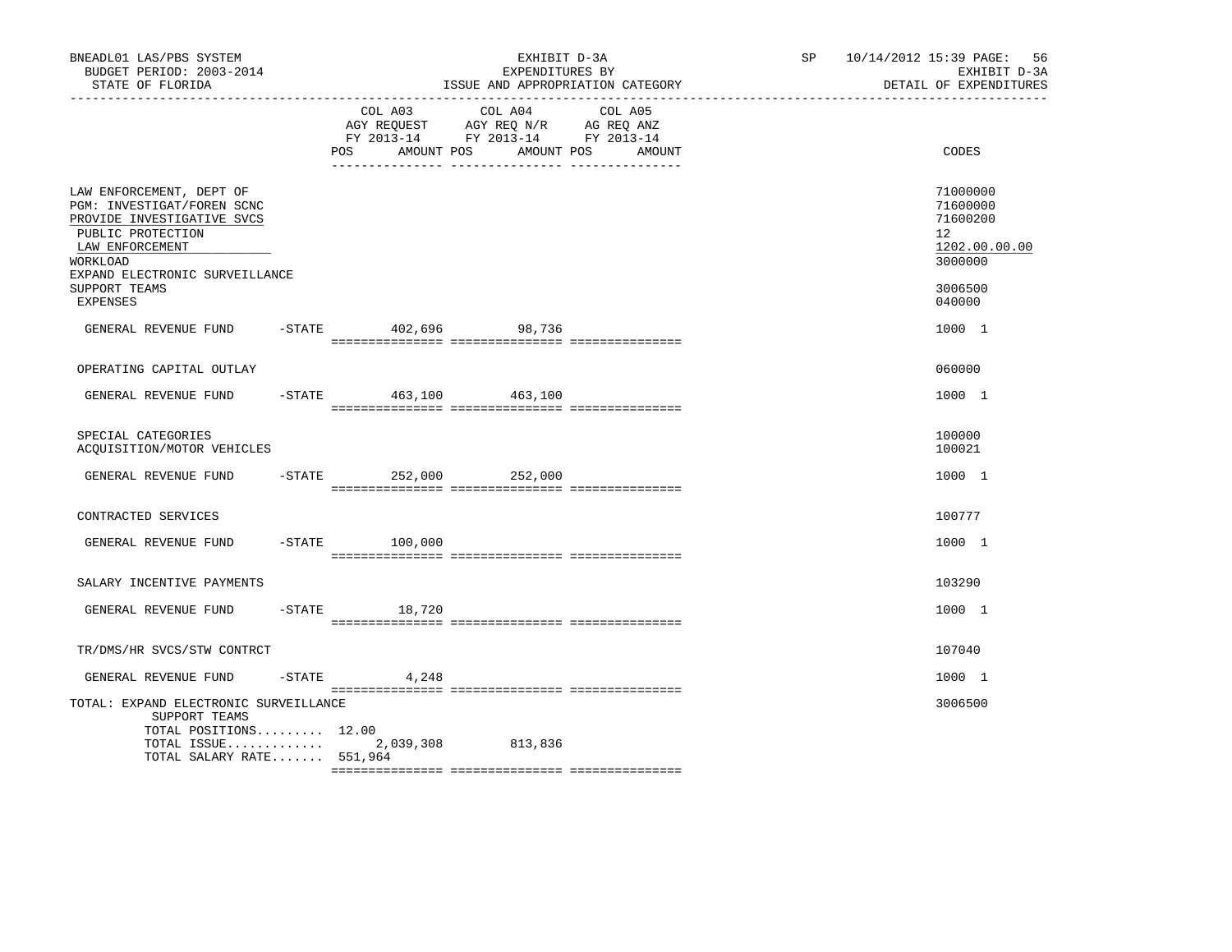BNEADL01 LAS/PBS SYSTEM
BUDGET PERIOD: 2003-2014
STATE OF FLORIDA

EXHIBIT D-3A
EXPENDITURES BY
ISSUE AND APPROPRIATION CATEGORY

SP 10/14/2012 15:39
EXHIBIT D-3A
DETAIL OF EXPENDITURES

| | COL A03 AGY REQUEST FY 2013-14 POS AMOUNT | COL A04 AGY REQ N/R FY 2013-14 POS AMOUNT | COL A05 AG REQ ANZ FY 2013-14 POS AMOUNT | CODES |
|---|---|---|---|---|
| LAW ENFORCEMENT, DEPT OF | | | | 71000000 |
| PGM: INVESTIGAT/FOREN SCNC | | | | 71600000 |
| PROVIDE INVESTIGATIVE SVCS | | | | 71600200 |
| PUBLIC PROTECTION | | | | 12 |
| LAW ENFORCEMENT | | | | 1202.00.00.00 |
| WORKLOAD | | | | 3000000 |
| EXPAND ELECTRONIC SURVEILLANCE SUPPORT TEAMS | | | | 3006500 |
| EXPENSES | | | | 040000 |
| GENERAL REVENUE FUND -STATE | 402,696 | 98,736 | | 1000 1 |
| OPERATING CAPITAL OUTLAY | | | | 060000 |
| GENERAL REVENUE FUND -STATE | 463,100 | 463,100 | | 1000 1 |
| SPECIAL CATEGORIES | | | | 100000 |
| ACQUISITION/MOTOR VEHICLES | | | | 100021 |
| GENERAL REVENUE FUND -STATE | 252,000 | 252,000 | | 1000 1 |
| CONTRACTED SERVICES | | | | 100777 |
| GENERAL REVENUE FUND -STATE | 100,000 | | | 1000 1 |
| SALARY INCENTIVE PAYMENTS | | | | 103290 |
| GENERAL REVENUE FUND -STATE | 18,720 | | | 1000 1 |
| TR/DMS/HR SVCS/STW CONTRCT | | | | 107040 |
| GENERAL REVENUE FUND -STATE | 4,248 | | | 1000 1 |
| TOTAL: EXPAND ELECTRONIC SURVEILLANCE SUPPORT TEAMS | | | | 3006500 |
| TOTAL POSITIONS......... | 12.00 | | | |
| TOTAL ISSUE............. | 2,039,308 | 813,836 | | |
| TOTAL SALARY RATE....... | 551,964 | | | |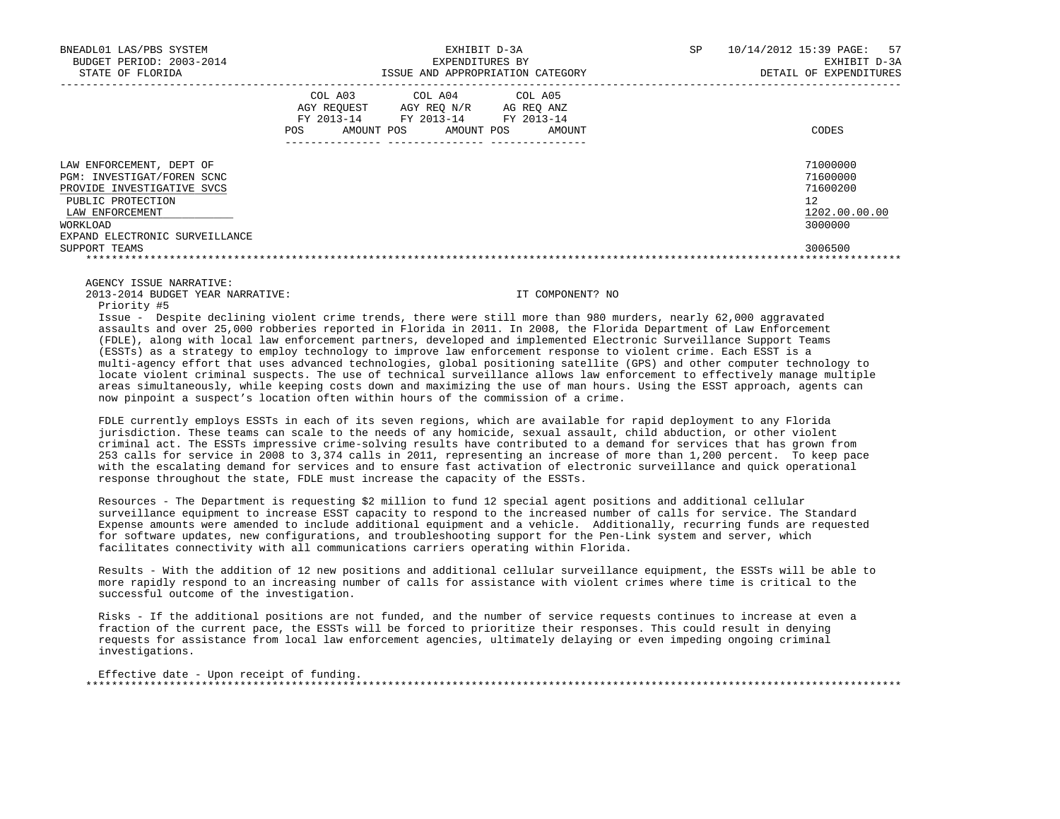| | COL A03 AGY REQUEST FY 2013-14 | | COL A04 AGY REQ N/R FY 2013-14 | | COL A05 AG REQ ANZ FY 2013-14 | | |
|---|---|---|---|---|---|---|---|
| | POS | AMOUNT | POS | AMOUNT | POS | AMOUNT | CODES |
| LAW ENFORCEMENT, DEPT OF | | | | | | | 71000000 |
| PGM: INVESTIGAT/FOREN SCNC | | | | | | | 71600000 |
| PROVIDE INVESTIGATIVE SVCS | | | | | | | 71600200 |
| PUBLIC PROTECTION | | | | | | | 12 |
| LAW ENFORCEMENT | | | | | | | 1202.00.00.00 |
| WORKLOAD | | | | | | | 3000000 |
| EXPAND ELECTRONIC SURVEILLANCE SUPPORT TEAMS | | | | | | | 3006500 |

AGENCY ISSUE NARRATIVE:

2013-2014 BUDGET YEAR NARRATIVE: IT COMPONENT? NO

Priority #5

Issue - Despite declining violent crime trends, there were still more than 980 murders, nearly 62,000 aggravated assaults and over 25,000 robberies reported in Florida in 2011. In 2008, the Florida Department of Law Enforcement (FDLE), along with local law enforcement partners, developed and implemented Electronic Surveillance Support Teams (ESSTs) as a strategy to employ technology to improve law enforcement response to violent crime. Each ESST is a multi-agency effort that uses advanced technologies, global positioning satellite (GPS) and other computer technology to locate violent criminal suspects. The use of technical surveillance allows law enforcement to effectively manage multiple areas simultaneously, while keeping costs down and maximizing the use of man hours. Using the ESST approach, agents can now pinpoint a suspect's location often within hours of the commission of a crime.

FDLE currently employs ESSTs in each of its seven regions, which are available for rapid deployment to any Florida jurisdiction. These teams can scale to the needs of any homicide, sexual assault, child abduction, or other violent criminal act. The ESSTs impressive crime-solving results have contributed to a demand for services that has grown from 253 calls for service in 2008 to 3,374 calls in 2011, representing an increase of more than 1,200 percent. To keep pace with the escalating demand for services and to ensure fast activation of electronic surveillance and quick operational response throughout the state, FDLE must increase the capacity of the ESSTs.

Resources - The Department is requesting $2 million to fund 12 special agent positions and additional cellular surveillance equipment to increase ESST capacity to respond to the increased number of calls for service. The Standard Expense amounts were amended to include additional equipment and a vehicle. Additionally, recurring funds are requested for software updates, new configurations, and troubleshooting support for the Pen-Link system and server, which facilitates connectivity with all communications carriers operating within Florida.

Results - With the addition of 12 new positions and additional cellular surveillance equipment, the ESSTs will be able to more rapidly respond to an increasing number of calls for assistance with violent crimes where time is critical to the successful outcome of the investigation.

Risks - If the additional positions are not funded, and the number of service requests continues to increase at even a fraction of the current pace, the ESSTs will be forced to prioritize their responses. This could result in denying requests for assistance from local law enforcement agencies, ultimately delaying or even impeding ongoing criminal investigations.

Effective date - Upon receipt of funding.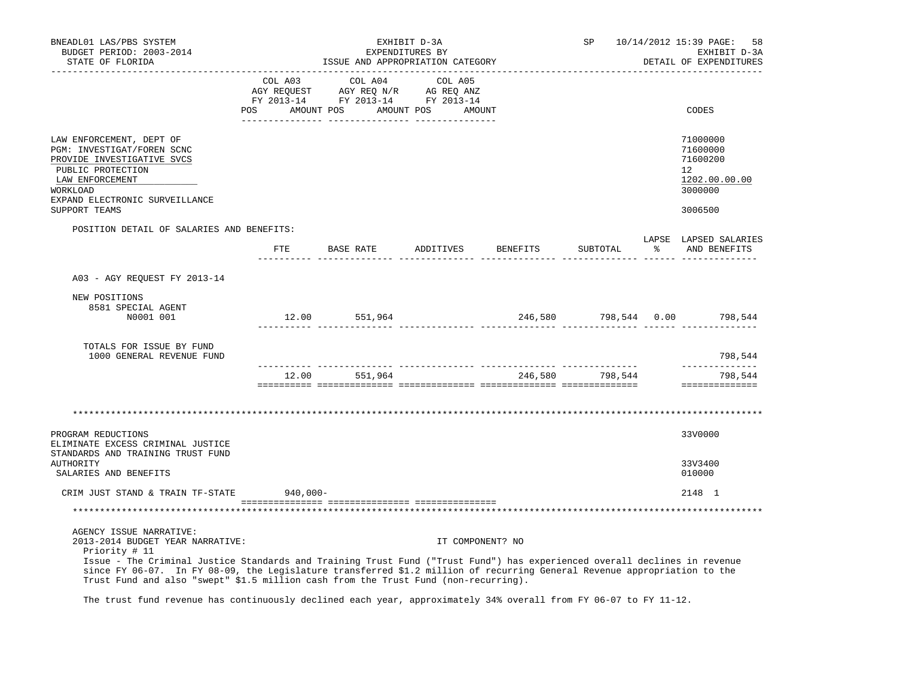BNEADL01 LAS/PBS SYSTEM | BUDGET PERIOD: 2003-2014 | STATE OF FLORIDA

EXHIBIT D-3A
EXPENDITURES BY
ISSUE AND APPROPRIATION CATEGORY

SP 10/14/2012 15:39 | EXHIBIT D-3A | DETAIL OF EXPENDITURES

| | COL A03 AGY REQUEST FY 2013-14 POS AMOUNT | COL A04 AGY REQ N/R FY 2013-14 POS AMOUNT | COL A05 AG REQ ANZ FY 2013-14 POS AMOUNT | CODES |
|---|---|---|---|---|
| LAW ENFORCEMENT, DEPT OF | | | | 71000000 |
| PGM: INVESTIGAT/FOREN SCNC | | | | 71600000 |
| PROVIDE INVESTIGATIVE SVCS | | | | 71600200 |
| PUBLIC PROTECTION | | | | 12 |
| LAW ENFORCEMENT | | | | 1202.00.00.00 |
| WORKLOAD | | | | 3000000 |
| EXPAND ELECTRONIC SURVEILLANCE SUPPORT TEAMS | | | | 3006500 |

POSITION DETAIL OF SALARIES AND BENEFITS:

| | FTE | BASE RATE | ADDITIVES | BENEFITS | SUBTOTAL | LAPSE % | LAPSED SALARIES AND BENEFITS |
|---|---|---|---|---|---|---|---|
| A03 - AGY REQUEST FY 2013-14 | | | | | | | |
| NEW POSITIONS | | | | | | | |
| 8581 SPECIAL AGENT N0001 001 | 12.00 | 551,964 | | 246,580 | 798,544 | 0.00 | 798,544 |
| TOTALS FOR ISSUE BY FUND | | | | | | | |
| 1000 GENERAL REVENUE FUND | | | | | | | 798,544 |
| | 12.00 | 551,964 | | 246,580 | 798,544 | | 798,544 |

***************************************************************************************************************

| | COL A03 | COL A04 | COL A05 | CODES |
|---|---|---|---|---|
| PROGRAM REDUCTIONS | | | | 33V0000 |
| ELIMINATE EXCESS CRIMINAL JUSTICE STANDARDS AND TRAINING TRUST FUND AUTHORITY | | | | 33V3400 |
| SALARIES AND BENEFITS | | | | 010000 |
| CRIM JUST STAND & TRAIN TF-STATE | 940,000- | | | 2148 1 |

***************************************************************************************************************

AGENCY ISSUE NARRATIVE:
2013-2014 BUDGET YEAR NARRATIVE: IT COMPONENT? NO
Priority # 11
Issue - The Criminal Justice Standards and Training Trust Fund ("Trust Fund") has experienced overall declines in revenue since FY 06-07. In FY 08-09, the Legislature transferred $1.2 million of recurring General Revenue appropriation to the Trust Fund and also "swept" $1.5 million cash from the Trust Fund (non-recurring).

The trust fund revenue has continuously declined each year, approximately 34% overall from FY 06-07 to FY 11-12.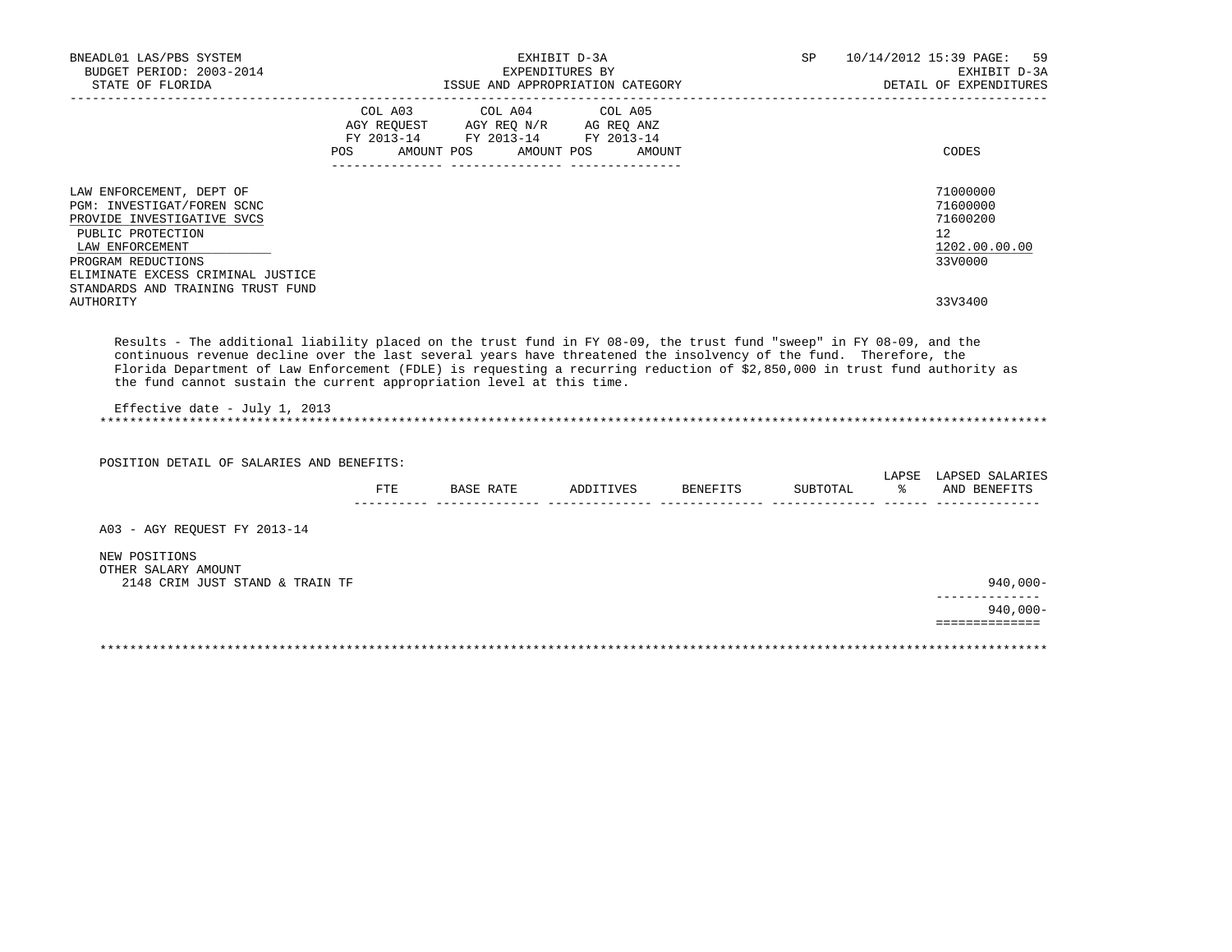BNEADL01 LAS/PBS SYSTEM
BUDGET PERIOD: 2003-2014
STATE OF FLORIDA

EXHIBIT D-3A
EXPENDITURES BY
ISSUE AND APPROPRIATION CATEGORY

SP 10/14/2012 15:39

EXHIBIT D-3A
DETAIL OF EXPENDITURES

| | COL A03 AGY REQUEST FY 2013-14 POS AMOUNT | COL A04 AGY REQ N/R FY 2013-14 POS AMOUNT | COL A05 AG REQ ANZ FY 2013-14 POS AMOUNT | CODES |
|---|---|---|---|---|
| LAW ENFORCEMENT, DEPT OF | | | | 71000000 |
| PGM: INVESTIGAT/FOREN SCNC | | | | 71600000 |
| PROVIDE INVESTIGATIVE SVCS | | | | 71600200 |
| PUBLIC PROTECTION | | | | 12 |
| LAW ENFORCEMENT | | | | 1202.00.00.00 |
| PROGRAM REDUCTIONS | | | | 33V0000 |
| ELIMINATE EXCESS CRIMINAL JUSTICE STANDARDS AND TRAINING TRUST FUND AUTHORITY | | | | 33V3400 |

Results - The additional liability placed on the trust fund in FY 08-09, the trust fund "sweep" in FY 08-09, and the continuous revenue decline over the last several years have threatened the insolvency of the fund. Therefore, the Florida Department of Law Enforcement (FDLE) is requesting a recurring reduction of $2,850,000 in trust fund authority as the fund cannot sustain the current appropriation level at this time.

Effective date - July 1, 2013

*****************************************************************************************************************************

POSITION DETAIL OF SALARIES AND BENEFITS:

| | FTE | BASE RATE | ADDITIVES | BENEFITS | SUBTOTAL | LAPSE % | LAPSED SALARIES AND BENEFITS |
|---|---|---|---|---|---|---|---|
| A03 - AGY REQUEST FY 2013-14 | | | | | | | |
| NEW POSITIONS | | | | | | | |
| OTHER SALARY AMOUNT | | | | | | | |
| 2148 CRIM JUST STAND & TRAIN TF | | | | | | | 940,000- |
| | | | | | | | 940,000- |

*****************************************************************************************************************************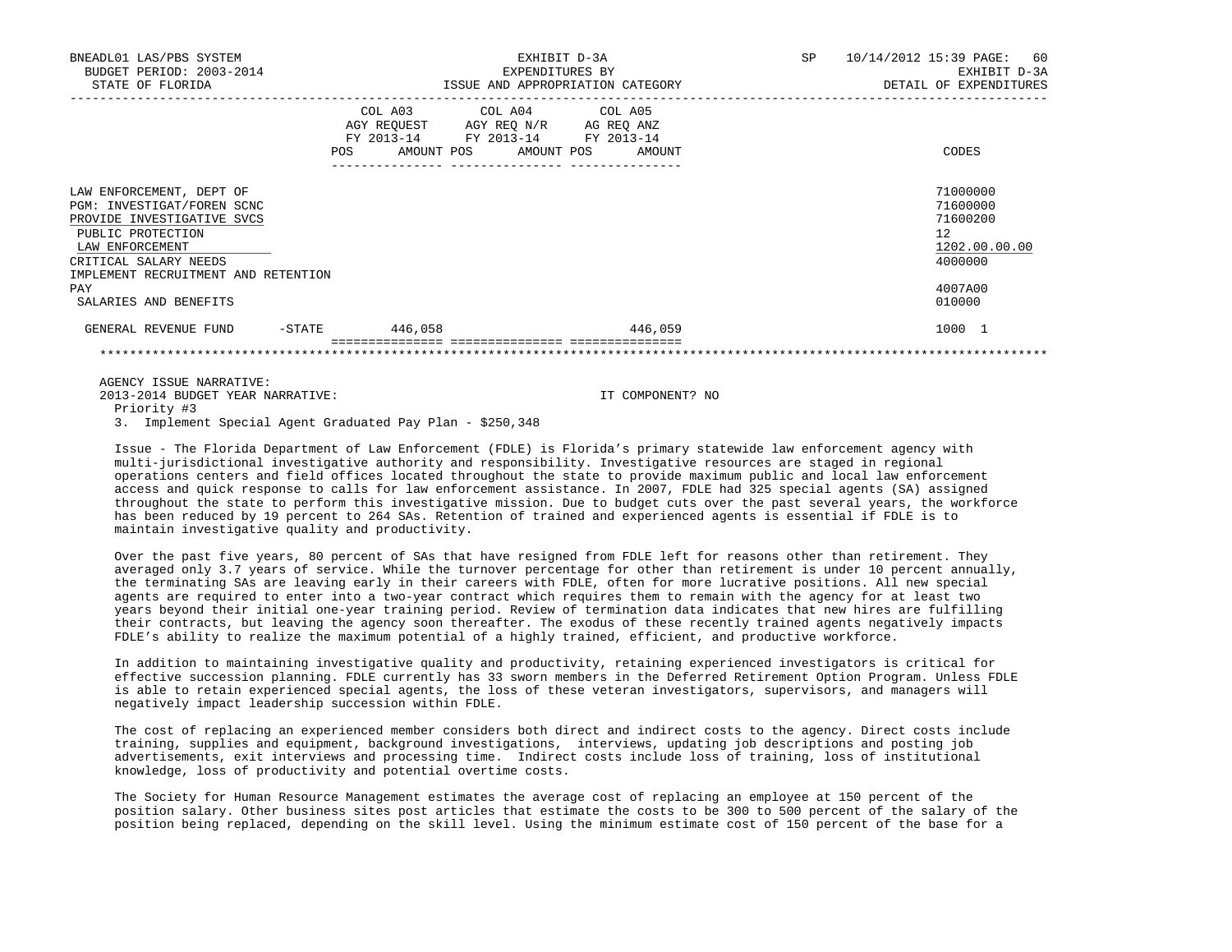| | COL A03 AGY REQUEST FY 2013-14 POS AMOUNT | COL A04 AGY REQ N/R FY 2013-14 POS AMOUNT | COL A05 AG REQ ANZ FY 2013-14 POS AMOUNT | CODES |
|---|---|---|---|---|
| LAW ENFORCEMENT, DEPT OF | | | | 71000000 |
| PGM: INVESTIGAT/FOREN SCNC | | | | 71600000 |
| PROVIDE INVESTIGATIVE SVCS | | | | 71600200 |
| PUBLIC PROTECTION | | | | 12 |
| LAW ENFORCEMENT | | | | 1202.00.00.00 |
| CRITICAL SALARY NEEDS | | | | 4000000 |
| IMPLEMENT RECRUITMENT AND RETENTION PAY | | | | 4007A00 |
| SALARIES AND BENEFITS | | | | 010000 |
| GENERAL REVENUE FUND -STATE | 446,058 | | 446,059 | 1000 1 |

AGENCY ISSUE NARRATIVE:

2013-2014 BUDGET YEAR NARRATIVE: IT COMPONENT? NO

Priority #3

3. Implement Special Agent Graduated Pay Plan - $250,348

Issue - The Florida Department of Law Enforcement (FDLE) is Florida's primary statewide law enforcement agency with multi-jurisdictional investigative authority and responsibility. Investigative resources are staged in regional operations centers and field offices located throughout the state to provide maximum public and local law enforcement access and quick response to calls for law enforcement assistance. In 2007, FDLE had 325 special agents (SA) assigned throughout the state to perform this investigative mission. Due to budget cuts over the past several years, the workforce has been reduced by 19 percent to 264 SAs. Retention of trained and experienced agents is essential if FDLE is to maintain investigative quality and productivity.

Over the past five years, 80 percent of SAs that have resigned from FDLE left for reasons other than retirement. They averaged only 3.7 years of service. While the turnover percentage for other than retirement is under 10 percent annually, the terminating SAs are leaving early in their careers with FDLE, often for more lucrative positions. All new special agents are required to enter into a two-year contract which requires them to remain with the agency for at least two years beyond their initial one-year training period. Review of termination data indicates that new hires are fulfilling their contracts, but leaving the agency soon thereafter. The exodus of these recently trained agents negatively impacts FDLE's ability to realize the maximum potential of a highly trained, efficient, and productive workforce.

In addition to maintaining investigative quality and productivity, retaining experienced investigators is critical for effective succession planning. FDLE currently has 33 sworn members in the Deferred Retirement Option Program. Unless FDLE is able to retain experienced special agents, the loss of these veteran investigators, supervisors, and managers will negatively impact leadership succession within FDLE.

The cost of replacing an experienced member considers both direct and indirect costs to the agency. Direct costs include training, supplies and equipment, background investigations, interviews, updating job descriptions and posting job advertisements, exit interviews and processing time. Indirect costs include loss of training, loss of institutional knowledge, loss of productivity and potential overtime costs.

The Society for Human Resource Management estimates the average cost of replacing an employee at 150 percent of the position salary. Other business sites post articles that estimate the costs to be 300 to 500 percent of the salary of the position being replaced, depending on the skill level. Using the minimum estimate cost of 150 percent of the base for a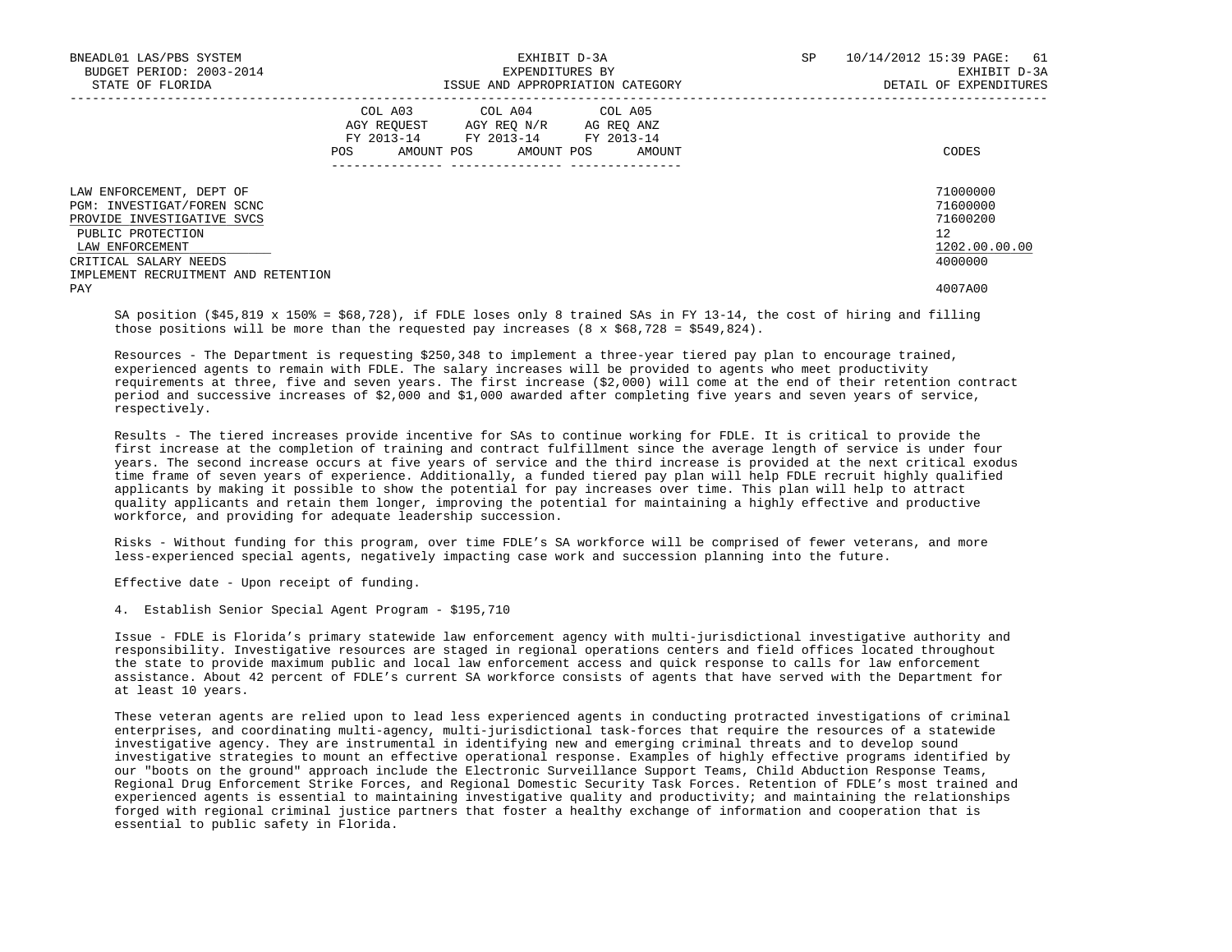| | COL A03 AGY REQUEST FY 2013-14 | COL A04 AGY REQ N/R FY 2013-14 | COL A05 AG REQ ANZ FY 2013-14 | |
|---|---|---|---|---|
| | POS AMOUNT | POS AMOUNT | POS AMOUNT | CODES |
| LAW ENFORCEMENT, DEPT OF | | | | 71000000 |
| PGM: INVESTIGAT/FOREN SCNC | | | | 71600000 |
| PROVIDE INVESTIGATIVE SVCS | | | | 71600200 |
| PUBLIC PROTECTION | | | | 12 |
| LAW ENFORCEMENT | | | | 1202.00.00.00 |
| CRITICAL SALARY NEEDS | | | | 4000000 |
| IMPLEMENT RECRUITMENT AND RETENTION PAY | | | | 4007A00 |

SA position ($45,819 x 150% = $68,728), if FDLE loses only 8 trained SAs in FY 13-14, the cost of hiring and filling those positions will be more than the requested pay increases (8 x $68,728 = $549,824).

Resources - The Department is requesting $250,348 to implement a three-year tiered pay plan to encourage trained, experienced agents to remain with FDLE. The salary increases will be provided to agents who meet productivity requirements at three, five and seven years. The first increase ($2,000) will come at the end of their retention contract period and successive increases of $2,000 and $1,000 awarded after completing five years and seven years of service, respectively.

Results - The tiered increases provide incentive for SAs to continue working for FDLE. It is critical to provide the first increase at the completion of training and contract fulfillment since the average length of service is under four years. The second increase occurs at five years of service and the third increase is provided at the next critical exodus time frame of seven years of experience. Additionally, a funded tiered pay plan will help FDLE recruit highly qualified applicants by making it possible to show the potential for pay increases over time. This plan will help to attract quality applicants and retain them longer, improving the potential for maintaining a highly effective and productive workforce, and providing for adequate leadership succession.

Risks - Without funding for this program, over time FDLE's SA workforce will be comprised of fewer veterans, and more less-experienced special agents, negatively impacting case work and succession planning into the future.

Effective date - Upon receipt of funding.

4. Establish Senior Special Agent Program - $195,710

Issue - FDLE is Florida's primary statewide law enforcement agency with multi-jurisdictional investigative authority and responsibility. Investigative resources are staged in regional operations centers and field offices located throughout the state to provide maximum public and local law enforcement access and quick response to calls for law enforcement assistance. About 42 percent of FDLE's current SA workforce consists of agents that have served with the Department for at least 10 years.

These veteran agents are relied upon to lead less experienced agents in conducting protracted investigations of criminal enterprises, and coordinating multi-agency, multi-jurisdictional task-forces that require the resources of a statewide investigative agency. They are instrumental in identifying new and emerging criminal threats and to develop sound investigative strategies to mount an effective operational response. Examples of highly effective programs identified by our "boots on the ground" approach include the Electronic Surveillance Support Teams, Child Abduction Response Teams, Regional Drug Enforcement Strike Forces, and Regional Domestic Security Task Forces. Retention of FDLE's most trained and experienced agents is essential to maintaining investigative quality and productivity; and maintaining the relationships forged with regional criminal justice partners that foster a healthy exchange of information and cooperation that is essential to public safety in Florida.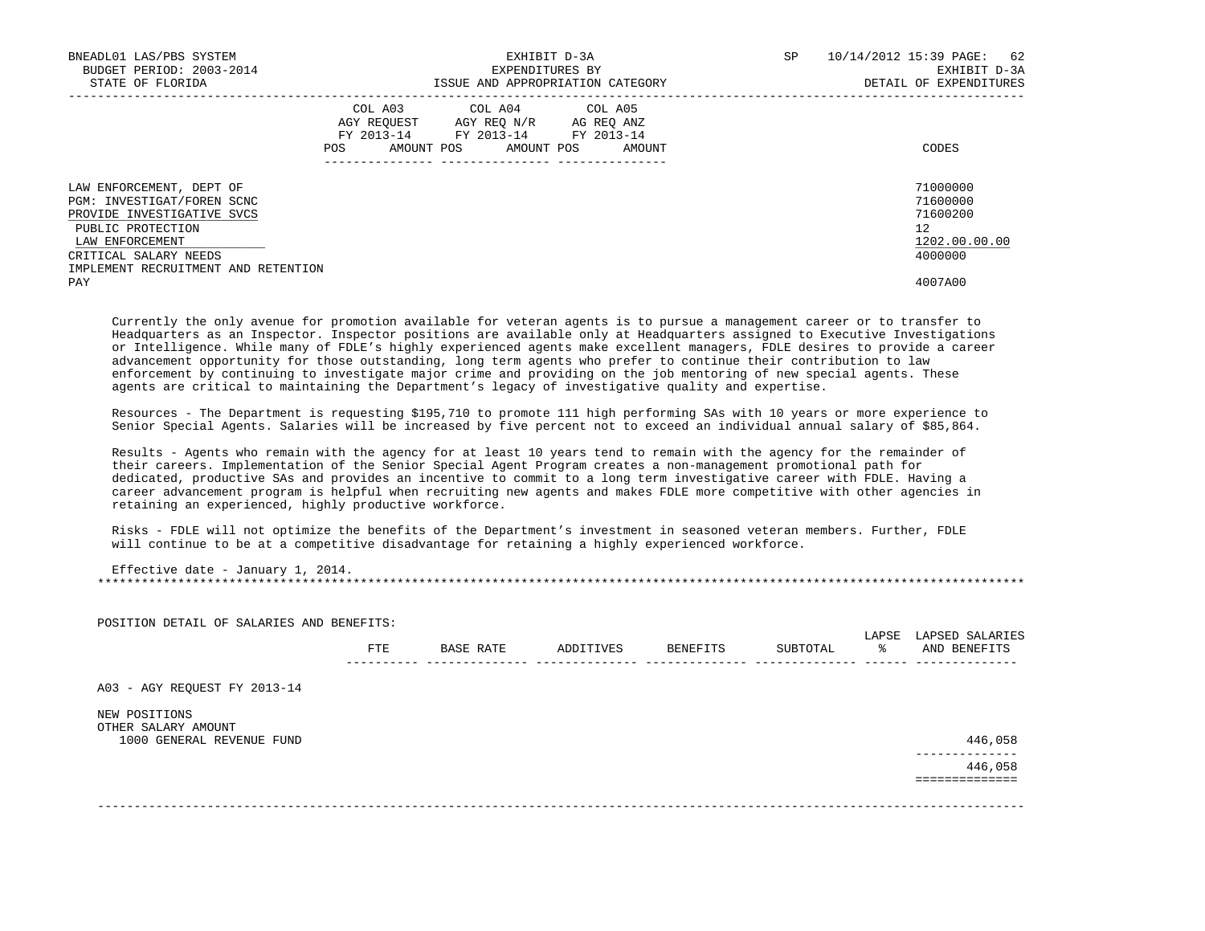| | COL A03 AGY REQUEST FY 2013-14 | | COL A04 AGY REQ N/R FY 2013-14 | | COL A05 AG REQ ANZ FY 2013-14 | | |
|---|---|---|---|---|---|---|---|
| | POS | AMOUNT | POS | AMOUNT | POS | AMOUNT | CODES |
| LAW ENFORCEMENT, DEPT OF | | | | | | | 71000000 |
| PGM: INVESTIGAT/FOREN SCNC | | | | | | | 71600000 |
| PROVIDE INVESTIGATIVE SVCS | | | | | | | 71600200 |
| PUBLIC PROTECTION | | | | | | | 12 |
| LAW ENFORCEMENT | | | | | | | 1202.00.00.00 |
| CRITICAL SALARY NEEDS | | | | | | | 4000000 |
| IMPLEMENT RECRUITMENT AND RETENTION PAY | | | | | | | 4007A00 |

Currently the only avenue for promotion available for veteran agents is to pursue a management career or to transfer to Headquarters as an Inspector. Inspector positions are available only at Headquarters assigned to Executive Investigations or Intelligence. While many of FDLE's highly experienced agents make excellent managers, FDLE desires to provide a career advancement opportunity for those outstanding, long term agents who prefer to continue their contribution to law enforcement by continuing to investigate major crime and providing on the job mentoring of new special agents. These agents are critical to maintaining the Department's legacy of investigative quality and expertise.

Resources - The Department is requesting $195,710 to promote 111 high performing SAs with 10 years or more experience to Senior Special Agents. Salaries will be increased by five percent not to exceed an individual annual salary of $85,864.

Results - Agents who remain with the agency for at least 10 years tend to remain with the agency for the remainder of their careers. Implementation of the Senior Special Agent Program creates a non-management promotional path for dedicated, productive SAs and provides an incentive to commit to a long term investigative career with FDLE. Having a career advancement program is helpful when recruiting new agents and makes FDLE more competitive with other agencies in retaining an experienced, highly productive workforce.

Risks - FDLE will not optimize the benefits of the Department's investment in seasoned veteran members. Further, FDLE will continue to be at a competitive disadvantage for retaining a highly experienced workforce.

Effective date - January 1, 2014.

POSITION DETAIL OF SALARIES AND BENEFITS:

| | FTE | BASE RATE | ADDITIVES | BENEFITS | SUBTOTAL | LAPSE % | LAPSED SALARIES AND BENEFITS |
|---|---|---|---|---|---|---|---|
| A03 - AGY REQUEST FY 2013-14 | | | | | | | |
| NEW POSITIONS | | | | | | | |
| OTHER SALARY AMOUNT | | | | | | | |
| 1000 GENERAL REVENUE FUND | | | | | | | 446,058 |
| | | | | | | | 446,058 |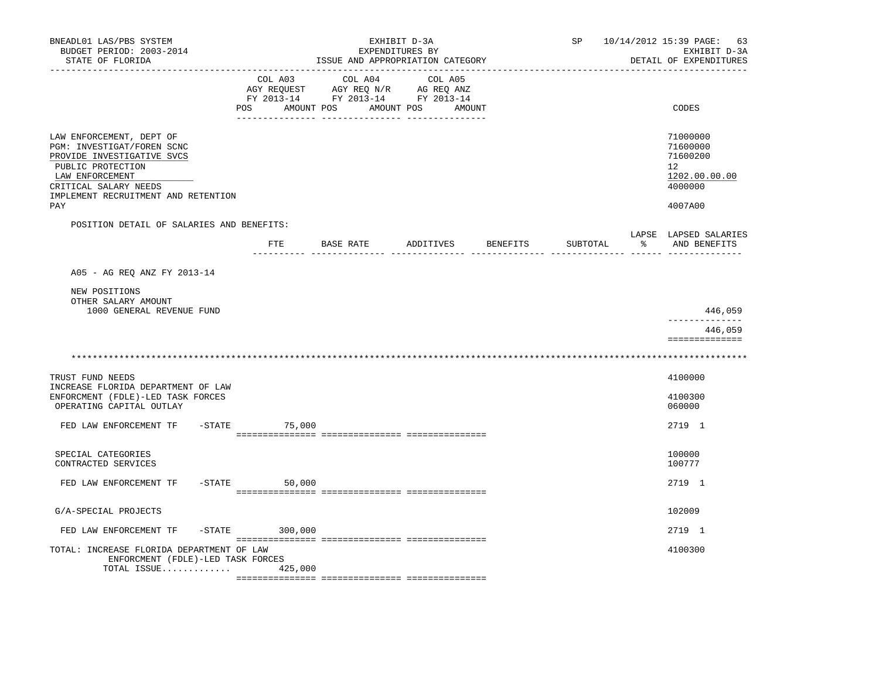BNEADL01 LAS/PBS SYSTEM | EXHIBIT D-3A | SP 10/14/2012 15:39

BUDGET PERIOD: 2003-2014 | EXPENDITURES BY | EXHIBIT D-3A

STATE OF FLORIDA | ISSUE AND APPROPRIATION CATEGORY | DETAIL OF EXPENDITURES

| | COL A03 AGY REQUEST FY 2013-14 POS AMOUNT | COL A04 AGY REQ N/R FY 2013-14 POS AMOUNT | COL A05 AG REQ ANZ FY 2013-14 POS AMOUNT | CODES |
|---|---|---|---|---|
| LAW ENFORCEMENT, DEPT OF | | | | 71000000 |
| PGM: INVESTIGAT/FOREN SCNC | | | | 71600000 |
| PROVIDE INVESTIGATIVE SVCS | | | | 71600200 |
| PUBLIC PROTECTION | | | | 12 |
| LAW ENFORCEMENT | | | | 1202.00.00.00 |
| CRITICAL SALARY NEEDS | | | | 4000000 |
| IMPLEMENT RECRUITMENT AND RETENTION PAY | | | | 4007A00 |

POSITION DETAIL OF SALARIES AND BENEFITS:

| | FTE | BASE RATE | ADDITIVES | BENEFITS | SUBTOTAL | LAPSE % | LAPSED SALARIES AND BENEFITS |
|---|---|---|---|---|---|---|---|
| A05 - AG REQ ANZ FY 2013-14 | | | | | | | |
| NEW POSITIONS | | | | | | | |
| OTHER SALARY AMOUNT | | | | | | | |
| 1000 GENERAL REVENUE FUND | | | | | | | 446,059 |
| | | | | | | | 446,059 |

************************************************************************************************************************

| | COL A03 | COL A04 | COL A05 | CODES |
|---|---|---|---|---|
| TRUST FUND NEEDS | | | | 4100000 |
| INCREASE FLORIDA DEPARTMENT OF LAW ENFORCMENT (FDLE)-LED TASK FORCES | | | | 4100300 |
| OPERATING CAPITAL OUTLAY | | | | 060000 |
| FED LAW ENFORCEMENT TF -STATE | 75,000 | | | 2719 1 |
| SPECIAL CATEGORIES | | | | 100000 |
| CONTRACTED SERVICES | | | | 100777 |
| FED LAW ENFORCEMENT TF -STATE | 50,000 | | | 2719 1 |
| G/A-SPECIAL PROJECTS | | | | 102009 |
| FED LAW ENFORCEMENT TF -STATE | 300,000 | | | 2719 1 |
| TOTAL: INCREASE FLORIDA DEPARTMENT OF LAW ENFORCMENT (FDLE)-LED TASK FORCES | | | | 4100300 |
| TOTAL ISSUE............. | 425,000 | | | |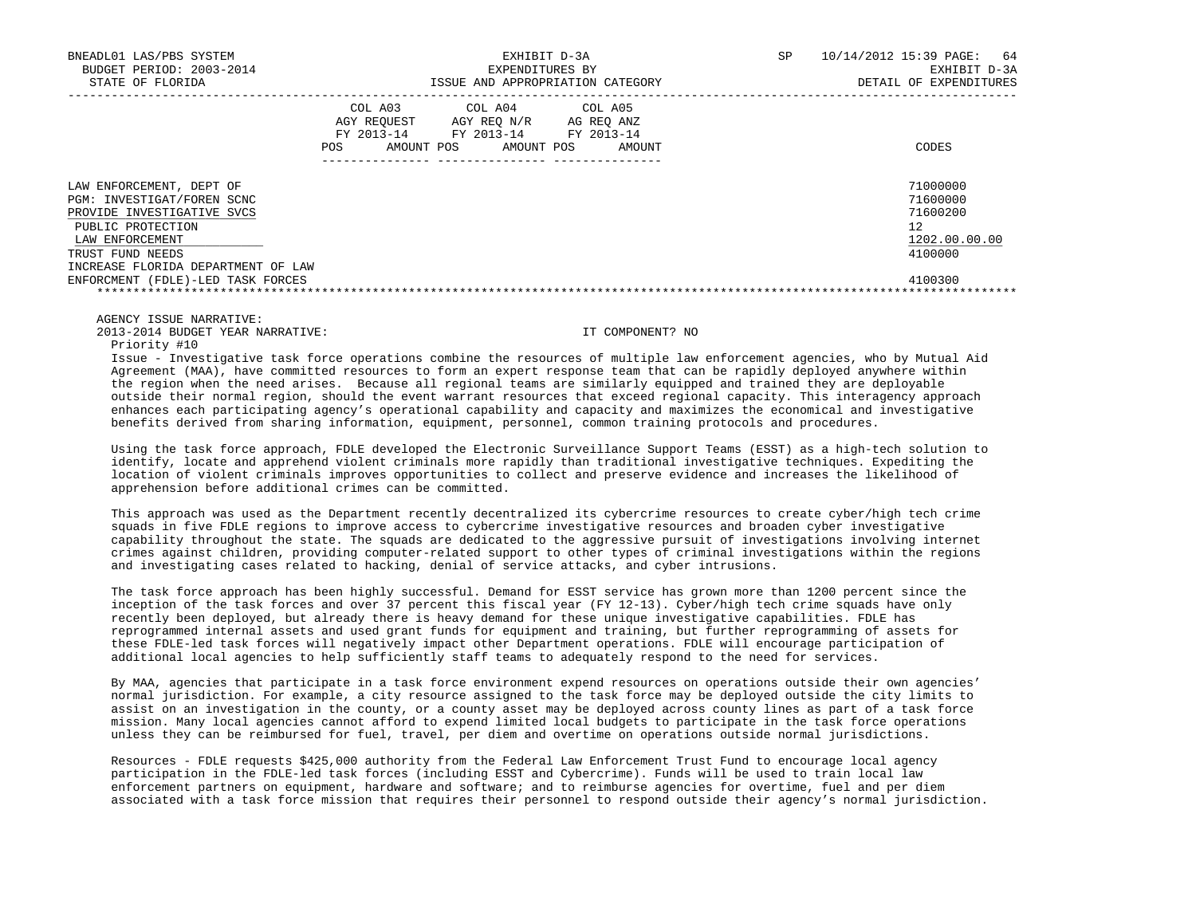| | COL A03 AGY REQUEST FY 2013-14 POS AMOUNT | COL A04 AGY REQ N/R FY 2013-14 POS AMOUNT | COL A05 AG REQ ANZ FY 2013-14 POS AMOUNT | CODES |
|---|---|---|---|---|
| LAW ENFORCEMENT, DEPT OF | | | | 71000000 |
| PGM: INVESTIGAT/FOREN SCNC | | | | 71600000 |
| PROVIDE INVESTIGATIVE SVCS | | | | 71600200 |
| PUBLIC PROTECTION | | | | 12 |
| LAW ENFORCEMENT | | | | 1202.00.00.00 |
| TRUST FUND NEEDS | | | | 4100000 |
| INCREASE FLORIDA DEPARTMENT OF LAW ENFORCMENT (FDLE)-LED TASK FORCES | | | | 4100300 |

AGENCY ISSUE NARRATIVE:

2013-2014 BUDGET YEAR NARRATIVE: IT COMPONENT? NO

Priority #10

Issue - Investigative task force operations combine the resources of multiple law enforcement agencies, who by Mutual Aid Agreement (MAA), have committed resources to form an expert response team that can be rapidly deployed anywhere within the region when the need arises. Because all regional teams are similarly equipped and trained they are deployable outside their normal region, should the event warrant resources that exceed regional capacity. This interagency approach enhances each participating agency's operational capability and capacity and maximizes the economical and investigative benefits derived from sharing information, equipment, personnel, common training protocols and procedures.

Using the task force approach, FDLE developed the Electronic Surveillance Support Teams (ESST) as a high-tech solution to identify, locate and apprehend violent criminals more rapidly than traditional investigative techniques. Expediting the location of violent criminals improves opportunities to collect and preserve evidence and increases the likelihood of apprehension before additional crimes can be committed.

This approach was used as the Department recently decentralized its cybercrime resources to create cyber/high tech crime squads in five FDLE regions to improve access to cybercrime investigative resources and broaden cyber investigative capability throughout the state. The squads are dedicated to the aggressive pursuit of investigations involving internet crimes against children, providing computer-related support to other types of criminal investigations within the regions and investigating cases related to hacking, denial of service attacks, and cyber intrusions.

The task force approach has been highly successful. Demand for ESST service has grown more than 1200 percent since the inception of the task forces and over 37 percent this fiscal year (FY 12-13). Cyber/high tech crime squads have only recently been deployed, but already there is heavy demand for these unique investigative capabilities. FDLE has reprogrammed internal assets and used grant funds for equipment and training, but further reprogramming of assets for these FDLE-led task forces will negatively impact other Department operations. FDLE will encourage participation of additional local agencies to help sufficiently staff teams to adequately respond to the need for services.

By MAA, agencies that participate in a task force environment expend resources on operations outside their own agencies' normal jurisdiction. For example, a city resource assigned to the task force may be deployed outside the city limits to assist on an investigation in the county, or a county asset may be deployed across county lines as part of a task force mission. Many local agencies cannot afford to expend limited local budgets to participate in the task force operations unless they can be reimbursed for fuel, travel, per diem and overtime on operations outside normal jurisdictions.

Resources - FDLE requests $425,000 authority from the Federal Law Enforcement Trust Fund to encourage local agency participation in the FDLE-led task forces (including ESST and Cybercrime). Funds will be used to train local law enforcement partners on equipment, hardware and software; and to reimburse agencies for overtime, fuel and per diem associated with a task force mission that requires their personnel to respond outside their agency's normal jurisdiction.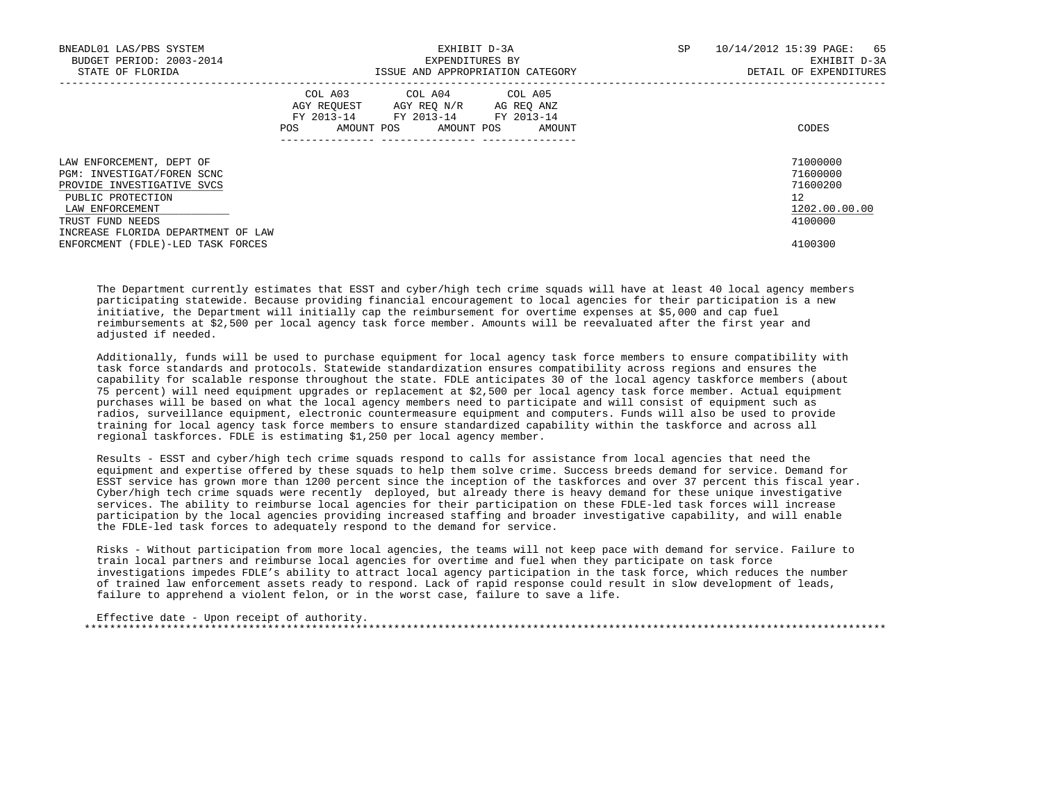| | COL A03 AGY REQUEST FY 2013-14 | | COL A04 AGY REQ N/R FY 2013-14 | | COL A05 AG REQ ANZ FY 2013-14 | | |
|---|---|---|---|---|---|---|---|
| | POS | AMOUNT | POS | AMOUNT | POS | AMOUNT | CODES |
| LAW ENFORCEMENT, DEPT OF | | | | | | | 71000000 |
| PGM: INVESTIGAT/FOREN SCNC | | | | | | | 71600000 |
| PROVIDE INVESTIGATIVE SVCS | | | | | | | 71600200 |
| PUBLIC PROTECTION | | | | | | | 12 |
| LAW ENFORCEMENT | | | | | | | 1202.00.00.00 |
| TRUST FUND NEEDS | | | | | | | 4100000 |
| INCREASE FLORIDA DEPARTMENT OF LAW ENFORCMENT (FDLE)-LED TASK FORCES | | | | | | | 4100300 |

The Department currently estimates that ESST and cyber/high tech crime squads will have at least 40 local agency members participating statewide. Because providing financial encouragement to local agencies for their participation is a new initiative, the Department will initially cap the reimbursement for overtime expenses at $5,000 and cap fuel reimbursements at $2,500 per local agency task force member. Amounts will be reevaluated after the first year and adjusted if needed.

Additionally, funds will be used to purchase equipment for local agency task force members to ensure compatibility with task force standards and protocols. Statewide standardization ensures compatibility across regions and ensures the capability for scalable response throughout the state. FDLE anticipates 30 of the local agency taskforce members (about 75 percent) will need equipment upgrades or replacement at $2,500 per local agency task force member. Actual equipment purchases will be based on what the local agency members need to participate and will consist of equipment such as radios, surveillance equipment, electronic countermeasure equipment and computers. Funds will also be used to provide training for local agency task force members to ensure standardized capability within the taskforce and across all regional taskforces. FDLE is estimating $1,250 per local agency member.

Results - ESST and cyber/high tech crime squads respond to calls for assistance from local agencies that need the equipment and expertise offered by these squads to help them solve crime. Success breeds demand for service. Demand for ESST service has grown more than 1200 percent since the inception of the taskforces and over 37 percent this fiscal year. Cyber/high tech crime squads were recently deployed, but already there is heavy demand for these unique investigative services. The ability to reimburse local agencies for their participation on these FDLE-led task forces will increase participation by the local agencies providing increased staffing and broader investigative capability, and will enable the FDLE-led task forces to adequately respond to the demand for service.

Risks - Without participation from more local agencies, the teams will not keep pace with demand for service. Failure to train local partners and reimburse local agencies for overtime and fuel when they participate on task force investigations impedes FDLE's ability to attract local agency participation in the task force, which reduces the number of trained law enforcement assets ready to respond. Lack of rapid response could result in slow development of leads, failure to apprehend a violent felon, or in the worst case, failure to save a life.

Effective date - Upon receipt of authority.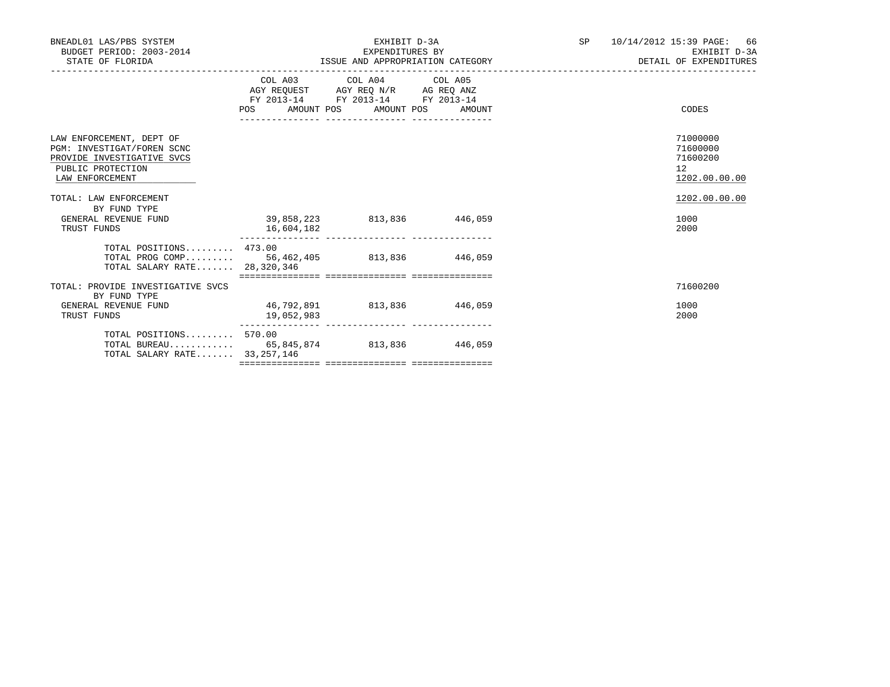BNEADL01 LAS/PBS SYSTEM
BUDGET PERIOD: 2003-2014
STATE OF FLORIDA

EXHIBIT D-3A
EXPENDITURES BY
ISSUE AND APPROPRIATION CATEGORY

SP 10/14/2012 15:39
EXHIBIT D-3A
DETAIL OF EXPENDITURES

| | COL A03 AGY REQUEST FY 2013-14 POS | AMOUNT | COL A04 AGY REQ N/R FY 2013-14 POS | AMOUNT | COL A05 AG REQ ANZ FY 2013-14 POS | AMOUNT | CODES |
|---|---|---|---|---|---|---|---|
| LAW ENFORCEMENT, DEPT OF | | | | | | | 71000000 |
| PGM: INVESTIGAT/FOREN SCNC | | | | | | | 71600000 |
| PROVIDE INVESTIGATIVE SVCS | | | | | | | 71600200 |
| PUBLIC PROTECTION | | | | | | | 12 |
| LAW ENFORCEMENT | | | | | | | 1202.00.00.00 |
| TOTAL: LAW ENFORCEMENT | | | | | | | 1202.00.00.00 |
| BY FUND TYPE | | | | | | | |
| GENERAL REVENUE FUND | | 39,858,223 | | 813,836 | | 446,059 | 1000 |
| TRUST FUNDS | | 16,604,182 | | | | | 2000 |
| TOTAL POSITIONS......... | 473.00 | | | | | | |
| TOTAL PROG COMP......... | | 56,462,405 | | 813,836 | | 446,059 | |
| TOTAL SALARY RATE....... | | 28,320,346 | | | | | |
| TOTAL: PROVIDE INVESTIGATIVE SVCS | | | | | | | 71600200 |
| BY FUND TYPE | | | | | | | |
| GENERAL REVENUE FUND | | 46,792,891 | | 813,836 | | 446,059 | 1000 |
| TRUST FUNDS | | 19,052,983 | | | | | 2000 |
| TOTAL POSITIONS......... | 570.00 | | | | | | |
| TOTAL BUREAU............ | | 65,845,874 | | 813,836 | | 446,059 | |
| TOTAL SALARY RATE....... | | 33,257,146 | | | | | |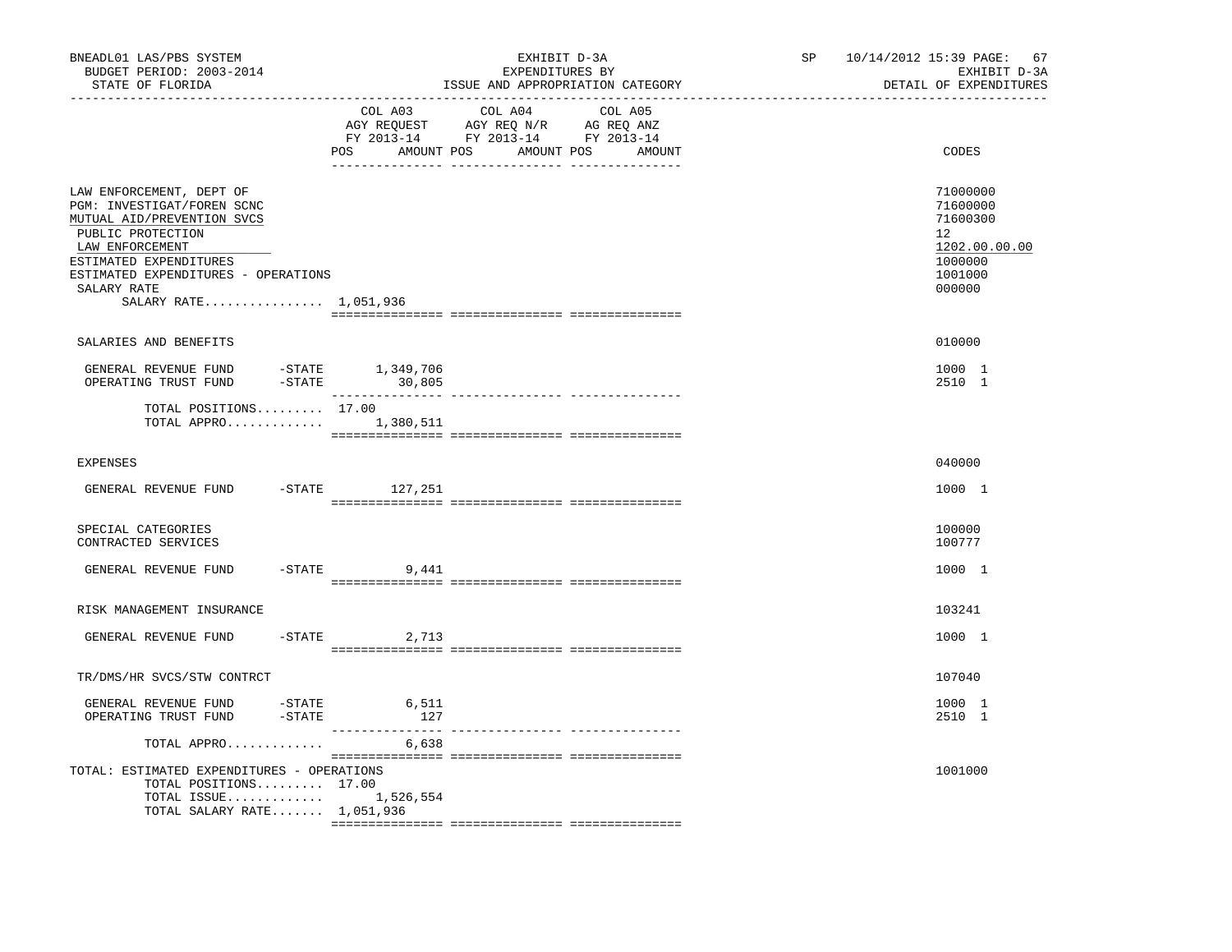BNEADL01 LAS/PBS SYSTEM
BUDGET PERIOD: 2003-2014
STATE OF FLORIDA

EXHIBIT D-3A
EXPENDITURES BY
ISSUE AND APPROPRIATION CATEGORY

SP 10/14/2012 15:39 PAGE: 67
EXHIBIT D-3A
DETAIL OF EXPENDITURES

| | COL A03 AGY REQUEST FY 2013-14 POS AMOUNT | COL A04 AGY REQ N/R FY 2013-14 POS AMOUNT | COL A05 AG REQ ANZ FY 2013-14 POS AMOUNT | CODES |
|---|---|---|---|---|
| LAW ENFORCEMENT, DEPT OF | | | | 71000000 |
| PGM: INVESTIGAT/FOREN SCNC | | | | 71600000 |
| MUTUAL AID/PREVENTION SVCS | | | | 71600300 |
| PUBLIC PROTECTION | | | | 12 |
| LAW ENFORCEMENT | | | | 1202.00.00.00 |
| ESTIMATED EXPENDITURES | | | | 1000000 |
| ESTIMATED EXPENDITURES - OPERATIONS | | | | 1001000 |
| SALARY RATE | | | | 000000 |
| SALARY RATE................ | 1,051,936 | | | |
| SALARIES AND BENEFITS | | | | 010000 |
| GENERAL REVENUE FUND -STATE | 1,349,706 | | | 1000 1 |
| OPERATING TRUST FUND -STATE | 30,805 | | | 2510 1 |
| TOTAL POSITIONS......... | 17.00 | | | |
| TOTAL APPRO............. | 1,380,511 | | | |
| EXPENSES | | | | 040000 |
| GENERAL REVENUE FUND -STATE | 127,251 | | | 1000 1 |
| SPECIAL CATEGORIES | | | | 100000 |
| CONTRACTED SERVICES | | | | 100777 |
| GENERAL REVENUE FUND -STATE | 9,441 | | | 1000 1 |
| RISK MANAGEMENT INSURANCE | | | | 103241 |
| GENERAL REVENUE FUND -STATE | 2,713 | | | 1000 1 |
| TR/DMS/HR SVCS/STW CONTRCT | | | | 107040 |
| GENERAL REVENUE FUND -STATE | 6,511 | | | 1000 1 |
| OPERATING TRUST FUND -STATE | 127 | | | 2510 1 |
| TOTAL APPRO............. | 6,638 | | | |
| TOTAL: ESTIMATED EXPENDITURES - OPERATIONS | | | | 1001000 |
| TOTAL POSITIONS......... | 17.00 | | | |
| TOTAL ISSUE............. | 1,526,554 | | | |
| TOTAL SALARY RATE....... | 1,051,936 | | | |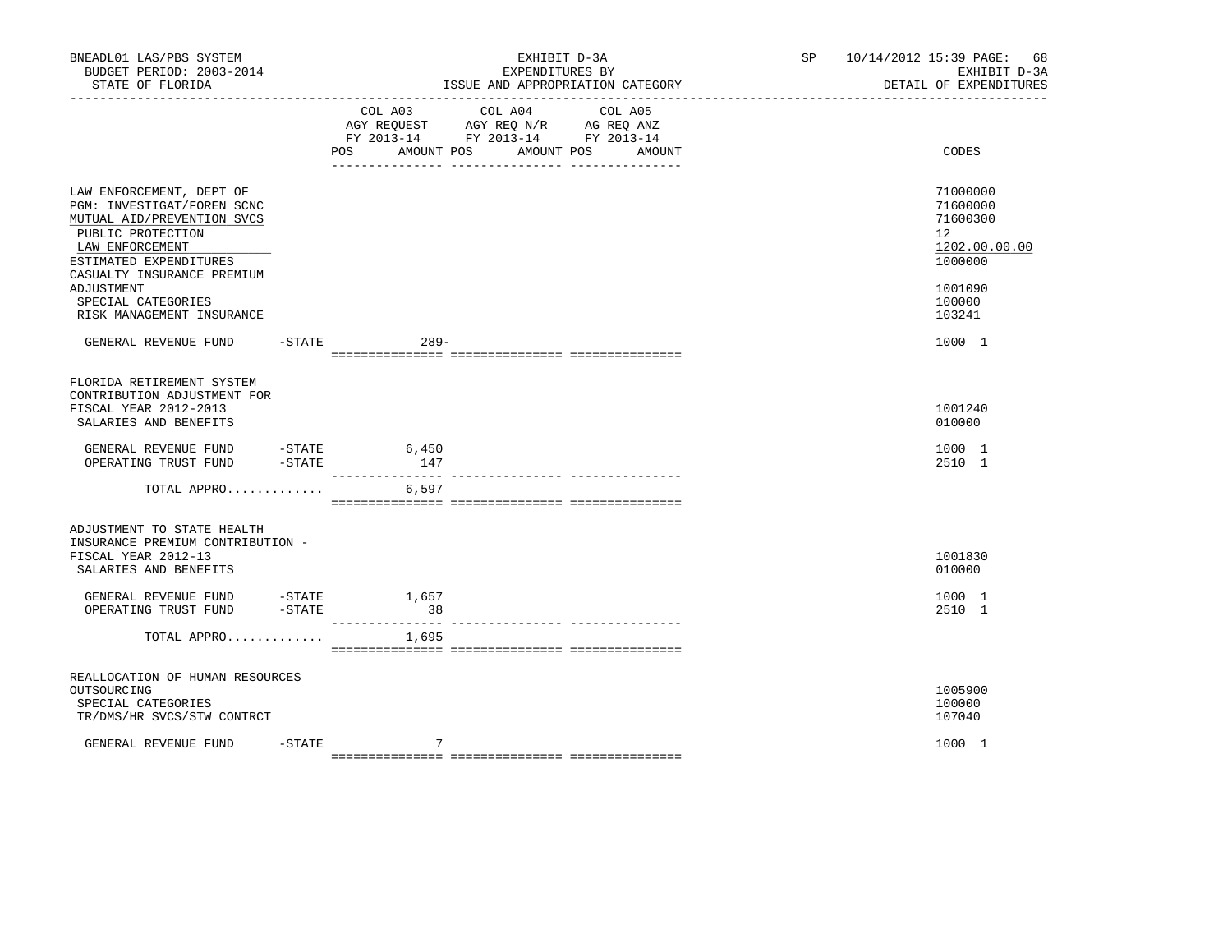| | COL A03 AGY REQUEST FY 2013-14 POS AMOUNT | COL A04 AGY REQ N/R FY 2013-14 POS AMOUNT | COL A05 AG REQ ANZ FY 2013-14 POS AMOUNT | CODES |
|---|---|---|---|---|
| LAW ENFORCEMENT, DEPT OF | | | | 71000000 |
| PGM: INVESTIGAT/FOREN SCNC | | | | 71600000 |
| MUTUAL AID/PREVENTION SVCS | | | | 71600300 |
| PUBLIC PROTECTION | | | | 12 |
| LAW ENFORCEMENT | | | | 1202.00.00.00 |
| ESTIMATED EXPENDITURES | | | | 1000000 |
| CASUALTY INSURANCE PREMIUM ADJUSTMENT | | | | 1001090 |
| SPECIAL CATEGORIES | | | | 100000 |
| RISK MANAGEMENT INSURANCE | | | | 103241 |
| GENERAL REVENUE FUND -STATE | 289- | | | 1000 1 |
| FLORIDA RETIREMENT SYSTEM CONTRIBUTION ADJUSTMENT FOR FISCAL YEAR 2012-2013 | | | | 1001240 |
| SALARIES AND BENEFITS | | | | 010000 |
| GENERAL REVENUE FUND -STATE | 6,450 | | | 1000 1 |
| OPERATING TRUST FUND -STATE | 147 | | | 2510 1 |
| TOTAL APPRO............ | 6,597 | | | |
| ADJUSTMENT TO STATE HEALTH INSURANCE PREMIUM CONTRIBUTION - FISCAL YEAR 2012-13 | | | | 1001830 |
| SALARIES AND BENEFITS | | | | 010000 |
| GENERAL REVENUE FUND -STATE | 1,657 | | | 1000 1 |
| OPERATING TRUST FUND -STATE | 38 | | | 2510 1 |
| TOTAL APPRO............ | 1,695 | | | |
| REALLOCATION OF HUMAN RESOURCES OUTSOURCING | | | | 1005900 |
| SPECIAL CATEGORIES | | | | 100000 |
| TR/DMS/HR SVCS/STW CONTRCT | | | | 107040 |
| GENERAL REVENUE FUND -STATE | 7 | | | 1000 1 |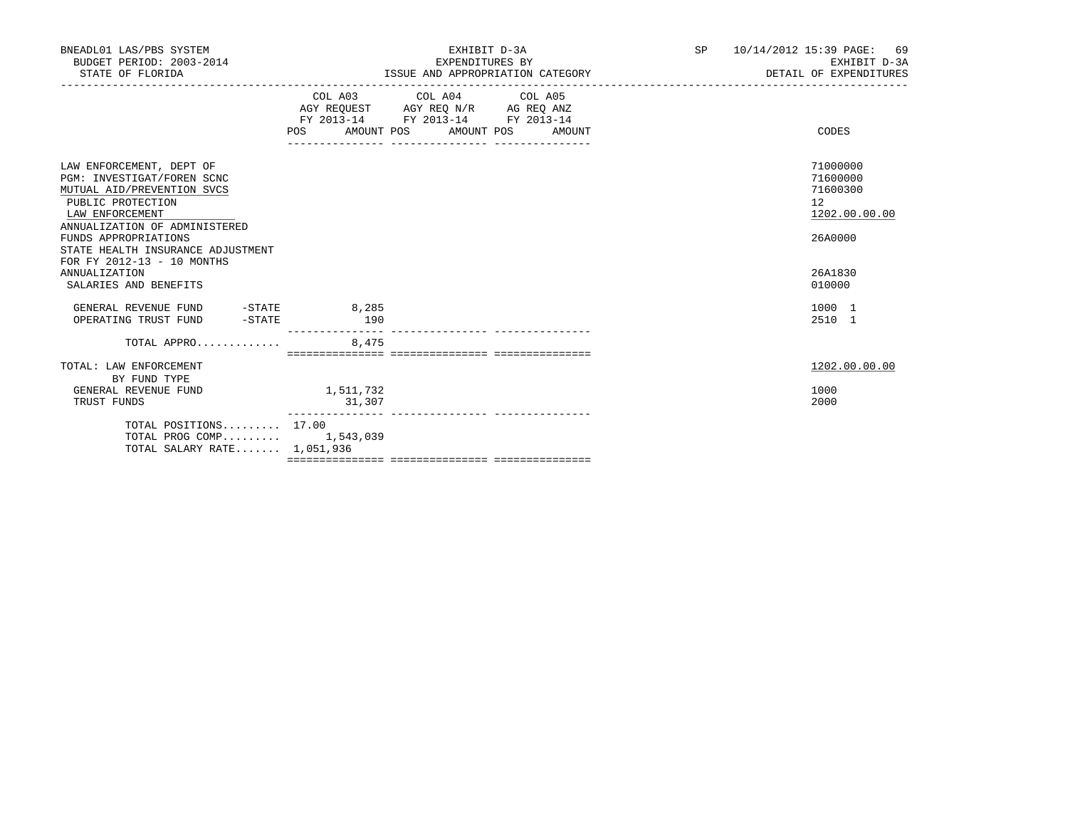BNEADL01 LAS/PBS SYSTEM
BUDGET PERIOD: 2003-2014
STATE OF FLORIDA

EXHIBIT D-3A
EXPENDITURES BY
ISSUE AND APPROPRIATION CATEGORY

SP 10/14/2012 15:39 PAGE: 69
EXHIBIT D-3A
DETAIL OF EXPENDITURES

| | COL A03 AGY REQUEST FY 2013-14 POS | AMOUNT | COL A04 AGY REQ N/R FY 2013-14 POS | AMOUNT | COL A05 AG REQ ANZ FY 2013-14 POS | AMOUNT | CODES |
|---|---|---|---|---|---|---|---|
| LAW ENFORCEMENT, DEPT OF | | | | | | | 71000000 |
| PGM: INVESTIGAT/FOREN SCNC | | | | | | | 71600000 |
| MUTUAL AID/PREVENTION SVCS | | | | | | | 71600300 |
| PUBLIC PROTECTION | | | | | | | 12 |
| LAW ENFORCEMENT | | | | | | | 1202.00.00.00 |
| ANNUALIZATION OF ADMINISTERED FUNDS APPROPRIATIONS | | | | | | | 26A0000 |
| STATE HEALTH INSURANCE ADJUSTMENT FOR FY 2012-13 - 10 MONTHS ANNUALIZATION | | | | | | | 26A1830 |
| SALARIES AND BENEFITS | | | | | | | 010000 |
| GENERAL REVENUE FUND -STATE | | 8,285 | | | | | 1000 1 |
| OPERATING TRUST FUND -STATE | | 190 | | | | | 2510 1 |
| TOTAL APPRO............. | | 8,475 | | | | | |
| TOTAL: LAW ENFORCEMENT | | | | | | | 1202.00.00.00 |
| BY FUND TYPE | | | | | | | |
| GENERAL REVENUE FUND | | 1,511,732 | | | | | 1000 |
| TRUST FUNDS | | 31,307 | | | | | 2000 |
| TOTAL POSITIONS......... | 17.00 | | | | | | |
| TOTAL PROG COMP......... | | 1,543,039 | | | | | |
| TOTAL SALARY RATE....... | | 1,051,936 | | | | | |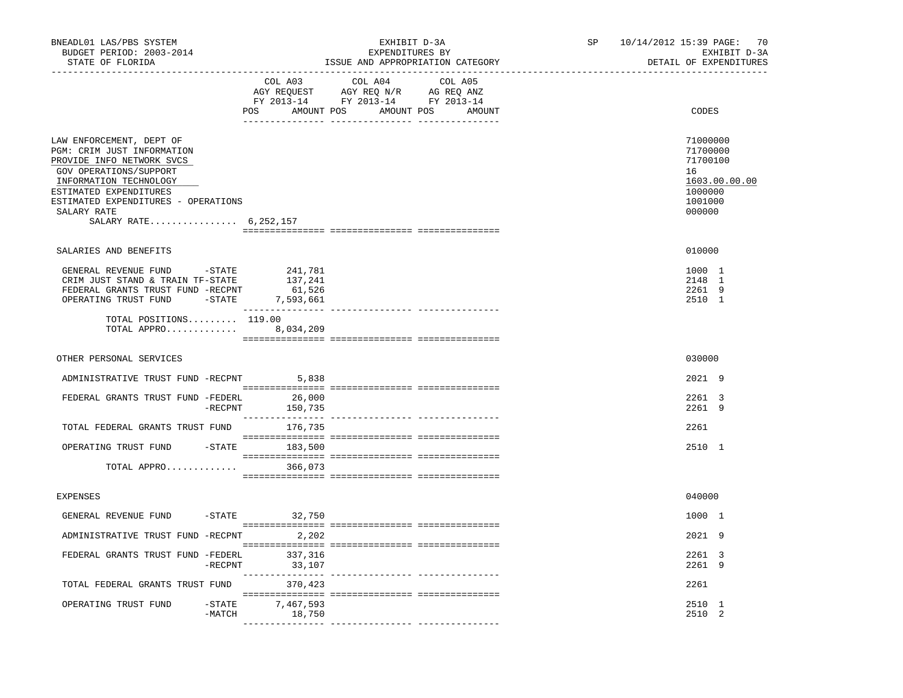BNEADL01 LAS/PBS SYSTEM — EXHIBIT D-3A — SP 10/14/2012 15:39

BUDGET PERIOD: 2003-2014 — EXPENDITURES BY — EXHIBIT D-3A

STATE OF FLORIDA — ISSUE AND APPROPRIATION CATEGORY — DETAIL OF EXPENDITURES

| | COL A03 AGY REQUEST FY 2013-14 POS AMOUNT | COL A04 AGY REQ N/R FY 2013-14 POS AMOUNT | COL A05 AG REQ ANZ FY 2013-14 POS AMOUNT | CODES |
|---|---|---|---|---|
| LAW ENFORCEMENT, DEPT OF | | | | 71000000 |
| PGM: CRIM JUST INFORMATION | | | | 71700000 |
| PROVIDE INFO NETWORK SVCS | | | | 71700100 |
| GOV OPERATIONS/SUPPORT | | | | 16 |
| INFORMATION TECHNOLOGY | | | | 1603.00.00.00 |
| ESTIMATED EXPENDITURES | | | | 1000000 |
| ESTIMATED EXPENDITURES - OPERATIONS | | | | 1001000 |
| SALARY RATE | | | | 000000 |
| SALARY RATE................ 6,252,157 | | | | |
| SALARIES AND BENEFITS | | | | 010000 |
| GENERAL REVENUE FUND -STATE | 241,781 | | | 1000 1 |
| CRIM JUST STAND & TRAIN TF-STATE | 137,241 | | | 2148 1 |
| FEDERAL GRANTS TRUST FUND -RECPNT | 61,526 | | | 2261 9 |
| OPERATING TRUST FUND -STATE | 7,593,661 | | | 2510 1 |
| TOTAL POSITIONS......... | 119.00 | | | |
| TOTAL APPRO............. | 8,034,209 | | | |
| OTHER PERSONAL SERVICES | | | | 030000 |
| ADMINISTRATIVE TRUST FUND -RECPNT | 5,838 | | | 2021 9 |
| FEDERAL GRANTS TRUST FUND -FEDERL | 26,000 | | | 2261 3 |
| -RECPNT | 150,735 | | | 2261 9 |
| TOTAL FEDERAL GRANTS TRUST FUND | 176,735 | | | 2261 |
| OPERATING TRUST FUND -STATE | 183,500 | | | 2510 1 |
| TOTAL APPRO............. | 366,073 | | | |
| EXPENSES | | | | 040000 |
| GENERAL REVENUE FUND -STATE | 32,750 | | | 1000 1 |
| ADMINISTRATIVE TRUST FUND -RECPNT | 2,202 | | | 2021 9 |
| FEDERAL GRANTS TRUST FUND -FEDERL | 337,316 | | | 2261 3 |
| -RECPNT | 33,107 | | | 2261 9 |
| TOTAL FEDERAL GRANTS TRUST FUND | 370,423 | | | 2261 |
| OPERATING TRUST FUND -STATE | 7,467,593 | | | 2510 1 |
| -MATCH | 18,750 | | | 2510 2 |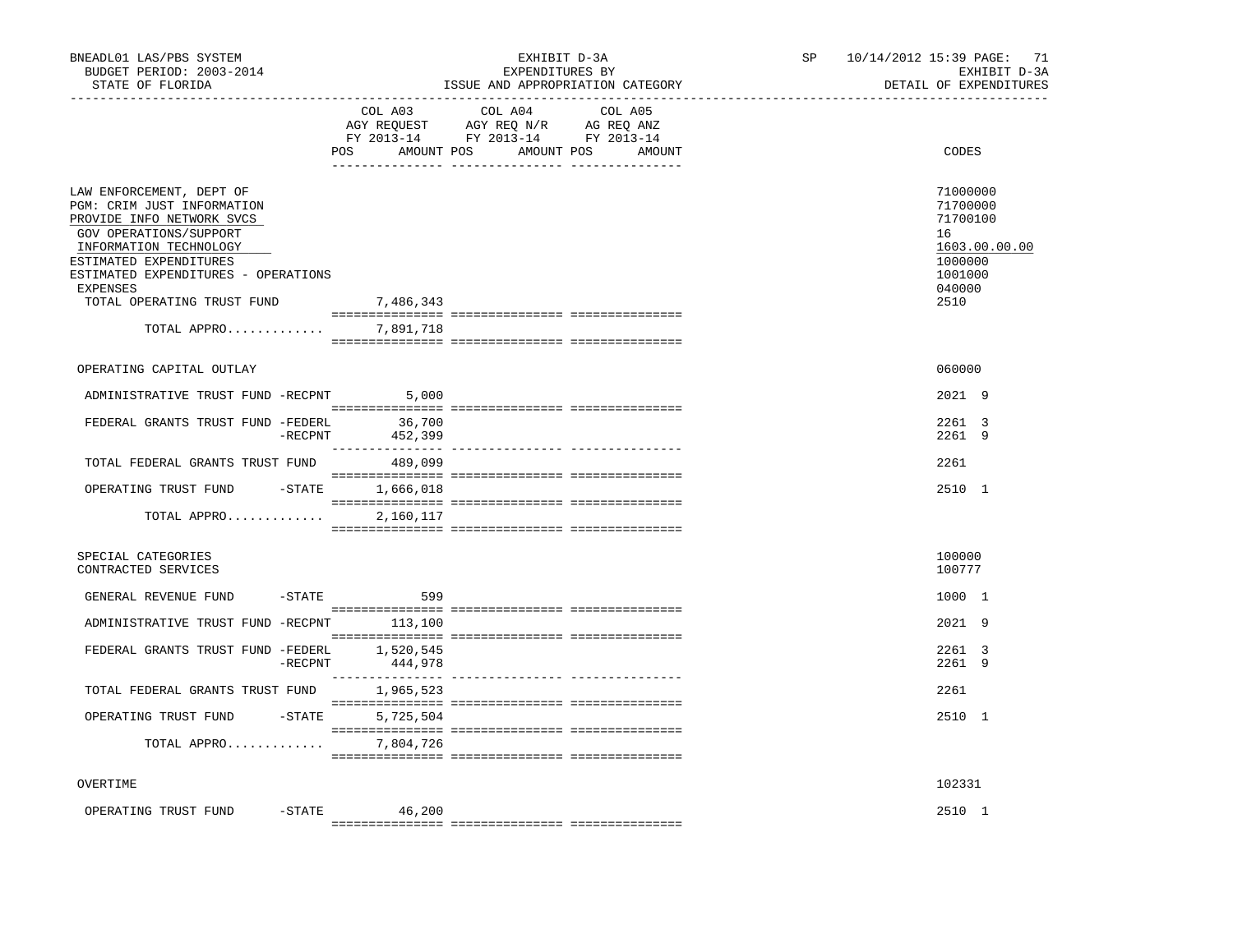BNEADL01 LAS/PBS SYSTEM | EXHIBIT D-3A | SP 10/14/2012 15:39
BUDGET PERIOD: 2003-2014 | EXPENDITURES BY | EXHIBIT D-3A
STATE OF FLORIDA | ISSUE AND APPROPRIATION CATEGORY | DETAIL OF EXPENDITURES

| | COL A03 AGY REQUEST FY 2013-14 POS AMOUNT | COL A04 AGY REQ N/R FY 2013-14 POS AMOUNT | COL A05 AG REQ ANZ FY 2013-14 POS AMOUNT | CODES |
|---|---|---|---|---|
| LAW ENFORCEMENT, DEPT OF | | | | 71000000 |
| PGM: CRIM JUST INFORMATION | | | | 71700000 |
| PROVIDE INFO NETWORK SVCS | | | | 71700100 |
| GOV OPERATIONS/SUPPORT | | | | 16 |
| INFORMATION TECHNOLOGY | | | | 1603.00.00.00 |
| ESTIMATED EXPENDITURES | | | | 1000000 |
| ESTIMATED EXPENDITURES - OPERATIONS | | | | 1001000 |
| EXPENSES | | | | 040000 |
| TOTAL OPERATING TRUST FUND | 7,486,343 | | | 2510 |
| TOTAL APPRO............ | 7,891,718 | | | |
| OPERATING CAPITAL OUTLAY | | | | 060000 |
| ADMINISTRATIVE TRUST FUND -RECPNT | 5,000 | | | 2021 9 |
| FEDERAL GRANTS TRUST FUND -FEDERL | 36,700 | | | 2261 3 |
| -RECPNT | 452,399 | | | 2261 9 |
| TOTAL FEDERAL GRANTS TRUST FUND | 489,099 | | | 2261 |
| OPERATING TRUST FUND -STATE | 1,666,018 | | | 2510 1 |
| TOTAL APPRO............ | 2,160,117 | | | |
| SPECIAL CATEGORIES | | | | 100000 |
| CONTRACTED SERVICES | | | | 100777 |
| GENERAL REVENUE FUND -STATE | 599 | | | 1000 1 |
| ADMINISTRATIVE TRUST FUND -RECPNT | 113,100 | | | 2021 9 |
| FEDERAL GRANTS TRUST FUND -FEDERL | 1,520,545 | | | 2261 3 |
| -RECPNT | 444,978 | | | 2261 9 |
| TOTAL FEDERAL GRANTS TRUST FUND | 1,965,523 | | | 2261 |
| OPERATING TRUST FUND -STATE | 5,725,504 | | | 2510 1 |
| TOTAL APPRO............ | 7,804,726 | | | |
| OVERTIME | | | | 102331 |
| OPERATING TRUST FUND -STATE | 46,200 | | | 2510 1 |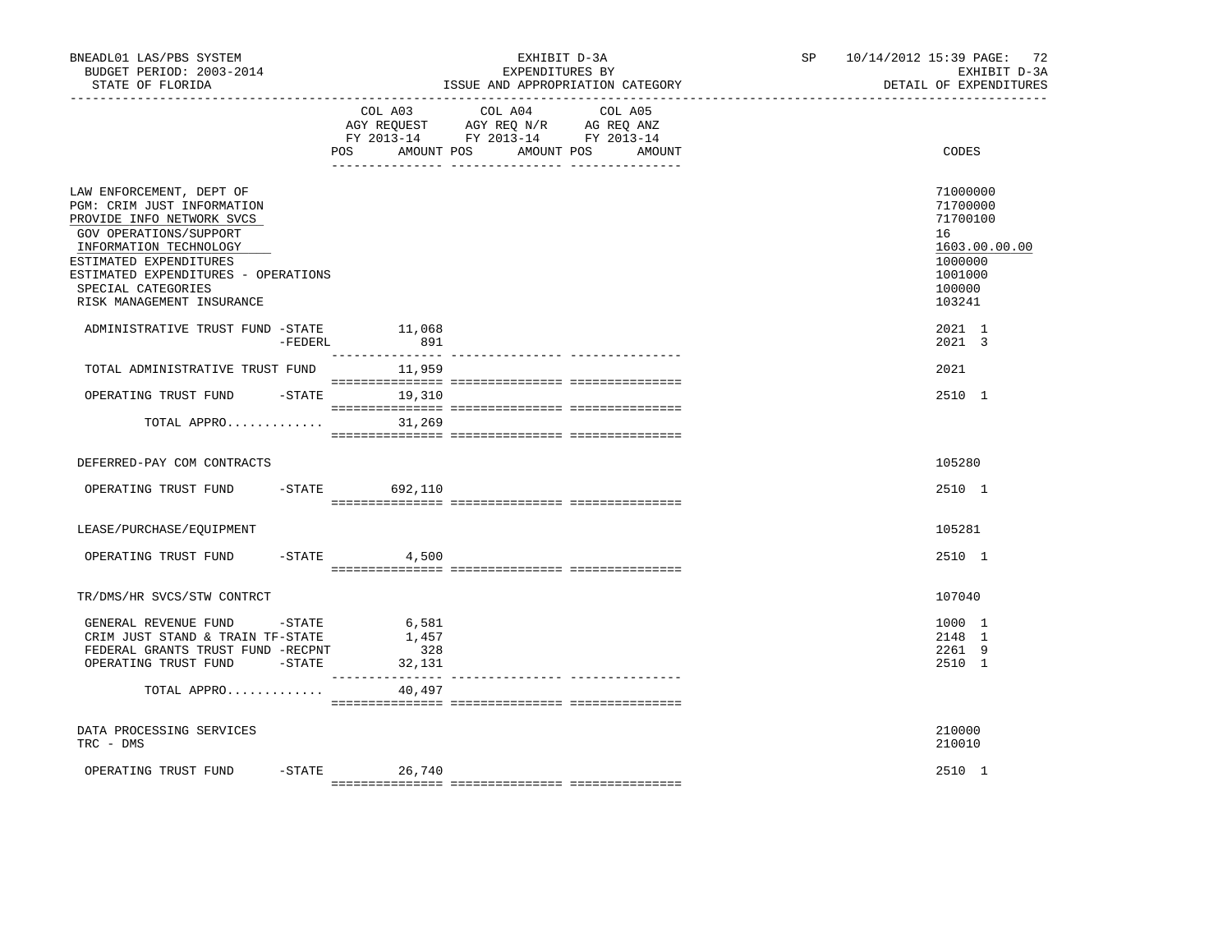BNEADL01 LAS/PBS SYSTEM — EXHIBIT D-3A — EXPENDITURES BY ISSUE AND APPROPRIATION CATEGORY
BUDGET PERIOD: 2003-2014 — STATE OF FLORIDA — SP 10/14/2012 15:39 — EXHIBIT D-3A DETAIL OF EXPENDITURES

| | COL A03 AGY REQUEST FY 2013-14 POS AMOUNT | COL A04 AGY REQ N/R FY 2013-14 POS AMOUNT | COL A05 AG REQ ANZ FY 2013-14 POS AMOUNT | CODES |
|---|---|---|---|---|
| LAW ENFORCEMENT, DEPT OF | | | | 71000000 |
| PGM: CRIM JUST INFORMATION | | | | 71700000 |
| PROVIDE INFO NETWORK SVCS | | | | 71700100 |
| GOV OPERATIONS/SUPPORT | | | | 16 |
| INFORMATION TECHNOLOGY | | | | 1603.00.00.00 |
| ESTIMATED EXPENDITURES | | | | 1000000 |
| ESTIMATED EXPENDITURES - OPERATIONS | | | | 1001000 |
| SPECIAL CATEGORIES | | | | 100000 |
| RISK MANAGEMENT INSURANCE | | | | 103241 |
| ADMINISTRATIVE TRUST FUND -STATE | 11,068 | | | 2021 1 |
| -FEDERL | 891 | | | 2021 3 |
| TOTAL ADMINISTRATIVE TRUST FUND | 11,959 | | | 2021 |
| OPERATING TRUST FUND -STATE | 19,310 | | | 2510 1 |
| TOTAL APPRO............. | 31,269 | | | |
| DEFERRED-PAY COM CONTRACTS | | | | 105280 |
| OPERATING TRUST FUND -STATE | 692,110 | | | 2510 1 |
| LEASE/PURCHASE/EQUIPMENT | | | | 105281 |
| OPERATING TRUST FUND -STATE | 4,500 | | | 2510 1 |
| TR/DMS/HR SVCS/STW CONTRCT | | | | 107040 |
| GENERAL REVENUE FUND -STATE | 6,581 | | | 1000 1 |
| CRIM JUST STAND & TRAIN TF-STATE | 1,457 | | | 2148 1 |
| FEDERAL GRANTS TRUST FUND -RECPNT | 328 | | | 2261 9 |
| OPERATING TRUST FUND -STATE | 32,131 | | | 2510 1 |
| TOTAL APPRO............. | 40,497 | | | |
| DATA PROCESSING SERVICES | | | | 210000 |
| TRC - DMS | | | | 210010 |
| OPERATING TRUST FUND -STATE | 26,740 | | | 2510 1 |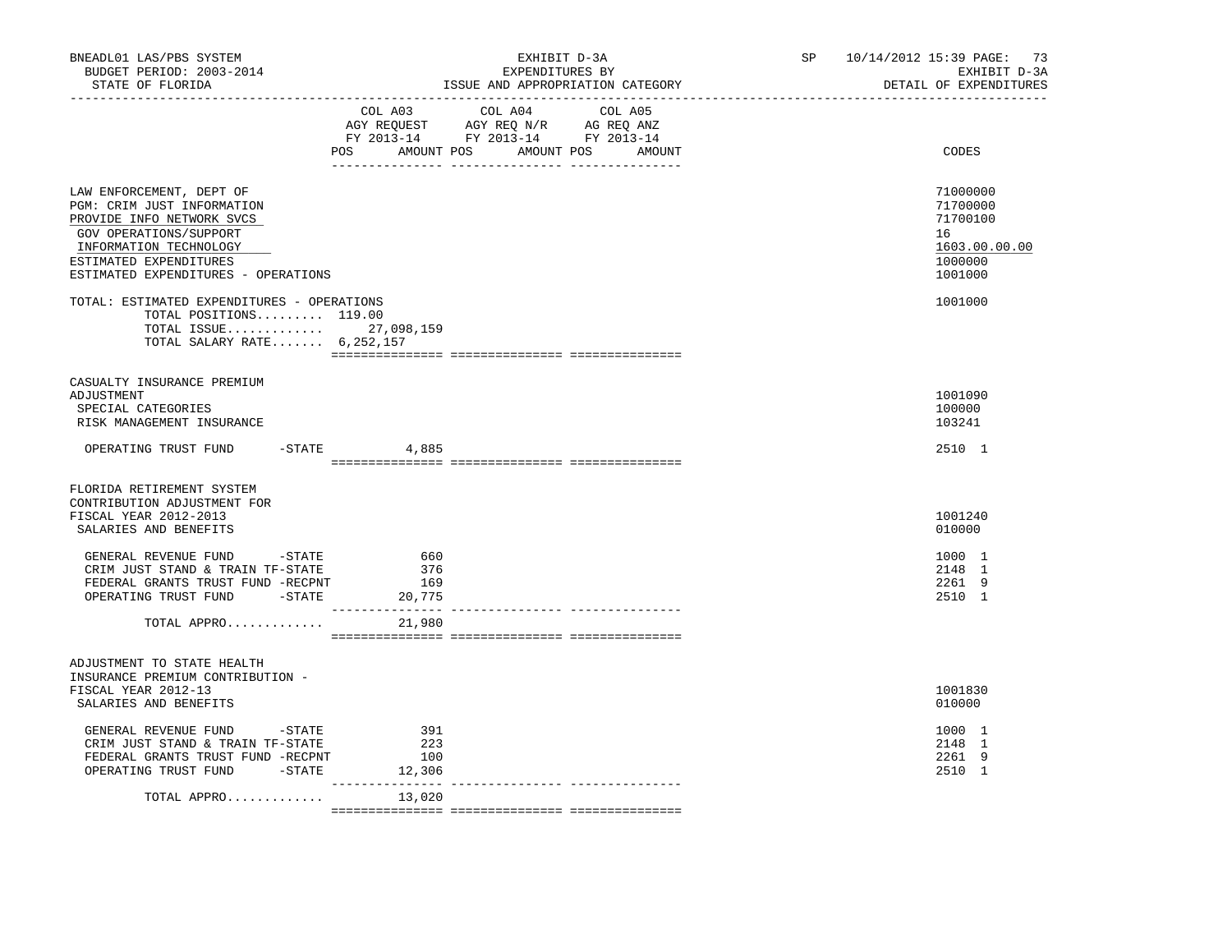BNEADL01 LAS/PBS SYSTEM | EXHIBIT D-3A | SP 10/14/2012 15:39 PAGE: 73
BUDGET PERIOD: 2003-2014 | EXPENDITURES BY | EXHIBIT D-3A
STATE OF FLORIDA | ISSUE AND APPROPRIATION CATEGORY | DETAIL OF EXPENDITURES

| | COL A03 AGY REQUEST FY 2013-14 POS AMOUNT | COL A04 AGY REQ N/R FY 2013-14 POS AMOUNT | COL A05 AG REQ ANZ FY 2013-14 POS AMOUNT | CODES |
|---|---|---|---|---|
| LAW ENFORCEMENT, DEPT OF | | | | 71000000 |
| PGM: CRIM JUST INFORMATION | | | | 71700000 |
| PROVIDE INFO NETWORK SVCS | | | | 71700100 |
| GOV OPERATIONS/SUPPORT | | | | 16 |
| INFORMATION TECHNOLOGY | | | | 1603.00.00.00 |
| ESTIMATED EXPENDITURES | | | | 1000000 |
| ESTIMATED EXPENDITURES - OPERATIONS | | | | 1001000 |
| TOTAL: ESTIMATED EXPENDITURES - OPERATIONS | | | | 1001000 |
| TOTAL POSITIONS......... | 119.00 | | | |
| TOTAL ISSUE............. | 27,098,159 | | | |
| TOTAL SALARY RATE....... | 6,252,157 | | | |
| CASUALTY INSURANCE PREMIUM ADJUSTMENT | | | | 1001090 |
| SPECIAL CATEGORIES | | | | 100000 |
| RISK MANAGEMENT INSURANCE | | | | 103241 |
| OPERATING TRUST FUND -STATE | 4,885 | | | 2510 1 |
| FLORIDA RETIREMENT SYSTEM CONTRIBUTION ADJUSTMENT FOR FISCAL YEAR 2012-2013 | | | | 1001240 |
| SALARIES AND BENEFITS | | | | 010000 |
| GENERAL REVENUE FUND -STATE | 660 | | | 1000 1 |
| CRIM JUST STAND & TRAIN TF-STATE | 376 | | | 2148 1 |
| FEDERAL GRANTS TRUST FUND -RECPNT | 169 | | | 2261 9 |
| OPERATING TRUST FUND -STATE | 20,775 | | | 2510 1 |
| TOTAL APPRO............. | 21,980 | | | |
| ADJUSTMENT TO STATE HEALTH INSURANCE PREMIUM CONTRIBUTION - FISCAL YEAR 2012-13 | | | | 1001830 |
| SALARIES AND BENEFITS | | | | 010000 |
| GENERAL REVENUE FUND -STATE | 391 | | | 1000 1 |
| CRIM JUST STAND & TRAIN TF-STATE | 223 | | | 2148 1 |
| FEDERAL GRANTS TRUST FUND -RECPNT | 100 | | | 2261 9 |
| OPERATING TRUST FUND -STATE | 12,306 | | | 2510 1 |
| TOTAL APPRO............. | 13,020 | | | |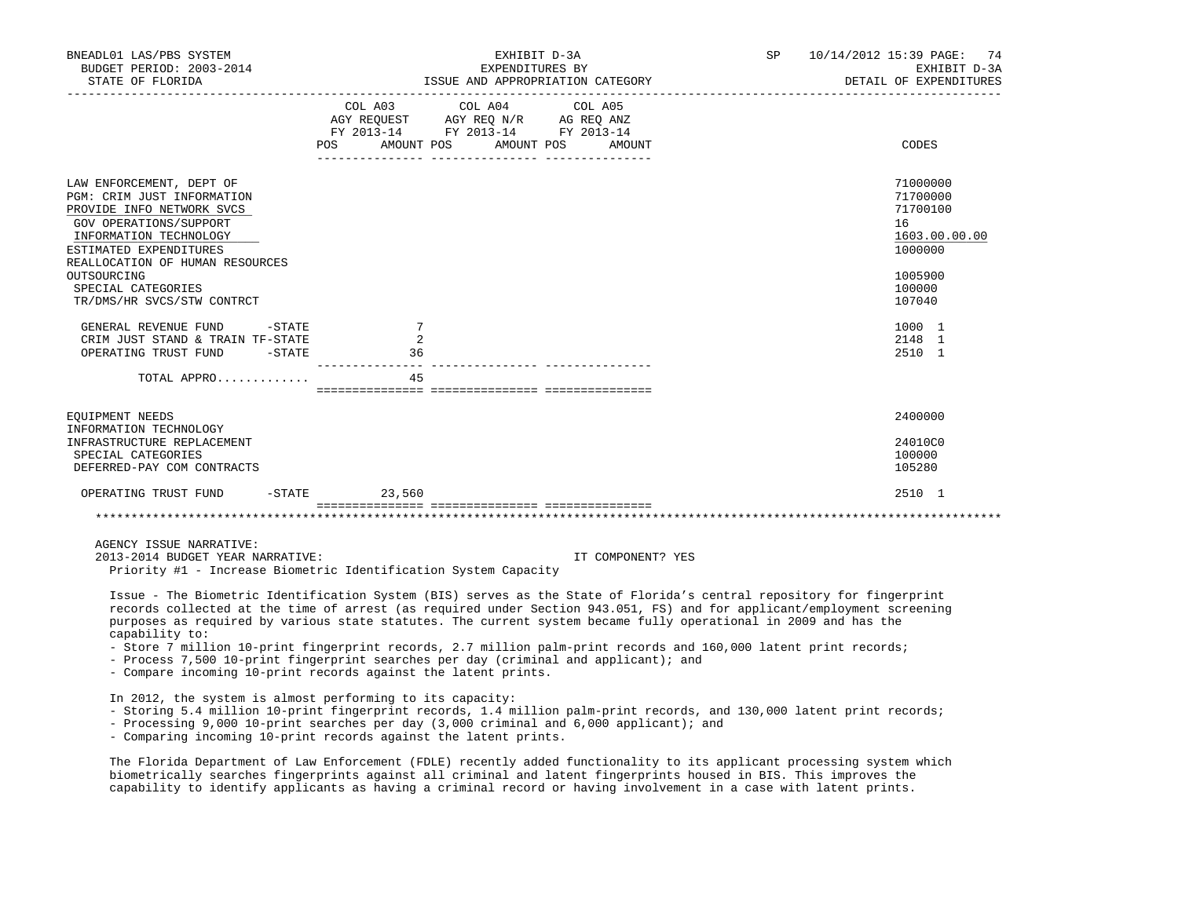| | COL A03 AGY REQUEST FY 2013-14 POS | AMOUNT | COL A04 AGY REQ N/R FY 2013-14 POS | AMOUNT | COL A05 AG REQ ANZ FY 2013-14 POS | AMOUNT | CODES |
|---|---|---|---|---|---|---|---|
| LAW ENFORCEMENT, DEPT OF | | | | | | | 71000000 |
| PGM: CRIM JUST INFORMATION | | | | | | | 71700000 |
| PROVIDE INFO NETWORK SVCS | | | | | | | 71700100 |
| GOV OPERATIONS/SUPPORT | | | | | | | 16 |
| INFORMATION TECHNOLOGY | | | | | | | 1603.00.00.00 |
| ESTIMATED EXPENDITURES | | | | | | | 1000000 |
| REALLOCATION OF HUMAN RESOURCES OUTSOURCING | | | | | | | 1005900 |
| SPECIAL CATEGORIES | | | | | | | 100000 |
| TR/DMS/HR SVCS/STW CONTRCT | | | | | | | 107040 |
| GENERAL REVENUE FUND -STATE | | 7 | | | | | 1000 1 |
| CRIM JUST STAND & TRAIN TF-STATE | | 2 | | | | | 2148 1 |
| OPERATING TRUST FUND -STATE | | 36 | | | | | 2510 1 |
| TOTAL APPRO............ | | 45 | | | | | |
| EQUIPMENT NEEDS | | | | | | | 2400000 |
| INFORMATION TECHNOLOGY INFRASTRUCTURE REPLACEMENT | | | | | | | 24010C0 |
| SPECIAL CATEGORIES | | | | | | | 100000 |
| DEFERRED-PAY COM CONTRACTS | | | | | | | 105280 |
| OPERATING TRUST FUND -STATE | | 23,560 | | | | | 2510 1 |

AGENCY ISSUE NARRATIVE:

2013-2014 BUDGET YEAR NARRATIVE: IT COMPONENT? YES

Priority #1 - Increase Biometric Identification System Capacity

Issue - The Biometric Identification System (BIS) serves as the State of Florida's central repository for fingerprint records collected at the time of arrest (as required under Section 943.051, FS) and for applicant/employment screening purposes as required by various state statutes. The current system became fully operational in 2009 and has the capability to:

- Store 7 million 10-print fingerprint records, 2.7 million palm-print records and 160,000 latent print records;
- Process 7,500 10-print fingerprint searches per day (criminal and applicant); and
- Compare incoming 10-print records against the latent prints.

In 2012, the system is almost performing to its capacity:

- Storing 5.4 million 10-print fingerprint records, 1.4 million palm-print records, and 130,000 latent print records;
- Processing 9,000 10-print searches per day (3,000 criminal and 6,000 applicant); and
- Comparing incoming 10-print records against the latent prints.

The Florida Department of Law Enforcement (FDLE) recently added functionality to its applicant processing system which biometrically searches fingerprints against all criminal and latent fingerprints housed in BIS. This improves the capability to identify applicants as having a criminal record or having involvement in a case with latent prints.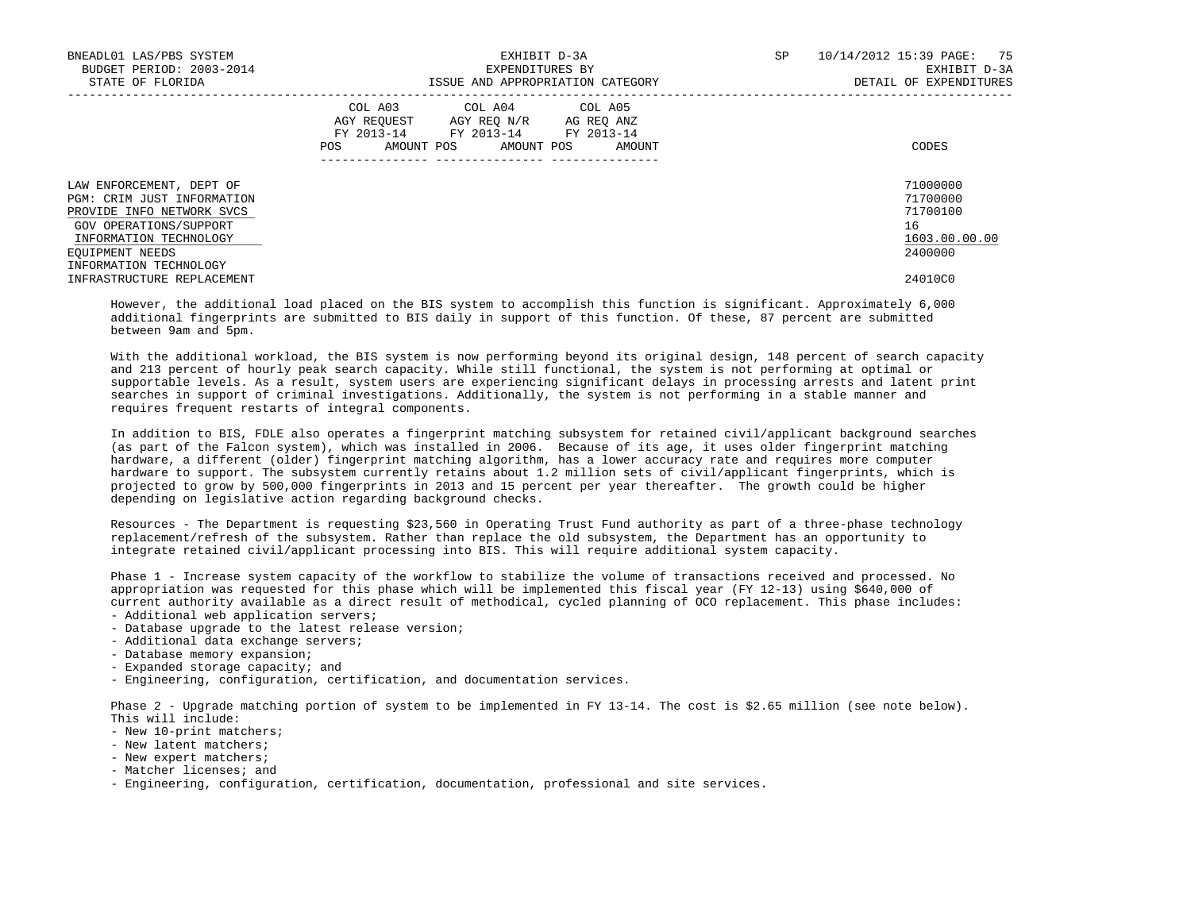| | COL A03 AGY REQUEST FY 2013-14 | | COL A04 AGY REQ N/R FY 2013-14 | | COL A05 AG REQ ANZ FY 2013-14 | | CODES |
|---|---|---|---|---|---|---|---|
| | POS | AMOUNT | POS | AMOUNT | POS | AMOUNT | |
| LAW ENFORCEMENT, DEPT OF | | | | | | | 71000000 |
| PGM: CRIM JUST INFORMATION | | | | | | | 71700000 |
| PROVIDE INFO NETWORK SVCS | | | | | | | 71700100 |
| GOV OPERATIONS/SUPPORT | | | | | | | 16 |
| INFORMATION TECHNOLOGY | | | | | | | 1603.00.00.00 |
| EQUIPMENT NEEDS | | | | | | | 2400000 |
| INFORMATION TECHNOLOGY INFRASTRUCTURE REPLACEMENT | | | | | | | 24010C0 |

However, the additional load placed on the BIS system to accomplish this function is significant. Approximately 6,000 additional fingerprints are submitted to BIS daily in support of this function. Of these, 87 percent are submitted between 9am and 5pm.

With the additional workload, the BIS system is now performing beyond its original design, 148 percent of search capacity and 213 percent of hourly peak search capacity. While still functional, the system is not performing at optimal or supportable levels. As a result, system users are experiencing significant delays in processing arrests and latent print searches in support of criminal investigations. Additionally, the system is not performing in a stable manner and requires frequent restarts of integral components.

In addition to BIS, FDLE also operates a fingerprint matching subsystem for retained civil/applicant background searches (as part of the Falcon system), which was installed in 2006. Because of its age, it uses older fingerprint matching hardware, a different (older) fingerprint matching algorithm, has a lower accuracy rate and requires more computer hardware to support. The subsystem currently retains about 1.2 million sets of civil/applicant fingerprints, which is projected to grow by 500,000 fingerprints in 2013 and 15 percent per year thereafter. The growth could be higher depending on legislative action regarding background checks.

Resources - The Department is requesting $23,560 in Operating Trust Fund authority as part of a three-phase technology replacement/refresh of the subsystem. Rather than replace the old subsystem, the Department has an opportunity to integrate retained civil/applicant processing into BIS. This will require additional system capacity.

Phase 1 - Increase system capacity of the workflow to stabilize the volume of transactions received and processed. No appropriation was requested for this phase which will be implemented this fiscal year (FY 12-13) using $640,000 of current authority available as a direct result of methodical, cycled planning of OCO replacement. This phase includes:
- Additional web application servers;
- Database upgrade to the latest release version;
- Additional data exchange servers;
- Database memory expansion;
- Expanded storage capacity; and
- Engineering, configuration, certification, and documentation services.

Phase 2 - Upgrade matching portion of system to be implemented in FY 13-14. The cost is $2.65 million (see note below). This will include:
- New 10-print matchers;
- New latent matchers;
- New expert matchers;
- Matcher licenses; and
- Engineering, configuration, certification, documentation, professional and site services.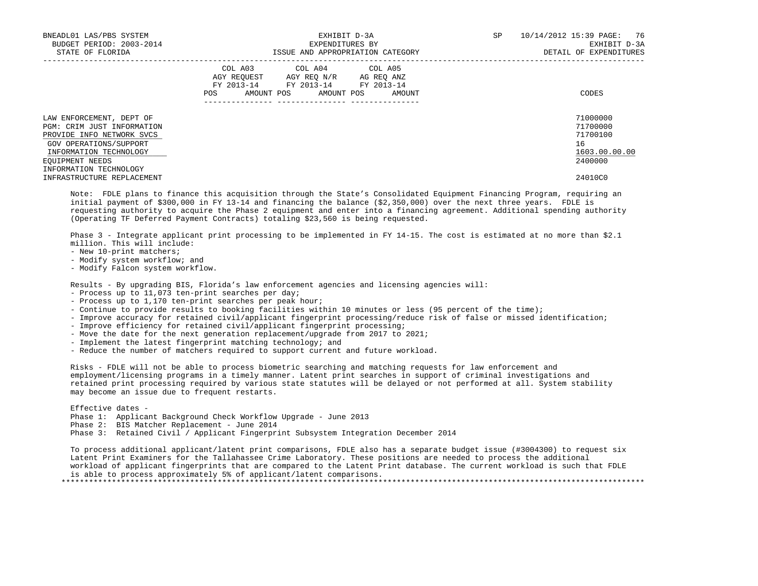| | COL A03 AGY REQUEST FY 2013-14 | | COL A04 AGY REQ N/R FY 2013-14 | | COL A05 AG REQ ANZ FY 2013-14 | | |
|---|---|---|---|---|---|---|---|
| | POS | AMOUNT | POS | AMOUNT | POS | AMOUNT | CODES |
| LAW ENFORCEMENT, DEPT OF | | | | | | | 71000000 |
| PGM: CRIM JUST INFORMATION | | | | | | | 71700000 |
| PROVIDE INFO NETWORK SVCS | | | | | | | 71700100 |
| GOV OPERATIONS/SUPPORT | | | | | | | 16 |
| INFORMATION TECHNOLOGY | | | | | | | 1603.00.00.00 |
| EQUIPMENT NEEDS | | | | | | | 2400000 |
| INFORMATION TECHNOLOGY INFRASTRUCTURE REPLACEMENT | | | | | | | 24010C0 |

Note: FDLE plans to finance this acquisition through the State's Consolidated Equipment Financing Program, requiring an initial payment of $300,000 in FY 13-14 and financing the balance ($2,350,000) over the next three years. FDLE is requesting authority to acquire the Phase 2 equipment and enter into a financing agreement. Additional spending authority (Operating TF Deferred Payment Contracts) totaling $23,560 is being requested.

Phase 3 - Integrate applicant print processing to be implemented in FY 14-15. The cost is estimated at no more than $2.1 million. This will include:
- New 10-print matchers;
- Modify system workflow; and
- Modify Falcon system workflow.

Results - By upgrading BIS, Florida's law enforcement agencies and licensing agencies will:
- Process up to 11,073 ten-print searches per day;
- Process up to 1,170 ten-print searches per peak hour;
- Continue to provide results to booking facilities within 10 minutes or less (95 percent of the time);
- Improve accuracy for retained civil/applicant fingerprint processing/reduce risk of false or missed identification;
- Improve efficiency for retained civil/applicant fingerprint processing;
- Move the date for the next generation replacement/upgrade from 2017 to 2021;
- Implement the latest fingerprint matching technology; and
- Reduce the number of matchers required to support current and future workload.

Risks - FDLE will not be able to process biometric searching and matching requests for law enforcement and employment/licensing programs in a timely manner. Latent print searches in support of criminal investigations and retained print processing required by various state statutes will be delayed or not performed at all. System stability may become an issue due to frequent restarts.

Effective dates -
Phase 1: Applicant Background Check Workflow Upgrade - June 2013
Phase 2: BIS Matcher Replacement - June 2014
Phase 3: Retained Civil / Applicant Fingerprint Subsystem Integration December 2014

To process additional applicant/latent print comparisons, FDLE also has a separate budget issue (#3004300) to request six Latent Print Examiners for the Tallahassee Crime Laboratory. These positions are needed to process the additional workload of applicant fingerprints that are compared to the Latent Print database. The current workload is such that FDLE is able to process approximately 5% of applicant/latent comparisons.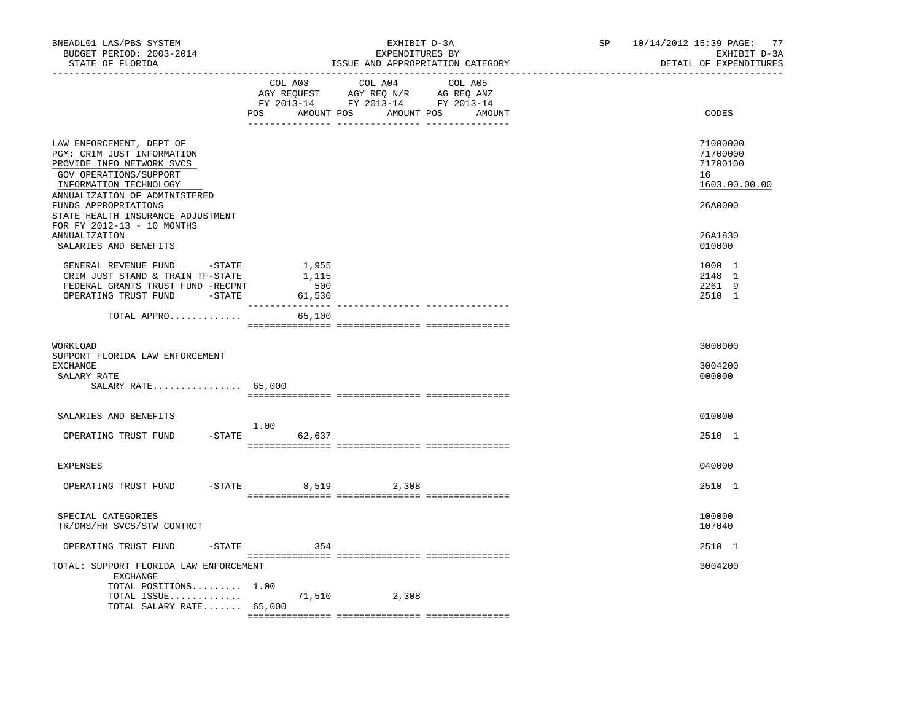BNEADL01 LAS/PBS SYSTEM | EXHIBIT D-3A | SP 10/14/2012 15:39 PAGE: 77
BUDGET PERIOD: 2003-2014 | EXPENDITURES BY | EXHIBIT D-3A
STATE OF FLORIDA | ISSUE AND APPROPRIATION CATEGORY | DETAIL OF EXPENDITURES

| | COL A03 AGY REQUEST FY 2013-14 POS | AMOUNT | COL A04 AGY REQ N/R FY 2013-14 POS | AMOUNT | COL A05 AG REQ ANZ FY 2013-14 POS | AMOUNT | CODES |
|---|---|---|---|---|---|---|---|
| LAW ENFORCEMENT, DEPT OF | | | | | | | 71000000 |
| PGM: CRIM JUST INFORMATION | | | | | | | 71700000 |
| PROVIDE INFO NETWORK SVCS | | | | | | | 71700100 |
| GOV OPERATIONS/SUPPORT | | | | | | | 16 |
| INFORMATION TECHNOLOGY | | | | | | | 1603.00.00.00 |
| ANNUALIZATION OF ADMINISTERED FUNDS APPROPRIATIONS | | | | | | | 26A0000 |
| STATE HEALTH INSURANCE ADJUSTMENT FOR FY 2012-13 - 10 MONTHS ANNUALIZATION | | | | | | | 26A1830 |
| SALARIES AND BENEFITS | | | | | | | 010000 |
| GENERAL REVENUE FUND -STATE | | 1,955 | | | | | 1000 1 |
| CRIM JUST STAND & TRAIN TF-STATE | | 1,115 | | | | | 2148 1 |
| FEDERAL GRANTS TRUST FUND -RECPNT | | 500 | | | | | 2261 9 |
| OPERATING TRUST FUND -STATE | | 61,530 | | | | | 2510 1 |
| TOTAL APPRO............ | | 65,100 | | | | | |
| WORKLOAD | | | | | | | 3000000 |
| SUPPORT FLORIDA LAW ENFORCEMENT EXCHANGE | | | | | | | 3004200 |
| SALARY RATE | | | | | | | 000000 |
| SALARY RATE................ | 65,000 | | | | | | |
| SALARIES AND BENEFITS | | | | | | | 010000 |
| OPERATING TRUST FUND -STATE | 1.00 | 62,637 | | | | | 2510 1 |
| EXPENSES | | | | | | | 040000 |
| OPERATING TRUST FUND -STATE | | 8,519 | | 2,308 | | | 2510 1 |
| SPECIAL CATEGORIES | | | | | | | 100000 |
| TR/DMS/HR SVCS/STW CONTRCT | | | | | | | 107040 |
| OPERATING TRUST FUND -STATE | | 354 | | | | | 2510 1 |
| TOTAL: SUPPORT FLORIDA LAW ENFORCEMENT EXCHANGE | | | | | | | 3004200 |
| TOTAL POSITIONS......... | 1.00 | | | | | | |
| TOTAL ISSUE............. | | 71,510 | | 2,308 | | | |
| TOTAL SALARY RATE....... | 65,000 | | | | | | |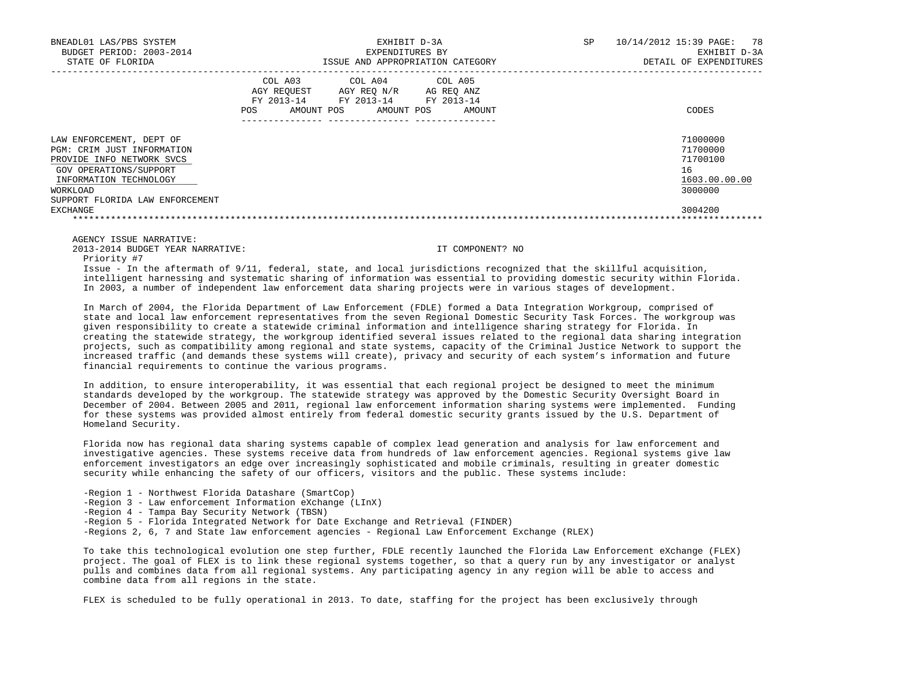BNEADL01 LAS/PBS SYSTEM
BUDGET PERIOD: 2003-2014
STATE OF FLORIDA

EXHIBIT D-3A
EXPENDITURES BY
ISSUE AND APPROPRIATION CATEGORY

SP 10/14/2012 15:39 PAGE: 78
EXHIBIT D-3A
DETAIL OF EXPENDITURES

| | COL A03 AGY REQUEST FY 2013-14 POS AMOUNT | COL A04 AGY REQ N/R FY 2013-14 POS AMOUNT | COL A05 AG REQ ANZ FY 2013-14 POS AMOUNT | CODES |
|---|---|---|---|---|
| LAW ENFORCEMENT, DEPT OF | | | | 71000000 |
| PGM: CRIM JUST INFORMATION | | | | 71700000 |
| PROVIDE INFO NETWORK SVCS | | | | 71700100 |
| GOV OPERATIONS/SUPPORT | | | | 16 |
| INFORMATION TECHNOLOGY | | | | 1603.00.00.00 |
| WORKLOAD | | | | 3000000 |
| SUPPORT FLORIDA LAW ENFORCEMENT EXCHANGE | | | | 3004200 |

AGENCY ISSUE NARRATIVE:
2013-2014 BUDGET YEAR NARRATIVE: IT COMPONENT? NO

Priority #7

Issue - In the aftermath of 9/11, federal, state, and local jurisdictions recognized that the skillful acquisition, intelligent harnessing and systematic sharing of information was essential to providing domestic security within Florida. In 2003, a number of independent law enforcement data sharing projects were in various stages of development.

In March of 2004, the Florida Department of Law Enforcement (FDLE) formed a Data Integration Workgroup, comprised of state and local law enforcement representatives from the seven Regional Domestic Security Task Forces. The workgroup was given responsibility to create a statewide criminal information and intelligence sharing strategy for Florida. In creating the statewide strategy, the workgroup identified several issues related to the regional data sharing integration projects, such as compatibility among regional and state systems, capacity of the Criminal Justice Network to support the increased traffic (and demands these systems will create), privacy and security of each system's information and future financial requirements to continue the various programs.

In addition, to ensure interoperability, it was essential that each regional project be designed to meet the minimum standards developed by the workgroup. The statewide strategy was approved by the Domestic Security Oversight Board in December of 2004. Between 2005 and 2011, regional law enforcement information sharing systems were implemented. Funding for these systems was provided almost entirely from federal domestic security grants issued by the U.S. Department of Homeland Security.

Florida now has regional data sharing systems capable of complex lead generation and analysis for law enforcement and investigative agencies. These systems receive data from hundreds of law enforcement agencies. Regional systems give law enforcement investigators an edge over increasingly sophisticated and mobile criminals, resulting in greater domestic security while enhancing the safety of our officers, visitors and the public. These systems include:

- -Region 1 - Northwest Florida Datashare (SmartCop)
- -Region 3 - Law enforcement Information eXchange (LInX)
- -Region 4 - Tampa Bay Security Network (TBSN)
- -Region 5 - Florida Integrated Network for Date Exchange and Retrieval (FINDER)
- -Regions 2, 6, 7 and State law enforcement agencies - Regional Law Enforcement Exchange (RLEX)

To take this technological evolution one step further, FDLE recently launched the Florida Law Enforcement eXchange (FLEX) project. The goal of FLEX is to link these regional systems together, so that a query run by any investigator or analyst pulls and combines data from all regional systems. Any participating agency in any region will be able to access and combine data from all regions in the state.

FLEX is scheduled to be fully operational in 2013. To date, staffing for the project has been exclusively through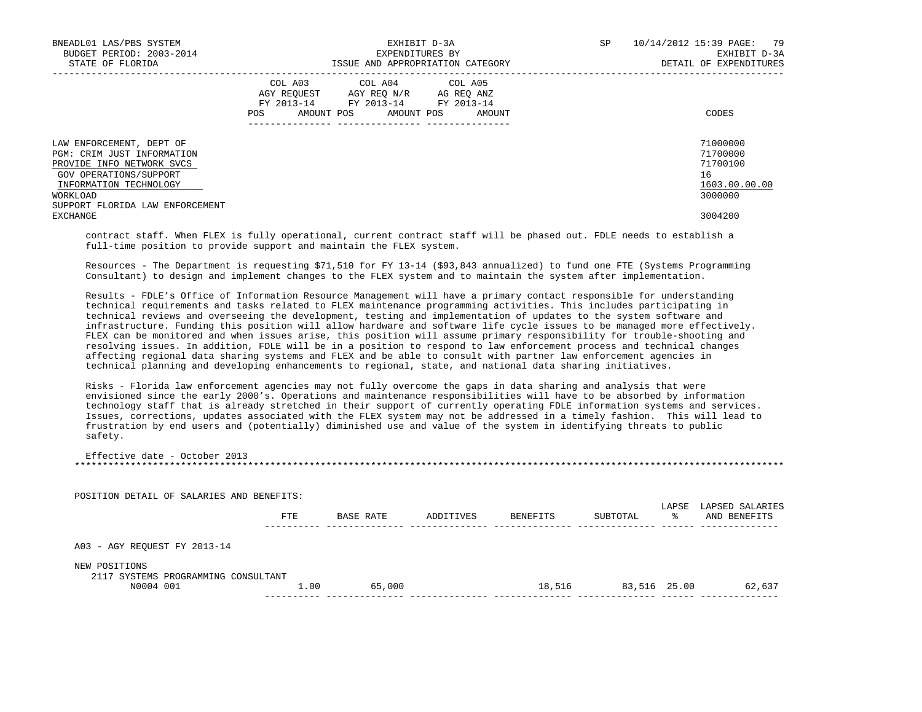| | COL A03 AGY REQUEST FY 2013-14 POS AMOUNT | COL A04 AGY REQ N/R FY 2013-14 POS AMOUNT | COL A05 AG REQ ANZ FY 2013-14 POS AMOUNT | CODES |
|---|---|---|---|---|
| LAW ENFORCEMENT, DEPT OF | | | | 71000000 |
| PGM: CRIM JUST INFORMATION | | | | 71700000 |
| PROVIDE INFO NETWORK SVCS | | | | 71700100 |
| GOV OPERATIONS/SUPPORT | | | | 16 |
| INFORMATION TECHNOLOGY | | | | 1603.00.00.00 |
| WORKLOAD | | | | 3000000 |
| SUPPORT FLORIDA LAW ENFORCEMENT EXCHANGE | | | | 3004200 |

contract staff. When FLEX is fully operational, current contract staff will be phased out. FDLE needs to establish a full-time position to provide support and maintain the FLEX system.

Resources - The Department is requesting $71,510 for FY 13-14 ($93,843 annualized) to fund one FTE (Systems Programming Consultant) to design and implement changes to the FLEX system and to maintain the system after implementation.

Results - FDLE's Office of Information Resource Management will have a primary contact responsible for understanding technical requirements and tasks related to FLEX maintenance programming activities. This includes participating in technical reviews and overseeing the development, testing and implementation of updates to the system software and infrastructure. Funding this position will allow hardware and software life cycle issues to be managed more effectively. FLEX can be monitored and when issues arise, this position will assume primary responsibility for trouble-shooting and resolving issues. In addition, FDLE will be in a position to respond to law enforcement process and technical changes affecting regional data sharing systems and FLEX and be able to consult with partner law enforcement agencies in technical planning and developing enhancements to regional, state, and national data sharing initiatives.

Risks - Florida law enforcement agencies may not fully overcome the gaps in data sharing and analysis that were envisioned since the early 2000's. Operations and maintenance responsibilities will have to be absorbed by information technology staff that is already stretched in their support of currently operating FDLE information systems and services. Issues, corrections, updates associated with the FLEX system may not be addressed in a timely fashion. This will lead to frustration by end users and (potentially) diminished use and value of the system in identifying threats to public safety.

Effective date - October 2013

*******************************************************************************************************************************

POSITION DETAIL OF SALARIES AND BENEFITS:

| | FTE | BASE RATE | ADDITIVES | BENEFITS | SUBTOTAL | LAPSE % | LAPSED SALARIES AND BENEFITS |
|---|---|---|---|---|---|---|---|
| A03 - AGY REQUEST FY 2013-14 | | | | | | | |
| NEW POSITIONS | | | | | | | |
| 2117 SYSTEMS PROGRAMMING CONSULTANT N0004 001 | 1.00 | 65,000 | | 18,516 | 83,516 | 25.00 | 62,637 |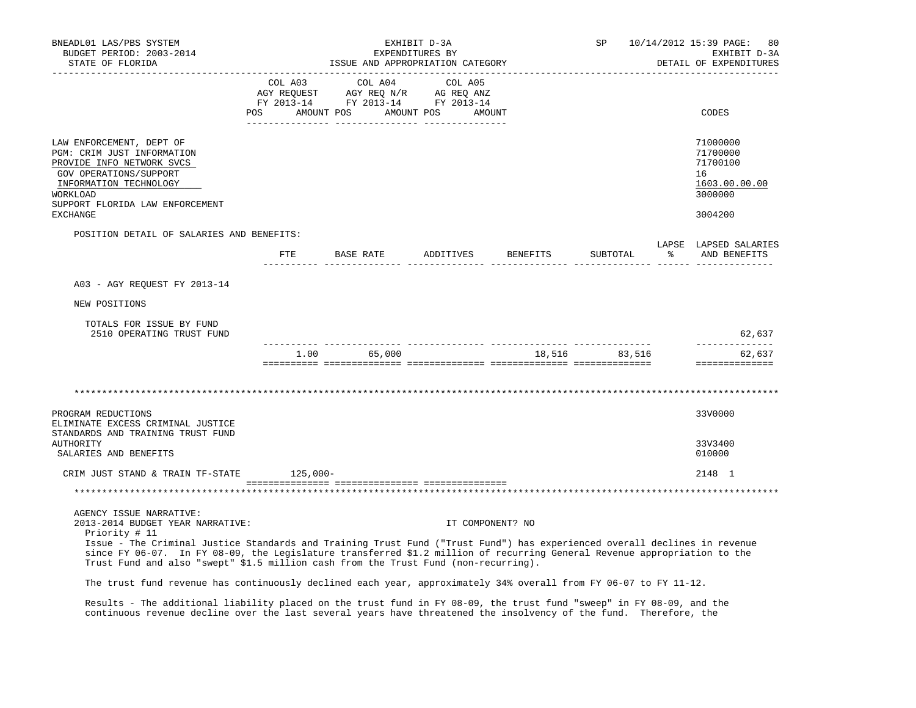| | COL A03 AGY REQUEST FY 2013-14 POS AMOUNT | COL A04 AGY REQ N/R FY 2013-14 POS AMOUNT | COL A05 AG REQ ANZ FY 2013-14 POS AMOUNT | CODES |
|---|---|---|---|---|
| LAW ENFORCEMENT, DEPT OF | | | | 71000000 |
| PGM: CRIM JUST INFORMATION | | | | 71700000 |
| PROVIDE INFO NETWORK SVCS | | | | 71700100 |
| GOV OPERATIONS/SUPPORT | | | | 16 |
| INFORMATION TECHNOLOGY | | | | 1603.00.00.00 |
| WORKLOAD | | | | 3000000 |
| SUPPORT FLORIDA LAW ENFORCEMENT EXCHANGE | | | | 3004200 |

POSITION DETAIL OF SALARIES AND BENEFITS:

| | FTE | BASE RATE | ADDITIVES | BENEFITS | SUBTOTAL | LAPSE % | LAPSED SALARIES AND BENEFITS |
|---|---|---|---|---|---|---|---|
| A03 - AGY REQUEST FY 2013-14 | | | | | | | |
| NEW POSITIONS | | | | | | | |
| TOTALS FOR ISSUE BY FUND | | | | | | | |
| 2510 OPERATING TRUST FUND | | | | | | | 62,637 |
| | 1.00 | 65,000 | | 18,516 | 83,516 | | 62,637 |

***

| | COL A03 | COL A04 | COL A05 | CODES |
|---|---|---|---|---|
| PROGRAM REDUCTIONS | | | | 33V0000 |
| ELIMINATE EXCESS CRIMINAL JUSTICE STANDARDS AND TRAINING TRUST FUND AUTHORITY | | | | 33V3400 |
| SALARIES AND BENEFITS | | | | 010000 |
| CRIM JUST STAND & TRAIN TF-STATE | 125,000- | | | 2148 1 |

***

AGENCY ISSUE NARRATIVE:
2013-2014 BUDGET YEAR NARRATIVE: IT COMPONENT? NO
Priority # 11

Issue - The Criminal Justice Standards and Training Trust Fund ("Trust Fund") has experienced overall declines in revenue since FY 06-07. In FY 08-09, the Legislature transferred $1.2 million of recurring General Revenue appropriation to the Trust Fund and also "swept" $1.5 million cash from the Trust Fund (non-recurring).

The trust fund revenue has continuously declined each year, approximately 34% overall from FY 06-07 to FY 11-12.

Results - The additional liability placed on the trust fund in FY 08-09, the trust fund "sweep" in FY 08-09, and the continuous revenue decline over the last several years have threatened the insolvency of the fund. Therefore, the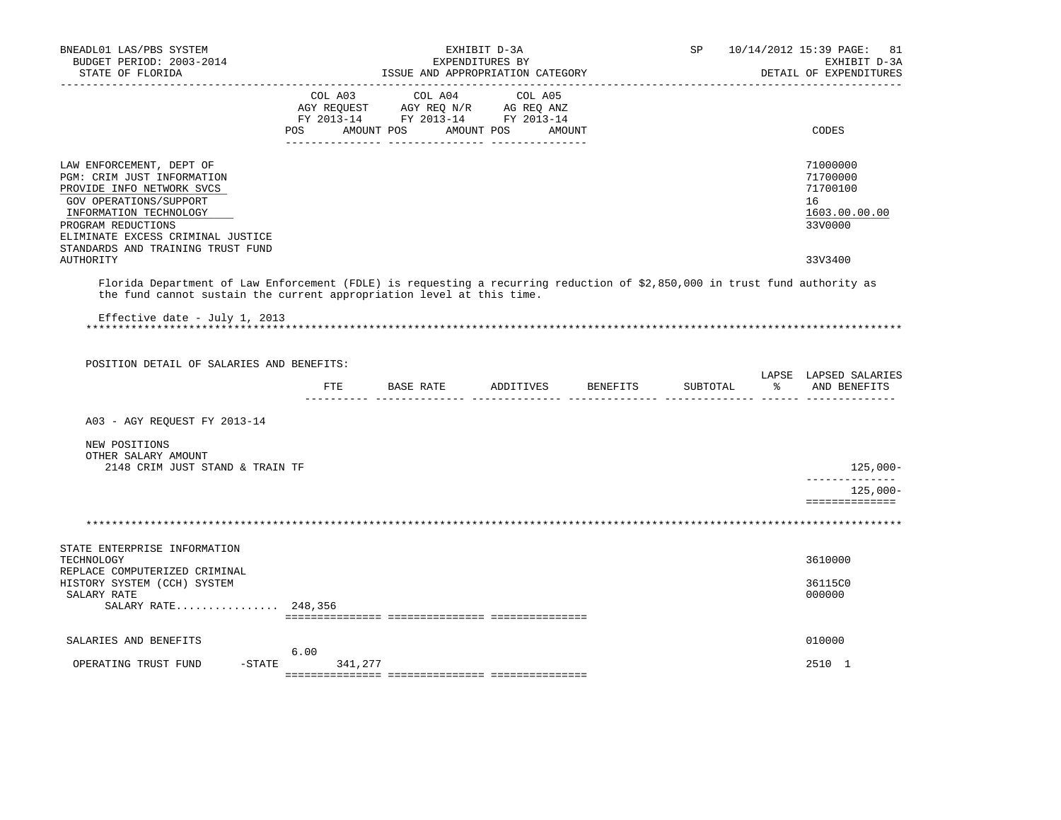BNEADL01 LAS/PBS SYSTEM — BUDGET PERIOD: 2003-2014 — STATE OF FLORIDA

EXHIBIT D-3A — EXPENDITURES BY ISSUE AND APPROPRIATION CATEGORY

SP 10/14/2012 15:39 — EXHIBIT D-3A — DETAIL OF EXPENDITURES

| | COL A03 AGY REQUEST FY 2013-14 POS AMOUNT | COL A04 AGY REQ N/R FY 2013-14 POS AMOUNT | COL A05 AG REQ ANZ FY 2013-14 POS AMOUNT | CODES |
|---|---|---|---|---|
| LAW ENFORCEMENT, DEPT OF | | | | 71000000 |
| PGM: CRIM JUST INFORMATION | | | | 71700000 |
| PROVIDE INFO NETWORK SVCS | | | | 71700100 |
| GOV OPERATIONS/SUPPORT | | | | 16 |
| INFORMATION TECHNOLOGY | | | | 1603.00.00.00 |
| PROGRAM REDUCTIONS | | | | 33V0000 |
| ELIMINATE EXCESS CRIMINAL JUSTICE STANDARDS AND TRAINING TRUST FUND AUTHORITY | | | | 33V3400 |

Florida Department of Law Enforcement (FDLE) is requesting a recurring reduction of $2,850,000 in trust fund authority as the fund cannot sustain the current appropriation level at this time.

Effective date - July 1, 2013

************************************************************************************************************************

POSITION DETAIL OF SALARIES AND BENEFITS:

| | FTE | BASE RATE | ADDITIVES | BENEFITS | SUBTOTAL | LAPSE % | LAPSED SALARIES AND BENEFITS |
|---|---|---|---|---|---|---|---|
| A03 - AGY REQUEST FY 2013-14 | | | | | | | |
| NEW POSITIONS | | | | | | | |
| OTHER SALARY AMOUNT | | | | | | | |
| 2148 CRIM JUST STAND & TRAIN TF | | | | | | | 125,000- |
| | | | | | | | 125,000- |

************************************************************************************************************************

| | COL A03 AGY REQUEST FY 2013-14 POS AMOUNT | COL A04 AGY REQ N/R FY 2013-14 POS AMOUNT | COL A05 AG REQ ANZ FY 2013-14 POS AMOUNT | CODES |
|---|---|---|---|---|
| STATE ENTERPRISE INFORMATION TECHNOLOGY | | | | 3610000 |
| REPLACE COMPUTERIZED CRIMINAL HISTORY SYSTEM (CCH) SYSTEM | | | | 36115C0 |
| SALARY RATE | | | | 000000 |
| SALARY RATE................ | 248,356 | | | |
| SALARIES AND BENEFITS | 6.00 | | | 010000 |
| OPERATING TRUST FUND -STATE | 341,277 | | | 2510 1 |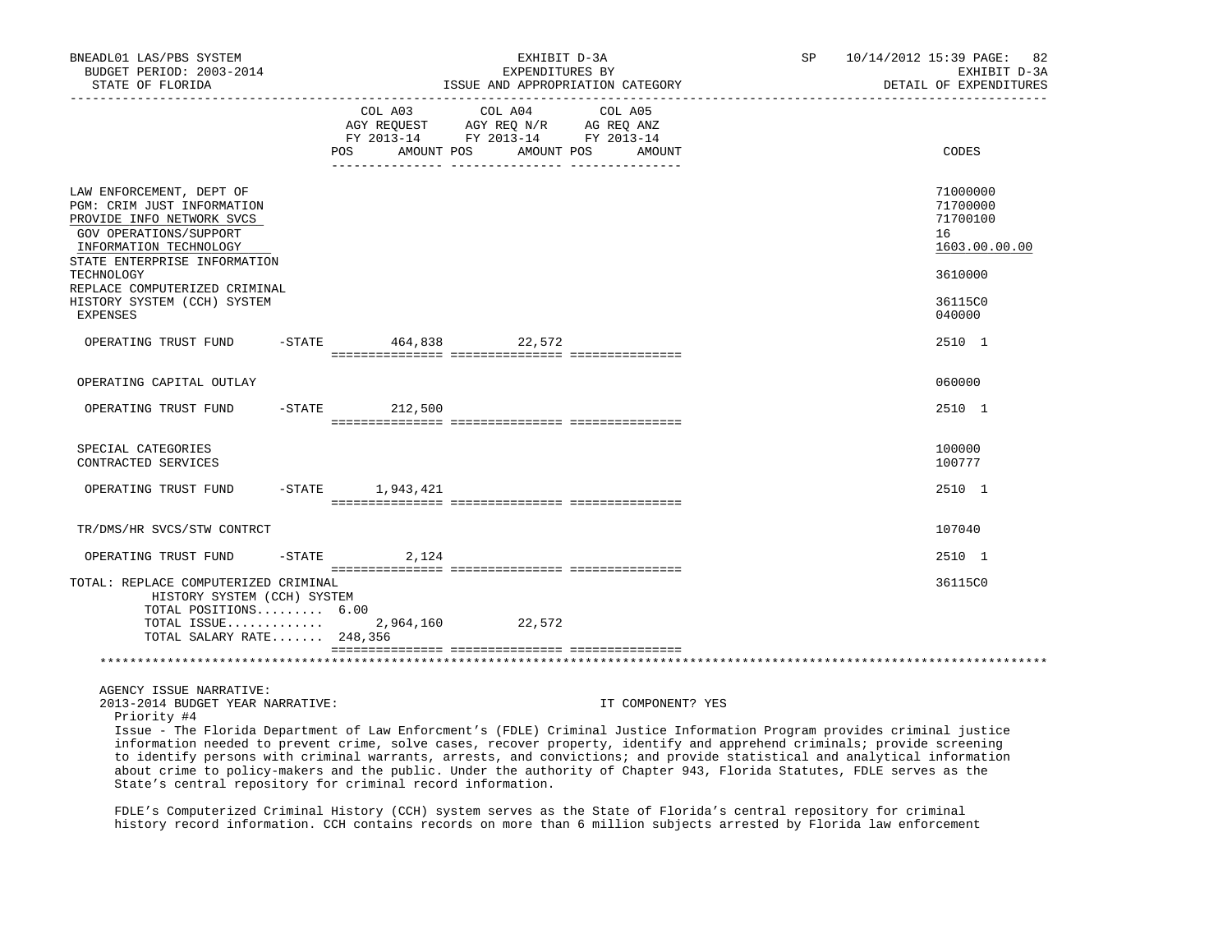| | COL A03 AGY REQUEST FY 2013-14 POS AMOUNT | COL A04 AGY REQ N/R FY 2013-14 POS AMOUNT | COL A05 AG REQ ANZ FY 2013-14 POS AMOUNT | CODES |
|---|---|---|---|---|
| LAW ENFORCEMENT, DEPT OF | | | | 71000000 |
| PGM: CRIM JUST INFORMATION | | | | 71700000 |
| PROVIDE INFO NETWORK SVCS | | | | 71700100 |
| GOV OPERATIONS/SUPPORT | | | | 16 |
| INFORMATION TECHNOLOGY | | | | 1603.00.00.00 |
| STATE ENTERPRISE INFORMATION TECHNOLOGY | | | | 3610000 |
| REPLACE COMPUTERIZED CRIMINAL HISTORY SYSTEM (CCH) SYSTEM | | | | 36115C0 |
| EXPENSES | | | | 040000 |
| OPERATING TRUST FUND -STATE | 464,838 | 22,572 | | 2510 1 |
| OPERATING CAPITAL OUTLAY | | | | 060000 |
| OPERATING TRUST FUND -STATE | 212,500 | | | 2510 1 |
| SPECIAL CATEGORIES | | | | 100000 |
| CONTRACTED SERVICES | | | | 100777 |
| OPERATING TRUST FUND -STATE | 1,943,421 | | | 2510 1 |
| TR/DMS/HR SVCS/STW CONTRCT | | | | 107040 |
| OPERATING TRUST FUND -STATE | 2,124 | | | 2510 1 |
| TOTAL: REPLACE COMPUTERIZED CRIMINAL HISTORY SYSTEM (CCH) SYSTEM | | | | 36115C0 |
| TOTAL POSITIONS......... 6.00 | | | | |
| TOTAL ISSUE............. | 2,964,160 | 22,572 | | |
| TOTAL SALARY RATE....... 248,356 | | | | |

AGENCY ISSUE NARRATIVE:

2013-2014 BUDGET YEAR NARRATIVE: IT COMPONENT? YES

Priority #4

Issue - The Florida Department of Law Enforcment's (FDLE) Criminal Justice Information Program provides criminal justice information needed to prevent crime, solve cases, recover property, identify and apprehend criminals; provide screening to identify persons with criminal warrants, arrests, and convictions; and provide statistical and analytical information about crime to policy-makers and the public. Under the authority of Chapter 943, Florida Statutes, FDLE serves as the State's central repository for criminal record information.

FDLE's Computerized Criminal History (CCH) system serves as the State of Florida's central repository for criminal history record information. CCH contains records on more than 6 million subjects arrested by Florida law enforcement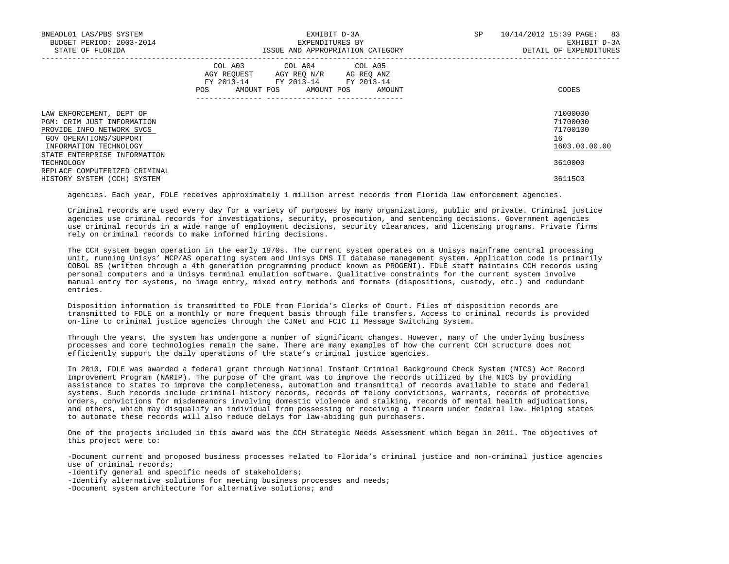| | COL A03 AGY REQUEST FY 2013-14 POS AMOUNT | COL A04 AGY REQ N/R FY 2013-14 POS AMOUNT | COL A05 AG REQ ANZ FY 2013-14 POS AMOUNT | CODES |
|---|---|---|---|---|
| LAW ENFORCEMENT, DEPT OF | | | | 71000000 |
| PGM: CRIM JUST INFORMATION | | | | 71700000 |
| PROVIDE INFO NETWORK SVCS | | | | 71700100 |
| GOV OPERATIONS/SUPPORT | | | | 16 |
| INFORMATION TECHNOLOGY | | | | 1603.00.00.00 |
| STATE ENTERPRISE INFORMATION TECHNOLOGY | | | | 3610000 |
| REPLACE COMPUTERIZED CRIMINAL HISTORY SYSTEM (CCH) SYSTEM | | | | 36115C0 |

agencies. Each year, FDLE receives approximately 1 million arrest records from Florida law enforcement agencies.

Criminal records are used every day for a variety of purposes by many organizations, public and private. Criminal justice agencies use criminal records for investigations, security, prosecution, and sentencing decisions. Government agencies use criminal records in a wide range of employment decisions, security clearances, and licensing programs. Private firms rely on criminal records to make informed hiring decisions.

The CCH system began operation in the early 1970s. The current system operates on a Unisys mainframe central processing unit, running Unisys' MCP/AS operating system and Unisys DMS II database management system. Application code is primarily COBOL 85 (written through a 4th generation programming product known as PROGENI). FDLE staff maintains CCH records using personal computers and a Unisys terminal emulation software. Qualitative constraints for the current system involve manual entry for systems, no image entry, mixed entry methods and formats (dispositions, custody, etc.) and redundant entries.

Disposition information is transmitted to FDLE from Florida's Clerks of Court. Files of disposition records are transmitted to FDLE on a monthly or more frequent basis through file transfers. Access to criminal records is provided on-line to criminal justice agencies through the CJNet and FCIC II Message Switching System.

Through the years, the system has undergone a number of significant changes. However, many of the underlying business processes and core technologies remain the same. There are many examples of how the current CCH structure does not efficiently support the daily operations of the state's criminal justice agencies.

In 2010, FDLE was awarded a federal grant through National Instant Criminal Background Check System (NICS) Act Record Improvement Program (NARIP). The purpose of the grant was to improve the records utilized by the NICS by providing assistance to states to improve the completeness, automation and transmittal of records available to state and federal systems. Such records include criminal history records, records of felony convictions, warrants, records of protective orders, convictions for misdemeanors involving domestic violence and stalking, records of mental health adjudications, and others, which may disqualify an individual from possessing or receiving a firearm under federal law. Helping states to automate these records will also reduce delays for law-abiding gun purchasers.

One of the projects included in this award was the CCH Strategic Needs Assessment which began in 2011. The objectives of this project were to:

-Document current and proposed business processes related to Florida's criminal justice and non-criminal justice agencies use of criminal records;
-Identify general and specific needs of stakeholders;
-Identify alternative solutions for meeting business processes and needs;
-Document system architecture for alternative solutions; and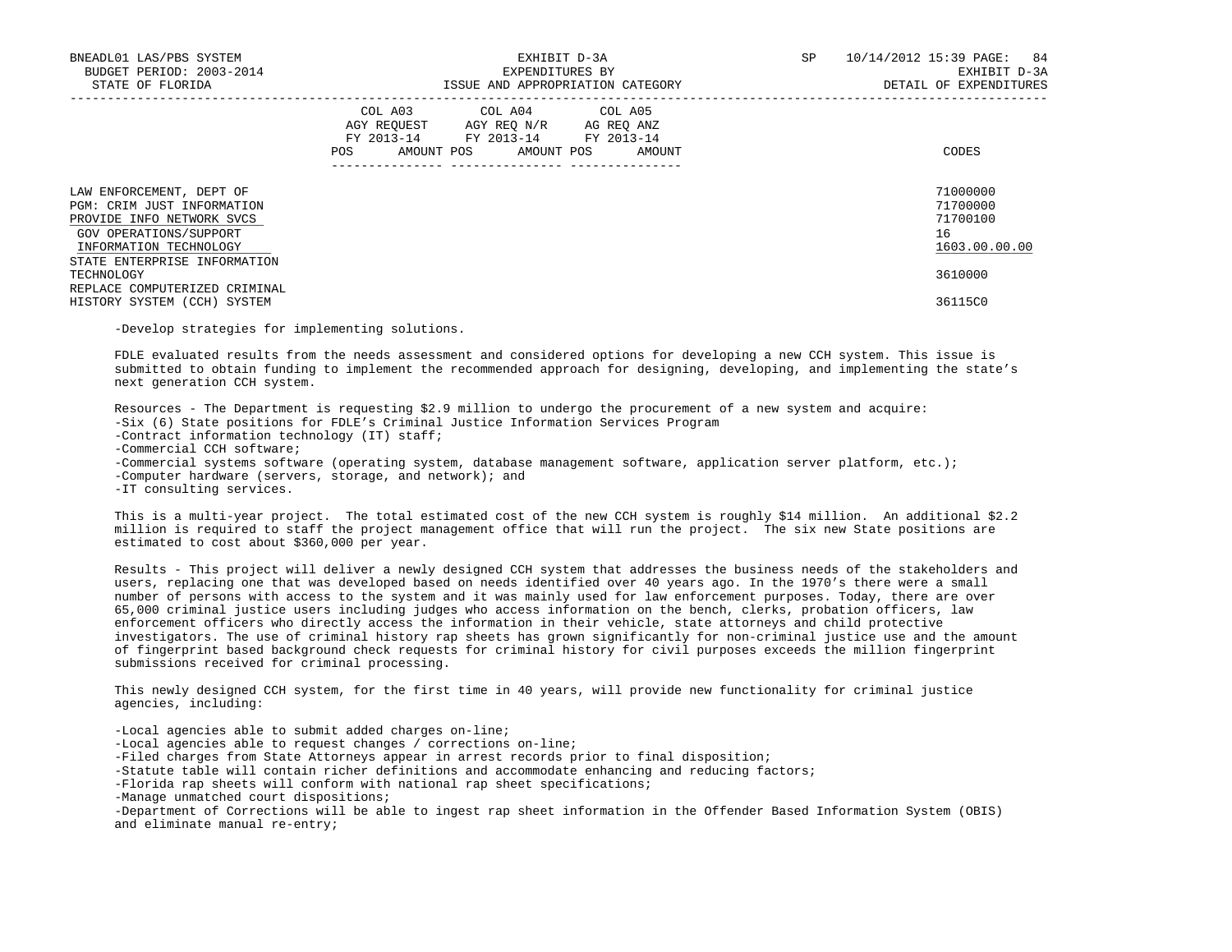| | COL A03 AGY REQUEST FY 2013-14 POS AMOUNT | COL A04 AGY REQ N/R FY 2013-14 POS AMOUNT | COL A05 AG REQ ANZ FY 2013-14 POS AMOUNT | CODES |
|---|---|---|---|---|
| LAW ENFORCEMENT, DEPT OF | | | | 71000000 |
| PGM: CRIM JUST INFORMATION | | | | 71700000 |
| PROVIDE INFO NETWORK SVCS | | | | 71700100 |
| GOV OPERATIONS/SUPPORT | | | | 16 |
| INFORMATION TECHNOLOGY | | | | 1603.00.00.00 |
| STATE ENTERPRISE INFORMATION TECHNOLOGY | | | | 3610000 |
| REPLACE COMPUTERIZED CRIMINAL HISTORY SYSTEM (CCH) SYSTEM | | | | 36115C0 |

-Develop strategies for implementing solutions.

FDLE evaluated results from the needs assessment and considered options for developing a new CCH system. This issue is submitted to obtain funding to implement the recommended approach for designing, developing, and implementing the state's next generation CCH system.

Resources - The Department is requesting $2.9 million to undergo the procurement of a new system and acquire:
-Six (6) State positions for FDLE's Criminal Justice Information Services Program
-Contract information technology (IT) staff;
-Commercial CCH software;
-Commercial systems software (operating system, database management software, application server platform, etc.);
-Computer hardware (servers, storage, and network); and
-IT consulting services.

This is a multi-year project. The total estimated cost of the new CCH system is roughly $14 million. An additional $2.2 million is required to staff the project management office that will run the project. The six new State positions are estimated to cost about $360,000 per year.

Results - This project will deliver a newly designed CCH system that addresses the business needs of the stakeholders and users, replacing one that was developed based on needs identified over 40 years ago. In the 1970's there were a small number of persons with access to the system and it was mainly used for law enforcement purposes. Today, there are over 65,000 criminal justice users including judges who access information on the bench, clerks, probation officers, law enforcement officers who directly access the information in their vehicle, state attorneys and child protective investigators. The use of criminal history rap sheets has grown significantly for non-criminal justice use and the amount of fingerprint based background check requests for criminal history for civil purposes exceeds the million fingerprint submissions received for criminal processing.

This newly designed CCH system, for the first time in 40 years, will provide new functionality for criminal justice agencies, including:

-Local agencies able to submit added charges on-line;
-Local agencies able to request changes / corrections on-line;
-Filed charges from State Attorneys appear in arrest records prior to final disposition;
-Statute table will contain richer definitions and accommodate enhancing and reducing factors;
-Florida rap sheets will conform with national rap sheet specifications;
-Manage unmatched court dispositions;
-Department of Corrections will be able to ingest rap sheet information in the Offender Based Information System (OBIS) and eliminate manual re-entry;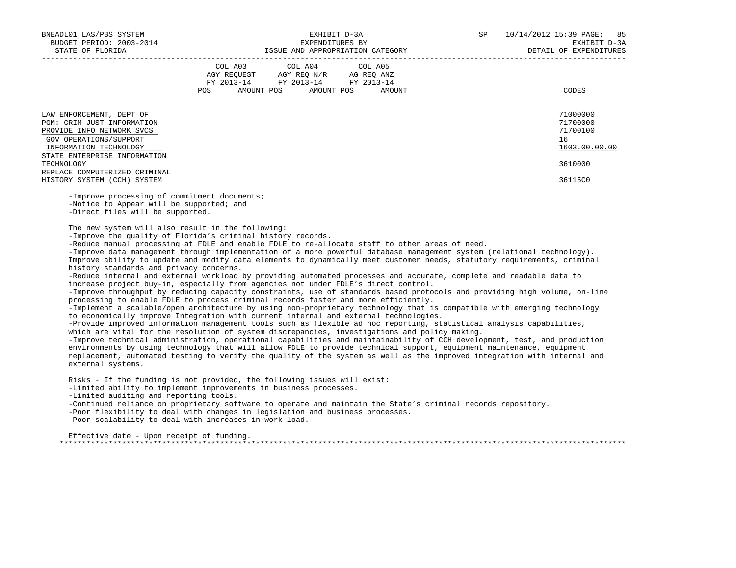| | COL A03 AGY REQUEST FY 2013-14 POS AMOUNT | COL A04 AGY REQ N/R FY 2013-14 POS AMOUNT | COL A05 AG REQ ANZ FY 2013-14 POS AMOUNT | CODES |
|---|---|---|---|---|
| LAW ENFORCEMENT, DEPT OF | | | | 71000000 |
| PGM: CRIM JUST INFORMATION | | | | 71700000 |
| PROVIDE INFO NETWORK SVCS | | | | 71700100 |
| GOV OPERATIONS/SUPPORT | | | | 16 |
| INFORMATION TECHNOLOGY | | | | 1603.00.00.00 |
| STATE ENTERPRISE INFORMATION TECHNOLOGY | | | | 3610000 |
| REPLACE COMPUTERIZED CRIMINAL HISTORY SYSTEM (CCH) SYSTEM | | | | 36115C0 |

-Improve processing of commitment documents;
-Notice to Appear will be supported; and
-Direct files will be supported.

The new system will also result in the following:
-Improve the quality of Florida's criminal history records.
-Reduce manual processing at FDLE and enable FDLE to re-allocate staff to other areas of need.
-Improve data management through implementation of a more powerful database management system (relational technology). Improve ability to update and modify data elements to dynamically meet customer needs, statutory requirements, criminal history standards and privacy concerns.
-Reduce internal and external workload by providing automated processes and accurate, complete and readable data to increase project buy-in, especially from agencies not under FDLE's direct control.
-Improve throughput by reducing capacity constraints, use of standards based protocols and providing high volume, on-line processing to enable FDLE to process criminal records faster and more efficiently.
-Implement a scalable/open architecture by using non-proprietary technology that is compatible with emerging technology to economically improve Integration with current internal and external technologies.
-Provide improved information management tools such as flexible ad hoc reporting, statistical analysis capabilities, which are vital for the resolution of system discrepancies, investigations and policy making.
-Improve technical administration, operational capabilities and maintainability of CCH development, test, and production environments by using technology that will allow FDLE to provide technical support, equipment maintenance, equipment replacement, automated testing to verify the quality of the system as well as the improved integration with internal and external systems.

Risks - If the funding is not provided, the following issues will exist:
-Limited ability to implement improvements in business processes.
-Limited auditing and reporting tools.
-Continued reliance on proprietary software to operate and maintain the State's criminal records repository.
-Poor flexibility to deal with changes in legislation and business processes.
-Poor scalability to deal with increases in work load.

Effective date - Upon receipt of funding.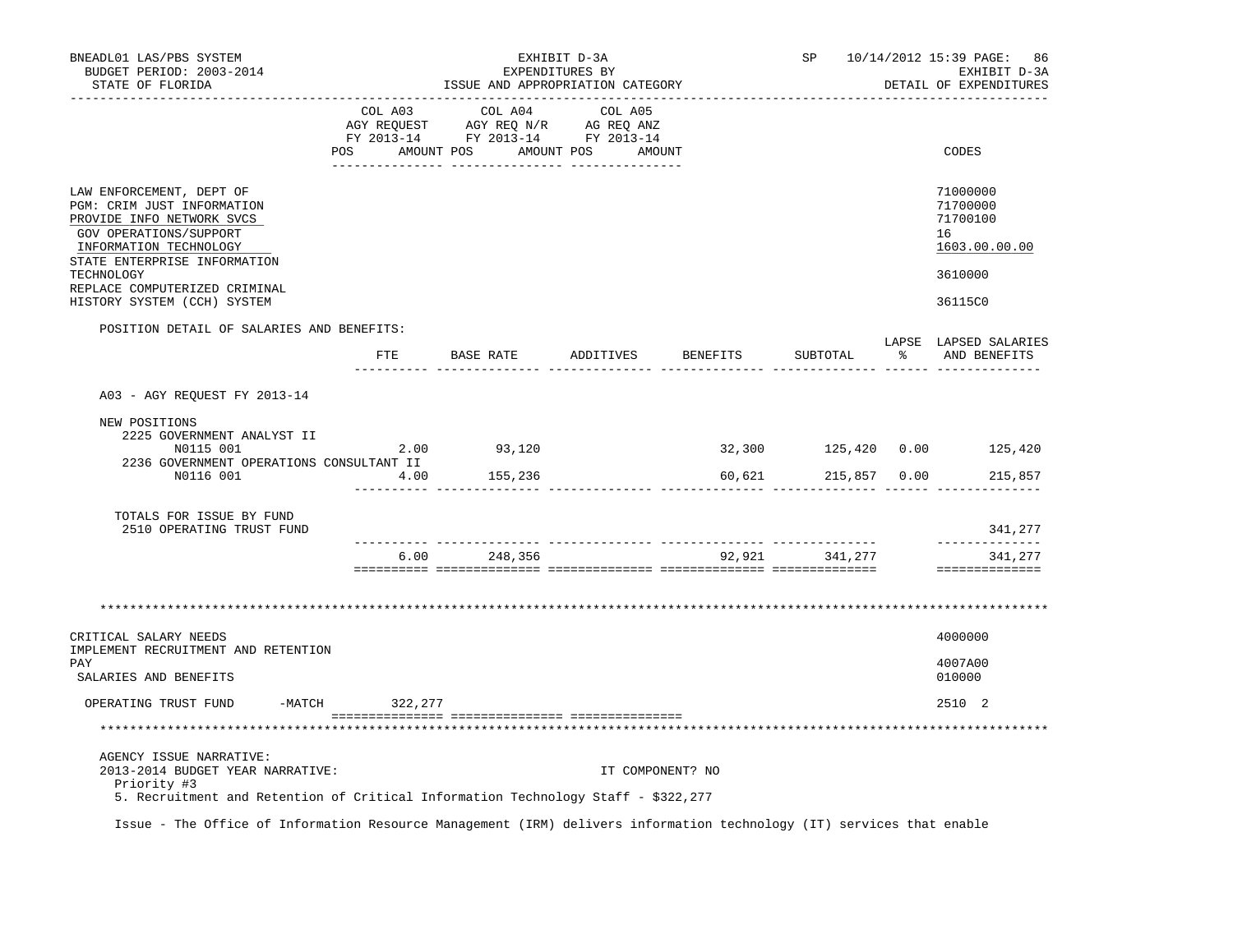BNEADL01 LAS/PBS SYSTEM — EXHIBIT D-3A — SP 10/14/2012 15:39 PAGE: 86
BUDGET PERIOD: 2003-2014 — EXPENDITURES BY — EXHIBIT D-3A
STATE OF FLORIDA — ISSUE AND APPROPRIATION CATEGORY — DETAIL OF EXPENDITURES

| | COL A03 AGY REQUEST FY 2013-14 POS AMOUNT | COL A04 AGY REQ N/R FY 2013-14 POS AMOUNT | COL A05 AG REQ ANZ FY 2013-14 POS AMOUNT | CODES |
|---|---|---|---|---|
| LAW ENFORCEMENT, DEPT OF | | | | 71000000 |
| PGM: CRIM JUST INFORMATION | | | | 71700000 |
| PROVIDE INFO NETWORK SVCS | | | | 71700100 |
| GOV OPERATIONS/SUPPORT | | | | 16 |
| INFORMATION TECHNOLOGY | | | | 1603.00.00.00 |
| STATE ENTERPRISE INFORMATION TECHNOLOGY | | | | 3610000 |
| REPLACE COMPUTERIZED CRIMINAL HISTORY SYSTEM (CCH) SYSTEM | | | | 36115C0 |

POSITION DETAIL OF SALARIES AND BENEFITS:

| | FTE | BASE RATE | ADDITIVES | BENEFITS | SUBTOTAL | LAPSE % | LAPSED SALARIES AND BENEFITS |
|---|---|---|---|---|---|---|---|
| A03 - AGY REQUEST FY 2013-14 | | | | | | | |
| NEW POSITIONS | | | | | | | |
| 2225 GOVERNMENT ANALYST II | | | | | | | |
| N0115 001 | 2.00 | 93,120 | | 32,300 | 125,420 | 0.00 | 125,420 |
| 2236 GOVERNMENT OPERATIONS CONSULTANT II | | | | | | | |
| N0116 001 | 4.00 | 155,236 | | 60,621 | 215,857 | 0.00 | 215,857 |
| TOTALS FOR ISSUE BY FUND | | | | | | | |
| 2510 OPERATING TRUST FUND | | | | | | | 341,277 |
| | 6.00 | 248,356 | | 92,921 | 341,277 | | 341,277 |

********************************************************************************

| | COL A03 | COL A04 | COL A05 | CODES |
|---|---|---|---|---|
| CRITICAL SALARY NEEDS | | | | 4000000 |
| IMPLEMENT RECRUITMENT AND RETENTION PAY | | | | 4007A00 |
| SALARIES AND BENEFITS | | | | 010000 |
| OPERATING TRUST FUND -MATCH | 322,277 | | | 2510 2 |

********************************************************************************

AGENCY ISSUE NARRATIVE:
2013-2014 BUDGET YEAR NARRATIVE: IT COMPONENT? NO
Priority #3
5. Recruitment and Retention of Critical Information Technology Staff - $322,277

Issue - The Office of Information Resource Management (IRM) delivers information technology (IT) services that enable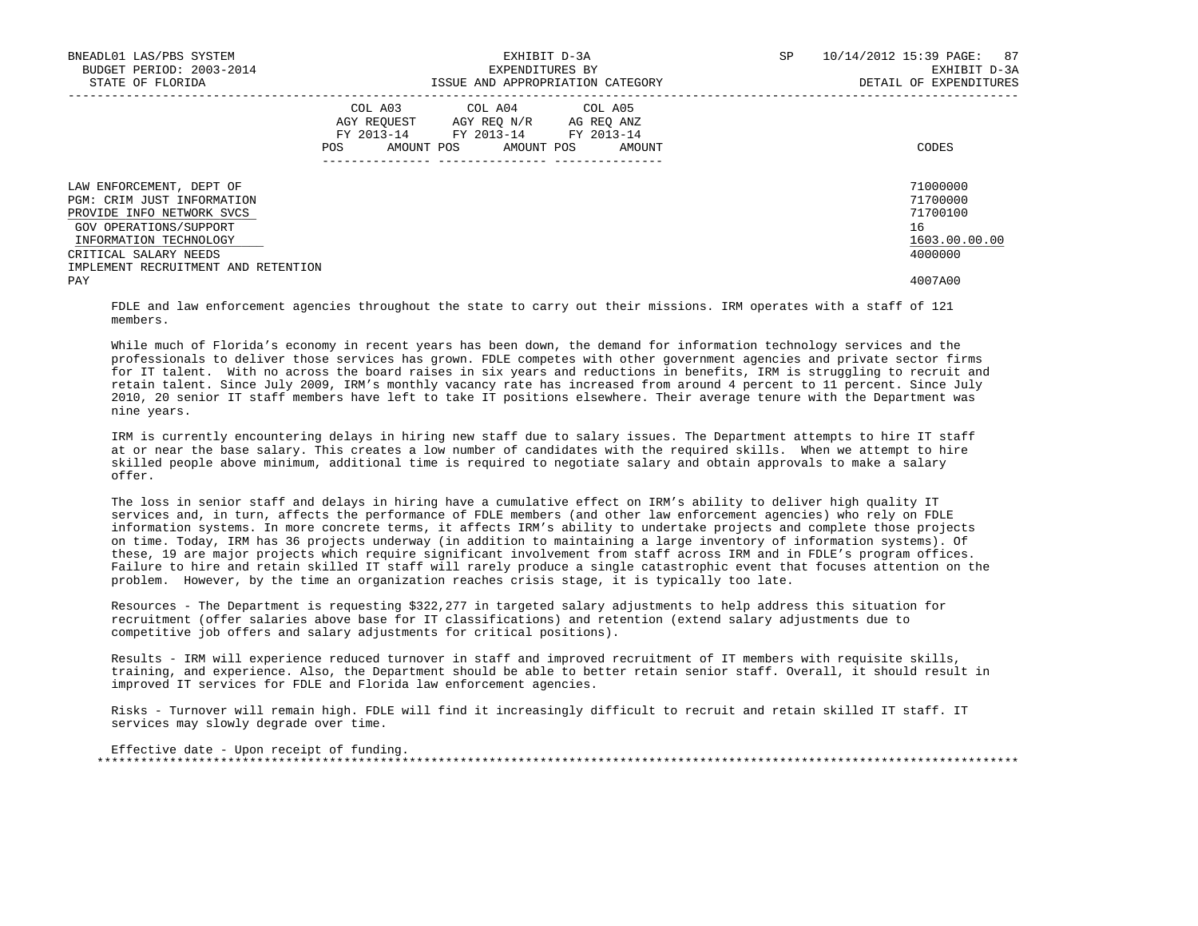| | COL A03 AGY REQUEST FY 2013-14 POS AMOUNT | COL A04 AGY REQ N/R FY 2013-14 POS AMOUNT | COL A05 AG REQ ANZ FY 2013-14 POS AMOUNT | CODES |
|---|---|---|---|---|
| LAW ENFORCEMENT, DEPT OF | | | | 71000000 |
| PGM: CRIM JUST INFORMATION | | | | 71700000 |
| PROVIDE INFO NETWORK SVCS | | | | 71700100 |
| GOV OPERATIONS/SUPPORT | | | | 16 |
| INFORMATION TECHNOLOGY | | | | 1603.00.00.00 |
| CRITICAL SALARY NEEDS | | | | 4000000 |
| IMPLEMENT RECRUITMENT AND RETENTION PAY | | | | 4007A00 |

FDLE and law enforcement agencies throughout the state to carry out their missions. IRM operates with a staff of 121 members.

While much of Florida's economy in recent years has been down, the demand for information technology services and the professionals to deliver those services has grown. FDLE competes with other government agencies and private sector firms for IT talent. With no across the board raises in six years and reductions in benefits, IRM is struggling to recruit and retain talent. Since July 2009, IRM's monthly vacancy rate has increased from around 4 percent to 11 percent. Since July 2010, 20 senior IT staff members have left to take IT positions elsewhere. Their average tenure with the Department was nine years.

IRM is currently encountering delays in hiring new staff due to salary issues. The Department attempts to hire IT staff at or near the base salary. This creates a low number of candidates with the required skills. When we attempt to hire skilled people above minimum, additional time is required to negotiate salary and obtain approvals to make a salary offer.

The loss in senior staff and delays in hiring have a cumulative effect on IRM's ability to deliver high quality IT services and, in turn, affects the performance of FDLE members (and other law enforcement agencies) who rely on FDLE information systems. In more concrete terms, it affects IRM's ability to undertake projects and complete those projects on time. Today, IRM has 36 projects underway (in addition to maintaining a large inventory of information systems). Of these, 19 are major projects which require significant involvement from staff across IRM and in FDLE's program offices. Failure to hire and retain skilled IT staff will rarely produce a single catastrophic event that focuses attention on the problem. However, by the time an organization reaches crisis stage, it is typically too late.

Resources - The Department is requesting $322,277 in targeted salary adjustments to help address this situation for recruitment (offer salaries above base for IT classifications) and retention (extend salary adjustments due to competitive job offers and salary adjustments for critical positions).

Results - IRM will experience reduced turnover in staff and improved recruitment of IT members with requisite skills, training, and experience. Also, the Department should be able to better retain senior staff. Overall, it should result in improved IT services for FDLE and Florida law enforcement agencies.

Risks - Turnover will remain high. FDLE will find it increasingly difficult to recruit and retain skilled IT staff. IT services may slowly degrade over time.

Effective date - Upon receipt of funding.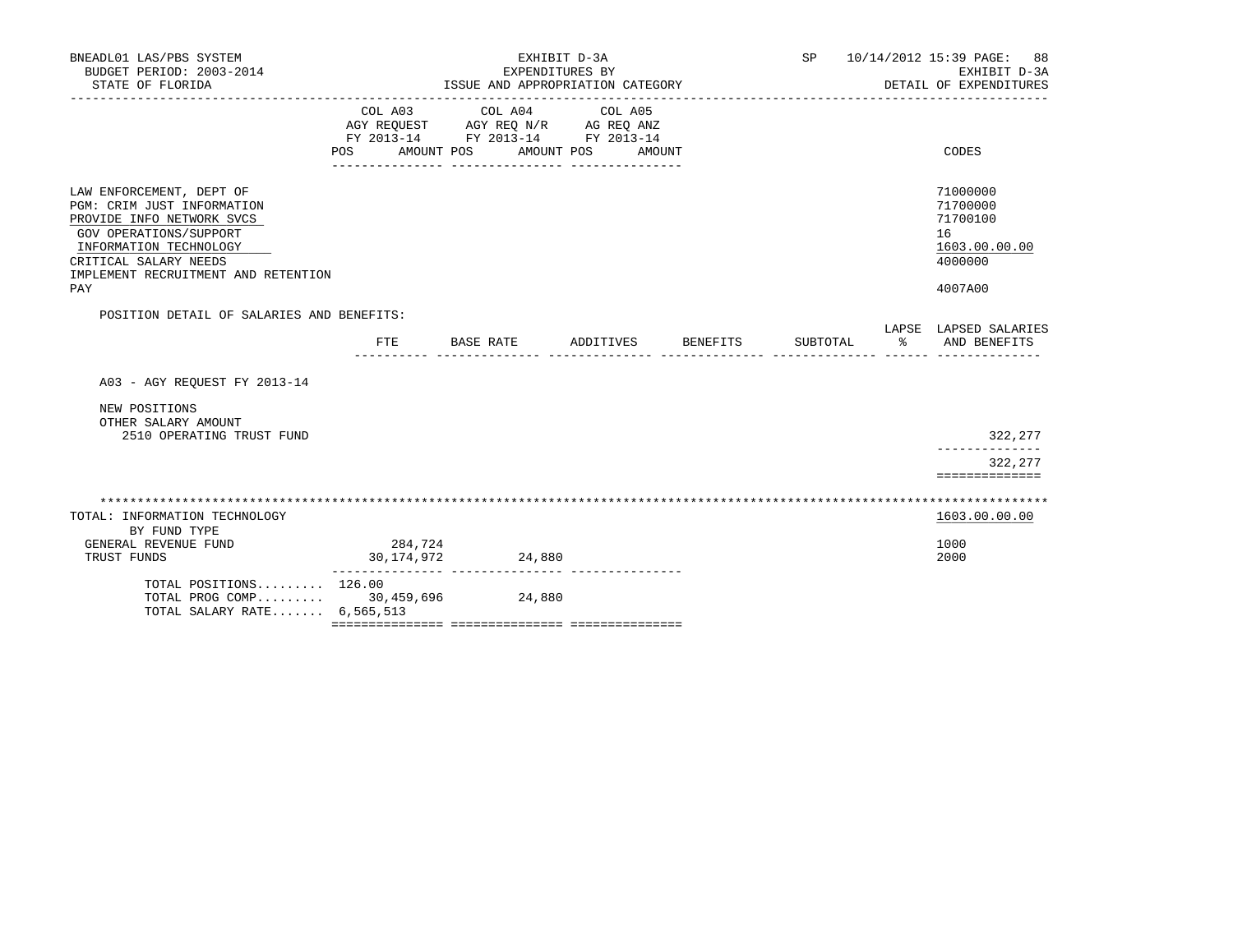BNEADL01 LAS/PBS SYSTEM
BUDGET PERIOD: 2003-2014
STATE OF FLORIDA

EXHIBIT D-3A
EXPENDITURES BY
ISSUE AND APPROPRIATION CATEGORY

SP 10/14/2012 15:39
EXHIBIT D-3A
DETAIL OF EXPENDITURES

| | COL A03 AGY REQUEST FY 2013-14 POS AMOUNT | COL A04 AGY REQ N/R FY 2013-14 POS AMOUNT | COL A05 AG REQ ANZ FY 2013-14 POS AMOUNT | CODES |
|---|---|---|---|---|
| LAW ENFORCEMENT, DEPT OF | | | | 71000000 |
| PGM: CRIM JUST INFORMATION | | | | 71700000 |
| PROVIDE INFO NETWORK SVCS | | | | 71700100 |
| GOV OPERATIONS/SUPPORT | | | | 16 |
| INFORMATION TECHNOLOGY | | | | 1603.00.00.00 |
| CRITICAL SALARY NEEDS | | | | 4000000 |
| IMPLEMENT RECRUITMENT AND RETENTION PAY | | | | 4007A00 |

POSITION DETAIL OF SALARIES AND BENEFITS:

| | FTE | BASE RATE | ADDITIVES | BENEFITS | SUBTOTAL | LAPSE % | LAPSED SALARIES AND BENEFITS |
|---|---|---|---|---|---|---|---|
| A03 - AGY REQUEST FY 2013-14 | | | | | | | |
| NEW POSITIONS | | | | | | | |
| OTHER SALARY AMOUNT | | | | | | | |
| 2510 OPERATING TRUST FUND | | | | | | | 322,277 |
| | | | | | | | 322,277 |

| TOTAL: INFORMATION TECHNOLOGY | COL A03 | COL A04 | COL A05 | 1603.00.00.00 |
|---|---|---|---|---|
| BY FUND TYPE | | | | |
| GENERAL REVENUE FUND | 284,724 | | | 1000 |
| TRUST FUNDS | 30,174,972 | 24,880 | | 2000 |
| TOTAL POSITIONS......... | 126.00 | | | |
| TOTAL PROG COMP......... | 30,459,696 | 24,880 | | |
| TOTAL SALARY RATE....... | 6,565,513 | | | |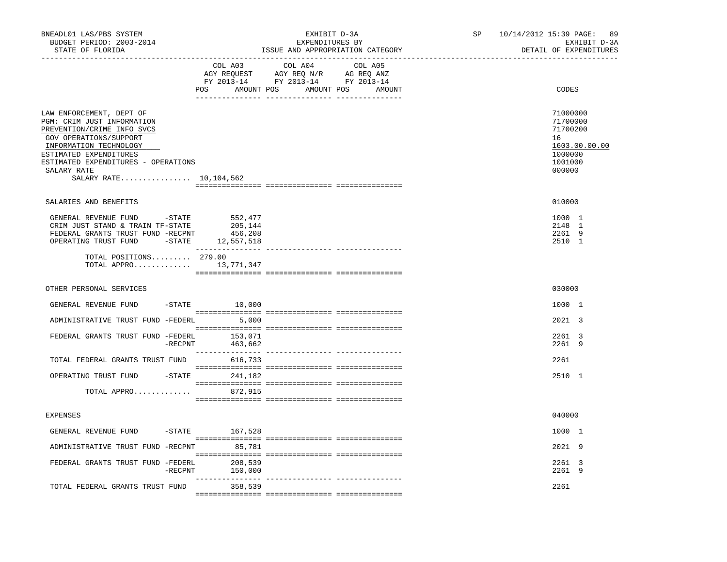BNEADL01 LAS/PBS SYSTEM
BUDGET PERIOD: 2003-2014
STATE OF FLORIDA

EXHIBIT D-3A
EXPENDITURES BY
ISSUE AND APPROPRIATION CATEGORY

SP 10/14/2012 15:39

EXHIBIT D-3A
DETAIL OF EXPENDITURES

| | COL A03 AGY REQUEST FY 2013-14 POS AMOUNT | COL A04 AGY REQ N/R FY 2013-14 POS AMOUNT | COL A05 AG REQ ANZ FY 2013-14 POS AMOUNT | CODES |
|---|---|---|---|---|
| LAW ENFORCEMENT, DEPT OF | | | | 71000000 |
| PGM: CRIM JUST INFORMATION | | | | 71700000 |
| PREVENTION/CRIME INFO SVCS | | | | 71700200 |
| GOV OPERATIONS/SUPPORT | | | | 16 |
| INFORMATION TECHNOLOGY | | | | 1603.00.00.00 |
| ESTIMATED EXPENDITURES | | | | 1000000 |
| ESTIMATED EXPENDITURES - OPERATIONS | | | | 1001000 |
| SALARY RATE | | | | 000000 |
| SALARY RATE................ 10,104,562 | | | | |
| SALARIES AND BENEFITS | | | | 010000 |
| GENERAL REVENUE FUND -STATE | 552,477 | | | 1000 1 |
| CRIM JUST STAND & TRAIN TF-STATE | 205,144 | | | 2148 1 |
| FEDERAL GRANTS TRUST FUND -RECPNT | 456,208 | | | 2261 9 |
| OPERATING TRUST FUND -STATE | 12,557,518 | | | 2510 1 |
| TOTAL POSITIONS......... | 279.00 | | | |
| TOTAL APPRO............. | 13,771,347 | | | |
| OTHER PERSONAL SERVICES | | | | 030000 |
| GENERAL REVENUE FUND -STATE | 10,000 | | | 1000 1 |
| ADMINISTRATIVE TRUST FUND -FEDERL | 5,000 | | | 2021 3 |
| FEDERAL GRANTS TRUST FUND -FEDERL | 153,071 | | | 2261 3 |
| -RECPNT | 463,662 | | | 2261 9 |
| TOTAL FEDERAL GRANTS TRUST FUND | 616,733 | | | 2261 |
| OPERATING TRUST FUND -STATE | 241,182 | | | 2510 1 |
| TOTAL APPRO............. | 872,915 | | | |
| EXPENSES | | | | 040000 |
| GENERAL REVENUE FUND -STATE | 167,528 | | | 1000 1 |
| ADMINISTRATIVE TRUST FUND -RECPNT | 85,781 | | | 2021 9 |
| FEDERAL GRANTS TRUST FUND -FEDERL | 208,539 | | | 2261 3 |
| -RECPNT | 150,000 | | | 2261 9 |
| TOTAL FEDERAL GRANTS TRUST FUND | 358,539 | | | 2261 |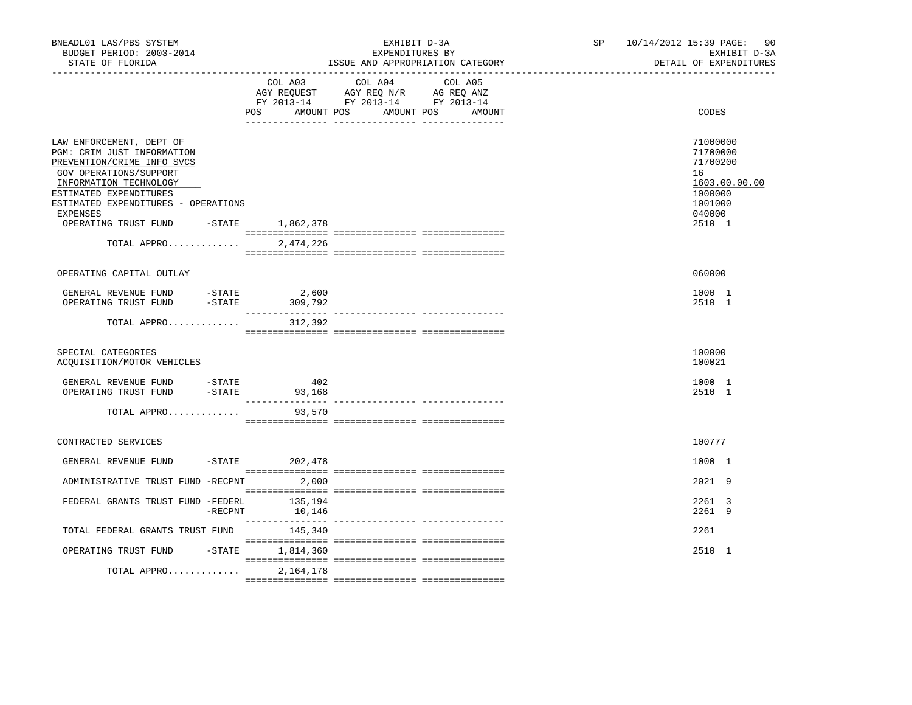BNEADL01 LAS/PBS SYSTEM
BUDGET PERIOD: 2003-2014
STATE OF FLORIDA

EXHIBIT D-3A
EXPENDITURES BY
ISSUE AND APPROPRIATION CATEGORY

SP 10/14/2012 15:39
EXHIBIT D-3A
DETAIL OF EXPENDITURES

| | COL A03 AGY REQUEST FY 2013-14 POS AMOUNT | COL A04 AGY REQ N/R FY 2013-14 POS AMOUNT | COL A05 AG REQ ANZ FY 2013-14 POS AMOUNT | CODES |
|---|---|---|---|---|
| LAW ENFORCEMENT, DEPT OF | | | | 71000000 |
| PGM: CRIM JUST INFORMATION | | | | 71700000 |
| PREVENTION/CRIME INFO SVCS | | | | 71700200 |
| GOV OPERATIONS/SUPPORT | | | | 16 |
| INFORMATION TECHNOLOGY | | | | 1603.00.00.00 |
| ESTIMATED EXPENDITURES | | | | 1000000 |
| ESTIMATED EXPENDITURES - OPERATIONS | | | | 1001000 |
| EXPENSES | | | | 040000 |
| OPERATING TRUST FUND -STATE | 1,862,378 | | | 2510 1 |
| TOTAL APPRO............. | 2,474,226 | | | |
| OPERATING CAPITAL OUTLAY | | | | 060000 |
| GENERAL REVENUE FUND -STATE | 2,600 | | | 1000 1 |
| OPERATING TRUST FUND -STATE | 309,792 | | | 2510 1 |
| TOTAL APPRO............. | 312,392 | | | |
| SPECIAL CATEGORIES | | | | 100000 |
| ACQUISITION/MOTOR VEHICLES | | | | 100021 |
| GENERAL REVENUE FUND -STATE | 402 | | | 1000 1 |
| OPERATING TRUST FUND -STATE | 93,168 | | | 2510 1 |
| TOTAL APPRO............. | 93,570 | | | |
| CONTRACTED SERVICES | | | | 100777 |
| GENERAL REVENUE FUND -STATE | 202,478 | | | 1000 1 |
| ADMINISTRATIVE TRUST FUND -RECPNT | 2,000 | | | 2021 9 |
| FEDERAL GRANTS TRUST FUND -FEDERL | 135,194 | | | 2261 3 |
| -RECPNT | 10,146 | | | 2261 9 |
| TOTAL FEDERAL GRANTS TRUST FUND | 145,340 | | | 2261 |
| OPERATING TRUST FUND -STATE | 1,814,360 | | | 2510 1 |
| TOTAL APPRO............. | 2,164,178 | | | |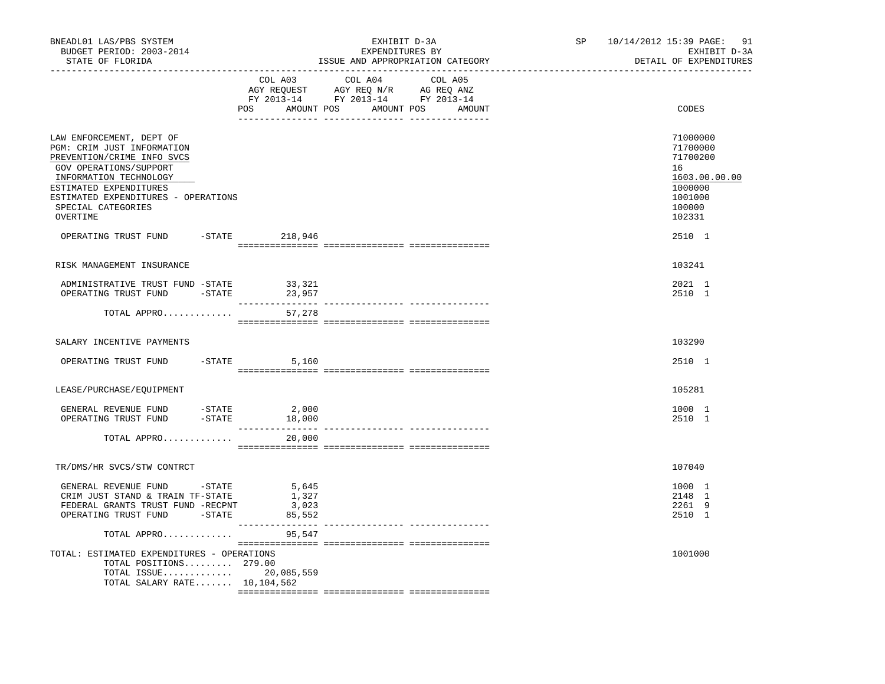BNEADL01 LAS/PBS SYSTEM | EXHIBIT D-3A | SP 10/14/2012 15:39 PAGE: 91
BUDGET PERIOD: 2003-2014 | EXPENDITURES BY | EXHIBIT D-3A
STATE OF FLORIDA | ISSUE AND APPROPRIATION CATEGORY | DETAIL OF EXPENDITURES

| | COL A03 AGY REQUEST FY 2013-14 POS AMOUNT | COL A04 AGY REQ N/R FY 2013-14 POS AMOUNT | COL A05 AG REQ ANZ FY 2013-14 POS AMOUNT | CODES |
|---|---|---|---|---|
| LAW ENFORCEMENT, DEPT OF | | | | 71000000 |
| PGM: CRIM JUST INFORMATION | | | | 71700000 |
| PREVENTION/CRIME INFO SVCS | | | | 71700200 |
| GOV OPERATIONS/SUPPORT | | | | 16 |
| INFORMATION TECHNOLOGY | | | | 1603.00.00.00 |
| ESTIMATED EXPENDITURES | | | | 1000000 |
| ESTIMATED EXPENDITURES - OPERATIONS | | | | 1001000 |
| SPECIAL CATEGORIES | | | | 100000 |
| OVERTIME | | | | 102331 |
| OPERATING TRUST FUND -STATE | 218,946 | | | 2510 1 |
| RISK MANAGEMENT INSURANCE | | | | 103241 |
| ADMINISTRATIVE TRUST FUND -STATE | 33,321 | | | 2021 1 |
| OPERATING TRUST FUND -STATE | 23,957 | | | 2510 1 |
| TOTAL APPRO............ | 57,278 | | | |
| SALARY INCENTIVE PAYMENTS | | | | 103290 |
| OPERATING TRUST FUND -STATE | 5,160 | | | 2510 1 |
| LEASE/PURCHASE/EQUIPMENT | | | | 105281 |
| GENERAL REVENUE FUND -STATE | 2,000 | | | 1000 1 |
| OPERATING TRUST FUND -STATE | 18,000 | | | 2510 1 |
| TOTAL APPRO............ | 20,000 | | | |
| TR/DMS/HR SVCS/STW CONTRCT | | | | 107040 |
| GENERAL REVENUE FUND -STATE | 5,645 | | | 1000 1 |
| CRIM JUST STAND & TRAIN TF-STATE | 1,327 | | | 2148 1 |
| FEDERAL GRANTS TRUST FUND -RECPNT | 3,023 | | | 2261 9 |
| OPERATING TRUST FUND -STATE | 85,552 | | | 2510 1 |
| TOTAL APPRO............ | 95,547 | | | |
| TOTAL: ESTIMATED EXPENDITURES - OPERATIONS | | | | 1001000 |
| TOTAL POSITIONS......... | 279.00 | | | |
| TOTAL ISSUE............ | 20,085,559 | | | |
| TOTAL SALARY RATE....... | 10,104,562 | | | |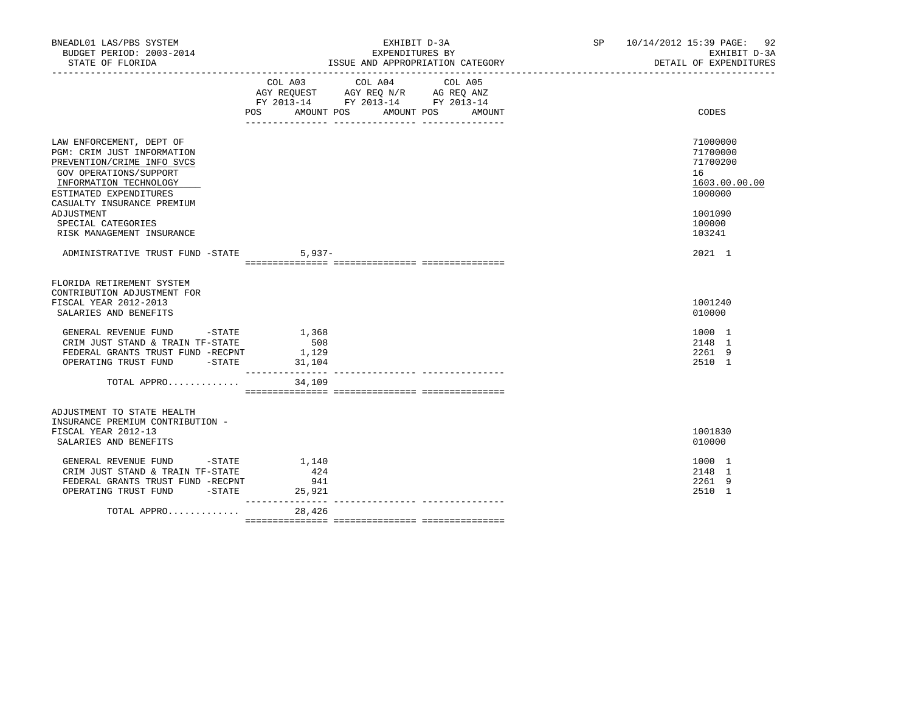BNEADL01 LAS/PBS SYSTEM
BUDGET PERIOD: 2003-2014
STATE OF FLORIDA

EXHIBIT D-3A
EXPENDITURES BY
ISSUE AND APPROPRIATION CATEGORY

SP 10/14/2012 15:39 PAGE: 92
EXHIBIT D-3A
DETAIL OF EXPENDITURES

| | COL A03 AGY REQUEST FY 2013-14 POS | AMOUNT | COL A04 AGY REQ N/R FY 2013-14 POS | AMOUNT | COL A05 AG REQ ANZ FY 2013-14 POS | AMOUNT | CODES |
|---|---|---|---|---|---|---|---|
| LAW ENFORCEMENT, DEPT OF | | | | | | | 71000000 |
| PGM: CRIM JUST INFORMATION | | | | | | | 71700000 |
| PREVENTION/CRIME INFO SVCS | | | | | | | 71700200 |
| GOV OPERATIONS/SUPPORT | | | | | | | 16 |
| INFORMATION TECHNOLOGY | | | | | | | 1603.00.00.00 |
| ESTIMATED EXPENDITURES | | | | | | | 1000000 |
| CASUALTY INSURANCE PREMIUM ADJUSTMENT | | | | | | | 1001090 |
| SPECIAL CATEGORIES | | | | | | | 100000 |
| RISK MANAGEMENT INSURANCE | | | | | | | 103241 |
| ADMINISTRATIVE TRUST FUND -STATE | | 5,937- | | | | | 2021 1 |
| FLORIDA RETIREMENT SYSTEM CONTRIBUTION ADJUSTMENT FOR FISCAL YEAR 2012-2013 | | | | | | | 1001240 |
| SALARIES AND BENEFITS | | | | | | | 010000 |
| GENERAL REVENUE FUND -STATE | | 1,368 | | | | | 1000 1 |
| CRIM JUST STAND & TRAIN TF-STATE | | 508 | | | | | 2148 1 |
| FEDERAL GRANTS TRUST FUND -RECPNT | | 1,129 | | | | | 2261 9 |
| OPERATING TRUST FUND -STATE | | 31,104 | | | | | 2510 1 |
| TOTAL APPRO............ | | 34,109 | | | | | |
| ADJUSTMENT TO STATE HEALTH INSURANCE PREMIUM CONTRIBUTION - FISCAL YEAR 2012-13 | | | | | | | 1001830 |
| SALARIES AND BENEFITS | | | | | | | 010000 |
| GENERAL REVENUE FUND -STATE | | 1,140 | | | | | 1000 1 |
| CRIM JUST STAND & TRAIN TF-STATE | | 424 | | | | | 2148 1 |
| FEDERAL GRANTS TRUST FUND -RECPNT | | 941 | | | | | 2261 9 |
| OPERATING TRUST FUND -STATE | | 25,921 | | | | | 2510 1 |
| TOTAL APPRO............ | | 28,426 | | | | | |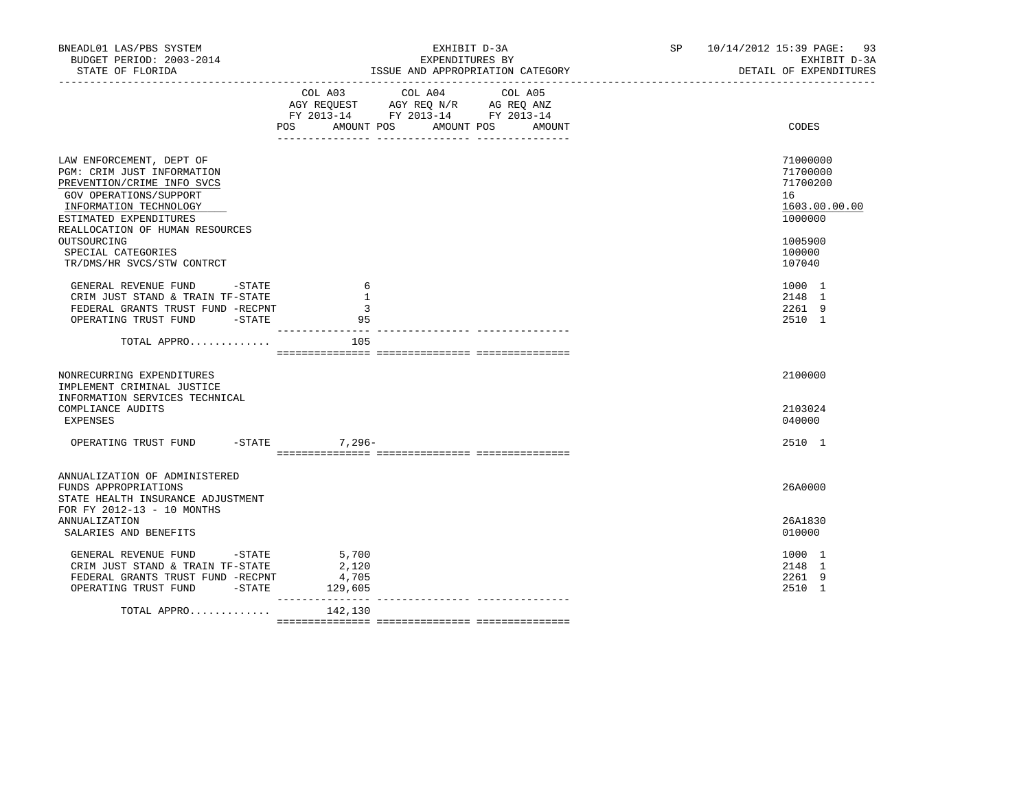BNEADL01 LAS/PBS SYSTEM
BUDGET PERIOD: 2003-2014
STATE OF FLORIDA

EXHIBIT D-3A
EXPENDITURES BY
ISSUE AND APPROPRIATION CATEGORY

SP 10/14/2012 15:39 PAGE: 93
EXHIBIT D-3A
DETAIL OF EXPENDITURES

| | COL A03 AGY REQUEST FY 2013-14 POS AMOUNT | COL A04 AGY REQ N/R FY 2013-14 POS AMOUNT | COL A05 AG REQ ANZ FY 2013-14 POS AMOUNT | CODES |
|---|---|---|---|---|
| LAW ENFORCEMENT, DEPT OF | | | | 71000000 |
| PGM: CRIM JUST INFORMATION | | | | 71700000 |
| PREVENTION/CRIME INFO SVCS | | | | 71700200 |
| GOV OPERATIONS/SUPPORT | | | | 16 |
| INFORMATION TECHNOLOGY | | | | 1603.00.00.00 |
| ESTIMATED EXPENDITURES | | | | 1000000 |
| REALLOCATION OF HUMAN RESOURCES OUTSOURCING | | | | 1005900 |
| SPECIAL CATEGORIES | | | | 100000 |
| TR/DMS/HR SVCS/STW CONTRCT | | | | 107040 |
| GENERAL REVENUE FUND -STATE | 6 | | | 1000 1 |
| CRIM JUST STAND & TRAIN TF-STATE | 1 | | | 2148 1 |
| FEDERAL GRANTS TRUST FUND -RECPNT | 3 | | | 2261 9 |
| OPERATING TRUST FUND -STATE | 95 | | | 2510 1 |
| TOTAL APPRO............ | 105 | | | |
| NONRECURRING EXPENDITURES | | | | 2100000 |
| IMPLEMENT CRIMINAL JUSTICE INFORMATION SERVICES TECHNICAL COMPLIANCE AUDITS | | | | 2103024 |
| EXPENSES | | | | 040000 |
| OPERATING TRUST FUND -STATE | 7,296- | | | 2510 1 |
| ANNUALIZATION OF ADMINISTERED FUNDS APPROPRIATIONS | | | | 26A0000 |
| STATE HEALTH INSURANCE ADJUSTMENT FOR FY 2012-13 - 10 MONTHS ANNUALIZATION | | | | 26A1830 |
| SALARIES AND BENEFITS | | | | 010000 |
| GENERAL REVENUE FUND -STATE | 5,700 | | | 1000 1 |
| CRIM JUST STAND & TRAIN TF-STATE | 2,120 | | | 2148 1 |
| FEDERAL GRANTS TRUST FUND -RECPNT | 4,705 | | | 2261 9 |
| OPERATING TRUST FUND -STATE | 129,605 | | | 2510 1 |
| TOTAL APPRO............ | 142,130 | | | |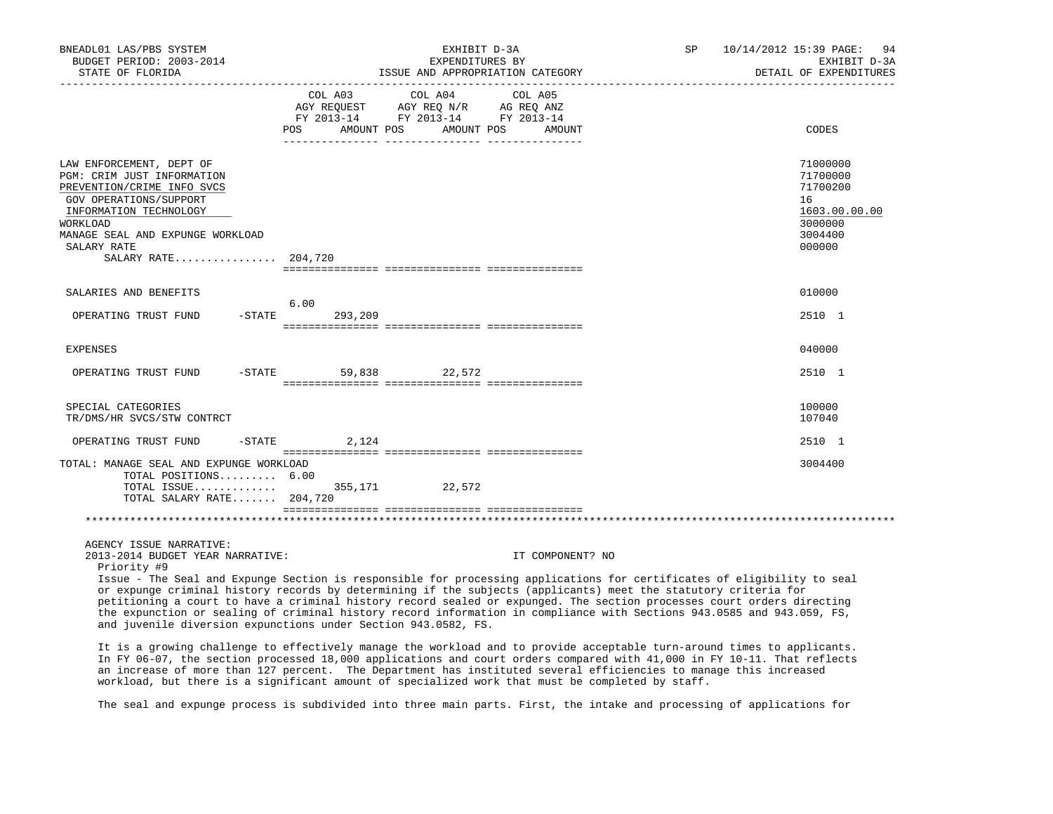BNEADL01 LAS/PBS SYSTEM — EXHIBIT D-3A — EXPENDITURES BY ISSUE AND APPROPRIATION CATEGORY — SP 10/14/2012 15:39
BUDGET PERIOD: 2003-2014 — STATE OF FLORIDA — EXHIBIT D-3A DETAIL OF EXPENDITURES

| | COL A03 AGY REQUEST FY 2013-14 POS | AMOUNT | COL A04 AGY REQ N/R FY 2013-14 POS | AMOUNT | COL A05 AG REQ ANZ FY 2013-14 POS | AMOUNT | CODES |
|---|---|---|---|---|---|---|---|
| LAW ENFORCEMENT, DEPT OF | | | | | | | 71000000 |
| PGM: CRIM JUST INFORMATION | | | | | | | 71700000 |
| PREVENTION/CRIME INFO SVCS | | | | | | | 71700200 |
| GOV OPERATIONS/SUPPORT | | | | | | | 16 |
| INFORMATION TECHNOLOGY | | | | | | | 1603.00.00.00 |
| WORKLOAD | | | | | | | 3000000 |
| MANAGE SEAL AND EXPUNGE WORKLOAD | | | | | | | 3004400 |
| SALARY RATE | | | | | | | 000000 |
| SALARY RATE................ | 204,720 | | | | | | |
| SALARIES AND BENEFITS | | | | | | | 010000 |
| OPERATING TRUST FUND -STATE | 6.00 | 293,209 | | | | | 2510 1 |
| EXPENSES | | | | | | | 040000 |
| OPERATING TRUST FUND -STATE | | 59,838 | | 22,572 | | | 2510 1 |
| SPECIAL CATEGORIES | | | | | | | 100000 |
| TR/DMS/HR SVCS/STW CONTRCT | | | | | | | 107040 |
| OPERATING TRUST FUND -STATE | | 2,124 | | | | | 2510 1 |
| TOTAL: MANAGE SEAL AND EXPUNGE WORKLOAD | | | | | | | 3004400 |
| TOTAL POSITIONS......... | 6.00 | | | | | | |
| TOTAL ISSUE............. | | 355,171 | | 22,572 | | | |
| TOTAL SALARY RATE....... | 204,720 | | | | | | |

AGENCY ISSUE NARRATIVE:

2013-2014 BUDGET YEAR NARRATIVE: IT COMPONENT? NO

Priority #9

Issue - The Seal and Expunge Section is responsible for processing applications for certificates of eligibility to seal or expunge criminal history records by determining if the subjects (applicants) meet the statutory criteria for petitioning a court to have a criminal history record sealed or expunged. The section processes court orders directing the expunction or sealing of criminal history record information in compliance with Sections 943.0585 and 943.059, FS, and juvenile diversion expunctions under Section 943.0582, FS.

It is a growing challenge to effectively manage the workload and to provide acceptable turn-around times to applicants. In FY 06-07, the section processed 18,000 applications and court orders compared with 41,000 in FY 10-11. That reflects an increase of more than 127 percent. The Department has instituted several efficiencies to manage this increased workload, but there is a significant amount of specialized work that must be completed by staff.

The seal and expunge process is subdivided into three main parts. First, the intake and processing of applications for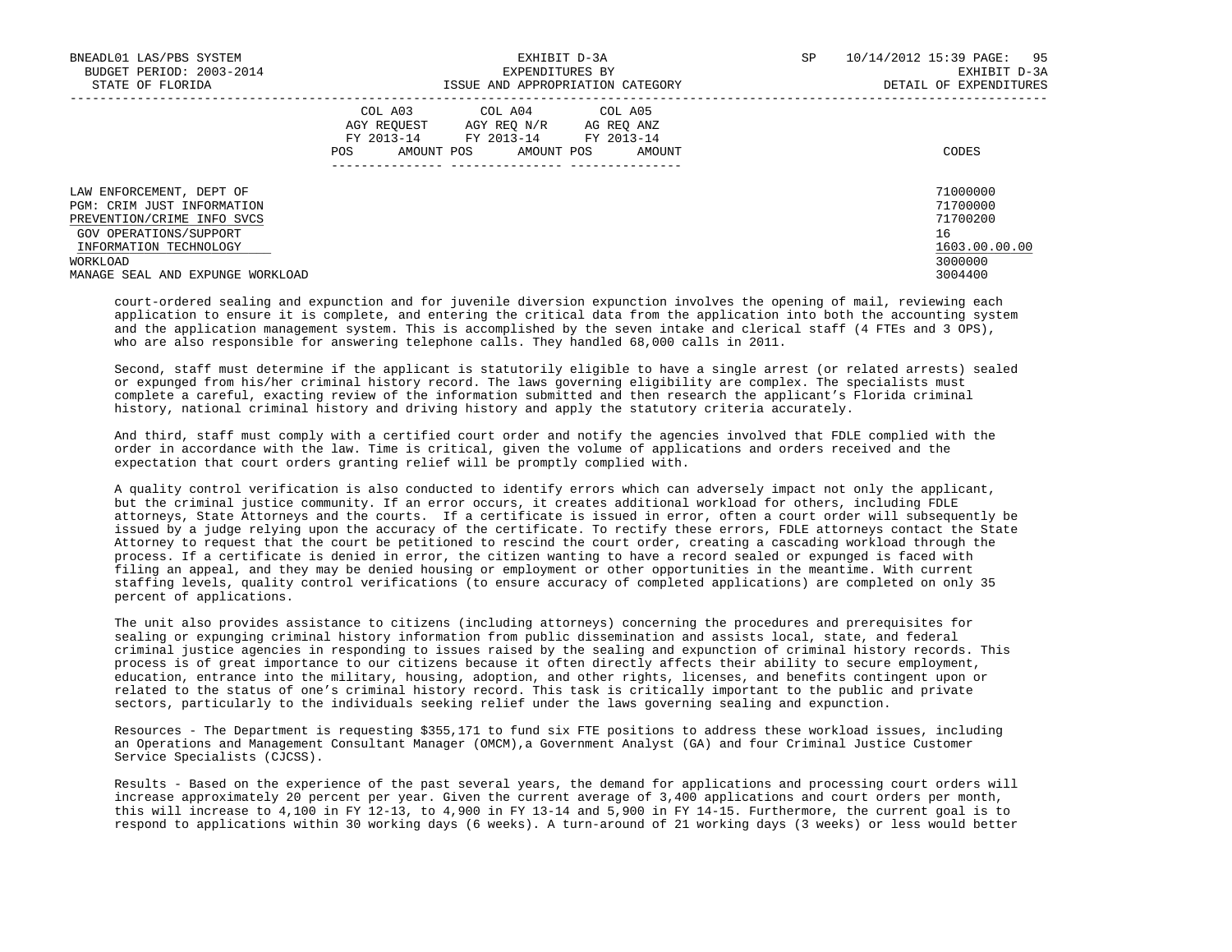| | COL A03 AGY REQUEST FY 2013-14 | | COL A04 AGY REQ N/R FY 2013-14 | | COL A05 AG REQ ANZ FY 2013-14 | | |
|---|---|---|---|---|---|---|---|
| | POS | AMOUNT | POS | AMOUNT | POS | AMOUNT | CODES |
| LAW ENFORCEMENT, DEPT OF | | | | | | | 71000000 |
| PGM: CRIM JUST INFORMATION | | | | | | | 71700000 |
| PREVENTION/CRIME INFO SVCS | | | | | | | 71700200 |
| GOV OPERATIONS/SUPPORT | | | | | | | 16 |
| INFORMATION TECHNOLOGY | | | | | | | 1603.00.00.00 |
| WORKLOAD | | | | | | | 3000000 |
| MANAGE SEAL AND EXPUNGE WORKLOAD | | | | | | | 3004400 |

court-ordered sealing and expunction and for juvenile diversion expunction involves the opening of mail, reviewing each application to ensure it is complete, and entering the critical data from the application into both the accounting system and the application management system. This is accomplished by the seven intake and clerical staff (4 FTEs and 3 OPS), who are also responsible for answering telephone calls. They handled 68,000 calls in 2011.

Second, staff must determine if the applicant is statutorily eligible to have a single arrest (or related arrests) sealed or expunged from his/her criminal history record. The laws governing eligibility are complex. The specialists must complete a careful, exacting review of the information submitted and then research the applicant's Florida criminal history, national criminal history and driving history and apply the statutory criteria accurately.

And third, staff must comply with a certified court order and notify the agencies involved that FDLE complied with the order in accordance with the law. Time is critical, given the volume of applications and orders received and the expectation that court orders granting relief will be promptly complied with.

A quality control verification is also conducted to identify errors which can adversely impact not only the applicant, but the criminal justice community. If an error occurs, it creates additional workload for others, including FDLE attorneys, State Attorneys and the courts. If a certificate is issued in error, often a court order will subsequently be issued by a judge relying upon the accuracy of the certificate. To rectify these errors, FDLE attorneys contact the State Attorney to request that the court be petitioned to rescind the court order, creating a cascading workload through the process. If a certificate is denied in error, the citizen wanting to have a record sealed or expunged is faced with filing an appeal, and they may be denied housing or employment or other opportunities in the meantime. With current staffing levels, quality control verifications (to ensure accuracy of completed applications) are completed on only 35 percent of applications.

The unit also provides assistance to citizens (including attorneys) concerning the procedures and prerequisites for sealing or expunging criminal history information from public dissemination and assists local, state, and federal criminal justice agencies in responding to issues raised by the sealing and expunction of criminal history records. This process is of great importance to our citizens because it often directly affects their ability to secure employment, education, entrance into the military, housing, adoption, and other rights, licenses, and benefits contingent upon or related to the status of one's criminal history record. This task is critically important to the public and private sectors, particularly to the individuals seeking relief under the laws governing sealing and expunction.

Resources - The Department is requesting $355,171 to fund six FTE positions to address these workload issues, including an Operations and Management Consultant Manager (OMCM),a Government Analyst (GA) and four Criminal Justice Customer Service Specialists (CJCSS).

Results - Based on the experience of the past several years, the demand for applications and processing court orders will increase approximately 20 percent per year. Given the current average of 3,400 applications and court orders per month, this will increase to 4,100 in FY 12-13, to 4,900 in FY 13-14 and 5,900 in FY 14-15. Furthermore, the current goal is to respond to applications within 30 working days (6 weeks). A turn-around of 21 working days (3 weeks) or less would better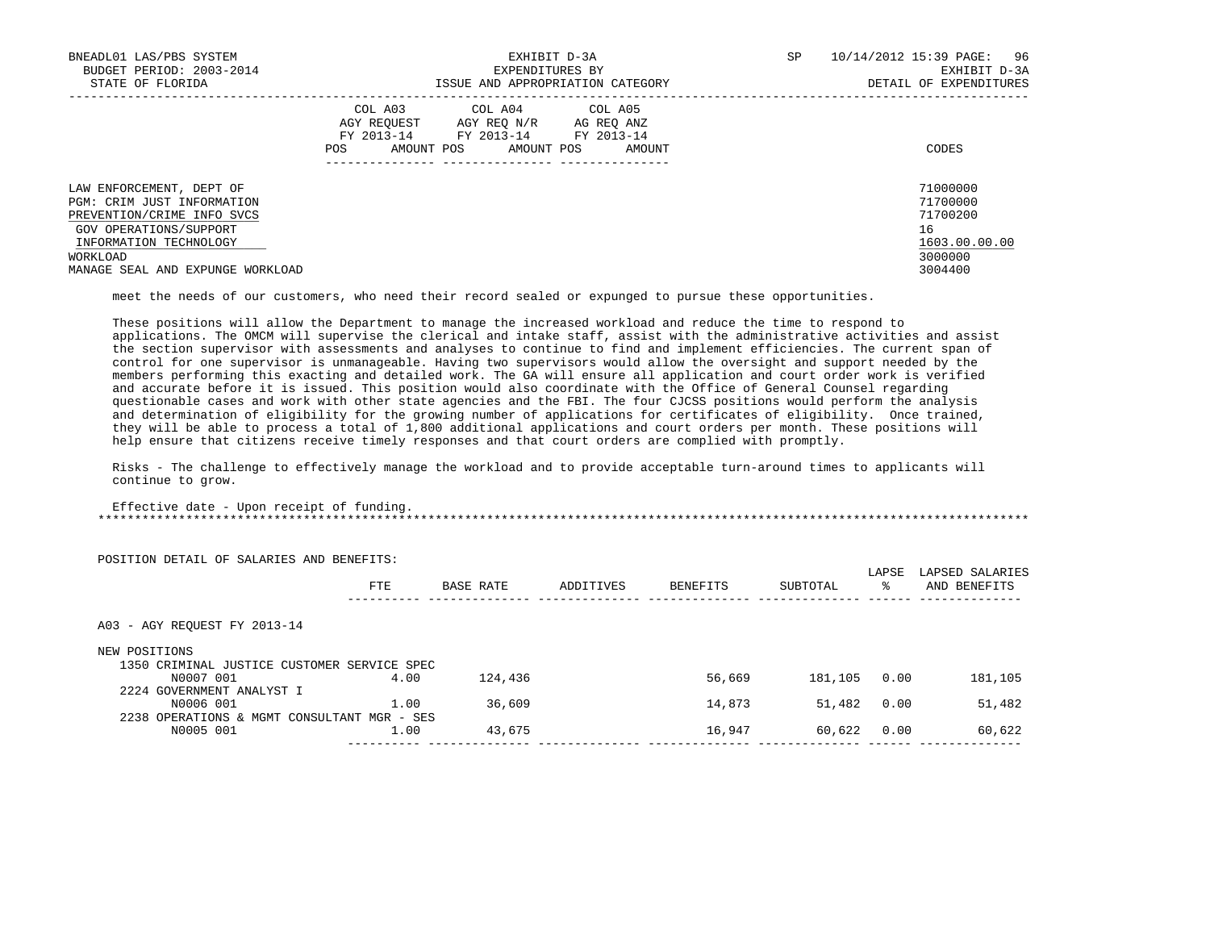| | COL A03 AGY REQUEST FY 2013-14 | | COL A04 AGY REQ N/R FY 2013-14 | | COL A05 AG REQ ANZ FY 2013-14 | | |
|---|---|---|---|---|---|---|---|
| | POS | AMOUNT | POS | AMOUNT | POS | AMOUNT | CODES |
| LAW ENFORCEMENT, DEPT OF | | | | | | | 71000000 |
| PGM: CRIM JUST INFORMATION | | | | | | | 71700000 |
| PREVENTION/CRIME INFO SVCS | | | | | | | 71700200 |
| GOV OPERATIONS/SUPPORT | | | | | | | 16 |
| INFORMATION TECHNOLOGY | | | | | | | 1603.00.00.00 |
| WORKLOAD | | | | | | | 3000000 |
| MANAGE SEAL AND EXPUNGE WORKLOAD | | | | | | | 3004400 |

meet the needs of our customers, who need their record sealed or expunged to pursue these opportunities.

These positions will allow the Department to manage the increased workload and reduce the time to respond to applications. The OMCM will supervise the clerical and intake staff, assist with the administrative activities and assist the section supervisor with assessments and analyses to continue to find and implement efficiencies. The current span of control for one supervisor is unmanageable. Having two supervisors would allow the oversight and support needed by the members performing this exacting and detailed work. The GA will ensure all application and court order work is verified and accurate before it is issued. This position would also coordinate with the Office of General Counsel regarding questionable cases and work with other state agencies and the FBI. The four CJCSS positions would perform the analysis and determination of eligibility for the growing number of applications for certificates of eligibility. Once trained, they will be able to process a total of 1,800 additional applications and court orders per month. These positions will help ensure that citizens receive timely responses and that court orders are complied with promptly.

Risks - The challenge to effectively manage the workload and to provide acceptable turn-around times to applicants will continue to grow.

Effective date - Upon receipt of funding.

*****************************************************************************************************************************

POSITION DETAIL OF SALARIES AND BENEFITS:

| | FTE | BASE RATE | ADDITIVES | BENEFITS | SUBTOTAL | LAPSE % | LAPSED SALARIES AND BENEFITS |
|---|---|---|---|---|---|---|---|
| A03 - AGY REQUEST FY 2013-14 | | | | | | | |
| NEW POSITIONS | | | | | | | |
| 1350 CRIMINAL JUSTICE CUSTOMER SERVICE SPEC | | | | | | | |
| N0007 001 | 4.00 | 124,436 | | 56,669 | 181,105 | 0.00 | 181,105 |
| 2224 GOVERNMENT ANALYST I | | | | | | | |
| N0006 001 | 1.00 | 36,609 | | 14,873 | 51,482 | 0.00 | 51,482 |
| 2238 OPERATIONS & MGMT CONSULTANT MGR - SES | | | | | | | |
| N0005 001 | 1.00 | 43,675 | | 16,947 | 60,622 | 0.00 | 60,622 |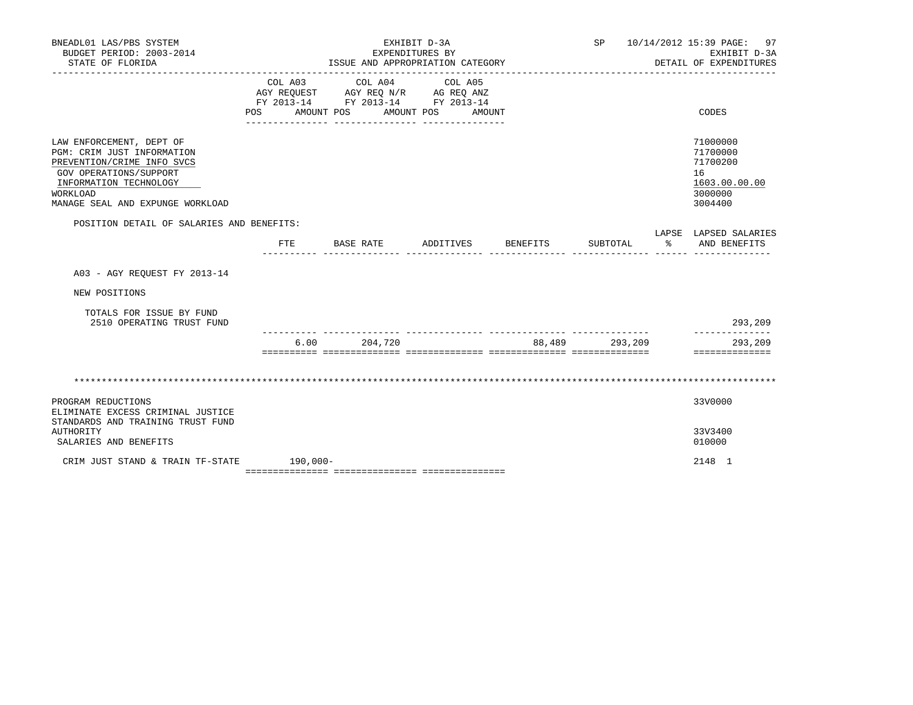BNEADL01 LAS/PBS SYSTEM
BUDGET PERIOD: 2003-2014
STATE OF FLORIDA

EXHIBIT D-3A
EXPENDITURES BY
ISSUE AND APPROPRIATION CATEGORY

SP 10/14/2012 15:39 PAGE: 97
EXHIBIT D-3A
DETAIL OF EXPENDITURES

| | COL A03 AGY REQUEST FY 2013-14 POS AMOUNT | COL A04 AGY REQ N/R FY 2013-14 POS AMOUNT | COL A05 AG REQ ANZ FY 2013-14 POS AMOUNT | CODES |
|---|---|---|---|---|
| LAW ENFORCEMENT, DEPT OF | | | | 71000000 |
| PGM: CRIM JUST INFORMATION | | | | 71700000 |
| PREVENTION/CRIME INFO SVCS | | | | 71700200 |
| GOV OPERATIONS/SUPPORT | | | | 16 |
| INFORMATION TECHNOLOGY | | | | 1603.00.00.00 |
| WORKLOAD | | | | 3000000 |
| MANAGE SEAL AND EXPUNGE WORKLOAD | | | | 3004400 |

POSITION DETAIL OF SALARIES AND BENEFITS:

| | FTE | BASE RATE | ADDITIVES | BENEFITS | SUBTOTAL | LAPSE % | LAPSED SALARIES AND BENEFITS |
|---|---|---|---|---|---|---|---|
| A03 - AGY REQUEST FY 2013-14 | | | | | | | |
| NEW POSITIONS | | | | | | | |
| TOTALS FOR ISSUE BY FUND | | | | | | | |
| 2510 OPERATING TRUST FUND | | | | | | | 293,209 |
| | 6.00 | 204,720 | | 88,489 | 293,209 | | 293,209 |

\*\*\*\*\*\*\*\*\*\*\*\*\*\*\*\*\*\*\*\*\*\*\*\*\*\*\*\*\*\*\*\*\*\*\*\*\*\*\*\*\*\*\*\*\*\*\*\*\*\*\*\*\*\*\*\*\*\*\*\*\*\*\*\*\*\*\*\*\*\*\*\*\*\*\*\*\*\*\*\*\*\*\*\*\*\*\*\*\*\*\*\*\*\*\*\*\*\*\*\*\*\*\*\*\*\*\*\*\*\*\*\*\*\*\*\*\*\*\*\*\*\*\*\*\*\*\*\*\*\*\*

| | COL A03 | COL A04 | COL A05 | CODES |
|---|---|---|---|---|
| PROGRAM REDUCTIONS | | | | 33V0000 |
| ELIMINATE EXCESS CRIMINAL JUSTICE STANDARDS AND TRAINING TRUST FUND AUTHORITY | | | | 33V3400 |
| SALARIES AND BENEFITS | | | | 010000 |
| CRIM JUST STAND & TRAIN TF-STATE | 190,000- | | | 2148 1 |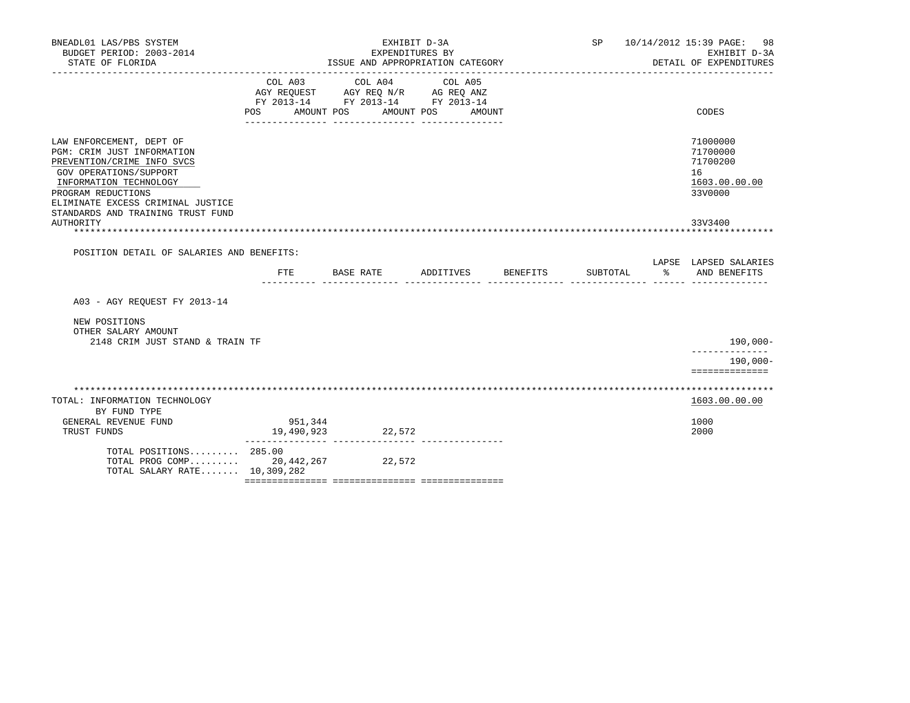BNEADL01 LAS/PBS SYSTEM
BUDGET PERIOD: 2003-2014
STATE OF FLORIDA

EXHIBIT D-3A
EXPENDITURES BY
ISSUE AND APPROPRIATION CATEGORY

SP 10/14/2012 15:39

EXHIBIT D-3A
DETAIL OF EXPENDITURES

| | COL A03 AGY REQUEST FY 2013-14 POS AMOUNT | COL A04 AGY REQ N/R FY 2013-14 POS AMOUNT | COL A05 AG REQ ANZ FY 2013-14 POS AMOUNT | CODES |
|---|---|---|---|---|
| LAW ENFORCEMENT, DEPT OF | | | | 71000000 |
| PGM: CRIM JUST INFORMATION | | | | 71700000 |
| PREVENTION/CRIME INFO SVCS | | | | 71700200 |
| GOV OPERATIONS/SUPPORT | | | | 16 |
| INFORMATION TECHNOLOGY | | | | 1603.00.00.00 |
| PROGRAM REDUCTIONS | | | | 33V0000 |
| ELIMINATE EXCESS CRIMINAL JUSTICE STANDARDS AND TRAINING TRUST FUND AUTHORITY | | | | 33V3400 |

POSITION DETAIL OF SALARIES AND BENEFITS:

| | FTE | BASE RATE | ADDITIVES | BENEFITS | SUBTOTAL | LAPSE % | LAPSED SALARIES AND BENEFITS |
|---|---|---|---|---|---|---|---|
| A03 - AGY REQUEST FY 2013-14 | | | | | | | |
| NEW POSITIONS | | | | | | | |
| OTHER SALARY AMOUNT | | | | | | | |
| 2148 CRIM JUST STAND & TRAIN TF | | | | | | | 190,000- |
| | | | | | | | 190,000- |

| TOTAL: INFORMATION TECHNOLOGY | COL A03 | COL A04 | COL A05 | CODES |
|---|---|---|---|---|
| BY FUND TYPE | | | | 1603.00.00.00 |
| GENERAL REVENUE FUND | 951,344 | | | 1000 |
| TRUST FUNDS | 19,490,923 | 22,572 | | 2000 |
| TOTAL POSITIONS......... | 285.00 | | | |
| TOTAL PROG COMP......... | 20,442,267 | 22,572 | | |
| TOTAL SALARY RATE....... | 10,309,282 | | | |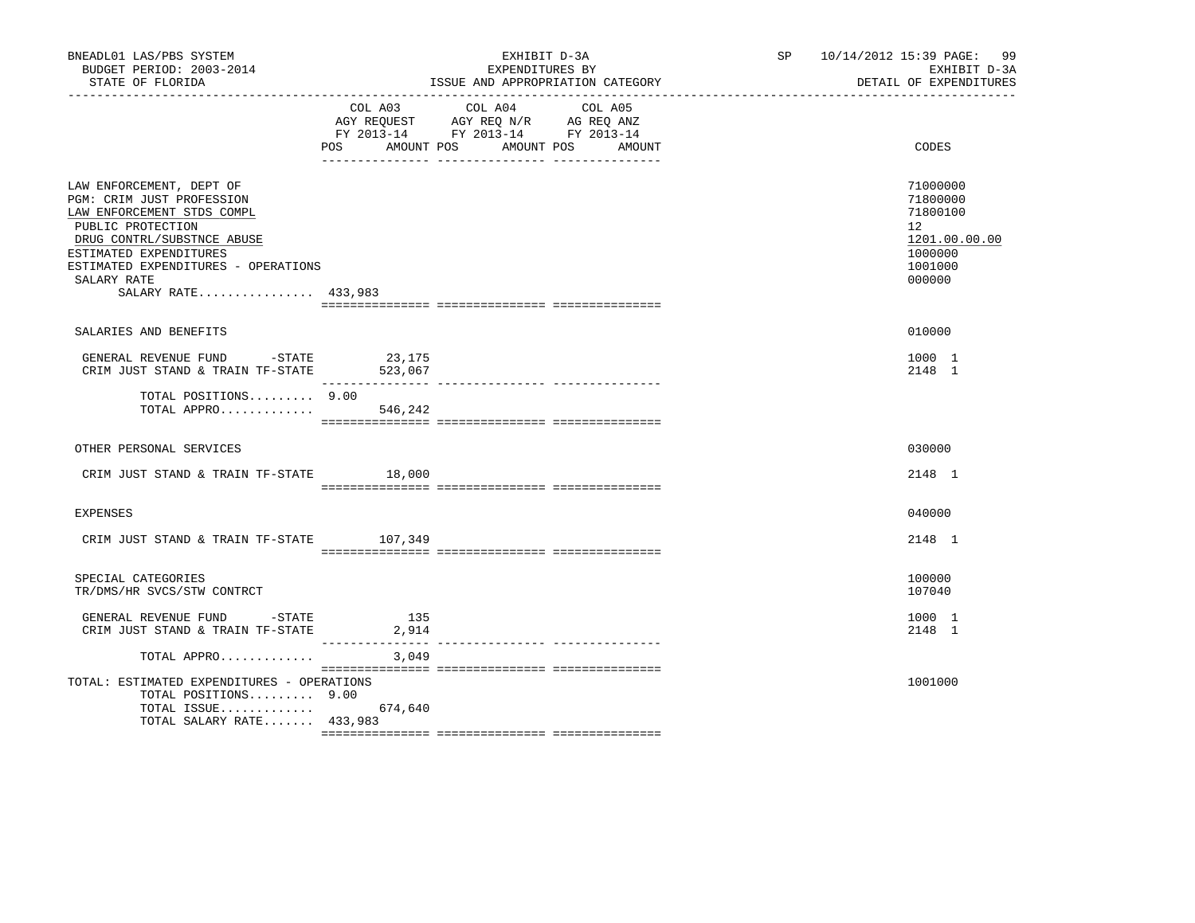BNEADL01 LAS/PBS SYSTEM | EXHIBIT D-3A | SP 10/14/2012 15:39
BUDGET PERIOD: 2003-2014 | EXPENDITURES BY | EXHIBIT D-3A
STATE OF FLORIDA | ISSUE AND APPROPRIATION CATEGORY | DETAIL OF EXPENDITURES

| | COL A03 AGY REQUEST FY 2013-14 POS AMOUNT | COL A04 AGY REQ N/R FY 2013-14 POS AMOUNT | COL A05 AG REQ ANZ FY 2013-14 POS AMOUNT | CODES |
|---|---|---|---|---|
| LAW ENFORCEMENT, DEPT OF | | | | 71000000 |
| PGM: CRIM JUST PROFESSION | | | | 71800000 |
| LAW ENFORCEMENT STDS COMPL | | | | 71800100 |
| PUBLIC PROTECTION | | | | 12 |
| DRUG CONTRL/SUBSTNCE ABUSE | | | | 1201.00.00.00 |
| ESTIMATED EXPENDITURES | | | | 1000000 |
| ESTIMATED EXPENDITURES - OPERATIONS | | | | 1001000 |
| SALARY RATE | | | | 000000 |
| SALARY RATE................ 433,983 | | | | |
| SALARIES AND BENEFITS | | | | 010000 |
| GENERAL REVENUE FUND -STATE | 23,175 | | | 1000 1 |
| CRIM JUST STAND & TRAIN TF-STATE | 523,067 | | | 2148 1 |
| TOTAL POSITIONS......... 9.00 | | | | |
| TOTAL APPRO............. | 546,242 | | | |
| OTHER PERSONAL SERVICES | | | | 030000 |
| CRIM JUST STAND & TRAIN TF-STATE | 18,000 | | | 2148 1 |
| EXPENSES | | | | 040000 |
| CRIM JUST STAND & TRAIN TF-STATE | 107,349 | | | 2148 1 |
| SPECIAL CATEGORIES | | | | 100000 |
| TR/DMS/HR SVCS/STW CONTRCT | | | | 107040 |
| GENERAL REVENUE FUND -STATE | 135 | | | 1000 1 |
| CRIM JUST STAND & TRAIN TF-STATE | 2,914 | | | 2148 1 |
| TOTAL APPRO............. | 3,049 | | | |
| TOTAL: ESTIMATED EXPENDITURES - OPERATIONS | | | | 1001000 |
| TOTAL POSITIONS......... 9.00 | | | | |
| TOTAL ISSUE............. | 674,640 | | | |
| TOTAL SALARY RATE....... 433,983 | | | | |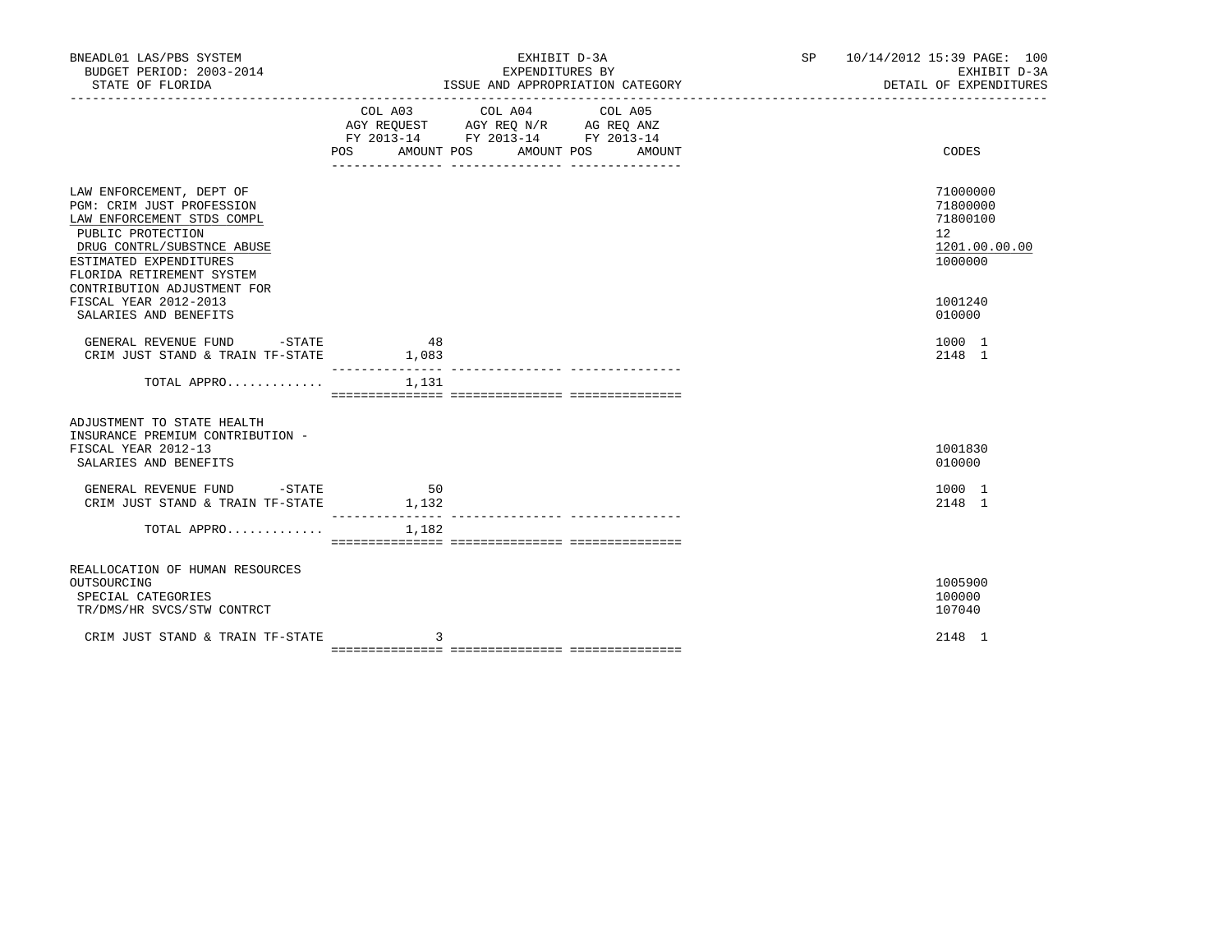BNEADL01 LAS/PBS SYSTEM
BUDGET PERIOD: 2003-2014
STATE OF FLORIDA

EXHIBIT D-3A
EXPENDITURES BY
ISSUE AND APPROPRIATION CATEGORY

SP 10/14/2012 15:39

EXHIBIT D-3A
DETAIL OF EXPENDITURES

| | COL A03 AGY REQUEST FY 2013-14 POS | AMOUNT | COL A04 AGY REQ N/R FY 2013-14 POS | AMOUNT | COL A05 AG REQ ANZ FY 2013-14 POS | AMOUNT | CODES |
|---|---|---|---|---|---|---|---|
| LAW ENFORCEMENT, DEPT OF | | | | | | | 71000000 |
| PGM: CRIM JUST PROFESSION | | | | | | | 71800000 |
| LAW ENFORCEMENT STDS COMPL | | | | | | | 71800100 |
| PUBLIC PROTECTION | | | | | | | 12 |
| DRUG CONTRL/SUBSTNCE ABUSE | | | | | | | 1201.00.00.00 |
| ESTIMATED EXPENDITURES | | | | | | | 1000000 |
| FLORIDA RETIREMENT SYSTEM CONTRIBUTION ADJUSTMENT FOR FISCAL YEAR 2012-2013 | | | | | | | 1001240 |
| SALARIES AND BENEFITS | | | | | | | 010000 |
| GENERAL REVENUE FUND -STATE | | 48 | | | | | 1000 1 |
| CRIM JUST STAND & TRAIN TF-STATE | | 1,083 | | | | | 2148 1 |
| TOTAL APPRO............ | | 1,131 | | | | | |
| ADJUSTMENT TO STATE HEALTH INSURANCE PREMIUM CONTRIBUTION - FISCAL YEAR 2012-13 | | | | | | | 1001830 |
| SALARIES AND BENEFITS | | | | | | | 010000 |
| GENERAL REVENUE FUND -STATE | | 50 | | | | | 1000 1 |
| CRIM JUST STAND & TRAIN TF-STATE | | 1,132 | | | | | 2148 1 |
| TOTAL APPRO............ | | 1,182 | | | | | |
| REALLOCATION OF HUMAN RESOURCES OUTSOURCING | | | | | | | 1005900 |
| SPECIAL CATEGORIES | | | | | | | 100000 |
| TR/DMS/HR SVCS/STW CONTRCT | | | | | | | 107040 |
| CRIM JUST STAND & TRAIN TF-STATE | | 3 | | | | | 2148 1 |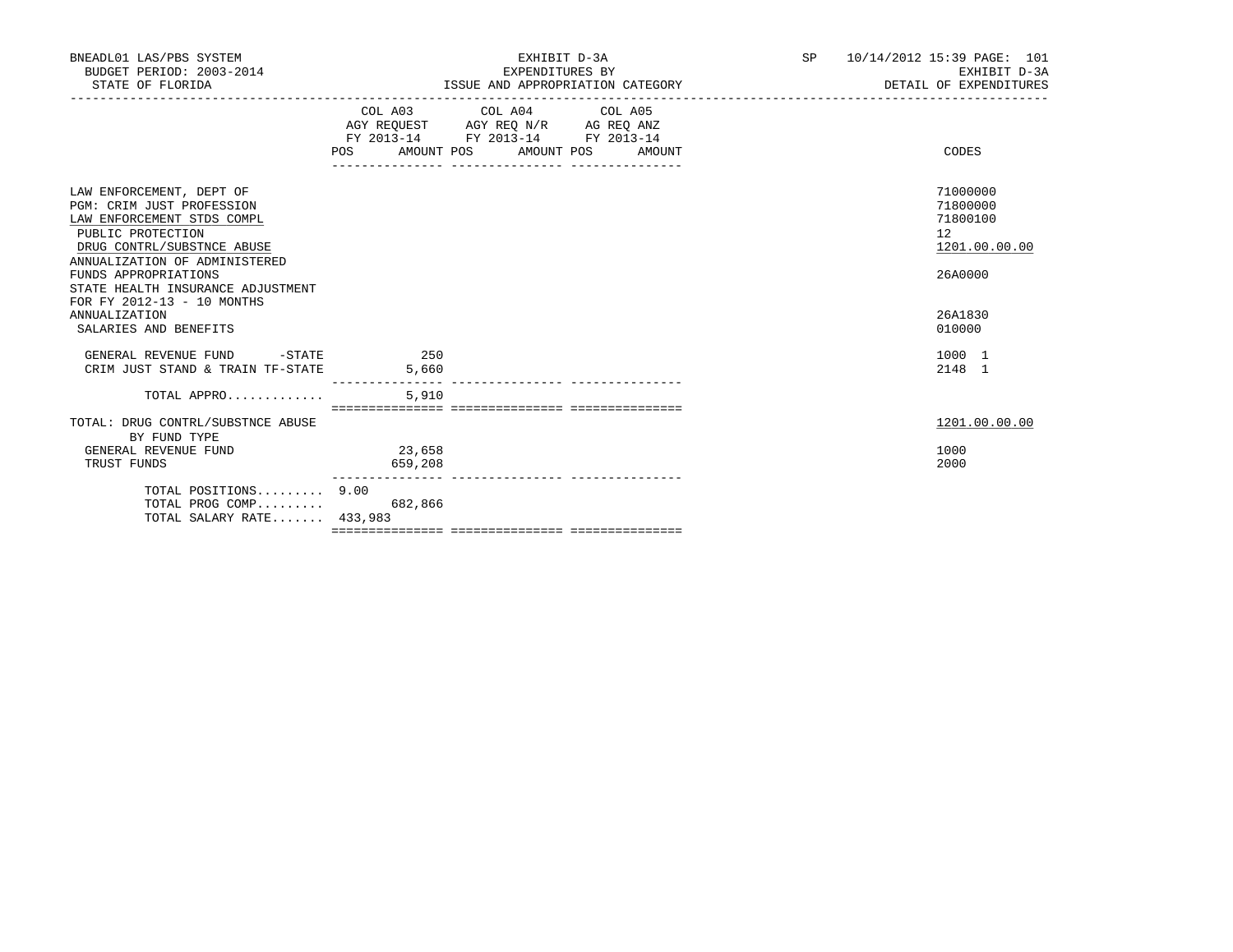| | COL A03 AGY REQUEST FY 2013-14 | | COL A04 AGY REQ N/R FY 2013-14 | | COL A05 AG REQ ANZ FY 2013-14 | | CODES |
|---|---|---|---|---|---|---|---|
| | POS | AMOUNT | POS | AMOUNT | POS | AMOUNT | |
| LAW ENFORCEMENT, DEPT OF | | | | | | | 71000000 |
| PGM: CRIM JUST PROFESSION | | | | | | | 71800000 |
| LAW ENFORCEMENT STDS COMPL | | | | | | | 71800100 |
| PUBLIC PROTECTION | | | | | | | 12 |
| DRUG CONTRL/SUBSTNCE ABUSE | | | | | | | 1201.00.00.00 |
| ANNUALIZATION OF ADMINISTERED FUNDS APPROPRIATIONS | | | | | | | 26A0000 |
| STATE HEALTH INSURANCE ADJUSTMENT FOR FY 2012-13 - 10 MONTHS ANNUALIZATION | | | | | | | 26A1830 |
| SALARIES AND BENEFITS | | | | | | | 010000 |
| GENERAL REVENUE FUND -STATE | | 250 | | | | | 1000 1 |
| CRIM JUST STAND & TRAIN TF-STATE | | 5,660 | | | | | 2148 1 |
| TOTAL APPRO............. | | 5,910 | | | | | |
| TOTAL: DRUG CONTRL/SUBSTNCE ABUSE | | | | | | | 1201.00.00.00 |
| BY FUND TYPE | | | | | | | |
| GENERAL REVENUE FUND | | 23,658 | | | | | 1000 |
| TRUST FUNDS | | 659,208 | | | | | 2000 |
| TOTAL POSITIONS......... | 9.00 | | | | | | |
| TOTAL PROG COMP......... | | 682,866 | | | | | |
| TOTAL SALARY RATE....... | 433,983 | | | | | | |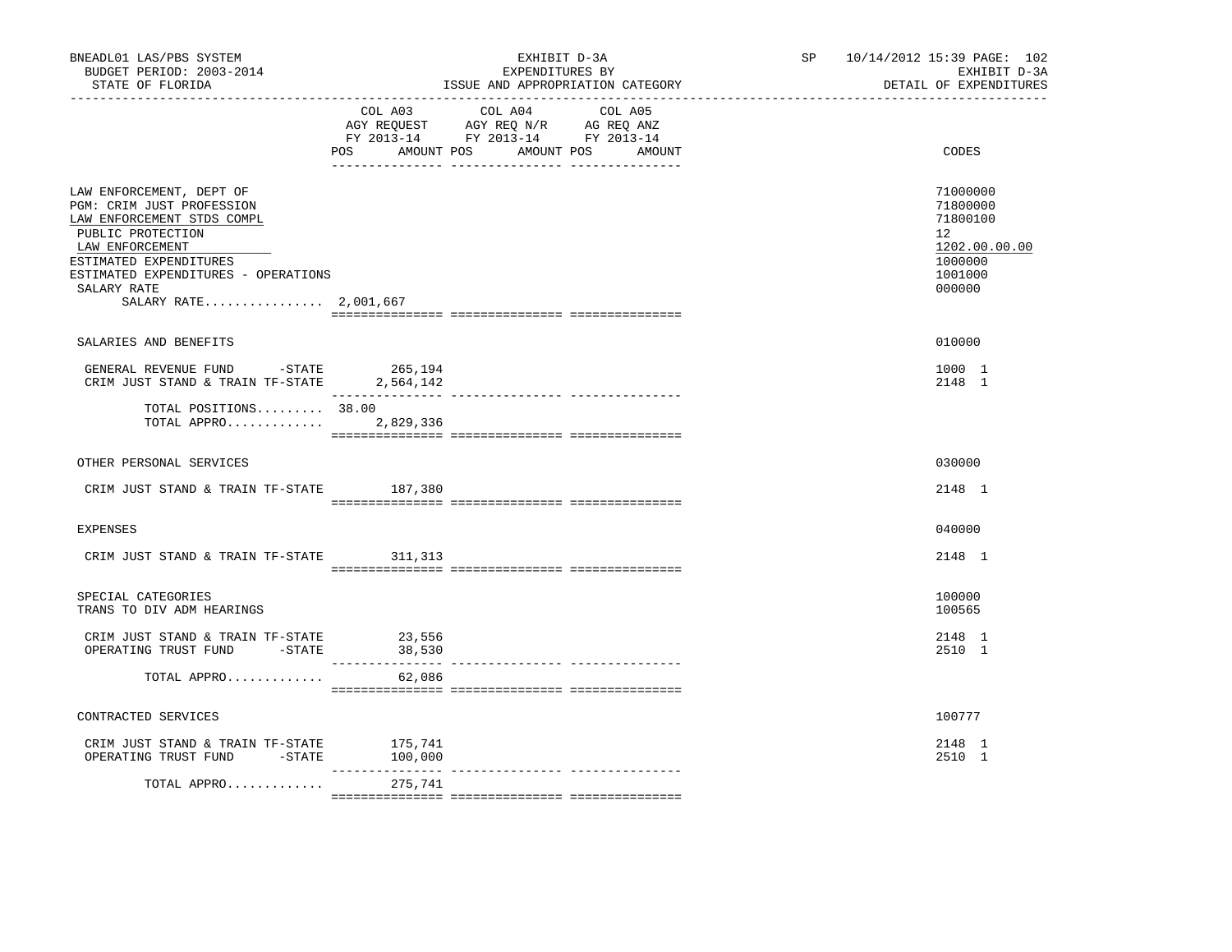BNEADL01 LAS/PBS SYSTEM
BUDGET PERIOD: 2003-2014
STATE OF FLORIDA

EXHIBIT D-3A
EXPENDITURES BY
ISSUE AND APPROPRIATION CATEGORY

SP 10/14/2012 15:39

EXHIBIT D-3A
DETAIL OF EXPENDITURES

| | COL A03 AGY REQUEST FY 2013-14 POS AMOUNT | COL A04 AGY REQ N/R FY 2013-14 POS AMOUNT | COL A05 AG REQ ANZ FY 2013-14 POS AMOUNT | CODES |
|---|---|---|---|---|
| LAW ENFORCEMENT, DEPT OF | | | | 71000000 |
| PGM: CRIM JUST PROFESSION | | | | 71800000 |
| LAW ENFORCEMENT STDS COMPL | | | | 71800100 |
| PUBLIC PROTECTION | | | | 12 |
| LAW ENFORCEMENT | | | | 1202.00.00.00 |
| ESTIMATED EXPENDITURES | | | | 1000000 |
| ESTIMATED EXPENDITURES - OPERATIONS | | | | 1001000 |
| SALARY RATE | | | | 000000 |
| SALARY RATE................ 2,001,667 | | | | |
| SALARIES AND BENEFITS | | | | 010000 |
| GENERAL REVENUE FUND -STATE | 265,194 | | | 1000 1 |
| CRIM JUST STAND & TRAIN TF-STATE | 2,564,142 | | | 2148 1 |
| TOTAL POSITIONS......... | 38.00 | | | |
| TOTAL APPRO............. | 2,829,336 | | | |
| OTHER PERSONAL SERVICES | | | | 030000 |
| CRIM JUST STAND & TRAIN TF-STATE | 187,380 | | | 2148 1 |
| EXPENSES | | | | 040000 |
| CRIM JUST STAND & TRAIN TF-STATE | 311,313 | | | 2148 1 |
| SPECIAL CATEGORIES | | | | 100000 |
| TRANS TO DIV ADM HEARINGS | | | | 100565 |
| CRIM JUST STAND & TRAIN TF-STATE | 23,556 | | | 2148 1 |
| OPERATING TRUST FUND -STATE | 38,530 | | | 2510 1 |
| TOTAL APPRO............. | 62,086 | | | |
| CONTRACTED SERVICES | | | | 100777 |
| CRIM JUST STAND & TRAIN TF-STATE | 175,741 | | | 2148 1 |
| OPERATING TRUST FUND -STATE | 100,000 | | | 2510 1 |
| TOTAL APPRO............. | 275,741 | | | |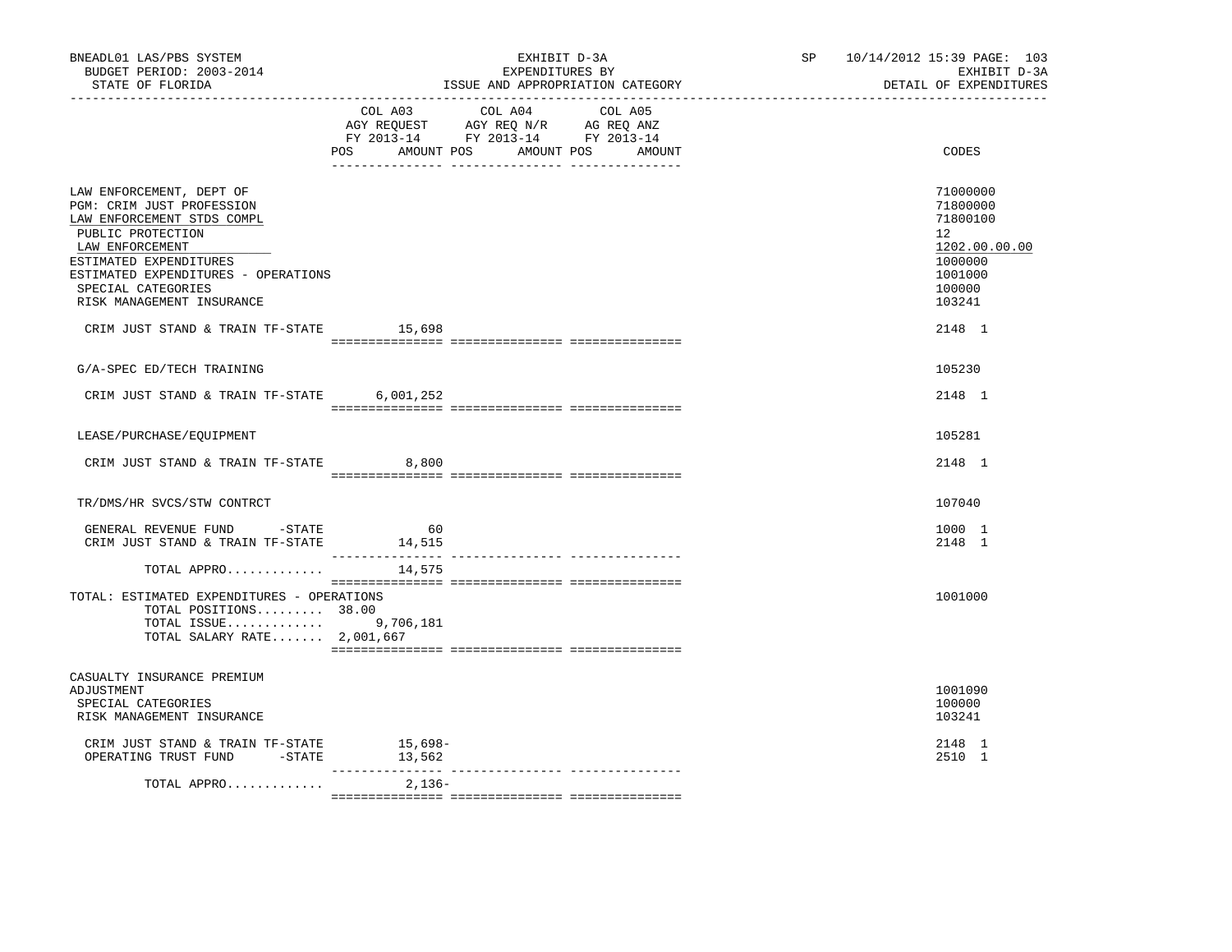BNEADL01 LAS/PBS SYSTEM
BUDGET PERIOD: 2003-2014
STATE OF FLORIDA

EXHIBIT D-3A
EXPENDITURES BY
ISSUE AND APPROPRIATION CATEGORY

SP 10/14/2012 15:39 PAGE: 103
EXHIBIT D-3A
DETAIL OF EXPENDITURES

| | COL A03 AGY REQUEST FY 2013-14 POS AMOUNT | COL A04 AGY REQ N/R FY 2013-14 POS AMOUNT | COL A05 AG REQ ANZ FY 2013-14 POS AMOUNT | CODES |
|---|---|---|---|---|
| LAW ENFORCEMENT, DEPT OF | | | | 71000000 |
| PGM: CRIM JUST PROFESSION | | | | 71800000 |
| LAW ENFORCEMENT STDS COMPL | | | | 71800100 |
| PUBLIC PROTECTION | | | | 12 |
| LAW ENFORCEMENT | | | | 1202.00.00.00 |
| ESTIMATED EXPENDITURES | | | | 1000000 |
| ESTIMATED EXPENDITURES - OPERATIONS | | | | 1001000 |
| SPECIAL CATEGORIES | | | | 100000 |
| RISK MANAGEMENT INSURANCE | | | | 103241 |
| CRIM JUST STAND & TRAIN TF-STATE | 15,698 | | | 2148 1 |
| G/A-SPEC ED/TECH TRAINING | | | | 105230 |
| CRIM JUST STAND & TRAIN TF-STATE | 6,001,252 | | | 2148 1 |
| LEASE/PURCHASE/EQUIPMENT | | | | 105281 |
| CRIM JUST STAND & TRAIN TF-STATE | 8,800 | | | 2148 1 |
| TR/DMS/HR SVCS/STW CONTRCT | | | | 107040 |
| GENERAL REVENUE FUND -STATE | 60 | | | 1000 1 |
| CRIM JUST STAND & TRAIN TF-STATE | 14,515 | | | 2148 1 |
| TOTAL APPRO............. | 14,575 | | | |
| TOTAL: ESTIMATED EXPENDITURES - OPERATIONS | | | | 1001000 |
| TOTAL POSITIONS......... | 38.00 | | | |
| TOTAL ISSUE............. | 9,706,181 | | | |
| TOTAL SALARY RATE....... | 2,001,667 | | | |
| CASUALTY INSURANCE PREMIUM ADJUSTMENT | | | | 1001090 |
| SPECIAL CATEGORIES | | | | 100000 |
| RISK MANAGEMENT INSURANCE | | | | 103241 |
| CRIM JUST STAND & TRAIN TF-STATE | 15,698- | | | 2148 1 |
| OPERATING TRUST FUND -STATE | 13,562 | | | 2510 1 |
| TOTAL APPRO............. | 2,136- | | | |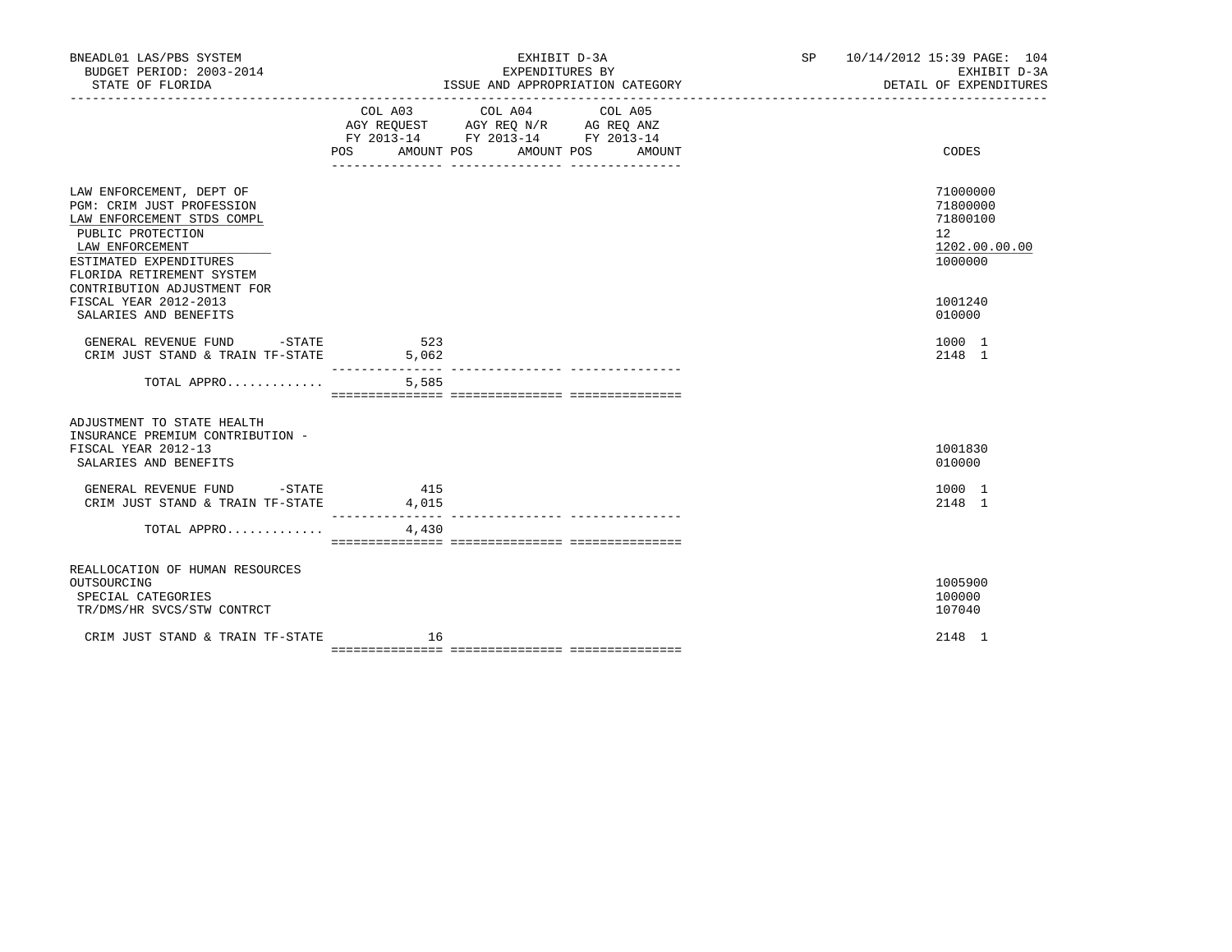BNEADL01 LAS/PBS SYSTEM | EXHIBIT D-3A | SP 10/14/2012 15:39 PAGE: 104
BUDGET PERIOD: 2003-2014 | EXPENDITURES BY | EXHIBIT D-3A
STATE OF FLORIDA | ISSUE AND APPROPRIATION CATEGORY | DETAIL OF EXPENDITURES

| | COL A03 AGY REQUEST FY 2013-14 POS AMOUNT | COL A04 AGY REQ N/R FY 2013-14 POS AMOUNT | COL A05 AG REQ ANZ FY 2013-14 POS AMOUNT | CODES |
|---|---|---|---|---|
| LAW ENFORCEMENT, DEPT OF | | | | 71000000 |
| PGM: CRIM JUST PROFESSION | | | | 71800000 |
| LAW ENFORCEMENT STDS COMPL | | | | 71800100 |
| PUBLIC PROTECTION | | | | 12 |
| LAW ENFORCEMENT | | | | 1202.00.00.00 |
| ESTIMATED EXPENDITURES | | | | 1000000 |
| FLORIDA RETIREMENT SYSTEM CONTRIBUTION ADJUSTMENT FOR FISCAL YEAR 2012-2013 | | | | 1001240 |
| SALARIES AND BENEFITS | | | | 010000 |
| GENERAL REVENUE FUND -STATE | 523 | | | 1000 1 |
| CRIM JUST STAND & TRAIN TF-STATE | 5,062 | | | 2148 1 |
| TOTAL APPRO............. | 5,585 | | | |
| ADJUSTMENT TO STATE HEALTH INSURANCE PREMIUM CONTRIBUTION - FISCAL YEAR 2012-13 | | | | 1001830 |
| SALARIES AND BENEFITS | | | | 010000 |
| GENERAL REVENUE FUND -STATE | 415 | | | 1000 1 |
| CRIM JUST STAND & TRAIN TF-STATE | 4,015 | | | 2148 1 |
| TOTAL APPRO............. | 4,430 | | | |
| REALLOCATION OF HUMAN RESOURCES OUTSOURCING | | | | 1005900 |
| SPECIAL CATEGORIES | | | | 100000 |
| TR/DMS/HR SVCS/STW CONTRCT | | | | 107040 |
| CRIM JUST STAND & TRAIN TF-STATE | 16 | | | 2148 1 |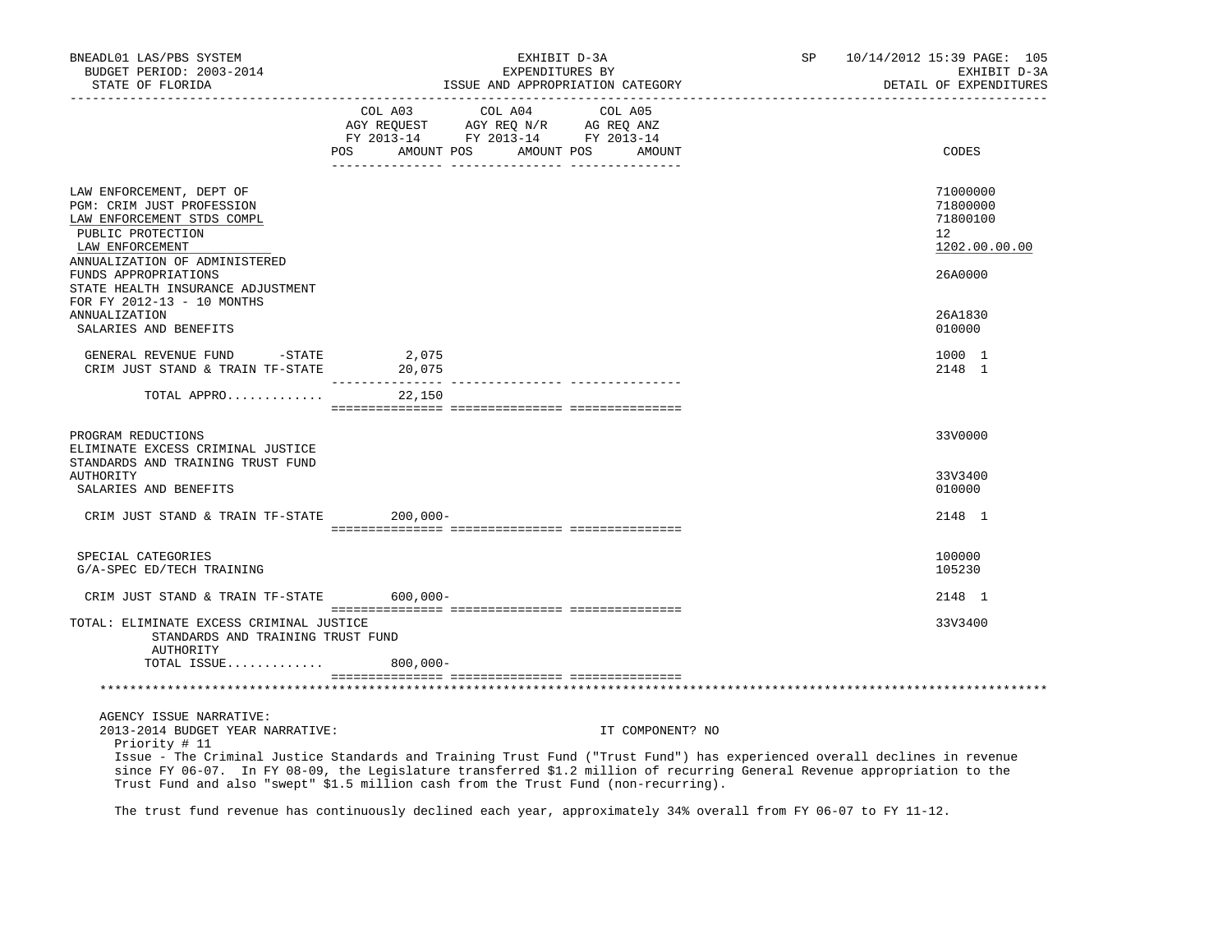| | COL A03 AGY REQUEST FY 2013-14 POS AMOUNT | COL A04 AGY REQ N/R FY 2013-14 POS AMOUNT | COL A05 AG REQ ANZ FY 2013-14 POS AMOUNT | CODES |
|---|---|---|---|---|
| LAW ENFORCEMENT, DEPT OF | | | | 71000000 |
| PGM: CRIM JUST PROFESSION | | | | 71800000 |
| LAW ENFORCEMENT STDS COMPL | | | | 71800100 |
| PUBLIC PROTECTION | | | | 12 |
| LAW ENFORCEMENT | | | | 1202.00.00.00 |
| ANNUALIZATION OF ADMINISTERED FUNDS APPROPRIATIONS | | | | 26A0000 |
| STATE HEALTH INSURANCE ADJUSTMENT FOR FY 2012-13 - 10 MONTHS ANNUALIZATION | | | | 26A1830 |
| SALARIES AND BENEFITS | | | | 010000 |
| GENERAL REVENUE FUND -STATE | 2,075 | | | 1000 1 |
| CRIM JUST STAND & TRAIN TF-STATE | 20,075 | | | 2148 1 |
| TOTAL APPRO............ | 22,150 | | | |
| PROGRAM REDUCTIONS | | | | 33V0000 |
| ELIMINATE EXCESS CRIMINAL JUSTICE STANDARDS AND TRAINING TRUST FUND AUTHORITY | | | | 33V3400 |
| SALARIES AND BENEFITS | | | | 010000 |
| CRIM JUST STAND & TRAIN TF-STATE | 200,000- | | | 2148 1 |
| SPECIAL CATEGORIES | | | | 100000 |
| G/A-SPEC ED/TECH TRAINING | | | | 105230 |
| CRIM JUST STAND & TRAIN TF-STATE | 600,000- | | | 2148 1 |
| TOTAL: ELIMINATE EXCESS CRIMINAL JUSTICE STANDARDS AND TRAINING TRUST FUND AUTHORITY | | | | 33V3400 |
| TOTAL ISSUE............ | 800,000- | | | |

AGENCY ISSUE NARRATIVE:

2013-2014 BUDGET YEAR NARRATIVE: IT COMPONENT? NO

Priority # 11

Issue - The Criminal Justice Standards and Training Trust Fund ("Trust Fund") has experienced overall declines in revenue since FY 06-07. In FY 08-09, the Legislature transferred $1.2 million of recurring General Revenue appropriation to the Trust Fund and also "swept" $1.5 million cash from the Trust Fund (non-recurring).

The trust fund revenue has continuously declined each year, approximately 34% overall from FY 06-07 to FY 11-12.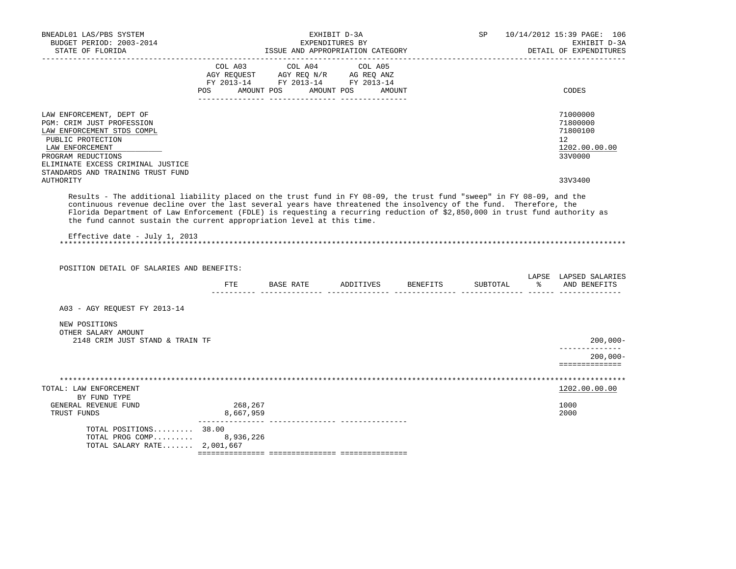| | COL A03 AGY REQUEST FY 2013-14 POS AMOUNT | COL A04 AGY REQ N/R FY 2013-14 POS AMOUNT | COL A05 AG REQ ANZ FY 2013-14 POS AMOUNT | CODES |
|---|---|---|---|---|
| LAW ENFORCEMENT, DEPT OF | | | | 71000000 |
| PGM: CRIM JUST PROFESSION | | | | 71800000 |
| LAW ENFORCEMENT STDS COMPL | | | | 71800100 |
| PUBLIC PROTECTION | | | | 12 |
| LAW ENFORCEMENT | | | | 1202.00.00.00 |
| PROGRAM REDUCTIONS | | | | 33V0000 |
| ELIMINATE EXCESS CRIMINAL JUSTICE STANDARDS AND TRAINING TRUST FUND AUTHORITY | | | | 33V3400 |

Results - The additional liability placed on the trust fund in FY 08-09, the trust fund "sweep" in FY 08-09, and the continuous revenue decline over the last several years have threatened the insolvency of the fund. Therefore, the Florida Department of Law Enforcement (FDLE) is requesting a recurring reduction of $2,850,000 in trust fund authority as the fund cannot sustain the current appropriation level at this time.

Effective date - July 1, 2013

******************************************************************************************************************************

POSITION DETAIL OF SALARIES AND BENEFITS:

| | FTE | BASE RATE | ADDITIVES | BENEFITS | SUBTOTAL | LAPSE % | LAPSED SALARIES AND BENEFITS |
|---|---|---|---|---|---|---|---|
| A03 - AGY REQUEST FY 2013-14 | | | | | | | |
| NEW POSITIONS | | | | | | | |
| OTHER SALARY AMOUNT | | | | | | | |
| 2148 CRIM JUST STAND & TRAIN TF | | | | | | | 200,000- |
| | | | | | | | 200,000- |

******************************************************************************************************************************

| | COL A03 | COL A04 | COL A05 | CODES |
|---|---|---|---|---|
| TOTAL: LAW ENFORCEMENT | | | | 1202.00.00.00 |
| BY FUND TYPE | | | | |
| GENERAL REVENUE FUND | 268,267 | | | 1000 |
| TRUST FUNDS | 8,667,959 | | | 2000 |
| TOTAL POSITIONS......... | 38.00 | | | |
| TOTAL PROG COMP......... | 8,936,226 | | | |
| TOTAL SALARY RATE....... | 2,001,667 | | | |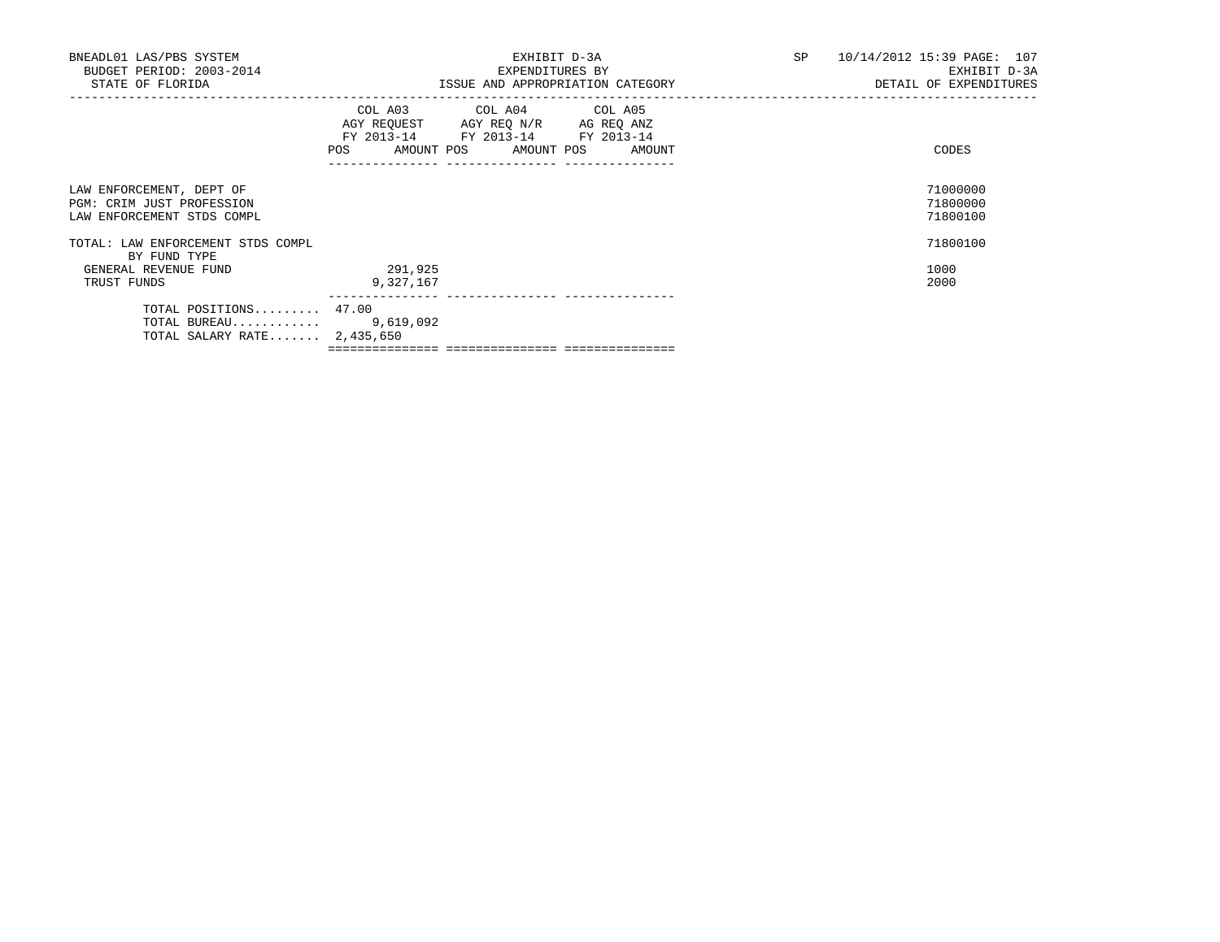BNEADL01 LAS/PBS SYSTEM
BUDGET PERIOD: 2003-2014
STATE OF FLORIDA

EXHIBIT D-3A
EXPENDITURES BY
ISSUE AND APPROPRIATION CATEGORY

SP 10/14/2012 15:39 PAGE: 107
EXHIBIT D-3A
DETAIL OF EXPENDITURES

| | COL A03 AGY REQUEST FY 2013-14 POS | AMOUNT | COL A04 AGY REQ N/R FY 2013-14 POS | AMOUNT | COL A05 AG REQ ANZ FY 2013-14 POS | AMOUNT | CODES |
|---|---|---|---|---|---|---|---|
| LAW ENFORCEMENT, DEPT OF | | | | | | | 71000000 |
| PGM: CRIM JUST PROFESSION | | | | | | | 71800000 |
| LAW ENFORCEMENT STDS COMPL | | | | | | | 71800100 |
| TOTAL: LAW ENFORCEMENT STDS COMPL | | | | | | | 71800100 |
| BY FUND TYPE | | | | | | | |
| GENERAL REVENUE FUND | | 291,925 | | | | | 1000 |
| TRUST FUNDS | | 9,327,167 | | | | | 2000 |
| TOTAL POSITIONS......... | 47.00 | | | | | | |
| TOTAL BUREAU............ | | 9,619,092 | | | | | |
| TOTAL SALARY RATE....... | | 2,435,650 | | | | | |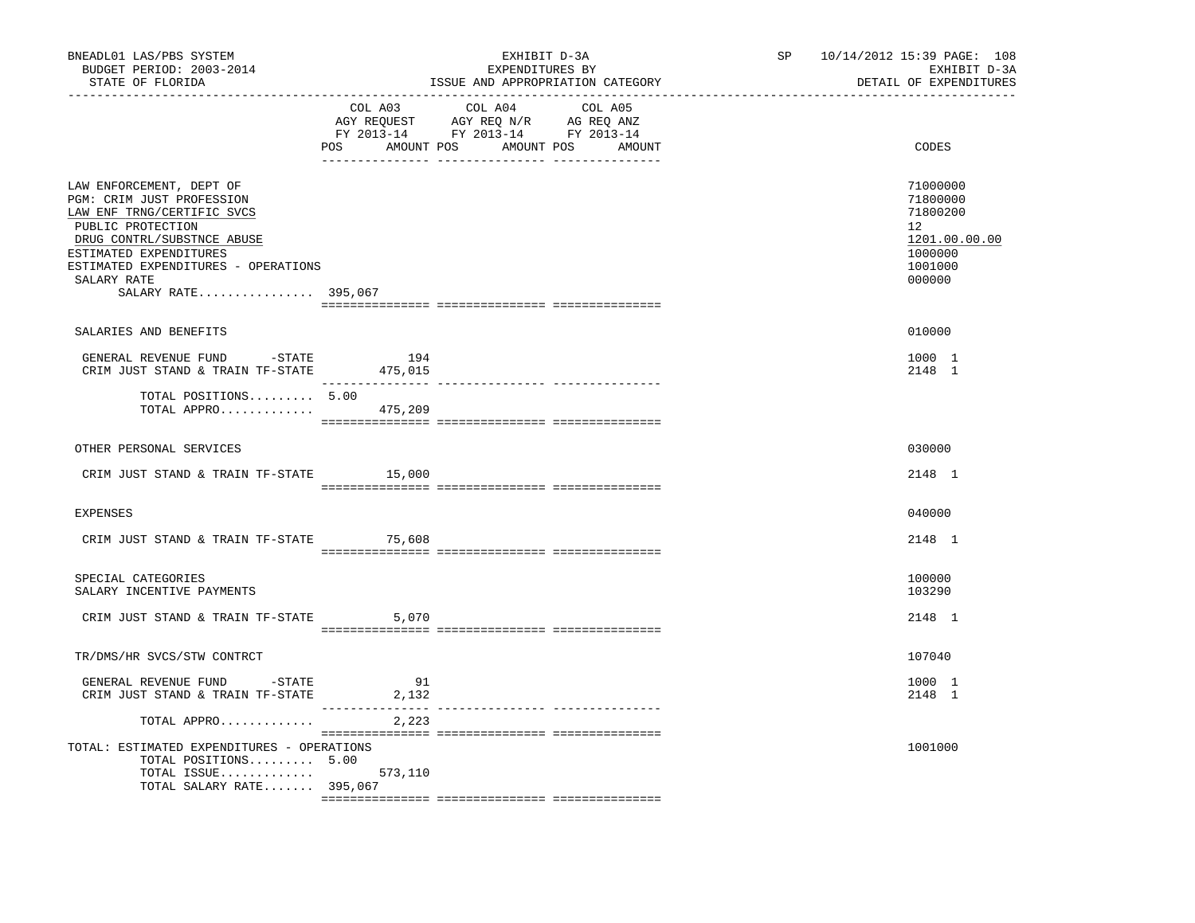BNEADL01 LAS/PBS SYSTEM — BUDGET PERIOD: 2003-2014 — STATE OF FLORIDA

EXHIBIT D-3A — EXPENDITURES BY ISSUE AND APPROPRIATION CATEGORY

SP 10/14/2012 15:39 PAGE: 108 — EXHIBIT D-3A — DETAIL OF EXPENDITURES

| | COL A03 AGY REQUEST FY 2013-14 POS | AMOUNT | COL A04 AGY REQ N/R FY 2013-14 POS | AMOUNT | COL A05 AG REQ ANZ FY 2013-14 POS | AMOUNT | CODES |
|---|---|---|---|---|---|---|---|
| LAW ENFORCEMENT, DEPT OF | | | | | | | 71000000 |
| PGM: CRIM JUST PROFESSION | | | | | | | 71800000 |
| LAW ENF TRNG/CERTIFIC SVCS | | | | | | | 71800200 |
| PUBLIC PROTECTION | | | | | | | 12 |
| DRUG CONTRL/SUBSTNCE ABUSE | | | | | | | 1201.00.00.00 |
| ESTIMATED EXPENDITURES | | | | | | | 1000000 |
| ESTIMATED EXPENDITURES - OPERATIONS | | | | | | | 1001000 |
| SALARY RATE | | | | | | | 000000 |
| SALARY RATE................ | 395,067 | | | | | | |
| SALARIES AND BENEFITS | | | | | | | 010000 |
| GENERAL REVENUE FUND -STATE | | 194 | | | | | 1000 1 |
| CRIM JUST STAND & TRAIN TF-STATE | | 475,015 | | | | | 2148 1 |
| TOTAL POSITIONS......... | 5.00 | | | | | | |
| TOTAL APPRO............. | | 475,209 | | | | | |
| OTHER PERSONAL SERVICES | | | | | | | 030000 |
| CRIM JUST STAND & TRAIN TF-STATE | | 15,000 | | | | | 2148 1 |
| EXPENSES | | | | | | | 040000 |
| CRIM JUST STAND & TRAIN TF-STATE | | 75,608 | | | | | 2148 1 |
| SPECIAL CATEGORIES | | | | | | | 100000 |
| SALARY INCENTIVE PAYMENTS | | | | | | | 103290 |
| CRIM JUST STAND & TRAIN TF-STATE | | 5,070 | | | | | 2148 1 |
| TR/DMS/HR SVCS/STW CONTRCT | | | | | | | 107040 |
| GENERAL REVENUE FUND -STATE | | 91 | | | | | 1000 1 |
| CRIM JUST STAND & TRAIN TF-STATE | | 2,132 | | | | | 2148 1 |
| TOTAL APPRO............. | | 2,223 | | | | | |
| TOTAL: ESTIMATED EXPENDITURES - OPERATIONS | | | | | | | 1001000 |
| TOTAL POSITIONS......... | 5.00 | | | | | | |
| TOTAL ISSUE............. | | 573,110 | | | | | |
| TOTAL SALARY RATE....... | 395,067 | | | | | | |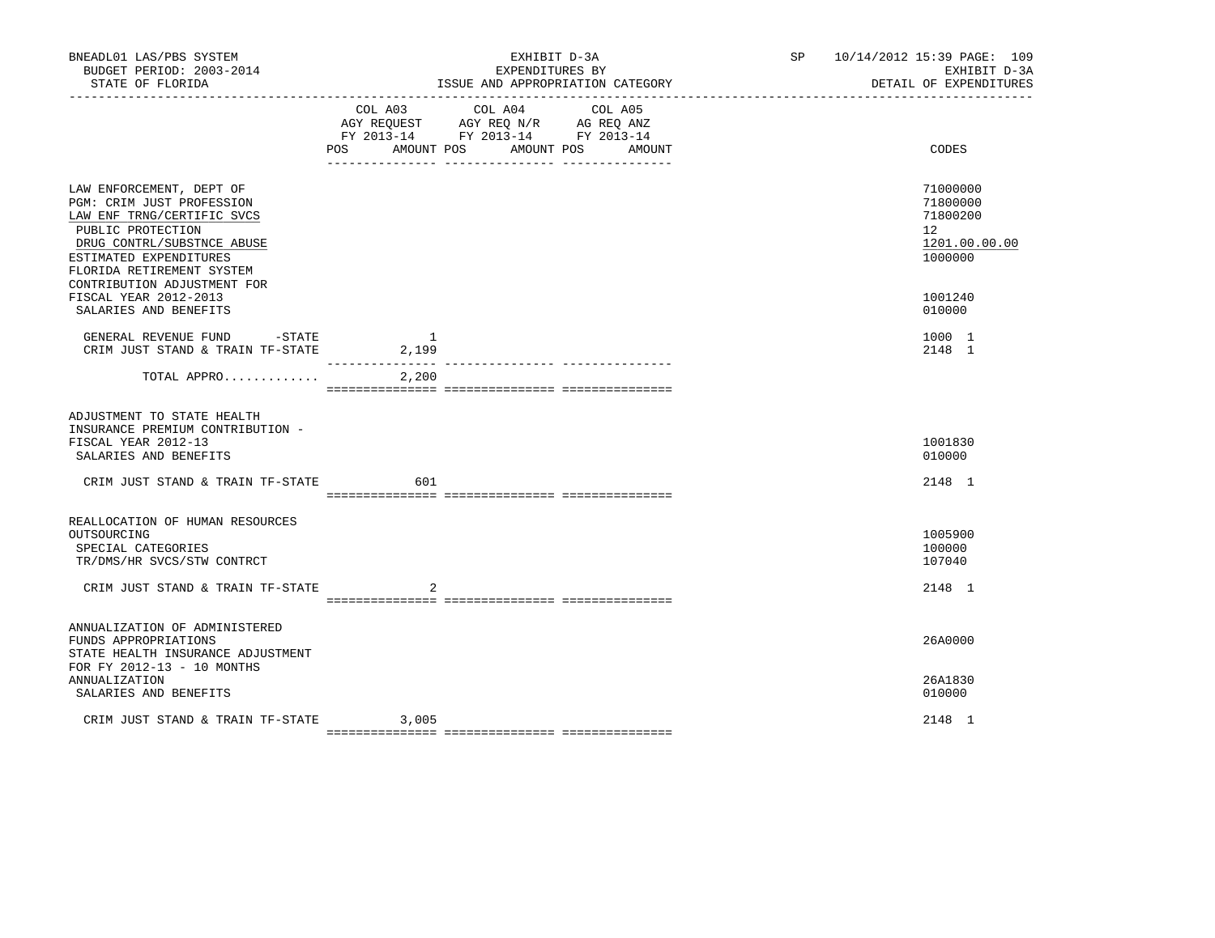BNEADL01 LAS/PBS SYSTEM
BUDGET PERIOD: 2003-2014
STATE OF FLORIDA

EXHIBIT D-3A
EXPENDITURES BY
ISSUE AND APPROPRIATION CATEGORY

SP 10/14/2012 15:39 PAGE: 109
EXHIBIT D-3A
DETAIL OF EXPENDITURES

| | COL A03 AGY REQUEST FY 2013-14 POS AMOUNT | COL A04 AGY REQ N/R FY 2013-14 POS AMOUNT | COL A05 AG REQ ANZ FY 2013-14 POS AMOUNT | CODES |
|---|---|---|---|---|
| LAW ENFORCEMENT, DEPT OF | | | | 71000000 |
| PGM: CRIM JUST PROFESSION | | | | 71800000 |
| LAW ENF TRNG/CERTIFIC SVCS | | | | 71800200 |
| PUBLIC PROTECTION | | | | 12 |
| DRUG CONTRL/SUBSTNCE ABUSE | | | | 1201.00.00.00 |
| ESTIMATED EXPENDITURES | | | | 1000000 |
| FLORIDA RETIREMENT SYSTEM CONTRIBUTION ADJUSTMENT FOR FISCAL YEAR 2012-2013 | | | | 1001240 |
| SALARIES AND BENEFITS | | | | 010000 |
| GENERAL REVENUE FUND -STATE | 1 | | | 1000 1 |
| CRIM JUST STAND & TRAIN TF-STATE | 2,199 | | | 2148 1 |
| TOTAL APPRO............ | 2,200 | | | |
| ADJUSTMENT TO STATE HEALTH INSURANCE PREMIUM CONTRIBUTION - FISCAL YEAR 2012-13 | | | | 1001830 |
| SALARIES AND BENEFITS | | | | 010000 |
| CRIM JUST STAND & TRAIN TF-STATE | 601 | | | 2148 1 |
| REALLOCATION OF HUMAN RESOURCES OUTSOURCING | | | | 1005900 |
| SPECIAL CATEGORIES | | | | 100000 |
| TR/DMS/HR SVCS/STW CONTRCT | | | | 107040 |
| CRIM JUST STAND & TRAIN TF-STATE | 2 | | | 2148 1 |
| ANNUALIZATION OF ADMINISTERED FUNDS APPROPRIATIONS | | | | 26A0000 |
| STATE HEALTH INSURANCE ADJUSTMENT FOR FY 2012-13 - 10 MONTHS ANNUALIZATION | | | | 26A1830 |
| SALARIES AND BENEFITS | | | | 010000 |
| CRIM JUST STAND & TRAIN TF-STATE | 3,005 | | | 2148 1 |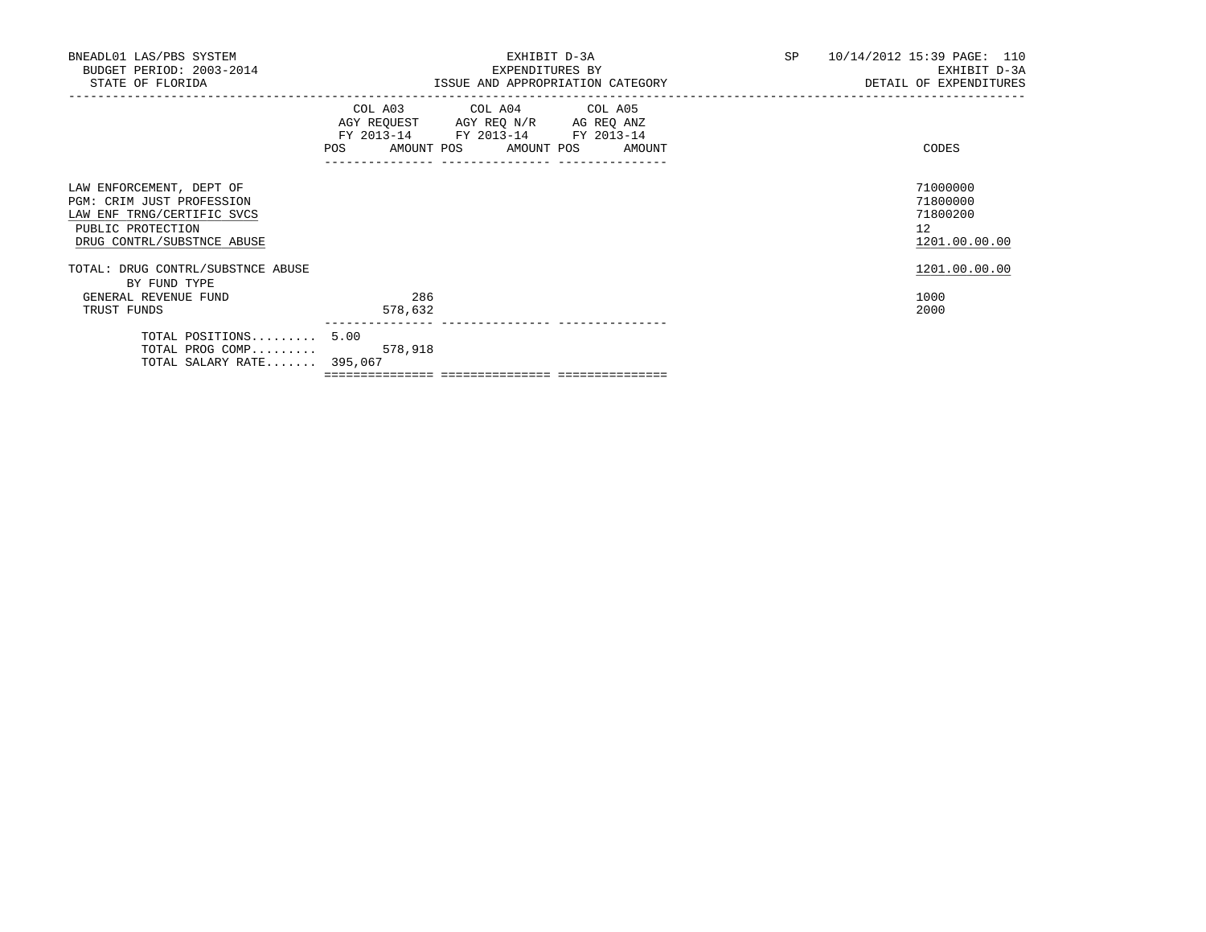BNEADL01 LAS/PBS SYSTEM
BUDGET PERIOD: 2003-2014
STATE OF FLORIDA

EXHIBIT D-3A
EXPENDITURES BY
ISSUE AND APPROPRIATION CATEGORY

SP 10/14/2012 15:39 PAGE: 110
EXHIBIT D-3A
DETAIL OF EXPENDITURES

| | COL A03 AGY REQUEST FY 2013-14 POS | AMOUNT | COL A04 AGY REQ N/R FY 2013-14 POS | AMOUNT | COL A05 AG REQ ANZ FY 2013-14 POS | AMOUNT | CODES |
|---|---|---|---|---|---|---|---|
| LAW ENFORCEMENT, DEPT OF | | | | | | | 71000000 |
| PGM: CRIM JUST PROFESSION | | | | | | | 71800000 |
| LAW ENF TRNG/CERTIFIC SVCS | | | | | | | 71800200 |
| PUBLIC PROTECTION | | | | | | | 12 |
| DRUG CONTRL/SUBSTNCE ABUSE | | | | | | | 1201.00.00.00 |
| TOTAL: DRUG CONTRL/SUBSTNCE ABUSE | | | | | | | 1201.00.00.00 |
| BY FUND TYPE | | | | | | | |
| GENERAL REVENUE FUND | | 286 | | | | | 1000 |
| TRUST FUNDS | | 578,632 | | | | | 2000 |
| TOTAL POSITIONS......... | 5.00 | | | | | | |
| TOTAL PROG COMP......... | | 578,918 | | | | | |
| TOTAL SALARY RATE....... | 395,067 | | | | | | |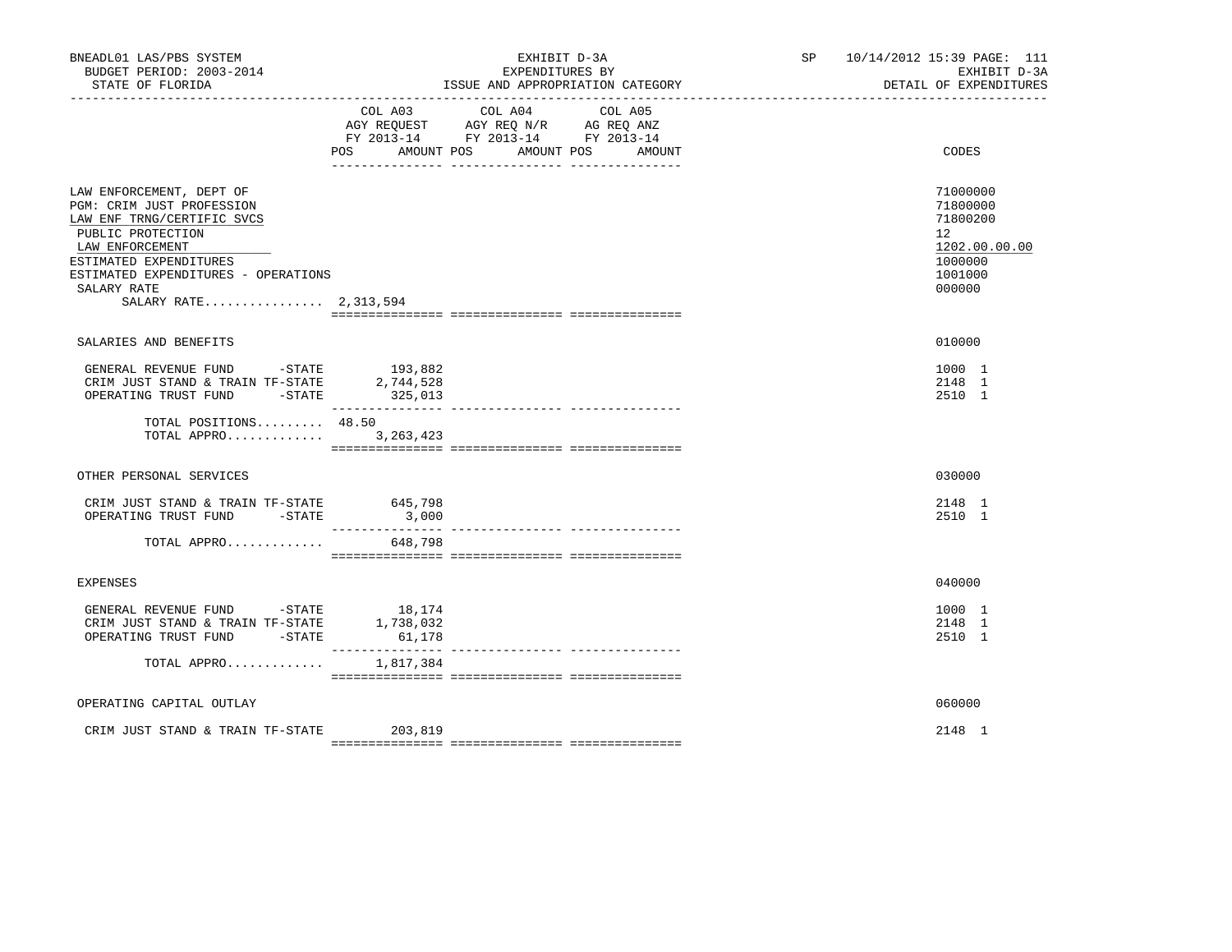BNEADL01 LAS/PBS SYSTEM
BUDGET PERIOD: 2003-2014
STATE OF FLORIDA

EXHIBIT D-3A
EXPENDITURES BY
ISSUE AND APPROPRIATION CATEGORY

SP 10/14/2012 15:39 PAGE: 111
EXHIBIT D-3A
DETAIL OF EXPENDITURES

| | COL A03 AGY REQUEST FY 2013-14 POS AMOUNT | COL A04 AGY REQ N/R FY 2013-14 POS AMOUNT | COL A05 AG REQ ANZ FY 2013-14 POS AMOUNT | CODES |
|---|---|---|---|---|
| LAW ENFORCEMENT, DEPT OF | | | | 71000000 |
| PGM: CRIM JUST PROFESSION | | | | 71800000 |
| LAW ENF TRNG/CERTIFIC SVCS | | | | 71800200 |
| PUBLIC PROTECTION | | | | 12 |
| LAW ENFORCEMENT | | | | 1202.00.00.00 |
| ESTIMATED EXPENDITURES | | | | 1000000 |
| ESTIMATED EXPENDITURES - OPERATIONS | | | | 1001000 |
| SALARY RATE | | | | 000000 |
| SALARY RATE................ 2,313,594 | | | | |
| SALARIES AND BENEFITS | | | | 010000 |
| GENERAL REVENUE FUND -STATE | 193,882 | | | 1000 1 |
| CRIM JUST STAND & TRAIN TF-STATE | 2,744,528 | | | 2148 1 |
| OPERATING TRUST FUND -STATE | 325,013 | | | 2510 1 |
| TOTAL POSITIONS......... | 48.50 | | | |
| TOTAL APPRO............. | 3,263,423 | | | |
| OTHER PERSONAL SERVICES | | | | 030000 |
| CRIM JUST STAND & TRAIN TF-STATE | 645,798 | | | 2148 1 |
| OPERATING TRUST FUND -STATE | 3,000 | | | 2510 1 |
| TOTAL APPRO............. | 648,798 | | | |
| EXPENSES | | | | 040000 |
| GENERAL REVENUE FUND -STATE | 18,174 | | | 1000 1 |
| CRIM JUST STAND & TRAIN TF-STATE | 1,738,032 | | | 2148 1 |
| OPERATING TRUST FUND -STATE | 61,178 | | | 2510 1 |
| TOTAL APPRO............. | 1,817,384 | | | |
| OPERATING CAPITAL OUTLAY | | | | 060000 |
| CRIM JUST STAND & TRAIN TF-STATE | 203,819 | | | 2148 1 |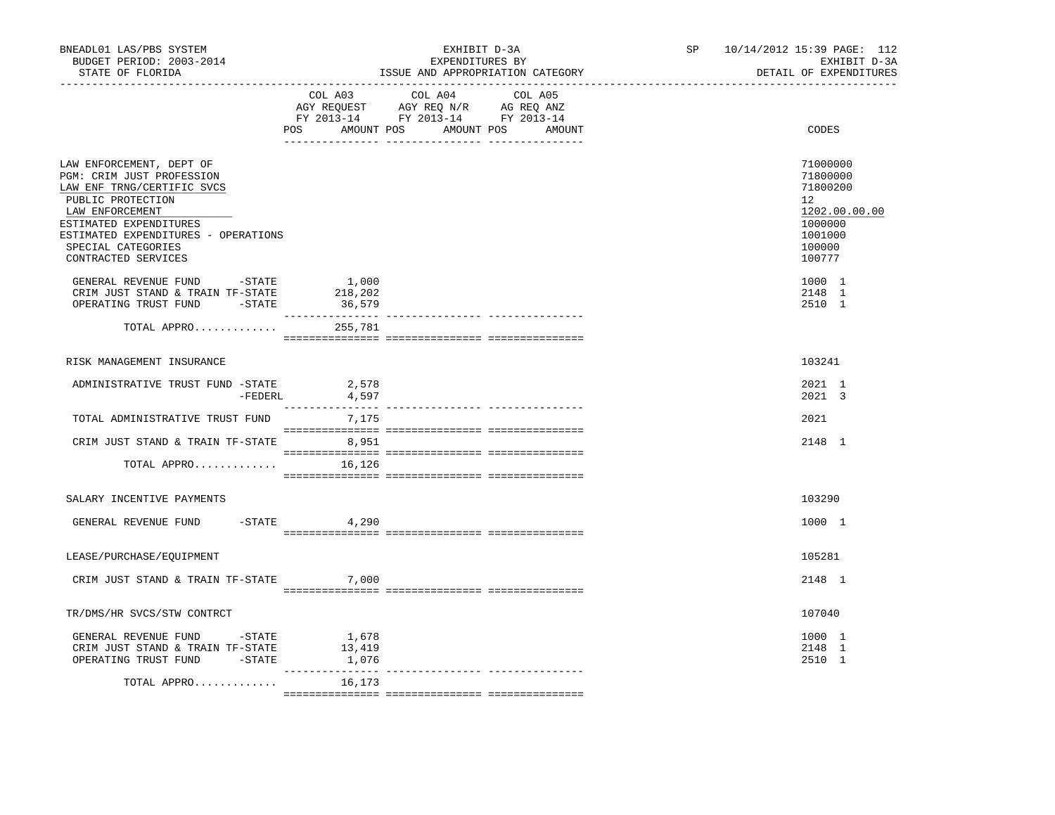BNEADL01 LAS/PBS SYSTEM
BUDGET PERIOD: 2003-2014
STATE OF FLORIDA

EXHIBIT D-3A
EXPENDITURES BY
ISSUE AND APPROPRIATION CATEGORY

SP 10/14/2012 15:39 PAGE: 112
EXHIBIT D-3A
DETAIL OF EXPENDITURES

| | COL A03 AGY REQUEST FY 2013-14 POS AMOUNT | COL A04 AGY REQ N/R FY 2013-14 POS AMOUNT | COL A05 AG REQ ANZ FY 2013-14 POS AMOUNT | CODES |
|---|---|---|---|---|
| LAW ENFORCEMENT, DEPT OF | | | | 71000000 |
| PGM: CRIM JUST PROFESSION | | | | 71800000 |
| LAW ENF TRNG/CERTIFIC SVCS | | | | 71800200 |
| PUBLIC PROTECTION | | | | 12 |
| LAW ENFORCEMENT | | | | 1202.00.00.00 |
| ESTIMATED EXPENDITURES | | | | 1000000 |
| ESTIMATED EXPENDITURES - OPERATIONS | | | | 1001000 |
| SPECIAL CATEGORIES | | | | 100000 |
| CONTRACTED SERVICES | | | | 100777 |
| GENERAL REVENUE FUND -STATE | 1,000 | | | 1000 1 |
| CRIM JUST STAND & TRAIN TF-STATE | 218,202 | | | 2148 1 |
| OPERATING TRUST FUND -STATE | 36,579 | | | 2510 1 |
| TOTAL APPRO............. | 255,781 | | | |
| RISK MANAGEMENT INSURANCE | | | | 103241 |
| ADMINISTRATIVE TRUST FUND -STATE | 2,578 | | | 2021 1 |
| -FEDERL | 4,597 | | | 2021 3 |
| TOTAL ADMINISTRATIVE TRUST FUND | 7,175 | | | 2021 |
| CRIM JUST STAND & TRAIN TF-STATE | 8,951 | | | 2148 1 |
| TOTAL APPRO............. | 16,126 | | | |
| SALARY INCENTIVE PAYMENTS | | | | 103290 |
| GENERAL REVENUE FUND -STATE | 4,290 | | | 1000 1 |
| LEASE/PURCHASE/EQUIPMENT | | | | 105281 |
| CRIM JUST STAND & TRAIN TF-STATE | 7,000 | | | 2148 1 |
| TR/DMS/HR SVCS/STW CONTRCT | | | | 107040 |
| GENERAL REVENUE FUND -STATE | 1,678 | | | 1000 1 |
| CRIM JUST STAND & TRAIN TF-STATE | 13,419 | | | 2148 1 |
| OPERATING TRUST FUND -STATE | 1,076 | | | 2510 1 |
| TOTAL APPRO............. | 16,173 | | | |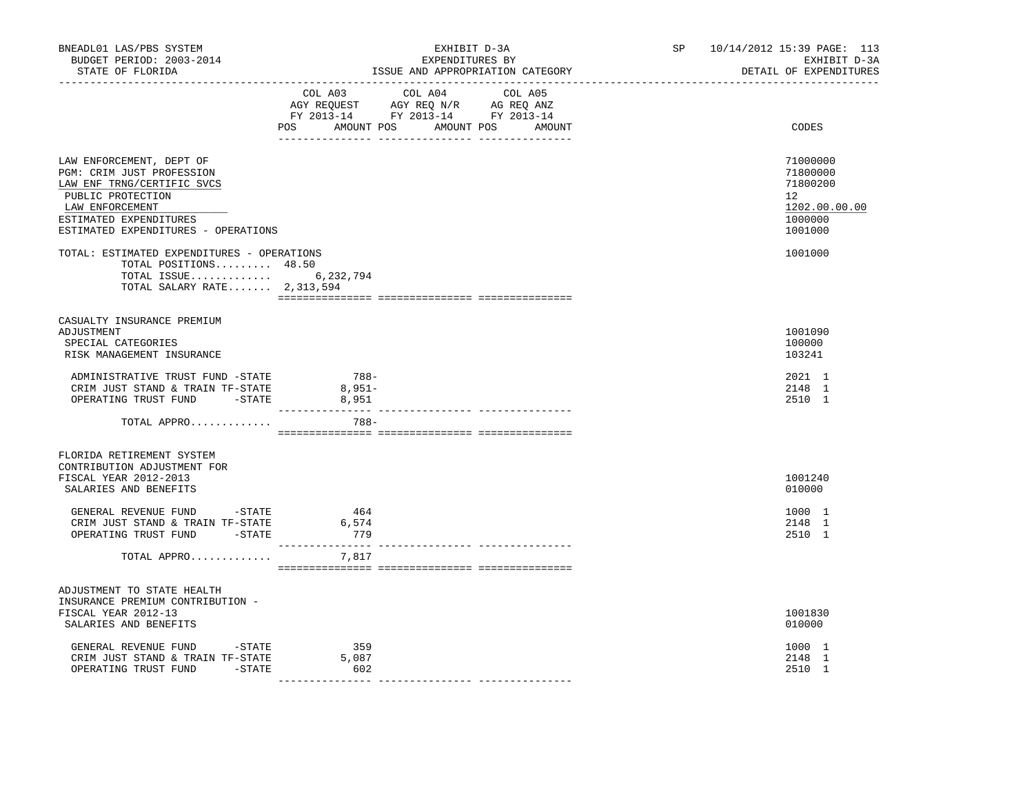BNEADL01 LAS/PBS SYSTEM — EXHIBIT D-3A — SP 10/14/2012 15:39 PAGE: 113
BUDGET PERIOD: 2003-2014 — EXPENDITURES BY — EXHIBIT D-3A
STATE OF FLORIDA — ISSUE AND APPROPRIATION CATEGORY — DETAIL OF EXPENDITURES

| | COL A03 AGY REQUEST FY 2013-14 POS AMOUNT | COL A04 AGY REQ N/R FY 2013-14 POS AMOUNT | COL A05 AG REQ ANZ FY 2013-14 POS AMOUNT | CODES |
|---|---|---|---|---|
| LAW ENFORCEMENT, DEPT OF | | | | 71000000 |
| PGM: CRIM JUST PROFESSION | | | | 71800000 |
| LAW ENF TRNG/CERTIFIC SVCS | | | | 71800200 |
| PUBLIC PROTECTION | | | | 12 |
| LAW ENFORCEMENT | | | | 1202.00.00.00 |
| ESTIMATED EXPENDITURES | | | | 1000000 |
| ESTIMATED EXPENDITURES - OPERATIONS | | | | 1001000 |
| TOTAL: ESTIMATED EXPENDITURES - OPERATIONS | | | | 1001000 |
| TOTAL POSITIONS......... | 48.50 | | | |
| TOTAL ISSUE............. | 6,232,794 | | | |
| TOTAL SALARY RATE....... | 2,313,594 | | | |
| CASUALTY INSURANCE PREMIUM ADJUSTMENT | | | | 1001090 |
| SPECIAL CATEGORIES | | | | 100000 |
| RISK MANAGEMENT INSURANCE | | | | 103241 |
| ADMINISTRATIVE TRUST FUND -STATE | 788- | | | 2021 1 |
| CRIM JUST STAND & TRAIN TF-STATE | 8,951- | | | 2148 1 |
| OPERATING TRUST FUND -STATE | 8,951 | | | 2510 1 |
| TOTAL APPRO............. | 788- | | | |
| FLORIDA RETIREMENT SYSTEM CONTRIBUTION ADJUSTMENT FOR FISCAL YEAR 2012-2013 | | | | 1001240 |
| SALARIES AND BENEFITS | | | | 010000 |
| GENERAL REVENUE FUND -STATE | 464 | | | 1000 1 |
| CRIM JUST STAND & TRAIN TF-STATE | 6,574 | | | 2148 1 |
| OPERATING TRUST FUND -STATE | 779 | | | 2510 1 |
| TOTAL APPRO............. | 7,817 | | | |
| ADJUSTMENT TO STATE HEALTH INSURANCE PREMIUM CONTRIBUTION - FISCAL YEAR 2012-13 | | | | 1001830 |
| SALARIES AND BENEFITS | | | | 010000 |
| GENERAL REVENUE FUND -STATE | 359 | | | 1000 1 |
| CRIM JUST STAND & TRAIN TF-STATE | 5,087 | | | 2148 1 |
| OPERATING TRUST FUND -STATE | 602 | | | 2510 1 |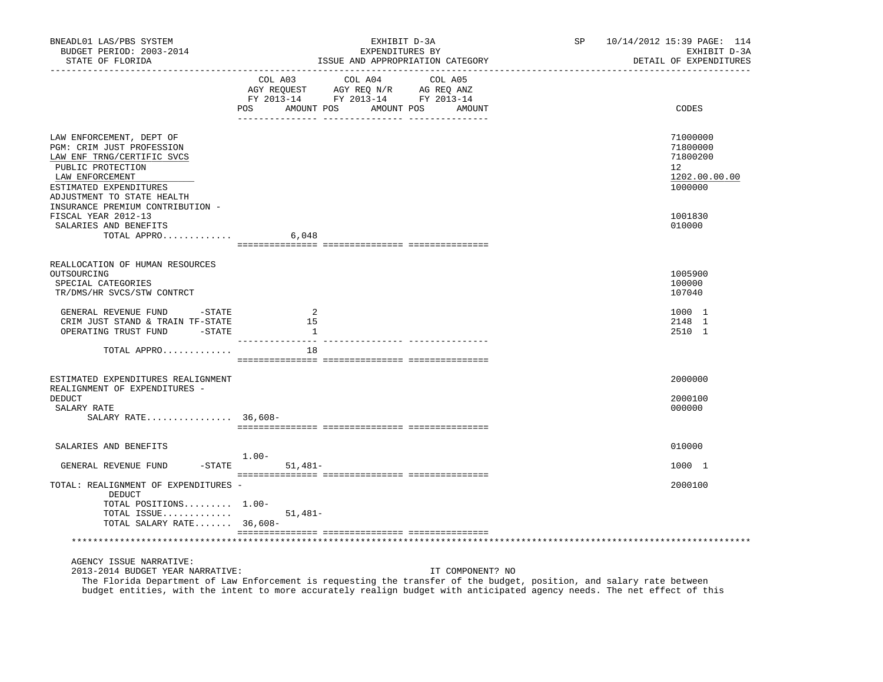| | COL A03 AGY REQUEST FY 2013-14 POS | AMOUNT | COL A04 AGY REQ N/R FY 2013-14 POS | AMOUNT | COL A05 AG REQ ANZ FY 2013-14 POS | AMOUNT | CODES |
|---|---|---|---|---|---|---|---|
| LAW ENFORCEMENT, DEPT OF | | | | | | | 71000000 |
| PGM: CRIM JUST PROFESSION | | | | | | | 71800000 |
| LAW ENF TRNG/CERTIFIC SVCS | | | | | | | 71800200 |
| PUBLIC PROTECTION | | | | | | | 12 |
| LAW ENFORCEMENT | | | | | | | 1202.00.00.00 |
| ESTIMATED EXPENDITURES | | | | | | | 1000000 |
| ADJUSTMENT TO STATE HEALTH INSURANCE PREMIUM CONTRIBUTION - FISCAL YEAR 2012-13 | | | | | | | 1001830 |
| SALARIES AND BENEFITS | | | | | | | 010000 |
| TOTAL APPRO............. | | 6,048 | | | | | |
| REALLOCATION OF HUMAN RESOURCES OUTSOURCING | | | | | | | 1005900 |
| SPECIAL CATEGORIES | | | | | | | 100000 |
| TR/DMS/HR SVCS/STW CONTRCT | | | | | | | 107040 |
| GENERAL REVENUE FUND -STATE | | 2 | | | | | 1000 1 |
| CRIM JUST STAND & TRAIN TF-STATE | | 15 | | | | | 2148 1 |
| OPERATING TRUST FUND -STATE | | 1 | | | | | 2510 1 |
| TOTAL APPRO............. | | 18 | | | | | |
| ESTIMATED EXPENDITURES REALIGNMENT | | | | | | | 2000000 |
| REALIGNMENT OF EXPENDITURES - DEDUCT | | | | | | | 2000100 |
| SALARY RATE | | | | | | | 000000 |
| SALARY RATE................ | 36,608- | | | | | | |
| SALARIES AND BENEFITS | | | | | | | 010000 |
| GENERAL REVENUE FUND -STATE | 1.00- | 51,481- | | | | | 1000 1 |
| TOTAL: REALIGNMENT OF EXPENDITURES - DEDUCT | | | | | | | 2000100 |
| TOTAL POSITIONS......... | 1.00- | | | | | | |
| TOTAL ISSUE............. | | 51,481- | | | | | |
| TOTAL SALARY RATE....... | 36,608- | | | | | | |

AGENCY ISSUE NARRATIVE:

2013-2014 BUDGET YEAR NARRATIVE: IT COMPONENT? NO

The Florida Department of Law Enforcement is requesting the transfer of the budget, position, and salary rate between budget entities, with the intent to more accurately realign budget with anticipated agency needs. The net effect of this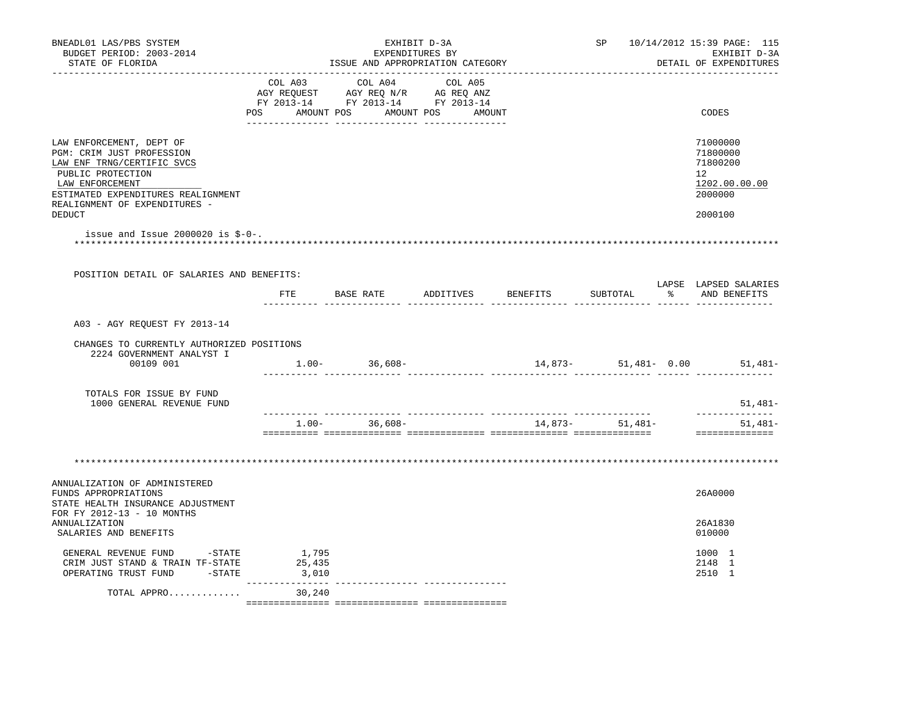BNEADL01 LAS/PBS SYSTEM — EXHIBIT D-3A — SP 10/14/2012 15:39 PAGE: 115
BUDGET PERIOD: 2003-2014 — EXPENDITURES BY — EXHIBIT D-3A
STATE OF FLORIDA — ISSUE AND APPROPRIATION CATEGORY — DETAIL OF EXPENDITURES

| | COL A03 AGY REQUEST FY 2013-14 POS AMOUNT | COL A04 AGY REQ N/R FY 2013-14 POS AMOUNT | COL A05 AG REQ ANZ FY 2013-14 POS AMOUNT | CODES |
|---|---|---|---|---|
| LAW ENFORCEMENT, DEPT OF | | | | 71000000 |
| PGM: CRIM JUST PROFESSION | | | | 71800000 |
| LAW ENF TRNG/CERTIFIC SVCS | | | | 71800200 |
| PUBLIC PROTECTION | | | | 12 |
| LAW ENFORCEMENT | | | | 1202.00.00.00 |
| ESTIMATED EXPENDITURES REALIGNMENT | | | | 2000000 |
| REALIGNMENT OF EXPENDITURES - DEDUCT | | | | 2000100 |

issue and Issue 2000020 is $-0-.

POSITION DETAIL OF SALARIES AND BENEFITS:

| | FTE | BASE RATE | ADDITIVES | BENEFITS | SUBTOTAL | LAPSE % | LAPSED SALARIES AND BENEFITS |
|---|---|---|---|---|---|---|---|
| A03 - AGY REQUEST FY 2013-14 | | | | | | | |
| CHANGES TO CURRENTLY AUTHORIZED POSITIONS | | | | | | | |
| 2224 GOVERNMENT ANALYST I 00109 001 | 1.00- | 36,608- | | 14,873- | 51,481- | 0.00 | 51,481- |
| TOTALS FOR ISSUE BY FUND | | | | | | | |
| 1000 GENERAL REVENUE FUND | | | | | | | 51,481- |
| | 1.00- | 36,608- | | 14,873- | 51,481- | | 51,481- |

| | COL A03 | COL A04 | COL A05 | CODES |
|---|---|---|---|---|
| ANNUALIZATION OF ADMINISTERED FUNDS APPROPRIATIONS | | | | 26A0000 |
| STATE HEALTH INSURANCE ADJUSTMENT FOR FY 2012-13 - 10 MONTHS ANNUALIZATION | | | | 26A1830 |
| SALARIES AND BENEFITS | | | | 010000 |
| GENERAL REVENUE FUND -STATE | 1,795 | | | 1000 1 |
| CRIM JUST STAND & TRAIN TF-STATE | 25,435 | | | 2148 1 |
| OPERATING TRUST FUND -STATE | 3,010 | | | 2510 1 |
| TOTAL APPRO............ | 30,240 | | | |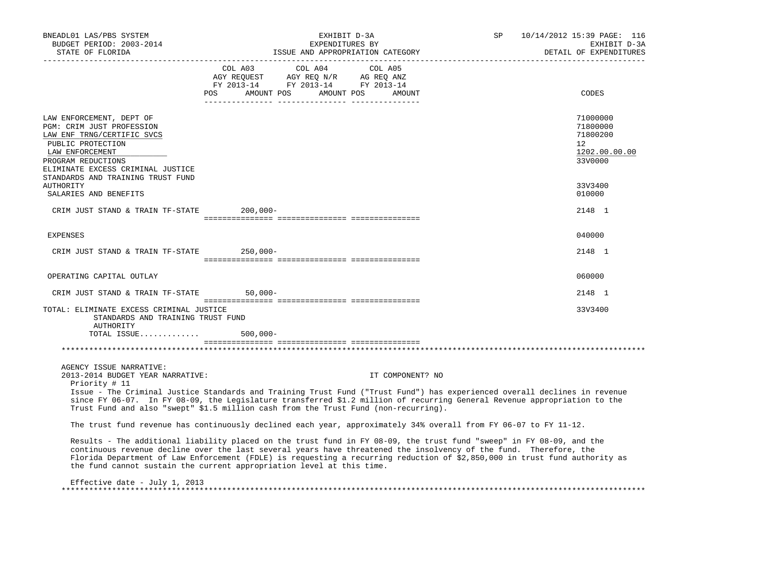BNEADL01 LAS/PBS SYSTEM | EXHIBIT D-3A | SP 10/14/2012 15:39 PAGE: 116
BUDGET PERIOD: 2003-2014 | EXPENDITURES BY | EXHIBIT D-3A
STATE OF FLORIDA | ISSUE AND APPROPRIATION CATEGORY | DETAIL OF EXPENDITURES

| | COL A03 AGY REQUEST FY 2013-14 POS AMOUNT | COL A04 AGY REQ N/R FY 2013-14 POS AMOUNT | COL A05 AG REQ ANZ FY 2013-14 POS AMOUNT | CODES |
|---|---|---|---|---|
| LAW ENFORCEMENT, DEPT OF | | | | 71000000 |
| PGM: CRIM JUST PROFESSION | | | | 71800000 |
| LAW ENF TRNG/CERTIFIC SVCS | | | | 71800200 |
| PUBLIC PROTECTION | | | | 12 |
| LAW ENFORCEMENT | | | | 1202.00.00.00 |
| PROGRAM REDUCTIONS | | | | 33V0000 |
| ELIMINATE EXCESS CRIMINAL JUSTICE STANDARDS AND TRAINING TRUST FUND AUTHORITY | | | | 33V3400 |
| SALARIES AND BENEFITS | | | | 010000 |
| CRIM JUST STAND & TRAIN TF-STATE | 200,000- | | | 2148 1 |
| EXPENSES | | | | 040000 |
| CRIM JUST STAND & TRAIN TF-STATE | 250,000- | | | 2148 1 |
| OPERATING CAPITAL OUTLAY | | | | 060000 |
| CRIM JUST STAND & TRAIN TF-STATE | 50,000- | | | 2148 1 |
| TOTAL: ELIMINATE EXCESS CRIMINAL JUSTICE STANDARDS AND TRAINING TRUST FUND AUTHORITY | | | | 33V3400 |
| TOTAL ISSUE............. | 500,000- | | | |

AGENCY ISSUE NARRATIVE:
2013-2014 BUDGET YEAR NARRATIVE: IT COMPONENT? NO

Priority # 11

Issue - The Criminal Justice Standards and Training Trust Fund ("Trust Fund") has experienced overall declines in revenue since FY 06-07. In FY 08-09, the Legislature transferred $1.2 million of recurring General Revenue appropriation to the Trust Fund and also "swept" $1.5 million cash from the Trust Fund (non-recurring).

The trust fund revenue has continuously declined each year, approximately 34% overall from FY 06-07 to FY 11-12.

Results - The additional liability placed on the trust fund in FY 08-09, the trust fund "sweep" in FY 08-09, and the continuous revenue decline over the last several years have threatened the insolvency of the fund. Therefore, the Florida Department of Law Enforcement (FDLE) is requesting a recurring reduction of $2,850,000 in trust fund authority as the fund cannot sustain the current appropriation level at this time.

Effective date - July 1, 2013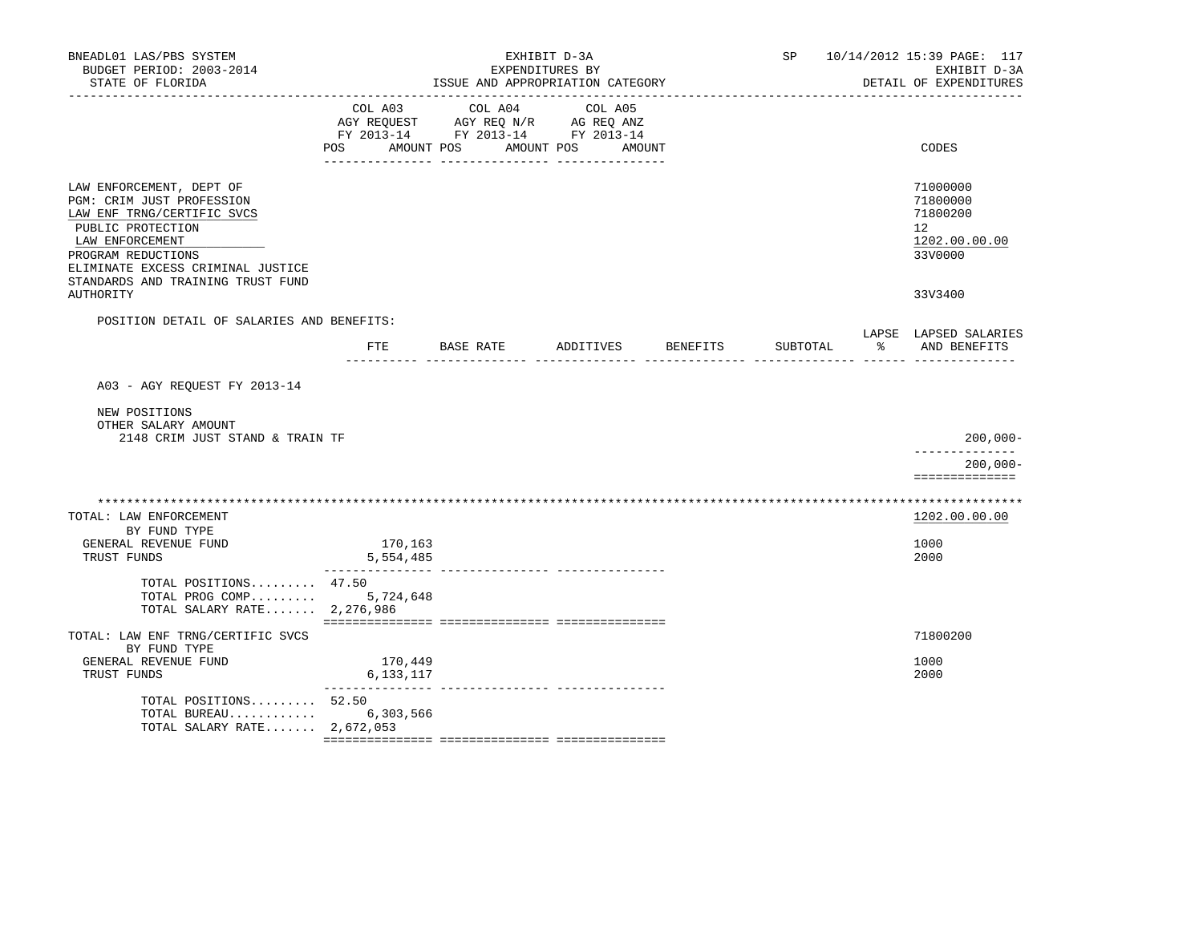BNEADL01 LAS/PBS SYSTEM
BUDGET PERIOD: 2003-2014
STATE OF FLORIDA

EXHIBIT D-3A
EXPENDITURES BY
ISSUE AND APPROPRIATION CATEGORY

SP 10/14/2012 15:39 PAGE: 117
EXHIBIT D-3A
DETAIL OF EXPENDITURES

| | COL A03 AGY REQUEST FY 2013-14 POS AMOUNT | COL A04 AGY REQ N/R FY 2013-14 POS AMOUNT | COL A05 AG REQ ANZ FY 2013-14 POS AMOUNT | CODES |
|---|---|---|---|---|
| LAW ENFORCEMENT, DEPT OF | | | | 71000000 |
| PGM: CRIM JUST PROFESSION | | | | 71800000 |
| LAW ENF TRNG/CERTIFIC SVCS | | | | 71800200 |
| PUBLIC PROTECTION | | | | 12 |
| LAW ENFORCEMENT | | | | 1202.00.00.00 |
| PROGRAM REDUCTIONS | | | | 33V0000 |
| ELIMINATE EXCESS CRIMINAL JUSTICE STANDARDS AND TRAINING TRUST FUND AUTHORITY | | | | 33V3400 |

POSITION DETAIL OF SALARIES AND BENEFITS:

| | FTE | BASE RATE | ADDITIVES | BENEFITS | SUBTOTAL | LAPSE % | LAPSED SALARIES AND BENEFITS |
|---|---|---|---|---|---|---|---|
| A03 - AGY REQUEST FY 2013-14 | | | | | | | |
| NEW POSITIONS | | | | | | | |
| OTHER SALARY AMOUNT | | | | | | | |
| 2148 CRIM JUST STAND & TRAIN TF | | | | | | | 200,000- |
| | | | | | | | 200,000- |

| | COL A03 | COL A04 | COL A05 | CODES |
|---|---|---|---|---|
| TOTAL: LAW ENFORCEMENT | | | | 1202.00.00.00 |
| BY FUND TYPE | | | | |
| GENERAL REVENUE FUND | 170,163 | | | 1000 |
| TRUST FUNDS | 5,554,485 | | | 2000 |
| TOTAL POSITIONS......... | 47.50 | | | |
| TOTAL PROG COMP......... | 5,724,648 | | | |
| TOTAL SALARY RATE....... | 2,276,986 | | | |
| TOTAL: LAW ENF TRNG/CERTIFIC SVCS | | | | 71800200 |
| BY FUND TYPE | | | | |
| GENERAL REVENUE FUND | 170,449 | | | 1000 |
| TRUST FUNDS | 6,133,117 | | | 2000 |
| TOTAL POSITIONS......... | 52.50 | | | |
| TOTAL BUREAU............ | 6,303,566 | | | |
| TOTAL SALARY RATE....... | 2,672,053 | | | |